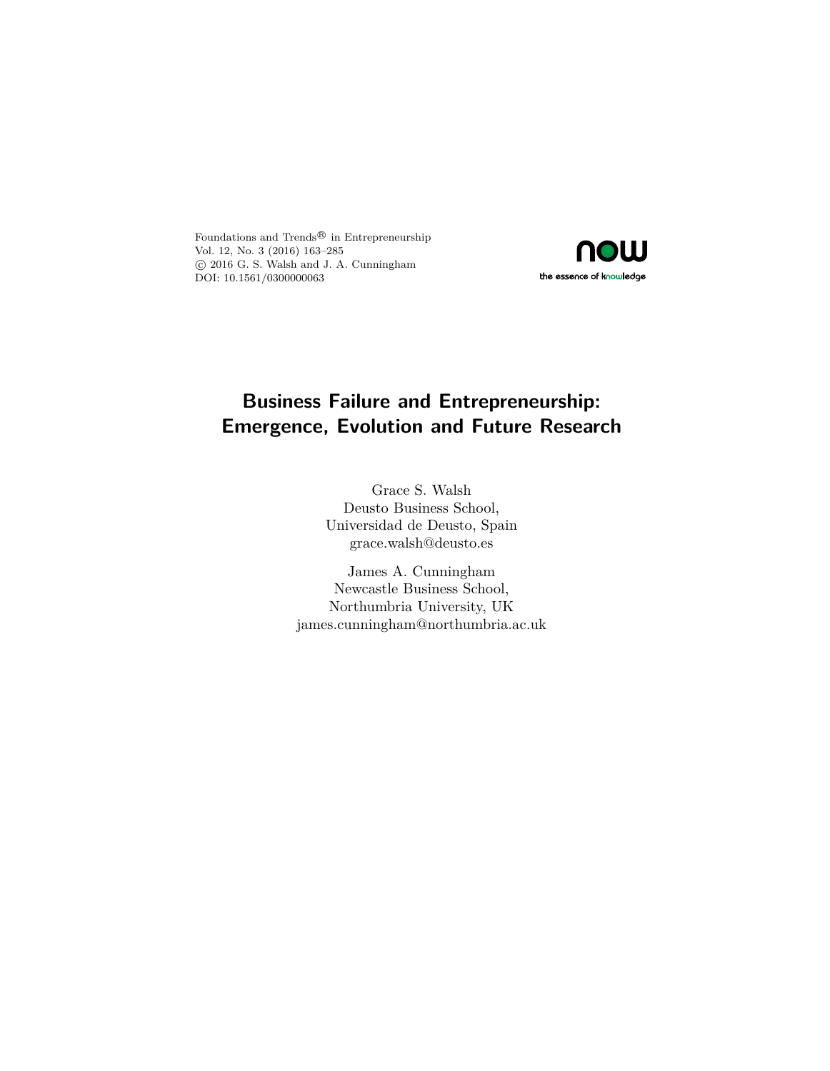Foundations and Trends® in Entrepreneurship
Vol. 12, No. 3 (2016) 163–285
© 2016 G. S. Walsh and J. A. Cunningham
DOI: 10.1561/0300000063

now
the essence of knowledge

# Business Failure and Entrepreneurship: Emergence, Evolution and Future Research

Grace S. Walsh
Deusto Business School,
Universidad de Deusto, Spain
grace.walsh@deusto.es

James A. Cunningham
Newcastle Business School,
Northumbria University, UK
james.cunningham@northumbria.ac.uk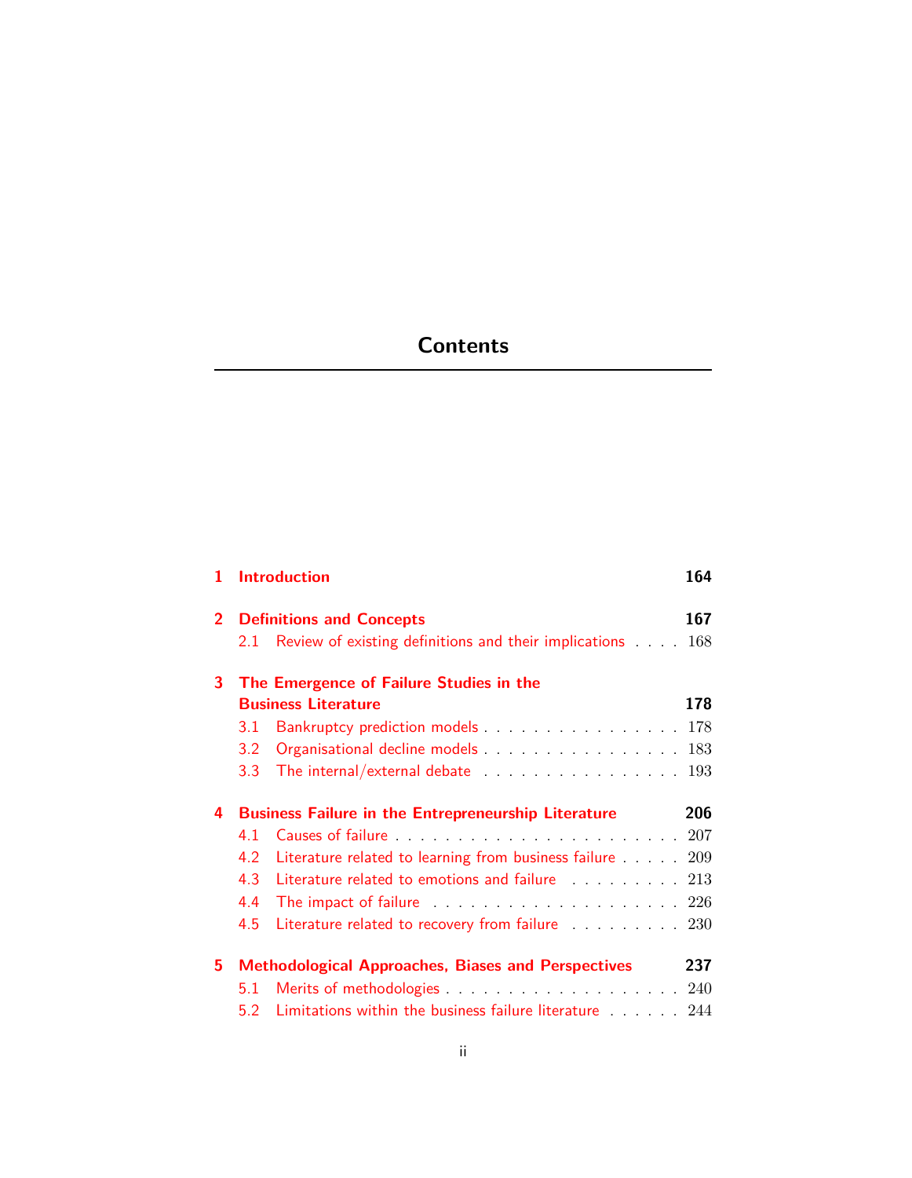# Contents

**1 Introduction** **164**

**2 Definitions and Concepts** **167**

2.1 Review of existing definitions and their implications . . . . 168

**3 The Emergence of Failure Studies in the Business Literature** **178**

3.1 Bankruptcy prediction models . . . . . . . . . . . . . . . . 178

3.2 Organisational decline models . . . . . . . . . . . . . . . . 183

3.3 The internal/external debate . . . . . . . . . . . . . . . . 193

**4 Business Failure in the Entrepreneurship Literature** **206**

4.1 Causes of failure . . . . . . . . . . . . . . . . . . . . . . 207

4.2 Literature related to learning from business failure . . . . . 209

4.3 Literature related to emotions and failure . . . . . . . . . 213

4.4 The impact of failure . . . . . . . . . . . . . . . . . . . . 226

4.5 Literature related to recovery from failure . . . . . . . . . 230

**5 Methodological Approaches, Biases and Perspectives** **237**

5.1 Merits of methodologies . . . . . . . . . . . . . . . . . . . 240

5.2 Limitations within the business failure literature . . . . . . 244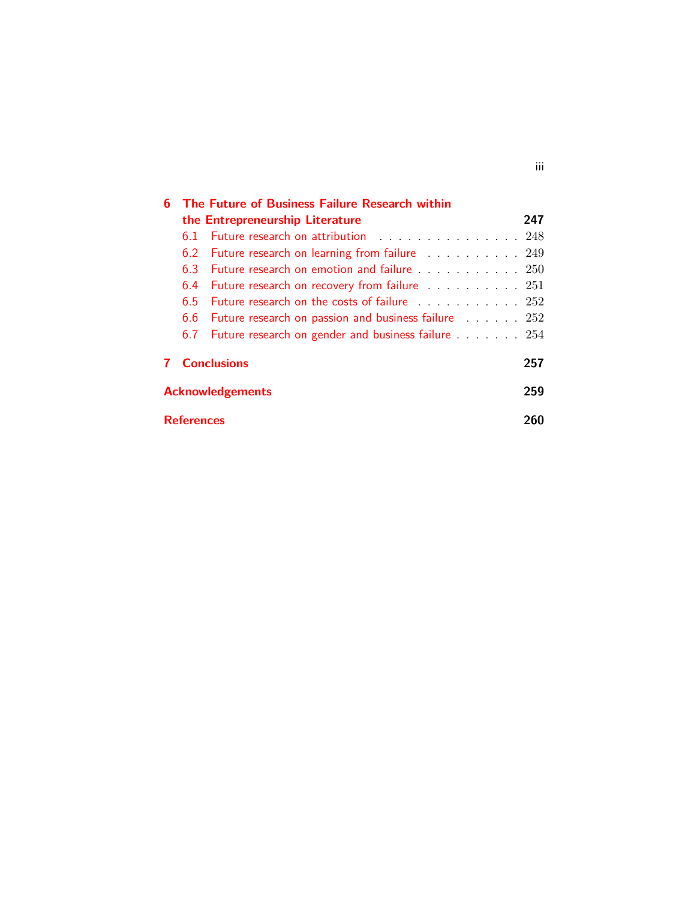**6 The Future of Business Failure Research within the Entrepreneurship Literature** — **247**

- 6.1 Future research on attribution — 248
- 6.2 Future research on learning from failure — 249
- 6.3 Future research on emotion and failure — 250
- 6.4 Future research on recovery from failure — 251
- 6.5 Future research on the costs of failure — 252
- 6.6 Future research on passion and business failure — 252
- 6.7 Future research on gender and business failure — 254

**7 Conclusions** — **257**

**Acknowledgements** — **259**

**References** — **260**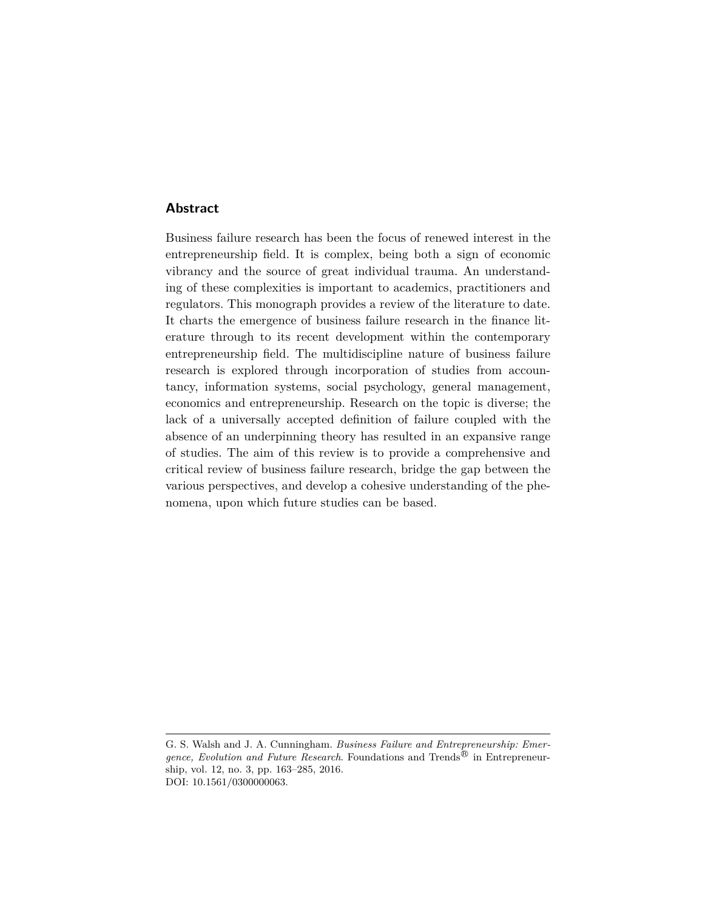## Abstract

Business failure research has been the focus of renewed interest in the entrepreneurship field. It is complex, being both a sign of economic vibrancy and the source of great individual trauma. An understanding of these complexities is important to academics, practitioners and regulators. This monograph provides a review of the literature to date. It charts the emergence of business failure research in the finance literature through to its recent development within the contemporary entrepreneurship field. The multidiscipline nature of business failure research is explored through incorporation of studies from accountancy, information systems, social psychology, general management, economics and entrepreneurship. Research on the topic is diverse; the lack of a universally accepted definition of failure coupled with the absence of an underpinning theory has resulted in an expansive range of studies. The aim of this review is to provide a comprehensive and critical review of business failure research, bridge the gap between the various perspectives, and develop a cohesive understanding of the phenomena, upon which future studies can be based.

---

G. S. Walsh and J. A. Cunningham. *Business Failure and Entrepreneurship: Emergence, Evolution and Future Research*. Foundations and Trends® in Entrepreneurship, vol. 12, no. 3, pp. 163–285, 2016.
DOI: 10.1561/0300000063.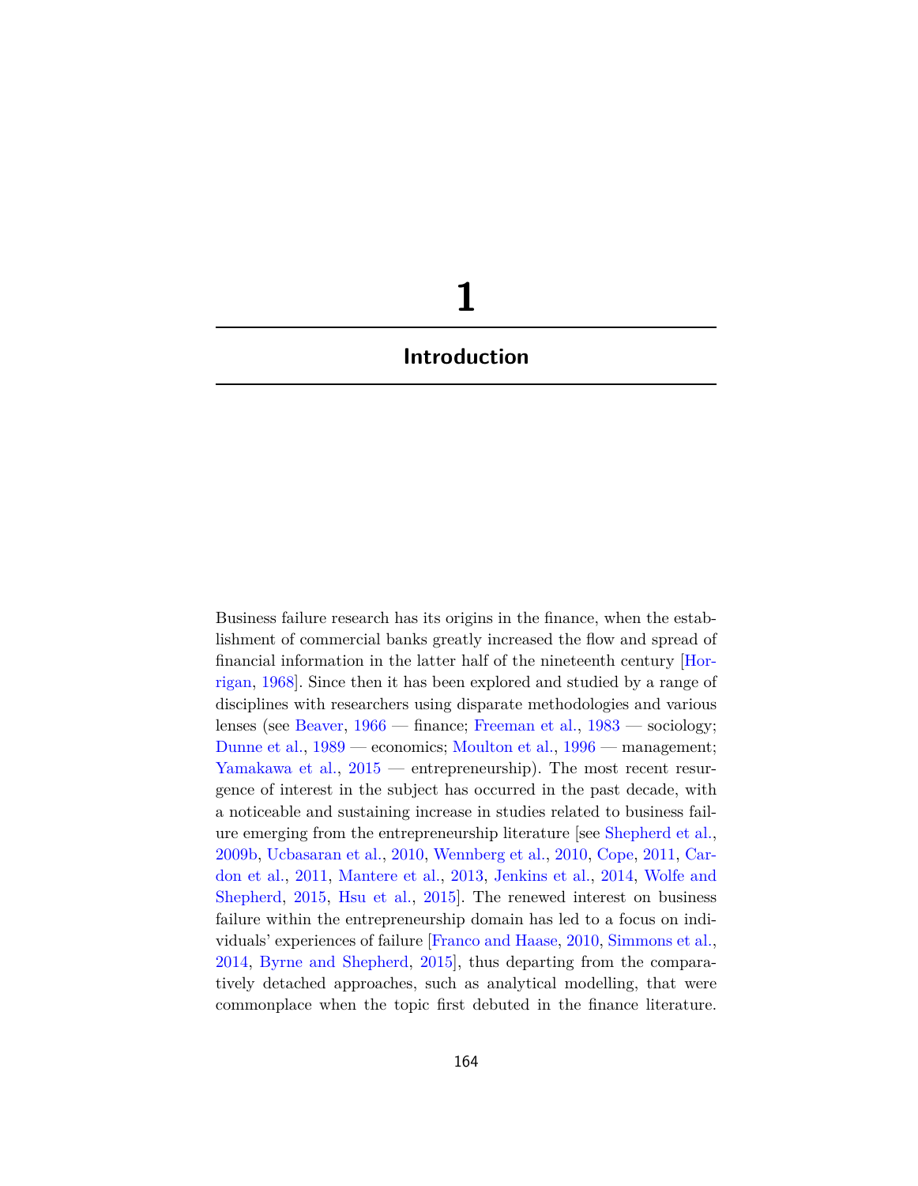# 1

## Introduction

Business failure research has its origins in the finance, when the establishment of commercial banks greatly increased the flow and spread of financial information in the latter half of the nineteenth century [Horrigan, 1968]. Since then it has been explored and studied by a range of disciplines with researchers using disparate methodologies and various lenses (see Beaver, 1966 — finance; Freeman et al., 1983 — sociology; Dunne et al., 1989 — economics; Moulton et al., 1996 — management; Yamakawa et al., 2015 — entrepreneurship). The most recent resurgence of interest in the subject has occurred in the past decade, with a noticeable and sustaining increase in studies related to business failure emerging from the entrepreneurship literature [see Shepherd et al., 2009b, Ucbasaran et al., 2010, Wennberg et al., 2010, Cope, 2011, Cardon et al., 2011, Mantere et al., 2013, Jenkins et al., 2014, Wolfe and Shepherd, 2015, Hsu et al., 2015]. The renewed interest on business failure within the entrepreneurship domain has led to a focus on individuals' experiences of failure [Franco and Haase, 2010, Simmons et al., 2014, Byrne and Shepherd, 2015], thus departing from the comparatively detached approaches, such as analytical modelling, that were commonplace when the topic first debuted in the finance literature.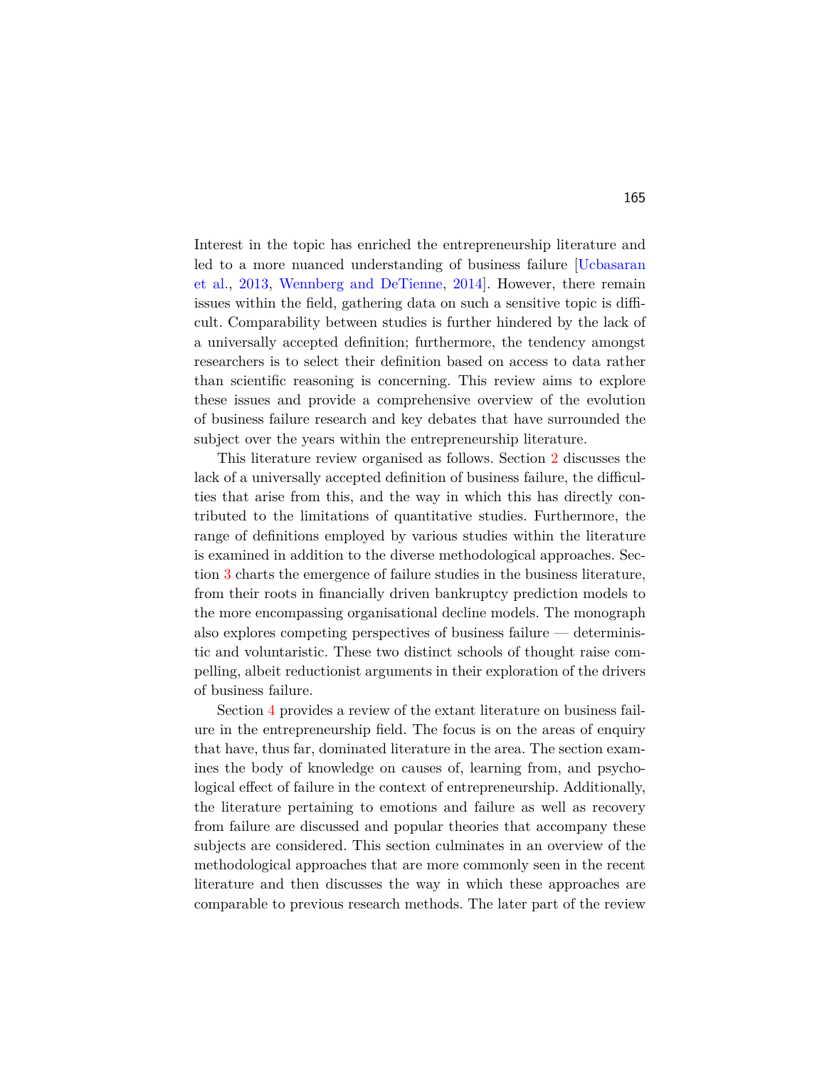Interest in the topic has enriched the entrepreneurship literature and led to a more nuanced understanding of business failure [Ucbasaran et al., 2013, Wennberg and DeTienne, 2014]. However, there remain issues within the field, gathering data on such a sensitive topic is difficult. Comparability between studies is further hindered by the lack of a universally accepted definition; furthermore, the tendency amongst researchers is to select their definition based on access to data rather than scientific reasoning is concerning. This review aims to explore these issues and provide a comprehensive overview of the evolution of business failure research and key debates that have surrounded the subject over the years within the entrepreneurship literature.

This literature review organised as follows. Section 2 discusses the lack of a universally accepted definition of business failure, the difficulties that arise from this, and the way in which this has directly contributed to the limitations of quantitative studies. Furthermore, the range of definitions employed by various studies within the literature is examined in addition to the diverse methodological approaches. Section 3 charts the emergence of failure studies in the business literature, from their roots in financially driven bankruptcy prediction models to the more encompassing organisational decline models. The monograph also explores competing perspectives of business failure — deterministic and voluntaristic. These two distinct schools of thought raise compelling, albeit reductionist arguments in their exploration of the drivers of business failure.

Section 4 provides a review of the extant literature on business failure in the entrepreneurship field. The focus is on the areas of enquiry that have, thus far, dominated literature in the area. The section examines the body of knowledge on causes of, learning from, and psychological effect of failure in the context of entrepreneurship. Additionally, the literature pertaining to emotions and failure as well as recovery from failure are discussed and popular theories that accompany these subjects are considered. This section culminates in an overview of the methodological approaches that are more commonly seen in the recent literature and then discusses the way in which these approaches are comparable to previous research methods. The later part of the review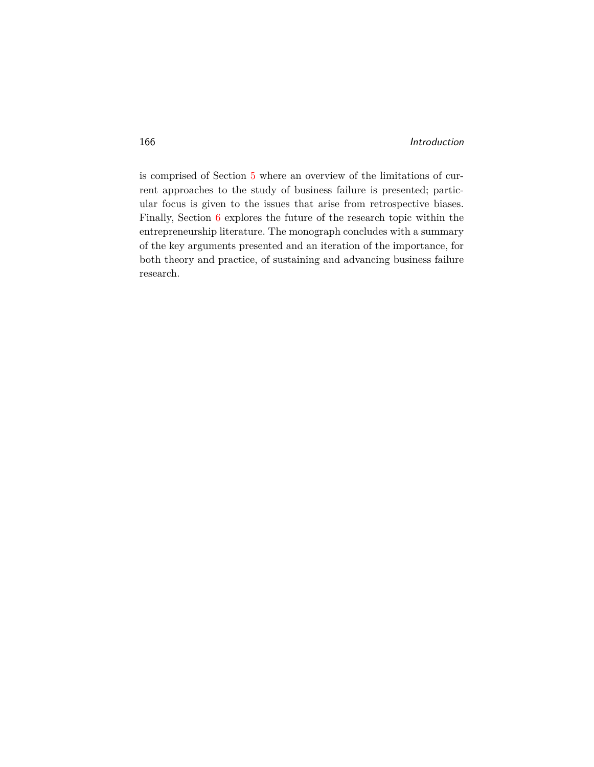is comprised of Section 5 where an overview of the limitations of current approaches to the study of business failure is presented; particular focus is given to the issues that arise from retrospective biases. Finally, Section 6 explores the future of the research topic within the entrepreneurship literature. The monograph concludes with a summary of the key arguments presented and an iteration of the importance, for both theory and practice, of sustaining and advancing business failure research.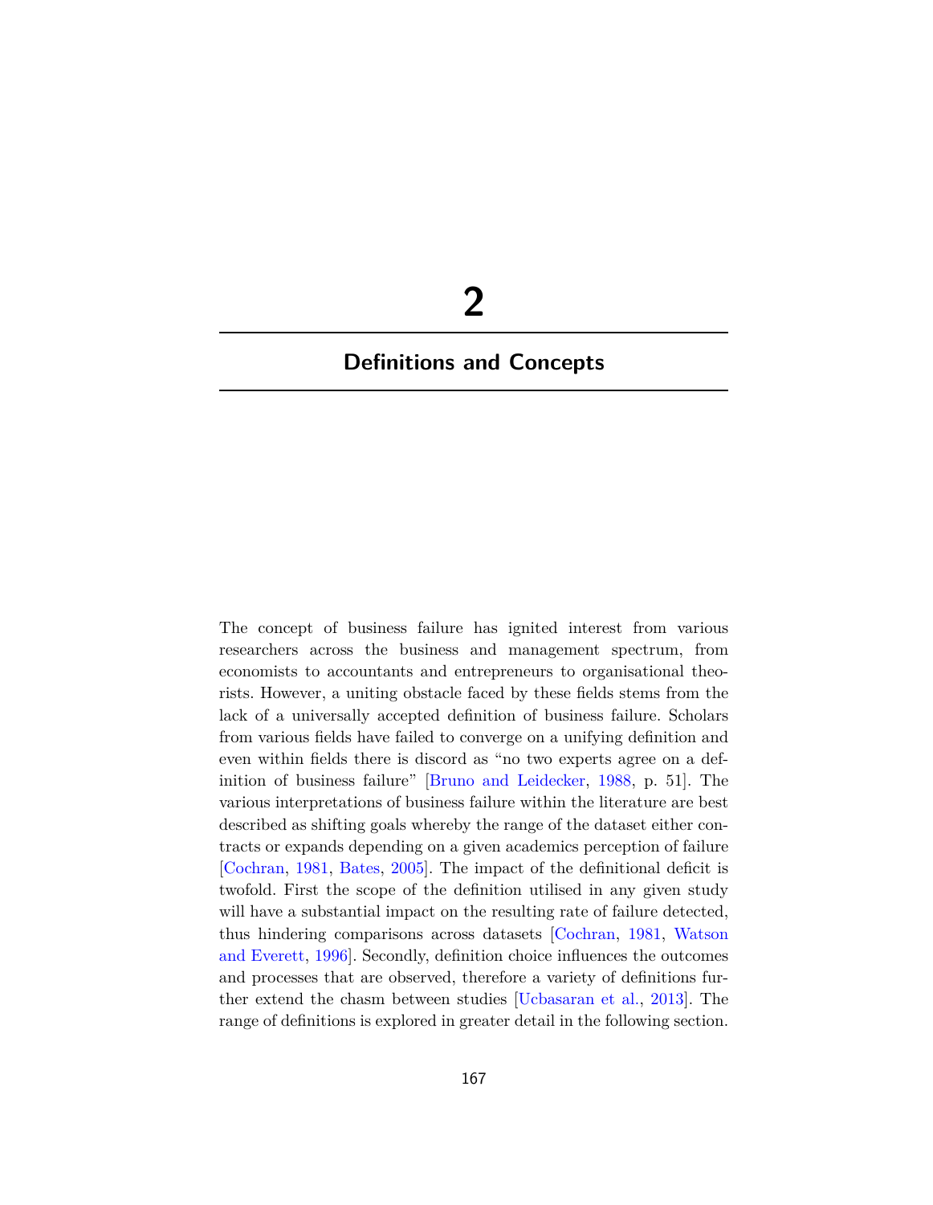# 2

## Definitions and Concepts

The concept of business failure has ignited interest from various researchers across the business and management spectrum, from economists to accountants and entrepreneurs to organisational theorists. However, a uniting obstacle faced by these fields stems from the lack of a universally accepted definition of business failure. Scholars from various fields have failed to converge on a unifying definition and even within fields there is discord as "no two experts agree on a definition of business failure" [Bruno and Leidecker, 1988, p. 51]. The various interpretations of business failure within the literature are best described as shifting goals whereby the range of the dataset either contracts or expands depending on a given academics perception of failure [Cochran, 1981, Bates, 2005]. The impact of the definitional deficit is twofold. First the scope of the definition utilised in any given study will have a substantial impact on the resulting rate of failure detected, thus hindering comparisons across datasets [Cochran, 1981, Watson and Everett, 1996]. Secondly, definition choice influences the outcomes and processes that are observed, therefore a variety of definitions further extend the chasm between studies [Ucbasaran et al., 2013]. The range of definitions is explored in greater detail in the following section.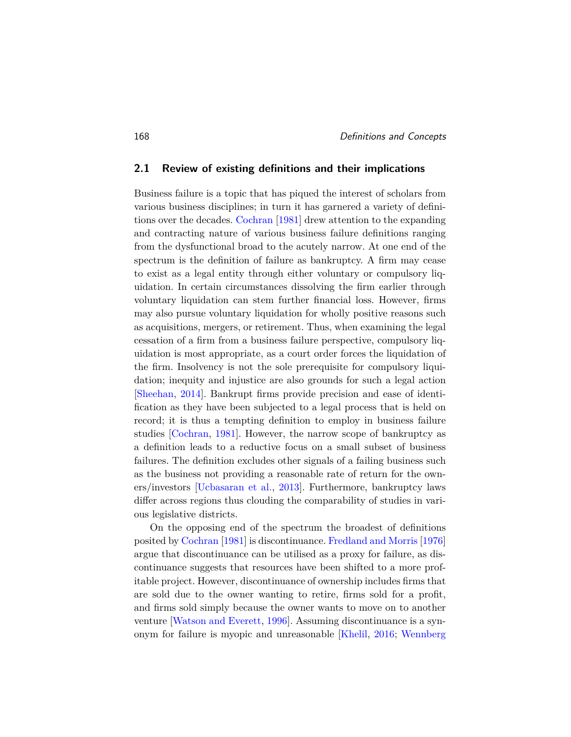## 2.1 Review of existing definitions and their implications

Business failure is a topic that has piqued the interest of scholars from various business disciplines; in turn it has garnered a variety of definitions over the decades. Cochran [1981] drew attention to the expanding and contracting nature of various business failure definitions ranging from the dysfunctional broad to the acutely narrow. At one end of the spectrum is the definition of failure as bankruptcy. A firm may cease to exist as a legal entity through either voluntary or compulsory liquidation. In certain circumstances dissolving the firm earlier through voluntary liquidation can stem further financial loss. However, firms may also pursue voluntary liquidation for wholly positive reasons such as acquisitions, mergers, or retirement. Thus, when examining the legal cessation of a firm from a business failure perspective, compulsory liquidation is most appropriate, as a court order forces the liquidation of the firm. Insolvency is not the sole prerequisite for compulsory liquidation; inequity and injustice are also grounds for such a legal action [Sheehan, 2014]. Bankrupt firms provide precision and ease of identification as they have been subjected to a legal process that is held on record; it is thus a tempting definition to employ in business failure studies [Cochran, 1981]. However, the narrow scope of bankruptcy as a definition leads to a reductive focus on a small subset of business failures. The definition excludes other signals of a failing business such as the business not providing a reasonable rate of return for the owners/investors [Ucbasaran et al., 2013]. Furthermore, bankruptcy laws differ across regions thus clouding the comparability of studies in various legislative districts.

On the opposing end of the spectrum the broadest of definitions posited by Cochran [1981] is discontinuance. Fredland and Morris [1976] argue that discontinuance can be utilised as a proxy for failure, as discontinuance suggests that resources have been shifted to a more profitable project. However, discontinuance of ownership includes firms that are sold due to the owner wanting to retire, firms sold for a profit, and firms sold simply because the owner wants to move on to another venture [Watson and Everett, 1996]. Assuming discontinuance is a synonym for failure is myopic and unreasonable [Khelil, 2016; Wennberg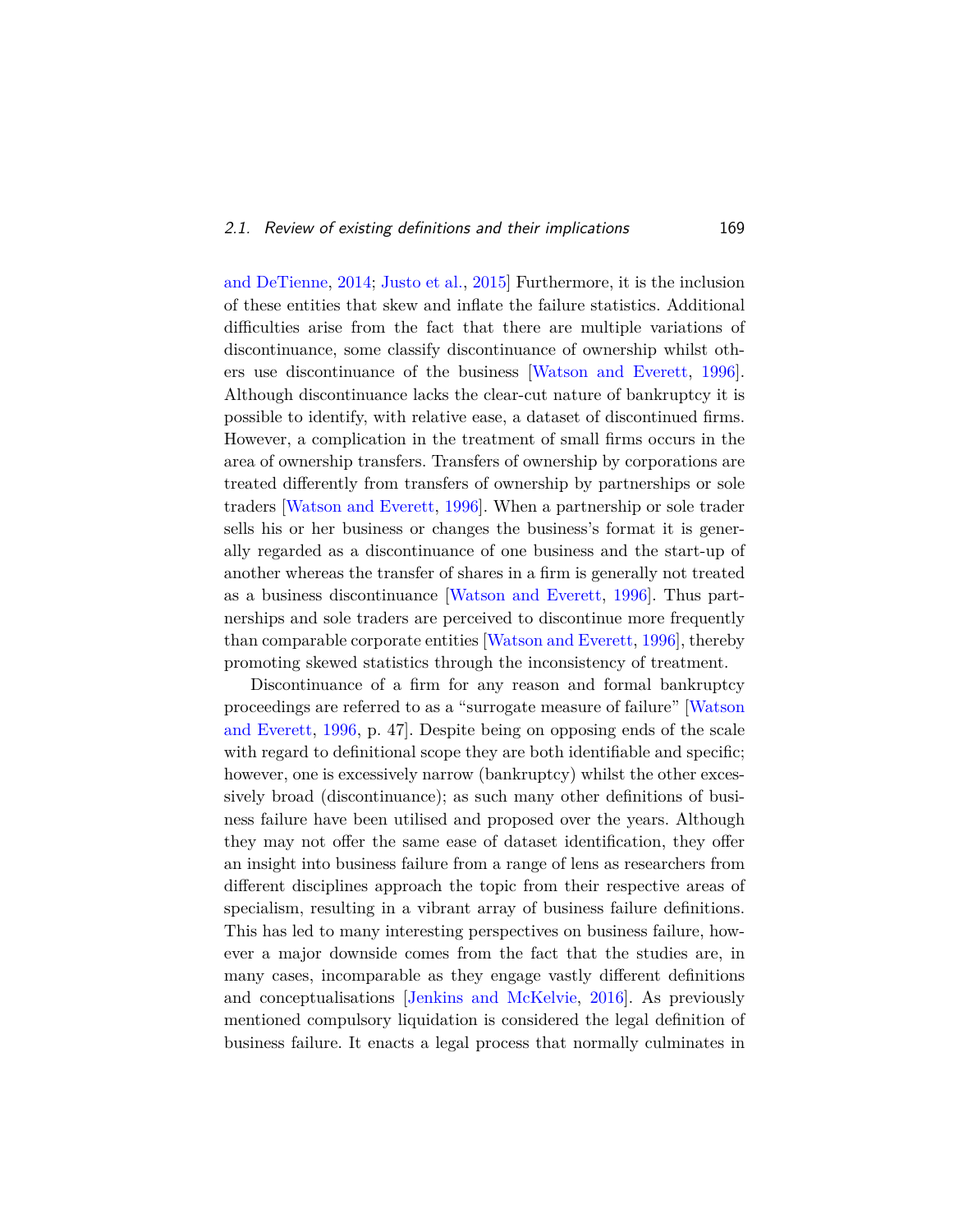and DeTienne, 2014; Justo et al., 2015] Furthermore, it is the inclusion of these entities that skew and inflate the failure statistics. Additional difficulties arise from the fact that there are multiple variations of discontinuance, some classify discontinuance of ownership whilst others use discontinuance of the business [Watson and Everett, 1996]. Although discontinuance lacks the clear-cut nature of bankruptcy it is possible to identify, with relative ease, a dataset of discontinued firms. However, a complication in the treatment of small firms occurs in the area of ownership transfers. Transfers of ownership by corporations are treated differently from transfers of ownership by partnerships or sole traders [Watson and Everett, 1996]. When a partnership or sole trader sells his or her business or changes the business's format it is generally regarded as a discontinuance of one business and the start-up of another whereas the transfer of shares in a firm is generally not treated as a business discontinuance [Watson and Everett, 1996]. Thus partnerships and sole traders are perceived to discontinue more frequently than comparable corporate entities [Watson and Everett, 1996], thereby promoting skewed statistics through the inconsistency of treatment.

Discontinuance of a firm for any reason and formal bankruptcy proceedings are referred to as a "surrogate measure of failure" [Watson and Everett, 1996, p. 47]. Despite being on opposing ends of the scale with regard to definitional scope they are both identifiable and specific; however, one is excessively narrow (bankruptcy) whilst the other excessively broad (discontinuance); as such many other definitions of business failure have been utilised and proposed over the years. Although they may not offer the same ease of dataset identification, they offer an insight into business failure from a range of lens as researchers from different disciplines approach the topic from their respective areas of specialism, resulting in a vibrant array of business failure definitions. This has led to many interesting perspectives on business failure, however a major downside comes from the fact that the studies are, in many cases, incomparable as they engage vastly different definitions and conceptualisations [Jenkins and McKelvie, 2016]. As previously mentioned compulsory liquidation is considered the legal definition of business failure. It enacts a legal process that normally culminates in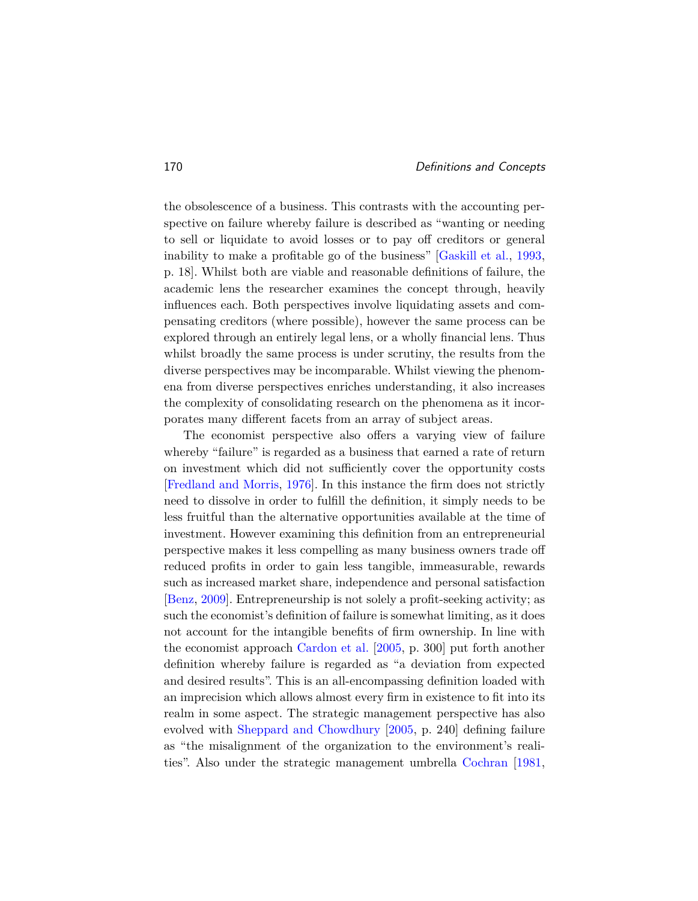the obsolescence of a business. This contrasts with the accounting perspective on failure whereby failure is described as "wanting or needing to sell or liquidate to avoid losses or to pay off creditors or general inability to make a profitable go of the business" [Gaskill et al., 1993, p. 18]. Whilst both are viable and reasonable definitions of failure, the academic lens the researcher examines the concept through, heavily influences each. Both perspectives involve liquidating assets and compensating creditors (where possible), however the same process can be explored through an entirely legal lens, or a wholly financial lens. Thus whilst broadly the same process is under scrutiny, the results from the diverse perspectives may be incomparable. Whilst viewing the phenomena from diverse perspectives enriches understanding, it also increases the complexity of consolidating research on the phenomena as it incorporates many different facets from an array of subject areas.

The economist perspective also offers a varying view of failure whereby "failure" is regarded as a business that earned a rate of return on investment which did not sufficiently cover the opportunity costs [Fredland and Morris, 1976]. In this instance the firm does not strictly need to dissolve in order to fulfill the definition, it simply needs to be less fruitful than the alternative opportunities available at the time of investment. However examining this definition from an entrepreneurial perspective makes it less compelling as many business owners trade off reduced profits in order to gain less tangible, immeasurable, rewards such as increased market share, independence and personal satisfaction [Benz, 2009]. Entrepreneurship is not solely a profit-seeking activity; as such the economist's definition of failure is somewhat limiting, as it does not account for the intangible benefits of firm ownership. In line with the economist approach Cardon et al. [2005, p. 300] put forth another definition whereby failure is regarded as "a deviation from expected and desired results". This is an all-encompassing definition loaded with an imprecision which allows almost every firm in existence to fit into its realm in some aspect. The strategic management perspective has also evolved with Sheppard and Chowdhury [2005, p. 240] defining failure as "the misalignment of the organization to the environment's realities". Also under the strategic management umbrella Cochran [1981,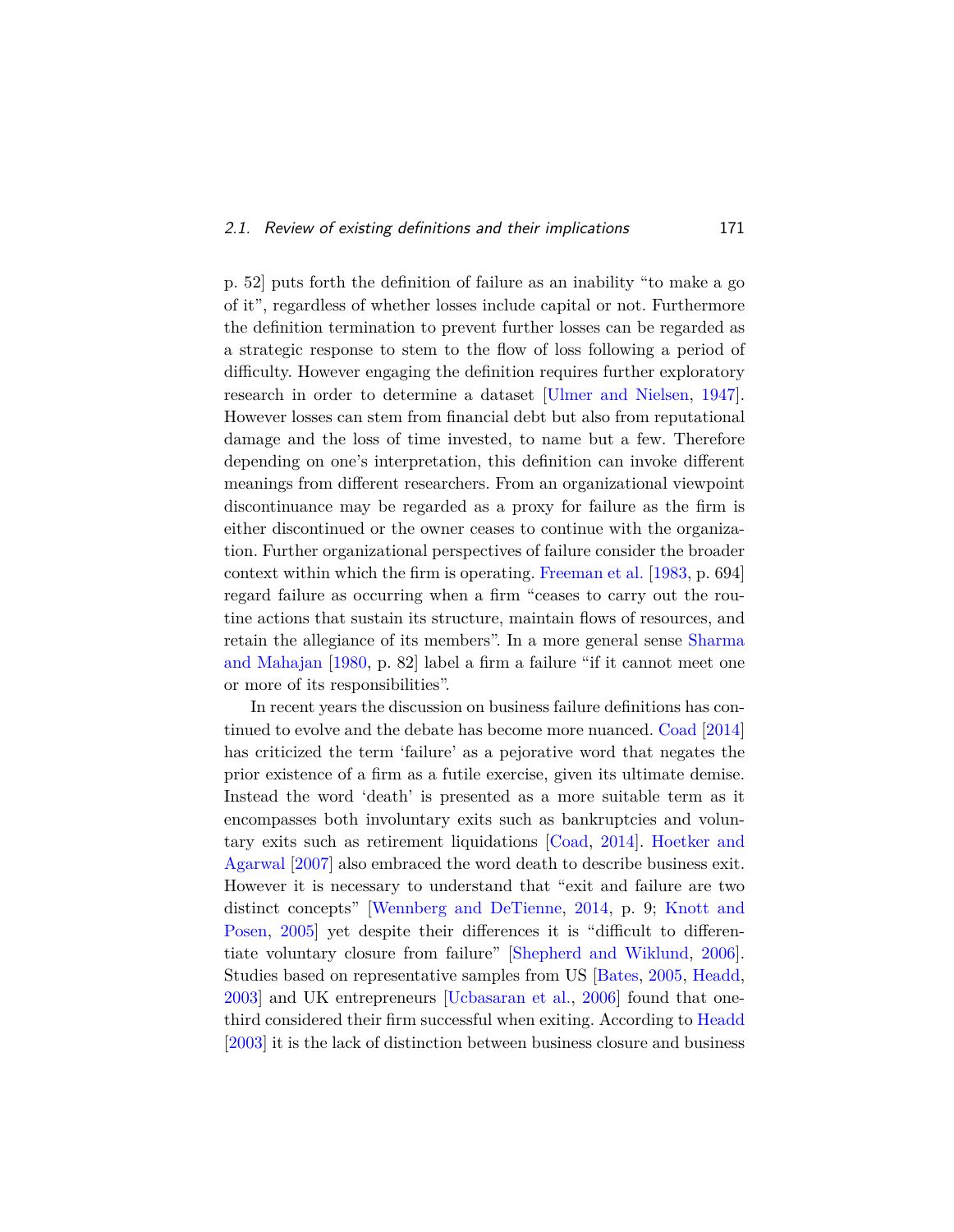p. 52] puts forth the definition of failure as an inability "to make a go of it", regardless of whether losses include capital or not. Furthermore the definition termination to prevent further losses can be regarded as a strategic response to stem to the flow of loss following a period of difficulty. However engaging the definition requires further exploratory research in order to determine a dataset [Ulmer and Nielsen, 1947]. However losses can stem from financial debt but also from reputational damage and the loss of time invested, to name but a few. Therefore depending on one's interpretation, this definition can invoke different meanings from different researchers. From an organizational viewpoint discontinuance may be regarded as a proxy for failure as the firm is either discontinued or the owner ceases to continue with the organization. Further organizational perspectives of failure consider the broader context within which the firm is operating. Freeman et al. [1983, p. 694] regard failure as occurring when a firm "ceases to carry out the routine actions that sustain its structure, maintain flows of resources, and retain the allegiance of its members". In a more general sense Sharma and Mahajan [1980, p. 82] label a firm a failure "if it cannot meet one or more of its responsibilities".

In recent years the discussion on business failure definitions has continued to evolve and the debate has become more nuanced. Coad [2014] has criticized the term 'failure' as a pejorative word that negates the prior existence of a firm as a futile exercise, given its ultimate demise. Instead the word 'death' is presented as a more suitable term as it encompasses both involuntary exits such as bankruptcies and voluntary exits such as retirement liquidations [Coad, 2014]. Hoetker and Agarwal [2007] also embraced the word death to describe business exit. However it is necessary to understand that "exit and failure are two distinct concepts" [Wennberg and DeTienne, 2014, p. 9; Knott and Posen, 2005] yet despite their differences it is "difficult to differentiate voluntary closure from failure" [Shepherd and Wiklund, 2006]. Studies based on representative samples from US [Bates, 2005, Headd, 2003] and UK entrepreneurs [Ucbasaran et al., 2006] found that one-third considered their firm successful when exiting. According to Headd [2003] it is the lack of distinction between business closure and business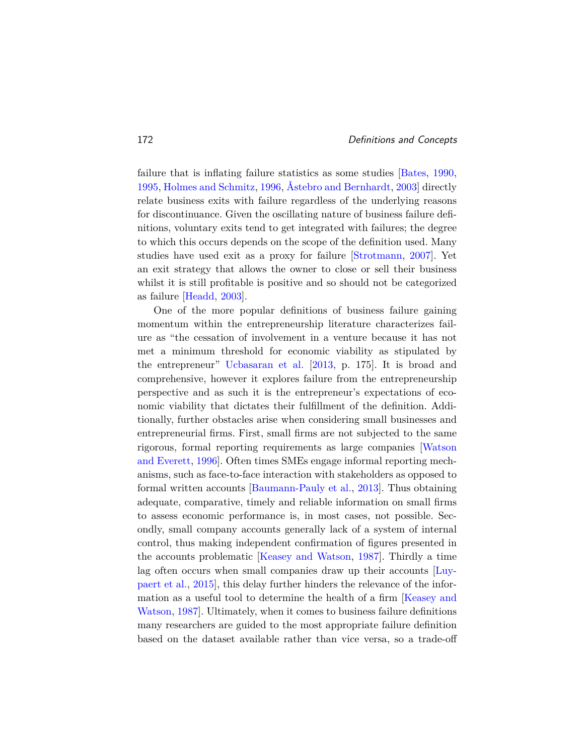failure that is inflating failure statistics as some studies [Bates, 1990, 1995, Holmes and Schmitz, 1996, Åstebro and Bernhardt, 2003] directly relate business exits with failure regardless of the underlying reasons for discontinuance. Given the oscillating nature of business failure definitions, voluntary exits tend to get integrated with failures; the degree to which this occurs depends on the scope of the definition used. Many studies have used exit as a proxy for failure [Strotmann, 2007]. Yet an exit strategy that allows the owner to close or sell their business whilst it is still profitable is positive and so should not be categorized as failure [Headd, 2003].

One of the more popular definitions of business failure gaining momentum within the entrepreneurship literature characterizes failure as "the cessation of involvement in a venture because it has not met a minimum threshold for economic viability as stipulated by the entrepreneur" Ucbasaran et al. [2013, p. 175]. It is broad and comprehensive, however it explores failure from the entrepreneurship perspective and as such it is the entrepreneur's expectations of economic viability that dictates their fulfillment of the definition. Additionally, further obstacles arise when considering small businesses and entrepreneurial firms. First, small firms are not subjected to the same rigorous, formal reporting requirements as large companies [Watson and Everett, 1996]. Often times SMEs engage informal reporting mechanisms, such as face-to-face interaction with stakeholders as opposed to formal written accounts [Baumann-Pauly et al., 2013]. Thus obtaining adequate, comparative, timely and reliable information on small firms to assess economic performance is, in most cases, not possible. Secondly, small company accounts generally lack of a system of internal control, thus making independent confirmation of figures presented in the accounts problematic [Keasey and Watson, 1987]. Thirdly a time lag often occurs when small companies draw up their accounts [Luypaert et al., 2015], this delay further hinders the relevance of the information as a useful tool to determine the health of a firm [Keasey and Watson, 1987]. Ultimately, when it comes to business failure definitions many researchers are guided to the most appropriate failure definition based on the dataset available rather than vice versa, so a trade-off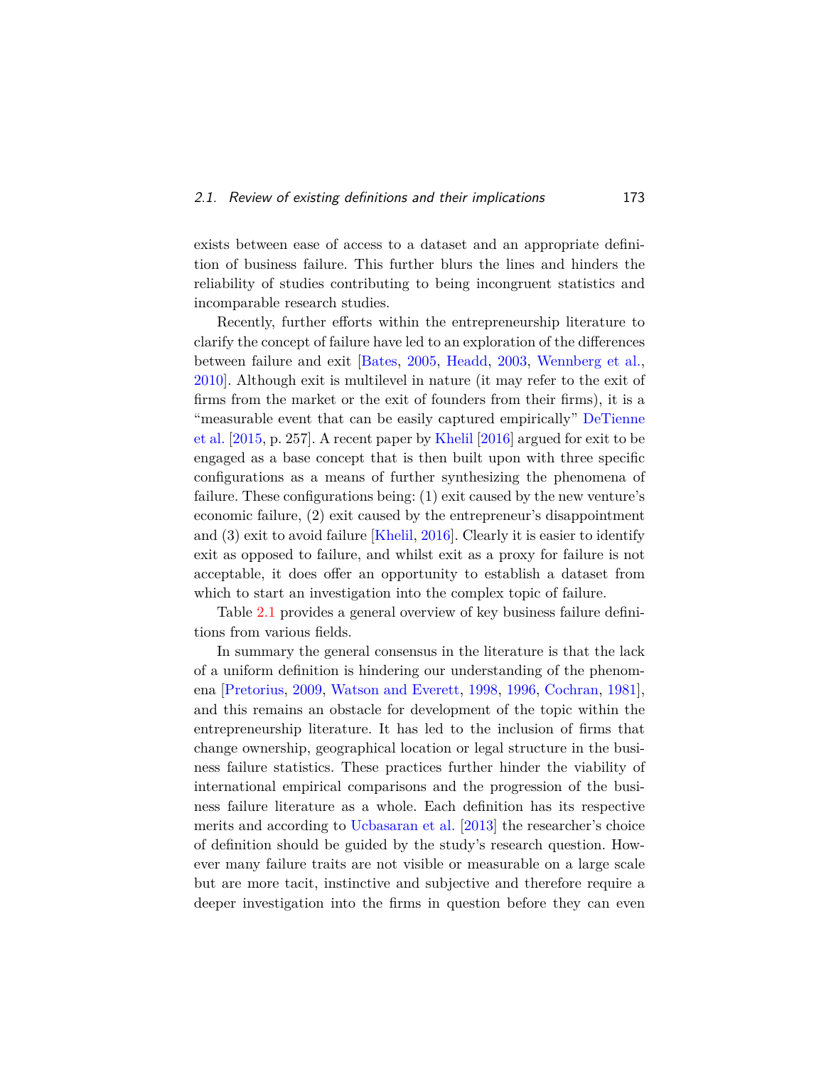exists between ease of access to a dataset and an appropriate definition of business failure. This further blurs the lines and hinders the reliability of studies contributing to being incongruent statistics and incomparable research studies.

Recently, further efforts within the entrepreneurship literature to clarify the concept of failure have led to an exploration of the differences between failure and exit [Bates, 2005, Headd, 2003, Wennberg et al., 2010]. Although exit is multilevel in nature (it may refer to the exit of firms from the market or the exit of founders from their firms), it is a "measurable event that can be easily captured empirically" DeTienne et al. [2015, p. 257]. A recent paper by Khelil [2016] argued for exit to be engaged as a base concept that is then built upon with three specific configurations as a means of further synthesizing the phenomena of failure. These configurations being: (1) exit caused by the new venture's economic failure, (2) exit caused by the entrepreneur's disappointment and (3) exit to avoid failure [Khelil, 2016]. Clearly it is easier to identify exit as opposed to failure, and whilst exit as a proxy for failure is not acceptable, it does offer an opportunity to establish a dataset from which to start an investigation into the complex topic of failure.

Table 2.1 provides a general overview of key business failure definitions from various fields.

In summary the general consensus in the literature is that the lack of a uniform definition is hindering our understanding of the phenomena [Pretorius, 2009, Watson and Everett, 1998, 1996, Cochran, 1981], and this remains an obstacle for development of the topic within the entrepreneurship literature. It has led to the inclusion of firms that change ownership, geographical location or legal structure in the business failure statistics. These practices further hinder the viability of international empirical comparisons and the progression of the business failure literature as a whole. Each definition has its respective merits and according to Ucbasaran et al. [2013] the researcher's choice of definition should be guided by the study's research question. However many failure traits are not visible or measurable on a large scale but are more tacit, instinctive and subjective and therefore require a deeper investigation into the firms in question before they can even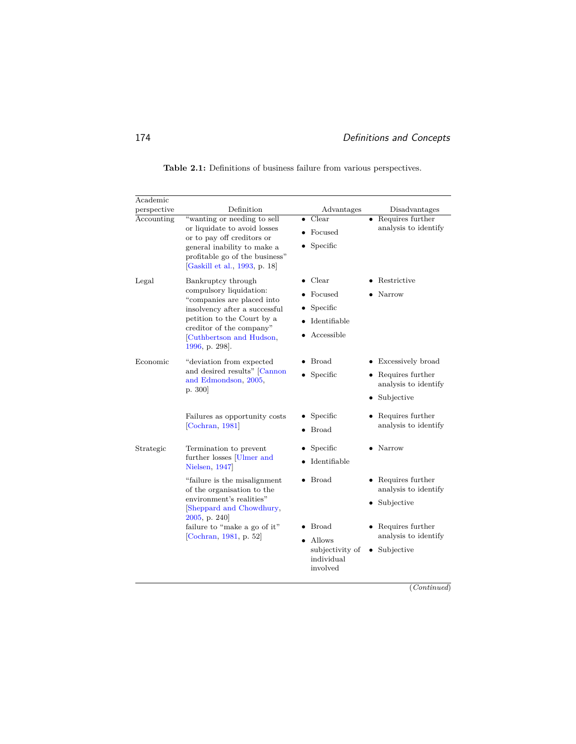**Table 2.1:** Definitions of business failure from various perspectives.

| Academic perspective | Definition | Advantages | Disadvantages |
|---|---|---|---|
| Accounting | "wanting or needing to sell or liquidate to avoid losses or to pay off creditors or general inability to make a profitable go of the business" [Gaskill et al., 1993, p. 18] | • Clear<br>• Focused<br>• Specific | • Requires further analysis to identify |
| Legal | Bankruptcy through compulsory liquidation: "companies are placed into insolvency after a successful petition to the Court by a creditor of the company" [Cuthbertson and Hudson, 1996, p. 298]. | • Clear<br>• Focused<br>• Specific<br>• Identifiable<br>• Accessible | • Restrictive<br>• Narrow |
| Economic | "deviation from expected and desired results" [Cannon and Edmondson, 2005, p. 300] | • Broad<br>• Specific | • Excessively broad<br>• Requires further analysis to identify<br>• Subjective |
| | Failures as opportunity costs [Cochran, 1981] | • Specific<br>• Broad | • Requires further analysis to identify |
| Strategic | Termination to prevent further losses [Ulmer and Nielsen, 1947] | • Specific<br>• Identifiable | • Narrow |
| | "failure is the misalignment of the organisation to the environment's realities" [Sheppard and Chowdhury, 2005, p. 240] | • Broad | • Requires further analysis to identify<br>• Subjective |
| | failure to "make a go of it" [Cochran, 1981, p. 52] | • Broad<br>• Allows subjectivity of individual involved | • Requires further analysis to identify<br>• Subjective |

(*Continued*)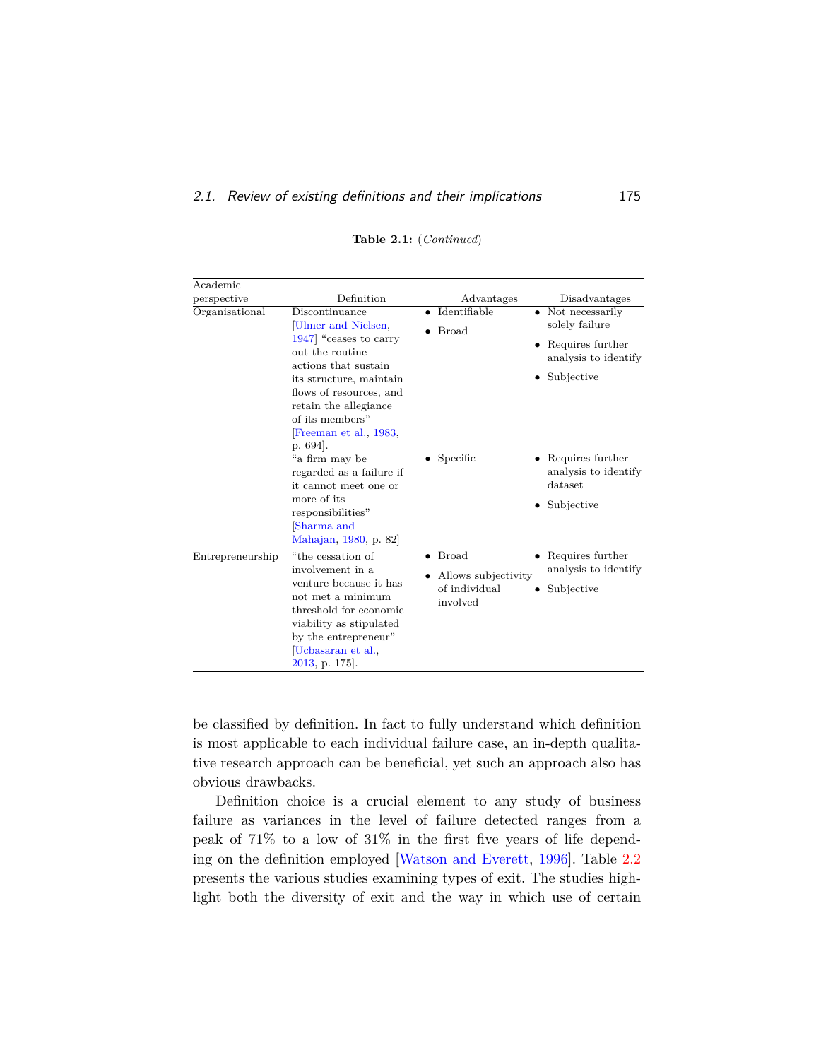**Table 2.1:** (*Continued*)

| Academic perspective | Definition | Advantages | Disadvantages |
|---|---|---|---|
| Organisational | Discontinuance [Ulmer and Nielsen, 1947] "ceases to carry out the routine actions that sustain its structure, maintain flows of resources, and retain the allegiance of its members" [Freeman et al., 1983, p. 694]. | • Identifiable<br>• Broad | • Not necessarily solely failure<br>• Requires further analysis to identify<br>• Subjective |
| | "a firm may be regarded as a failure if it cannot meet one or more of its responsibilities" [Sharma and Mahajan, 1980, p. 82] | • Specific | • Requires further analysis to identify dataset<br>• Subjective |
| Entrepreneurship | "the cessation of involvement in a venture because it has not met a minimum threshold for economic viability as stipulated by the entrepreneur" [Ucbasaran et al., 2013, p. 175]. | • Broad<br>• Allows subjectivity of individual involved | • Requires further analysis to identify<br>• Subjective |

be classified by definition. In fact to fully understand which definition is most applicable to each individual failure case, an in-depth qualitative research approach can be beneficial, yet such an approach also has obvious drawbacks.

Definition choice is a crucial element to any study of business failure as variances in the level of failure detected ranges from a peak of 71% to a low of 31% in the first five years of life depending on the definition employed [Watson and Everett, 1996]. Table 2.2 presents the various studies examining types of exit. The studies highlight both the diversity of exit and the way in which use of certain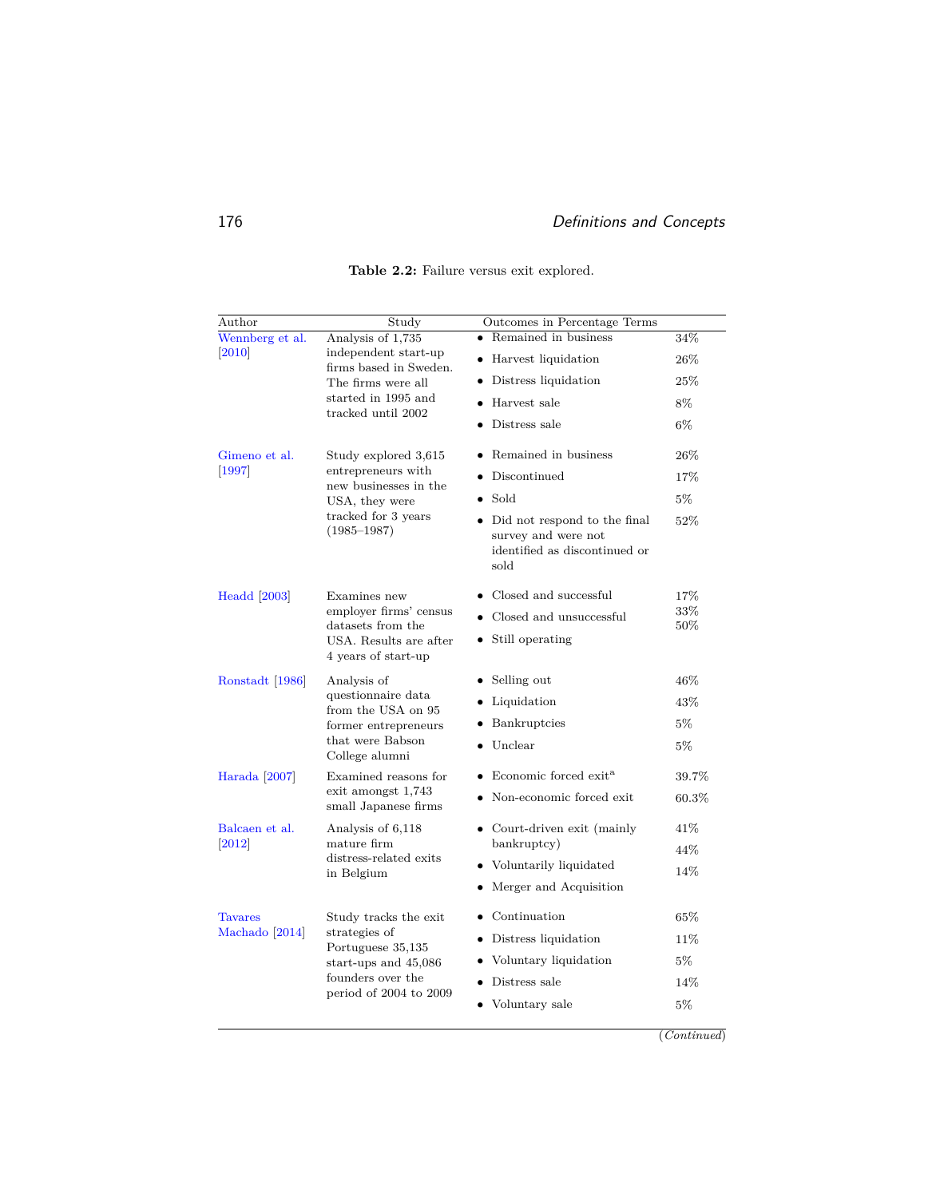**Table 2.2:** Failure versus exit explored.

| Author | Study | Outcomes in Percentage Terms | |
|---|---|---|---|
| Wennberg et al. [2010] | Analysis of 1,735 independent start-up firms based in Sweden. The firms were all started in 1995 and tracked until 2002 | • Remained in business | 34% |
| | | • Harvest liquidation | 26% |
| | | • Distress liquidation | 25% |
| | | • Harvest sale | 8% |
| | | • Distress sale | 6% |
| Gimeno et al. [1997] | Study explored 3,615 entrepreneurs with new businesses in the USA, they were tracked for 3 years (1985–1987) | • Remained in business | 26% |
| | | • Discontinued | 17% |
| | | • Sold | 5% |
| | | • Did not respond to the final survey and were not identified as discontinued or sold | 52% |
| Headd [2003] | Examines new employer firms' census datasets from the USA. Results are after 4 years of start-up | • Closed and successful | 17% |
| | | • Closed and unsuccessful | 33% |
| | | • Still operating | 50% |
| Ronstadt [1986] | Analysis of questionnaire data from the USA on 95 former entrepreneurs that were Babson College alumni | • Selling out | 46% |
| | | • Liquidation | 43% |
| | | • Bankruptcies | 5% |
| | | • Unclear | 5% |
| Harada [2007] | Examined reasons for exit amongst 1,743 small Japanese firms | • Economic forced exit[a] | 39.7% |
| | | • Non-economic forced exit | 60.3% |
| Balcaen et al. [2012] | Analysis of 6,118 mature firm distress-related exits in Belgium | • Court-driven exit (mainly bankruptcy) | 41% |
| | | • Voluntarily liquidated | 44% |
| | | • Merger and Acquisition | 14% |
| Tavares Machado [2014] | Study tracks the exit strategies of Portuguese 35,135 start-ups and 45,086 founders over the period of 2004 to 2009 | • Continuation | 65% |
| | | • Distress liquidation | 11% |
| | | • Voluntary liquidation | 5% |
| | | • Distress sale | 14% |
| | | • Voluntary sale | 5% |

(*Continued*)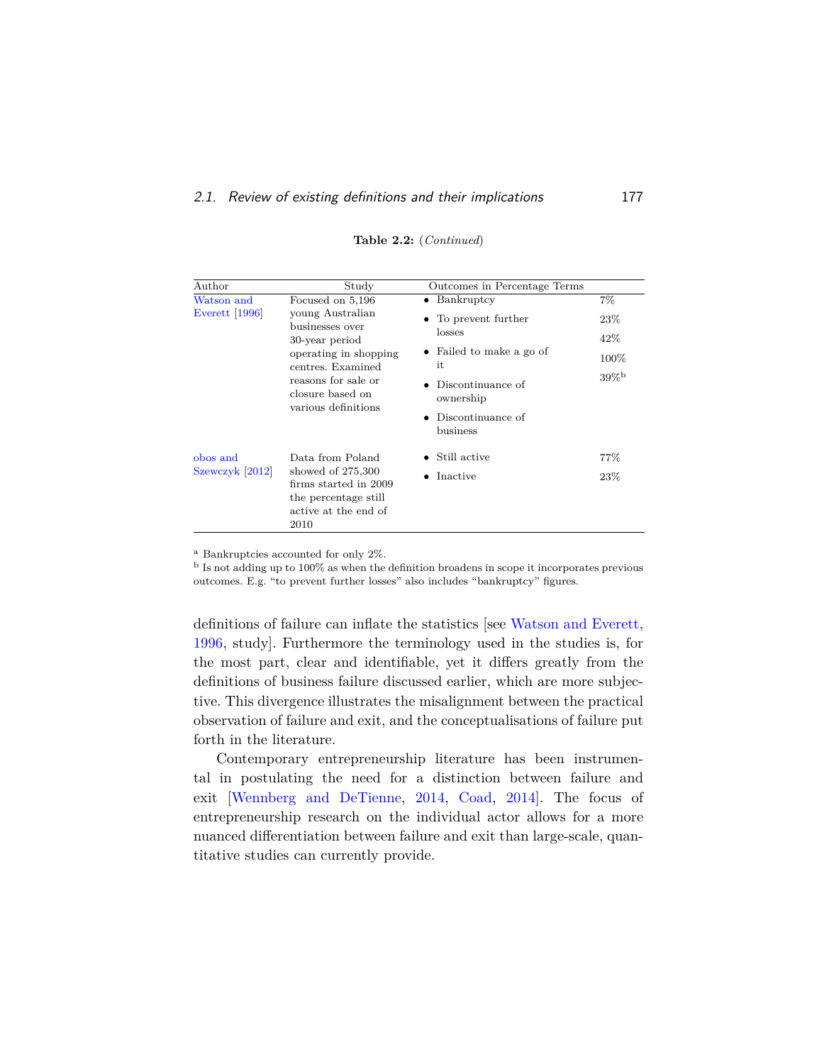**Table 2.2:** (*Continued*)

| Author | Study | Outcomes in Percentage Terms | |
|---|---|---|---|
| Watson and Everett [1996] | Focused on 5,196 young Australian businesses over 30-year period operating in shopping centres. Examined reasons for sale or closure based on various definitions | • Bankruptcy<br>• To prevent further losses<br>• Failed to make a go of it<br>• Discontinuance of ownership<br>• Discontinuance of business | 7%<br>23%<br>42%<br>100%<br>39%[b] |
| obos and Szewczyk [2012] | Data from Poland showed of 275,300 firms started in 2009 the percentage still active at the end of 2010 | • Still active<br>• Inactive | 77%<br>23% |

[a] Bankruptcies accounted for only 2%.
[b] Is not adding up to 100% as when the definition broadens in scope it incorporates previous outcomes. E.g. "to prevent further losses" also includes "bankruptcy" figures.

definitions of failure can inflate the statistics [see Watson and Everett, 1996, study]. Furthermore the terminology used in the studies is, for the most part, clear and identifiable, yet it differs greatly from the definitions of business failure discussed earlier, which are more subjective. This divergence illustrates the misalignment between the practical observation of failure and exit, and the conceptualisations of failure put forth in the literature.

Contemporary entrepreneurship literature has been instrumental in postulating the need for a distinction between failure and exit [Wennberg and DeTienne, 2014, Coad, 2014]. The focus of entrepreneurship research on the individual actor allows for a more nuanced differentiation between failure and exit than large-scale, quantitative studies can currently provide.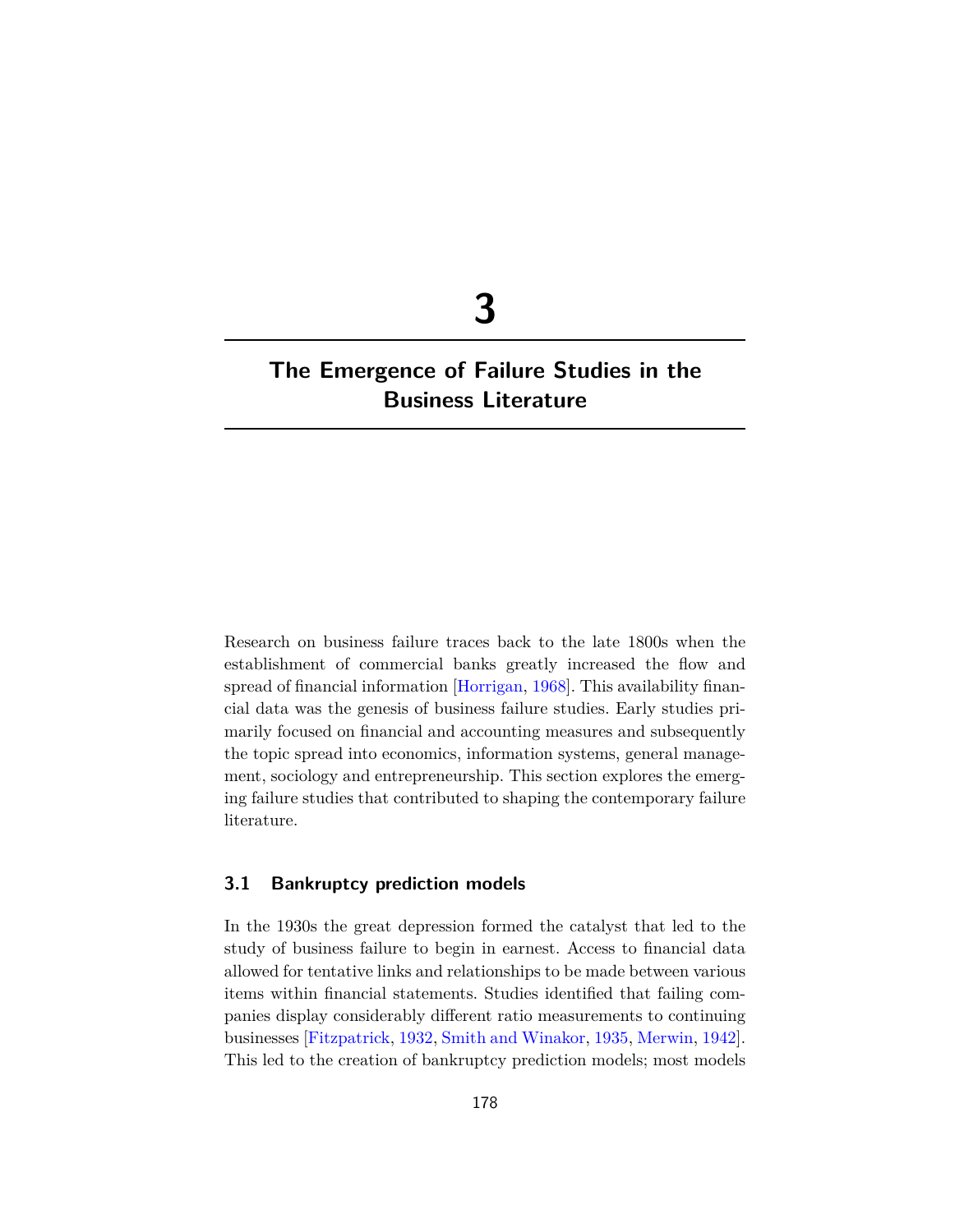# 3

# The Emergence of Failure Studies in the Business Literature

Research on business failure traces back to the late 1800s when the establishment of commercial banks greatly increased the flow and spread of financial information [Horrigan, 1968]. This availability financial data was the genesis of business failure studies. Early studies primarily focused on financial and accounting measures and subsequently the topic spread into economics, information systems, general management, sociology and entrepreneurship. This section explores the emerging failure studies that contributed to shaping the contemporary failure literature.

## 3.1 Bankruptcy prediction models

In the 1930s the great depression formed the catalyst that led to the study of business failure to begin in earnest. Access to financial data allowed for tentative links and relationships to be made between various items within financial statements. Studies identified that failing companies display considerably different ratio measurements to continuing businesses [Fitzpatrick, 1932, Smith and Winakor, 1935, Merwin, 1942]. This led to the creation of bankruptcy prediction models; most models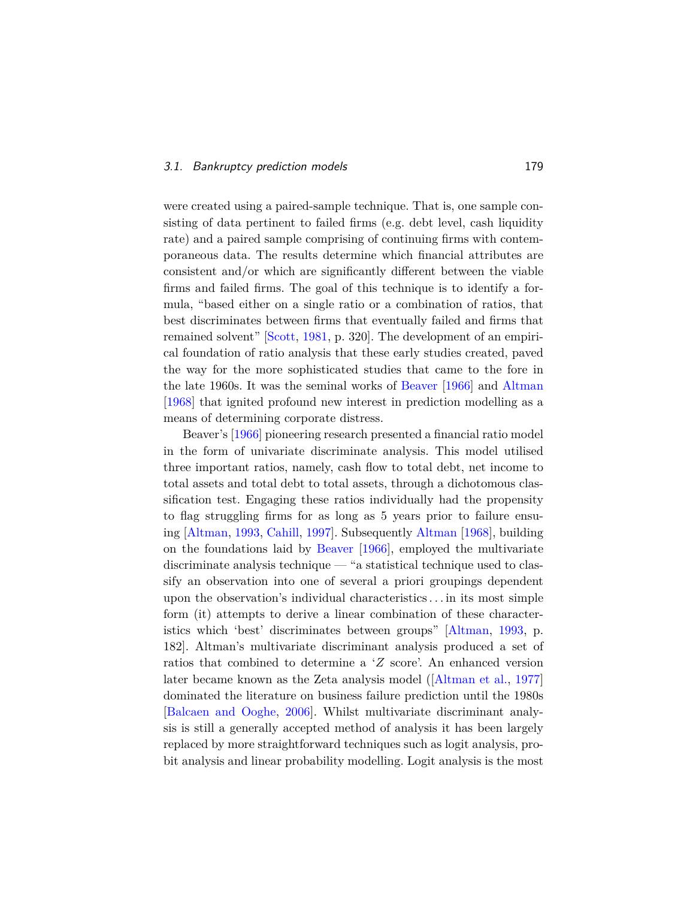were created using a paired-sample technique. That is, one sample consisting of data pertinent to failed firms (e.g. debt level, cash liquidity rate) and a paired sample comprising of continuing firms with contemporaneous data. The results determine which financial attributes are consistent and/or which are significantly different between the viable firms and failed firms. The goal of this technique is to identify a formula, "based either on a single ratio or a combination of ratios, that best discriminates between firms that eventually failed and firms that remained solvent" [Scott, 1981, p. 320]. The development of an empirical foundation of ratio analysis that these early studies created, paved the way for the more sophisticated studies that came to the fore in the late 1960s. It was the seminal works of Beaver [1966] and Altman [1968] that ignited profound new interest in prediction modelling as a means of determining corporate distress.

Beaver's [1966] pioneering research presented a financial ratio model in the form of univariate discriminate analysis. This model utilised three important ratios, namely, cash flow to total debt, net income to total assets and total debt to total assets, through a dichotomous classification test. Engaging these ratios individually had the propensity to flag struggling firms for as long as 5 years prior to failure ensuing [Altman, 1993, Cahill, 1997]. Subsequently Altman [1968], building on the foundations laid by Beaver [1966], employed the multivariate discriminate analysis technique — "a statistical technique used to classify an observation into one of several a priori groupings dependent upon the observation's individual characteristics . . . in its most simple form (it) attempts to derive a linear combination of these characteristics which 'best' discriminates between groups" [Altman, 1993, p. 182]. Altman's multivariate discriminant analysis produced a set of ratios that combined to determine a '$Z$ score'. An enhanced version later became known as the Zeta analysis model ([Altman et al., 1977] dominated the literature on business failure prediction until the 1980s [Balcaen and Ooghe, 2006]. Whilst multivariate discriminant analysis is still a generally accepted method of analysis it has been largely replaced by more straightforward techniques such as logit analysis, probit analysis and linear probability modelling. Logit analysis is the most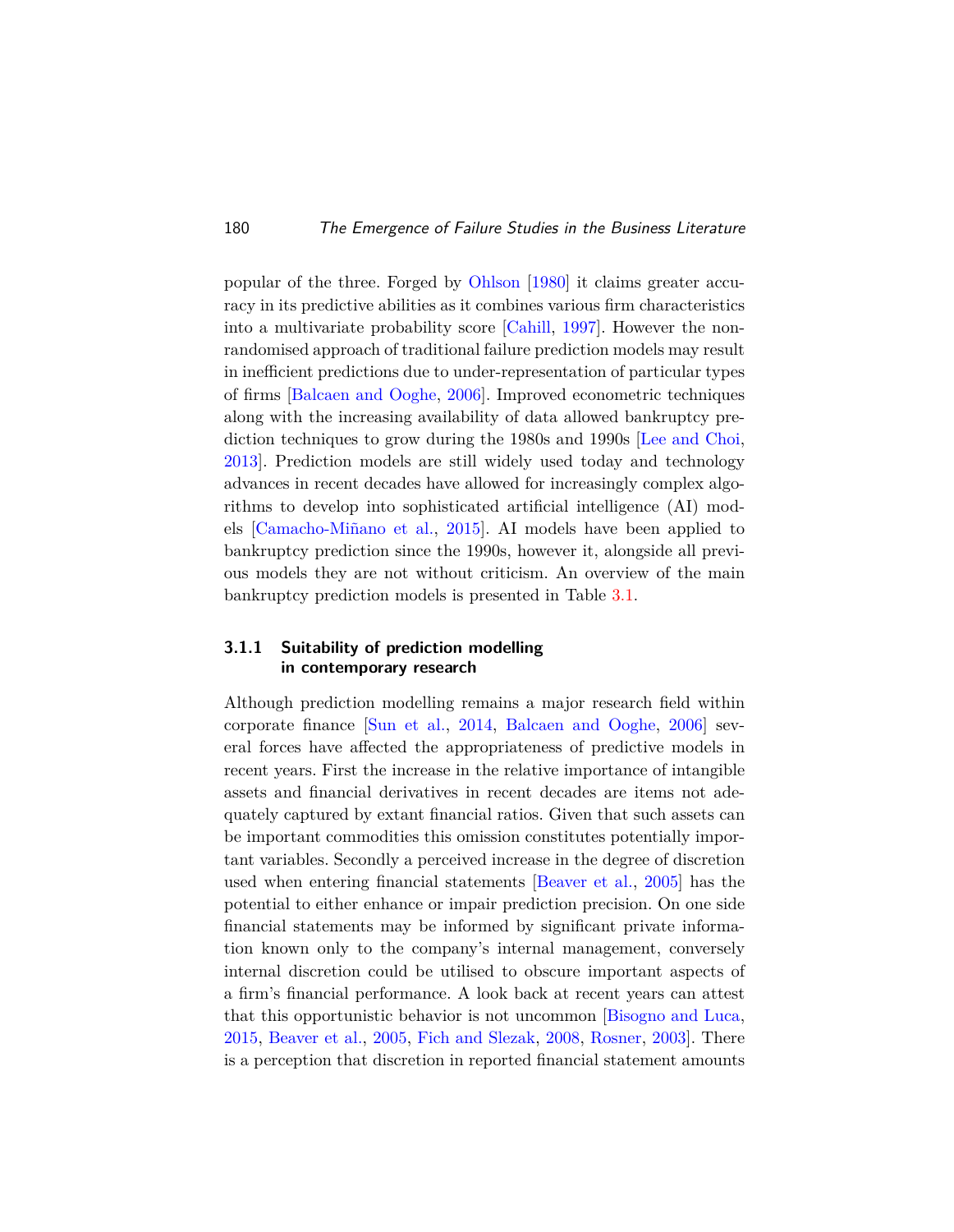popular of the three. Forged by Ohlson [1980] it claims greater accuracy in its predictive abilities as it combines various firm characteristics into a multivariate probability score [Cahill, 1997]. However the non-randomised approach of traditional failure prediction models may result in inefficient predictions due to under-representation of particular types of firms [Balcaen and Ooghe, 2006]. Improved econometric techniques along with the increasing availability of data allowed bankruptcy prediction techniques to grow during the 1980s and 1990s [Lee and Choi, 2013]. Prediction models are still widely used today and technology advances in recent decades have allowed for increasingly complex algorithms to develop into sophisticated artificial intelligence (AI) models [Camacho-Miñano et al., 2015]. AI models have been applied to bankruptcy prediction since the 1990s, however it, alongside all previous models they are not without criticism. An overview of the main bankruptcy prediction models is presented in Table 3.1.

### 3.1.1 Suitability of prediction modelling in contemporary research

Although prediction modelling remains a major research field within corporate finance [Sun et al., 2014, Balcaen and Ooghe, 2006] several forces have affected the appropriateness of predictive models in recent years. First the increase in the relative importance of intangible assets and financial derivatives in recent decades are items not adequately captured by extant financial ratios. Given that such assets can be important commodities this omission constitutes potentially important variables. Secondly a perceived increase in the degree of discretion used when entering financial statements [Beaver et al., 2005] has the potential to either enhance or impair prediction precision. On one side financial statements may be informed by significant private information known only to the company's internal management, conversely internal discretion could be utilised to obscure important aspects of a firm's financial performance. A look back at recent years can attest that this opportunistic behavior is not uncommon [Bisogno and Luca, 2015, Beaver et al., 2005, Fich and Slezak, 2008, Rosner, 2003]. There is a perception that discretion in reported financial statement amounts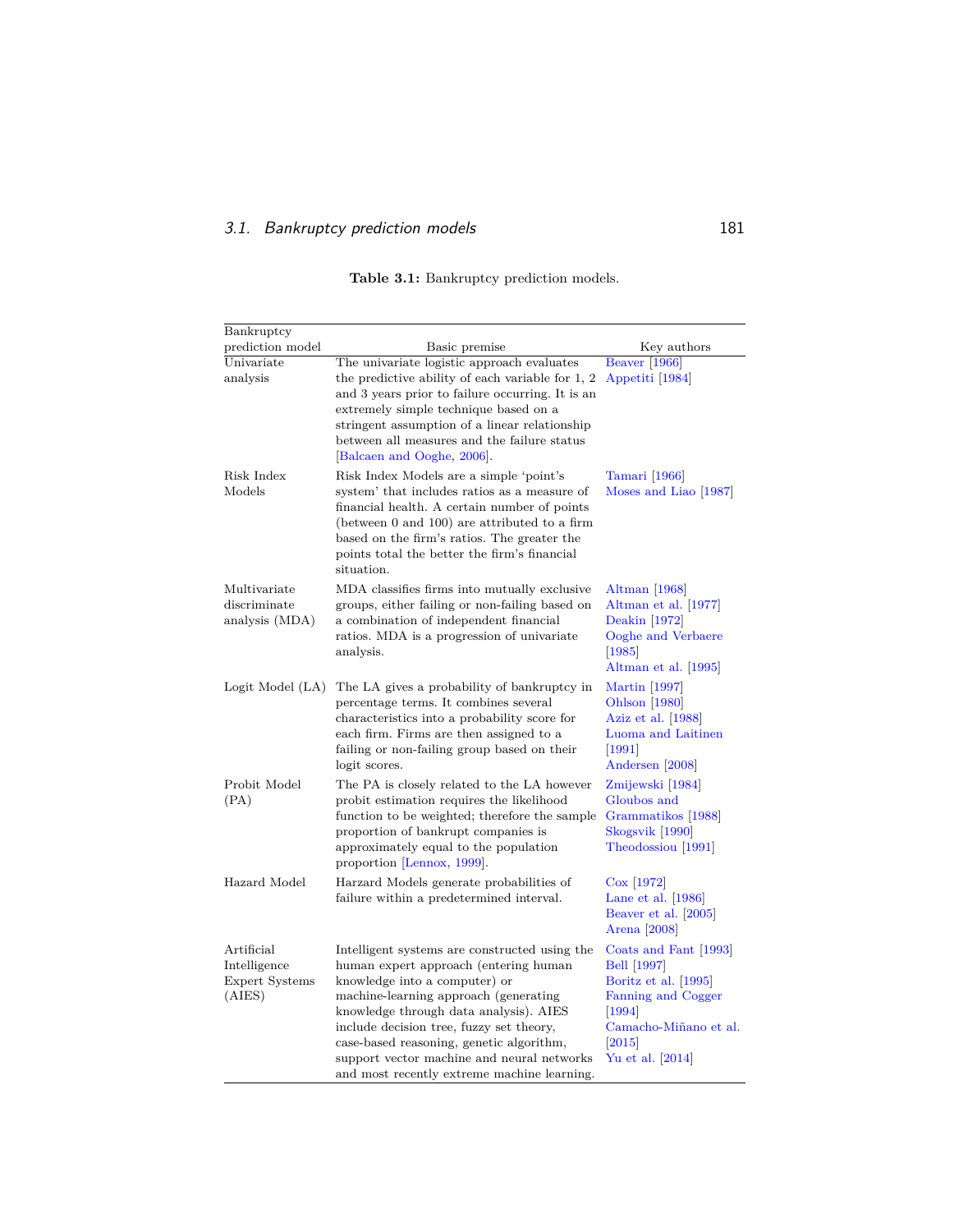**Table 3.1:** Bankruptcy prediction models.

| Bankruptcy prediction model | Basic premise | Key authors |
| --- | --- | --- |
| Univariate analysis | The univariate logistic approach evaluates the predictive ability of each variable for 1, 2 and 3 years prior to failure occurring. It is an extremely simple technique based on a stringent assumption of a linear relationship between all measures and the failure status [Balcaen and Ooghe, 2006]. | Beaver [1966]<br>Appetiti [1984] |
| Risk Index Models | Risk Index Models are a simple 'point's system' that includes ratios as a measure of financial health. A certain number of points (between 0 and 100) are attributed to a firm based on the firm's ratios. The greater the points total the better the firm's financial situation. | Tamari [1966]<br>Moses and Liao [1987] |
| Multivariate discriminate analysis (MDA) | MDA classifies firms into mutually exclusive groups, either failing or non-failing based on a combination of independent financial ratios. MDA is a progression of univariate analysis. | Altman [1968]<br>Altman et al. [1977]<br>Deakin [1972]<br>Ooghe and Verbaere [1985]<br>Altman et al. [1995] |
| Logit Model (LA) | The LA gives a probability of bankruptcy in percentage terms. It combines several characteristics into a probability score for each firm. Firms are then assigned to a failing or non-failing group based on their logit scores. | Martin [1997]<br>Ohlson [1980]<br>Aziz et al. [1988]<br>Luoma and Laitinen [1991]<br>Andersen [2008] |
| Probit Model (PA) | The PA is closely related to the LA however probit estimation requires the likelihood function to be weighted; therefore the sample proportion of bankrupt companies is approximately equal to the population proportion [Lennox, 1999]. | Zmijewski [1984]<br>Gloubos and Grammatikos [1988]<br>Skogsvik [1990]<br>Theodossiou [1991] |
| Hazard Model | Harzard Models generate probabilities of failure within a predetermined interval. | Cox [1972]<br>Lane et al. [1986]<br>Beaver et al. [2005]<br>Arena [2008] |
| Artificial Intelligence Expert Systems (AIES) | Intelligent systems are constructed using the human expert approach (entering human knowledge into a computer) or machine-learning approach (generating knowledge through data analysis). AIES include decision tree, fuzzy set theory, case-based reasoning, genetic algorithm, support vector machine and neural networks and most recently extreme machine learning. | Coats and Fant [1993]<br>Bell [1997]<br>Boritz et al. [1995]<br>Fanning and Cogger [1994]<br>Camacho-Miñano et al. [2015]<br>Yu et al. [2014] |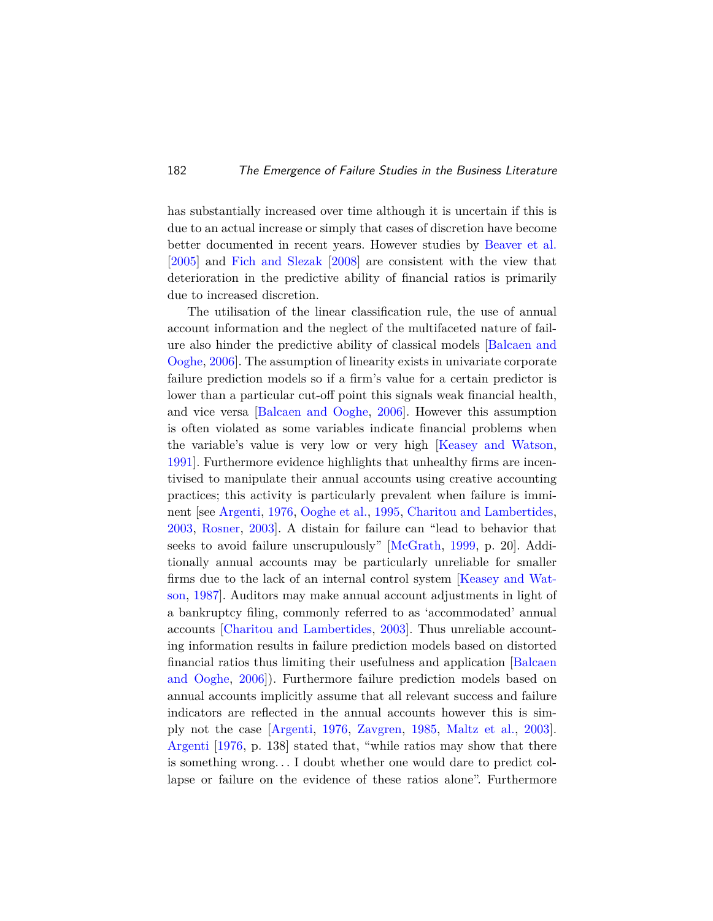has substantially increased over time although it is uncertain if this is due to an actual increase or simply that cases of discretion have become better documented in recent years. However studies by Beaver et al. [2005] and Fich and Slezak [2008] are consistent with the view that deterioration in the predictive ability of financial ratios is primarily due to increased discretion.

The utilisation of the linear classification rule, the use of annual account information and the neglect of the multifaceted nature of failure also hinder the predictive ability of classical models [Balcaen and Ooghe, 2006]. The assumption of linearity exists in univariate corporate failure prediction models so if a firm's value for a certain predictor is lower than a particular cut-off point this signals weak financial health, and vice versa [Balcaen and Ooghe, 2006]. However this assumption is often violated as some variables indicate financial problems when the variable's value is very low or very high [Keasey and Watson, 1991]. Furthermore evidence highlights that unhealthy firms are incentivised to manipulate their annual accounts using creative accounting practices; this activity is particularly prevalent when failure is imminent [see Argenti, 1976, Ooghe et al., 1995, Charitou and Lambertides, 2003, Rosner, 2003]. A distain for failure can "lead to behavior that seeks to avoid failure unscrupulously" [McGrath, 1999, p. 20]. Additionally annual accounts may be particularly unreliable for smaller firms due to the lack of an internal control system [Keasey and Watson, 1987]. Auditors may make annual account adjustments in light of a bankruptcy filing, commonly referred to as 'accommodated' annual accounts [Charitou and Lambertides, 2003]. Thus unreliable accounting information results in failure prediction models based on distorted financial ratios thus limiting their usefulness and application [Balcaen and Ooghe, 2006]). Furthermore failure prediction models based on annual accounts implicitly assume that all relevant success and failure indicators are reflected in the annual accounts however this is simply not the case [Argenti, 1976, Zavgren, 1985, Maltz et al., 2003]. Argenti [1976, p. 138] stated that, "while ratios may show that there is something wrong… I doubt whether one would dare to predict collapse or failure on the evidence of these ratios alone". Furthermore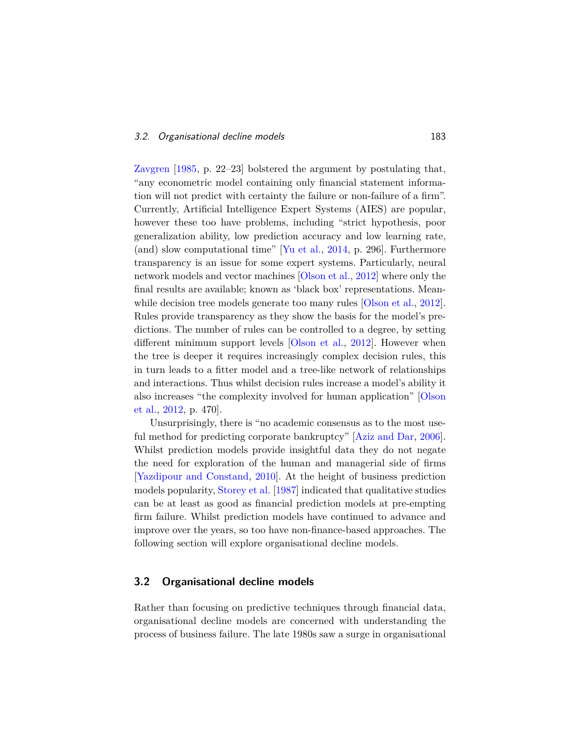Zavgren [1985, p. 22–23] bolstered the argument by postulating that, "any econometric model containing only financial statement information will not predict with certainty the failure or non-failure of a firm". Currently, Artificial Intelligence Expert Systems (AIES) are popular, however these too have problems, including "strict hypothesis, poor generalization ability, low prediction accuracy and low learning rate, (and) slow computational time" [Yu et al., 2014, p. 296]. Furthermore transparency is an issue for some expert systems. Particularly, neural network models and vector machines [Olson et al., 2012] where only the final results are available; known as 'black box' representations. Meanwhile decision tree models generate too many rules [Olson et al., 2012]. Rules provide transparency as they show the basis for the model's predictions. The number of rules can be controlled to a degree, by setting different minimum support levels [Olson et al., 2012]. However when the tree is deeper it requires increasingly complex decision rules, this in turn leads to a fitter model and a tree-like network of relationships and interactions. Thus whilst decision rules increase a model's ability it also increases "the complexity involved for human application" [Olson et al., 2012, p. 470].

Unsurprisingly, there is "no academic consensus as to the most useful method for predicting corporate bankruptcy" [Aziz and Dar, 2006]. Whilst prediction models provide insightful data they do not negate the need for exploration of the human and managerial side of firms [Yazdipour and Constand, 2010]. At the height of business prediction models popularity, Storey et al. [1987] indicated that qualitative studies can be at least as good as financial prediction models at pre-empting firm failure. Whilst prediction models have continued to advance and improve over the years, so too have non-finance-based approaches. The following section will explore organisational decline models.

## 3.2 Organisational decline models

Rather than focusing on predictive techniques through financial data, organisational decline models are concerned with understanding the process of business failure. The late 1980s saw a surge in organisational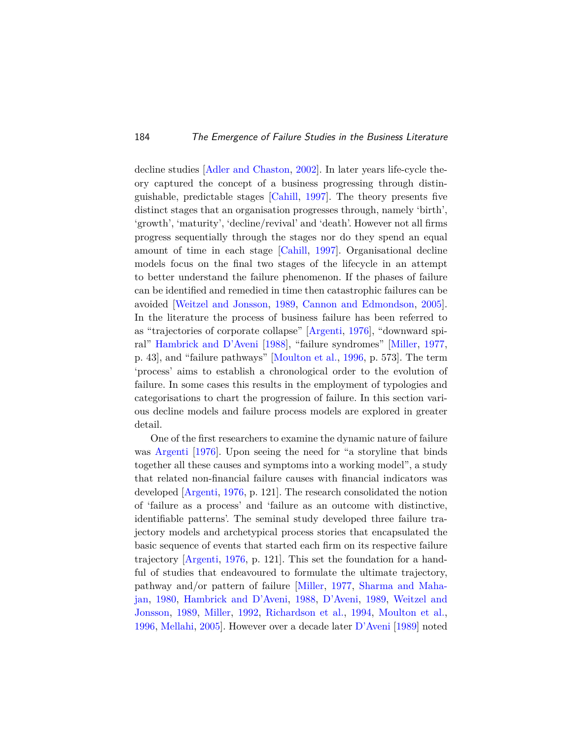decline studies [Adler and Chaston, 2002]. In later years life-cycle theory captured the concept of a business progressing through distinguishable, predictable stages [Cahill, 1997]. The theory presents five distinct stages that an organisation progresses through, namely 'birth', 'growth', 'maturity', 'decline/revival' and 'death'. However not all firms progress sequentially through the stages nor do they spend an equal amount of time in each stage [Cahill, 1997]. Organisational decline models focus on the final two stages of the lifecycle in an attempt to better understand the failure phenomenon. If the phases of failure can be identified and remedied in time then catastrophic failures can be avoided [Weitzel and Jonsson, 1989, Cannon and Edmondson, 2005]. In the literature the process of business failure has been referred to as "trajectories of corporate collapse" [Argenti, 1976], "downward spiral" Hambrick and D'Aveni [1988], "failure syndromes" [Miller, 1977, p. 43], and "failure pathways" [Moulton et al., 1996, p. 573]. The term 'process' aims to establish a chronological order to the evolution of failure. In some cases this results in the employment of typologies and categorisations to chart the progression of failure. In this section various decline models and failure process models are explored in greater detail.

One of the first researchers to examine the dynamic nature of failure was Argenti [1976]. Upon seeing the need for "a storyline that binds together all these causes and symptoms into a working model", a study that related non-financial failure causes with financial indicators was developed [Argenti, 1976, p. 121]. The research consolidated the notion of 'failure as a process' and 'failure as an outcome with distinctive, identifiable patterns'. The seminal study developed three failure trajectory models and archetypical process stories that encapsulated the basic sequence of events that started each firm on its respective failure trajectory [Argenti, 1976, p. 121]. This set the foundation for a handful of studies that endeavoured to formulate the ultimate trajectory, pathway and/or pattern of failure [Miller, 1977, Sharma and Mahajan, 1980, Hambrick and D'Aveni, 1988, D'Aveni, 1989, Weitzel and Jonsson, 1989, Miller, 1992, Richardson et al., 1994, Moulton et al., 1996, Mellahi, 2005]. However over a decade later D'Aveni [1989] noted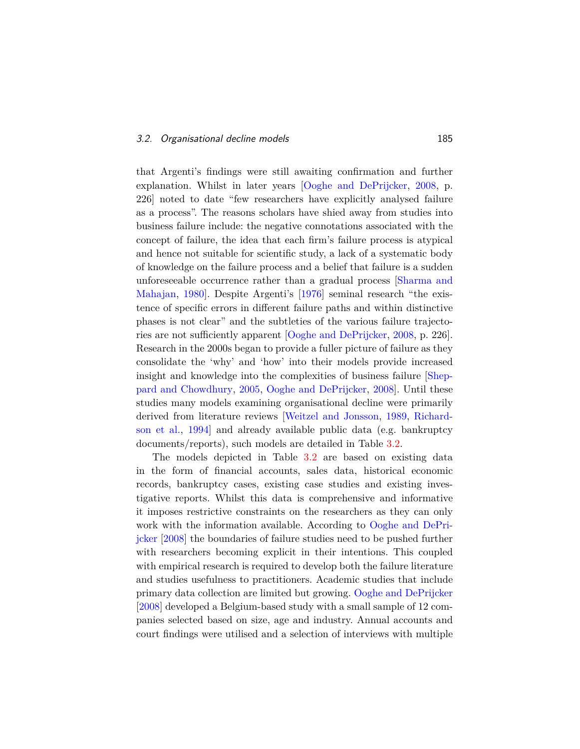that Argenti's findings were still awaiting confirmation and further explanation. Whilst in later years [Ooghe and DePrijcker, 2008, p. 226] noted to date "few researchers have explicitly analysed failure as a process". The reasons scholars have shied away from studies into business failure include: the negative connotations associated with the concept of failure, the idea that each firm's failure process is atypical and hence not suitable for scientific study, a lack of a systematic body of knowledge on the failure process and a belief that failure is a sudden unforeseeable occurrence rather than a gradual process [Sharma and Mahajan, 1980]. Despite Argenti's [1976] seminal research "the existence of specific errors in different failure paths and within distinctive phases is not clear" and the subtleties of the various failure trajectories are not sufficiently apparent [Ooghe and DePrijcker, 2008, p. 226]. Research in the 2000s began to provide a fuller picture of failure as they consolidate the 'why' and 'how' into their models provide increased insight and knowledge into the complexities of business failure [Sheppard and Chowdhury, 2005, Ooghe and DePrijcker, 2008]. Until these studies many models examining organisational decline were primarily derived from literature reviews [Weitzel and Jonsson, 1989, Richardson et al., 1994] and already available public data (e.g. bankruptcy documents/reports), such models are detailed in Table 3.2.

The models depicted in Table 3.2 are based on existing data in the form of financial accounts, sales data, historical economic records, bankruptcy cases, existing case studies and existing investigative reports. Whilst this data is comprehensive and informative it imposes restrictive constraints on the researchers as they can only work with the information available. According to Ooghe and DePrijcker [2008] the boundaries of failure studies need to be pushed further with researchers becoming explicit in their intentions. This coupled with empirical research is required to develop both the failure literature and studies usefulness to practitioners. Academic studies that include primary data collection are limited but growing. Ooghe and DePrijcker [2008] developed a Belgium-based study with a small sample of 12 companies selected based on size, age and industry. Annual accounts and court findings were utilised and a selection of interviews with multiple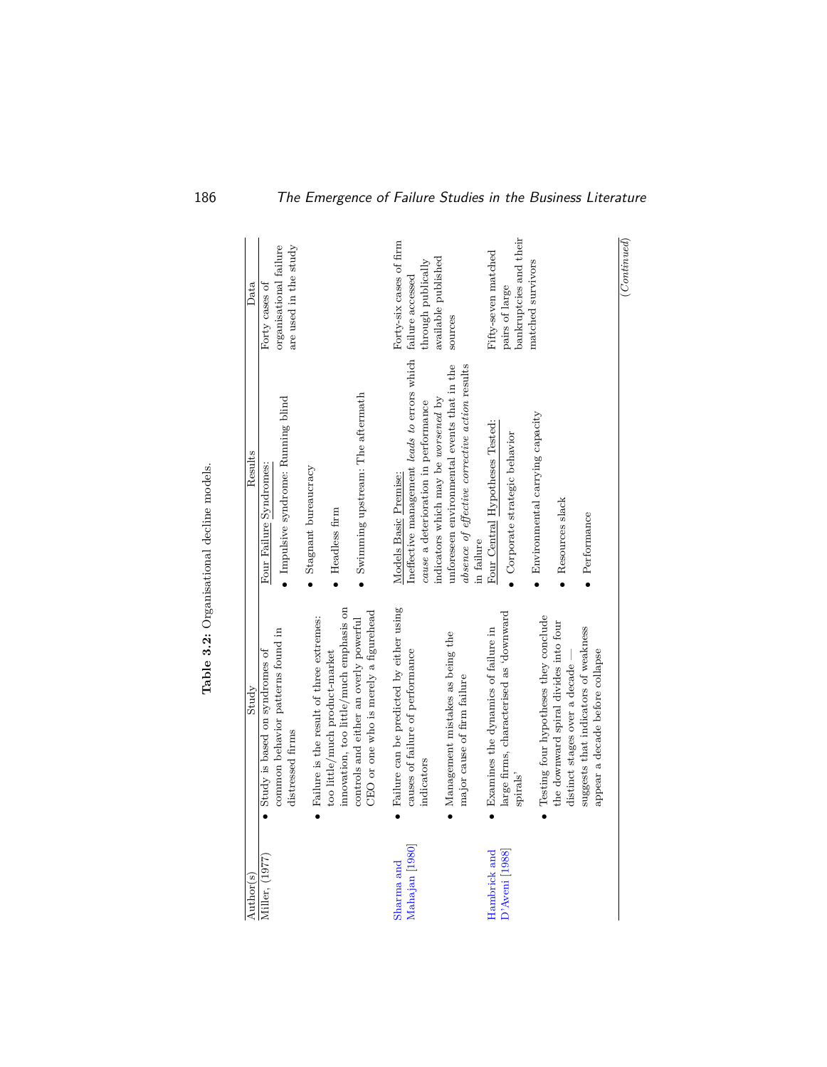**Table 3.2:** Organisational decline models.

| Author(s) | Study | Results | Data |
|---|---|---|---|
| Miller, (1977) | • Study is based on syndromes of common behavior patterns found in distressed firms<br><br>• Failure is the result of three extremes: too little/much product-market innovation, too little/much emphasis on controls and either an overly powerful CEO or one who is merely a figurehead | Four Failure Syndromes:<br><br>• Impulsive syndrome: Running blind<br><br>• Stagnant bureaucracy<br><br>• Headless firm<br><br>• Swimming upstream: The aftermath | Forty cases of organisational failure are used in the study |
| Sharma and Mahajan [1980] | • Failure can be predicted by either using causes of failure of performance indicators<br><br>• Management mistakes as being the major cause of firm failure | Models Basic Premise:<br>Ineffective management *leads to* errors which *cause* a deterioration in performance indicators which may be *worsened* by unforeseen environmental events that in the *absence of effective corrective action* results in failure | Forty-six cases of firm failure accessed through publically available published sources |
| Hambrick and D'Aveni [1988] | • Examines the dynamics of failure in large firms, characterised as 'downward spirals'<br><br>• Testing four hypotheses they conclude the downward spiral divides into four distinct stages over a decade — suggests that indicators of weakness appear a decade before collapse | Four Central Hypotheses Tested:<br><br>• Corporate strategic behavior<br><br>• Environmental carrying capacity<br><br>• Resources slack<br><br>• Performance | Fifty-seven matched pairs of large bankruptcies and their matched survivors |

*(Continued)*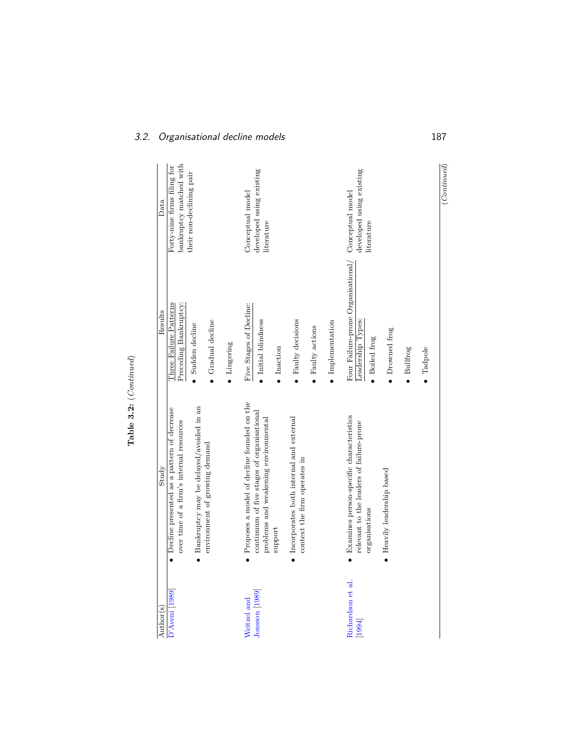**Table 3.2:** (*Continued*)

| Author(s) | Study | Results | Data |
|---|---|---|---|
| D'Aveni [1989] | • Decline presented as a pattern of decrease over time of a firm's internal resources<br>• Bankruptcy may be delayed/avoided in an environment of growing demand | Three Failure Patterns Preceding Bankruptcy:<br>• Sudden decline<br>• Gradual decline<br>• Lingering | Forty-nine firms filing for bankruptcy matched with their non-declining pair |
| Weitzel and Jonsson [1989] | • Proposes a model of decline founded on the continuum of five stages of organisational problems and weakening environmental support<br>• Incorporates both internal and external context the firm operates in | Five Stages of Decline:<br>• Initial blindness<br>• Inaction<br>• Faulty decisions<br>• Faulty actions<br>• Implementation | Conceptual model developed using existing literature |
| Richardson et al. [1994] | • Examines person-specific characteristics relevant to the leaders of failure-prone organisations<br>• Heavily leadership based | Four Failure-prone Organisational/ Leadership Types:<br>• Boiled frog<br>• Drowned frog<br>• Bullfrog<br>• Tadpole | Conceptual model developed using existing literature |

(*Continued*)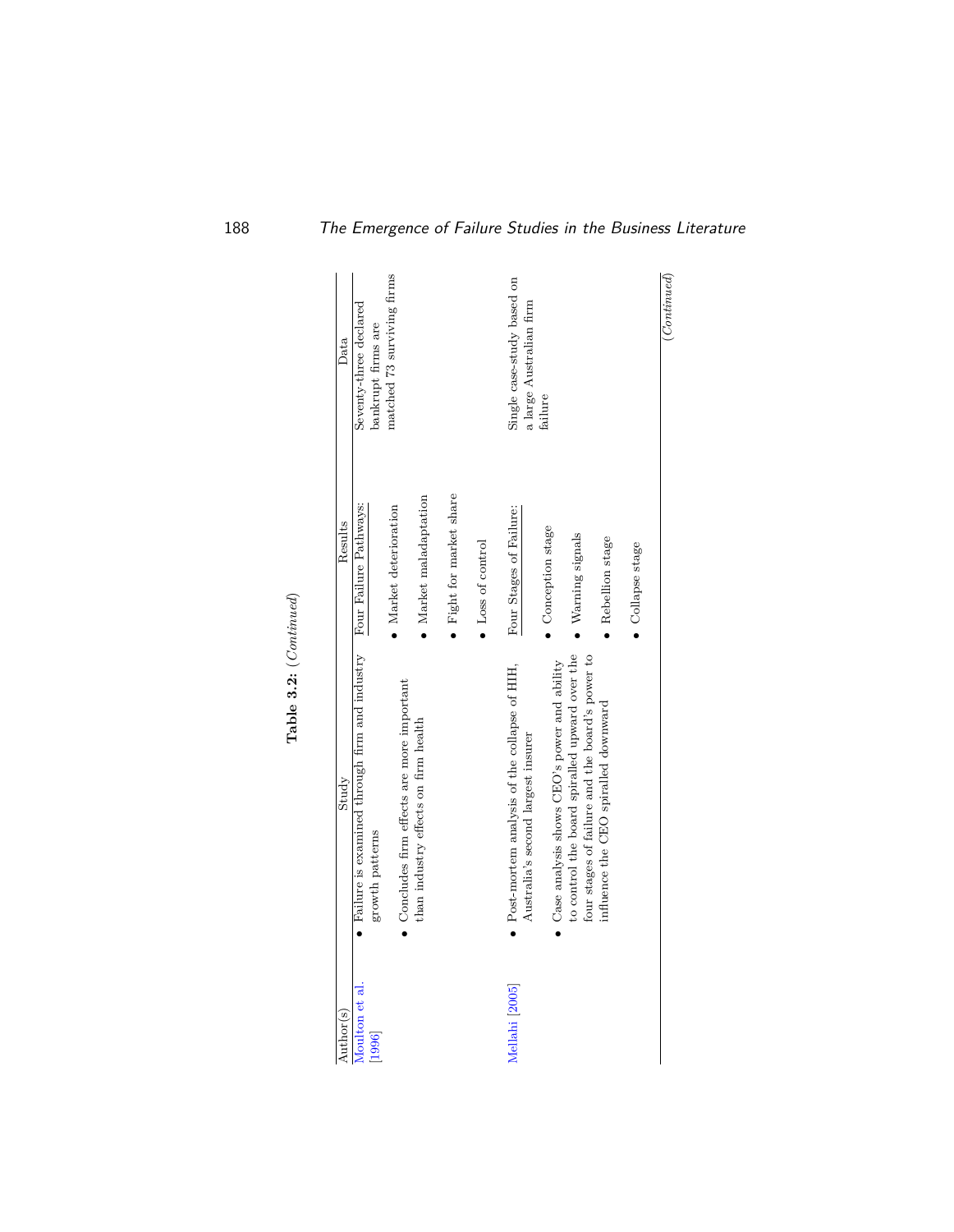**Table 3.2:** (*Continued*)

| Author(s) | Study | Results | Data |
|---|---|---|---|
| Moulton et al. [1996] | • Failure is examined through firm and industry growth patterns<br>• Concludes firm effects are more important than industry effects on firm health | Four Failure Pathways:<br>• Market deterioration<br>• Market maladaptation<br>• Fight for market share<br>• Loss of control | Seventy-three declared bankrupt firms are matched 73 surviving firms |
| Mellahi [2005] | • Post-mortem analysis of the collapse of HIH, Australia's second largest insurer<br>• Case analysis shows CEO's power and ability to control the board spiralled upward over the four stages of failure and the board's power to influence the CEO spiralled downward | Four Stages of Failure:<br>• Conception stage<br>• Warning signals<br>• Rebellion stage<br>• Collapse stage | Single case-study based on a large Australian firm failure |

(*Continued*)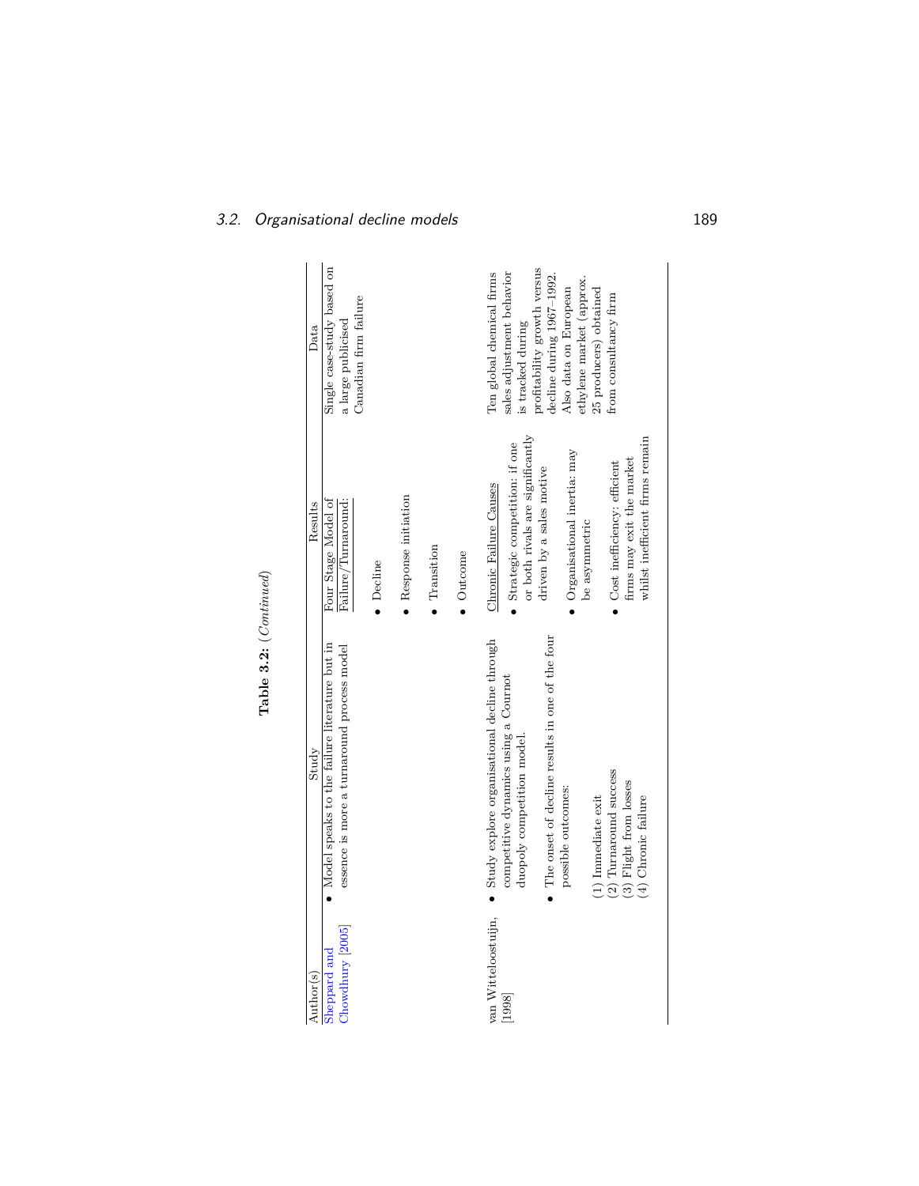**Table 3.2:** (*Continued*)

| Author(s) | Study | Results | Data |
|---|---|---|---|
| Sheppard and Chowdhury [2005] | • Model speaks to the failure literature but in essence is more a turnaround process model | Four Stage Model of Failure/Turnaround:<br>• Decline<br>• Response initiation<br>• Transition<br>• Outcome | Single case-study based on a large publicised Canadian firm failure |
| van Witteloostuijn, [1998] | • Study explore organisational decline through competitive dynamics using a Cournot duopoly competition model.<br>• The onset of decline results in one of the four possible outcomes:<br>(1) Immediate exit<br>(2) Turnaround success<br>(3) Flight from losses<br>(4) Chronic failure | Chronic Failure Causes<br>• Strategic competition: if one or both rivals are significantly driven by a sales motive<br>• Organisational inertia: may be asymmetric<br>• Cost inefficiency: efficient firms may exit the market whilst inefficient firms remain | Ten global chemical firms sales adjustment behavior is tracked during profitability growth versus decline during 1967–1992. Also data on European ethylene market (approx. 25 producers) obtained from consultancy firm |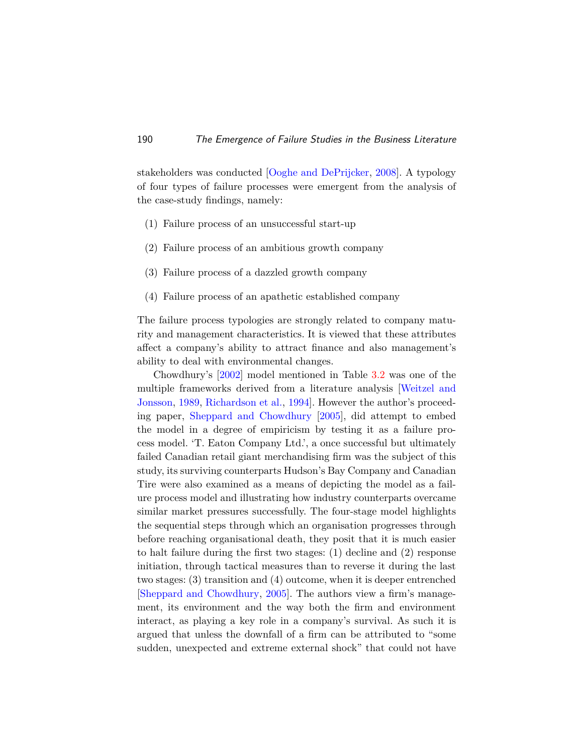stakeholders was conducted [Ooghe and DePrijcker, 2008]. A typology of four types of failure processes were emergent from the analysis of the case-study findings, namely:

(1) Failure process of an unsuccessful start-up

(2) Failure process of an ambitious growth company

(3) Failure process of a dazzled growth company

(4) Failure process of an apathetic established company

The failure process typologies are strongly related to company maturity and management characteristics. It is viewed that these attributes affect a company's ability to attract finance and also management's ability to deal with environmental changes.

Chowdhury's [2002] model mentioned in Table 3.2 was one of the multiple frameworks derived from a literature analysis [Weitzel and Jonsson, 1989, Richardson et al., 1994]. However the author's proceeding paper, Sheppard and Chowdhury [2005], did attempt to embed the model in a degree of empiricism by testing it as a failure process model. 'T. Eaton Company Ltd.', a once successful but ultimately failed Canadian retail giant merchandising firm was the subject of this study, its surviving counterparts Hudson's Bay Company and Canadian Tire were also examined as a means of depicting the model as a failure process model and illustrating how industry counterparts overcame similar market pressures successfully. The four-stage model highlights the sequential steps through which an organisation progresses through before reaching organisational death, they posit that it is much easier to halt failure during the first two stages: (1) decline and (2) response initiation, through tactical measures than to reverse it during the last two stages: (3) transition and (4) outcome, when it is deeper entrenched [Sheppard and Chowdhury, 2005]. The authors view a firm's management, its environment and the way both the firm and environment interact, as playing a key role in a company's survival. As such it is argued that unless the downfall of a firm can be attributed to "some sudden, unexpected and extreme external shock" that could not have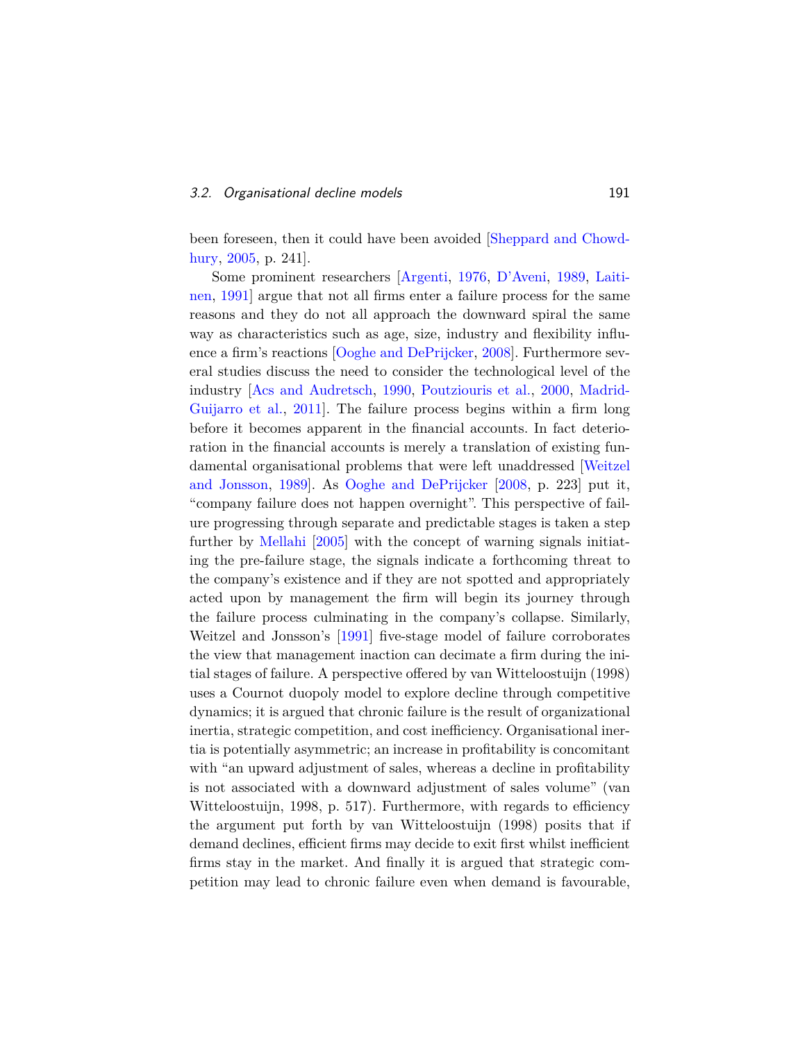been foreseen, then it could have been avoided [Sheppard and Chowdhury, 2005, p. 241].

Some prominent researchers [Argenti, 1976, D'Aveni, 1989, Laitinen, 1991] argue that not all firms enter a failure process for the same reasons and they do not all approach the downward spiral the same way as characteristics such as age, size, industry and flexibility influence a firm's reactions [Ooghe and DePrijcker, 2008]. Furthermore several studies discuss the need to consider the technological level of the industry [Acs and Audretsch, 1990, Poutziouris et al., 2000, Madrid-Guijarro et al., 2011]. The failure process begins within a firm long before it becomes apparent in the financial accounts. In fact deterioration in the financial accounts is merely a translation of existing fundamental organisational problems that were left unaddressed [Weitzel and Jonsson, 1989]. As Ooghe and DePrijcker [2008, p. 223] put it, "company failure does not happen overnight". This perspective of failure progressing through separate and predictable stages is taken a step further by Mellahi [2005] with the concept of warning signals initiating the pre-failure stage, the signals indicate a forthcoming threat to the company's existence and if they are not spotted and appropriately acted upon by management the firm will begin its journey through the failure process culminating in the company's collapse. Similarly, Weitzel and Jonsson's [1991] five-stage model of failure corroborates the view that management inaction can decimate a firm during the initial stages of failure. A perspective offered by van Witteloostuijn (1998) uses a Cournot duopoly model to explore decline through competitive dynamics; it is argued that chronic failure is the result of organizational inertia, strategic competition, and cost inefficiency. Organisational inertia is potentially asymmetric; an increase in profitability is concomitant with "an upward adjustment of sales, whereas a decline in profitability is not associated with a downward adjustment of sales volume" (van Witteloostuijn, 1998, p. 517). Furthermore, with regards to efficiency the argument put forth by van Witteloostuijn (1998) posits that if demand declines, efficient firms may decide to exit first whilst inefficient firms stay in the market. And finally it is argued that strategic competition may lead to chronic failure even when demand is favourable,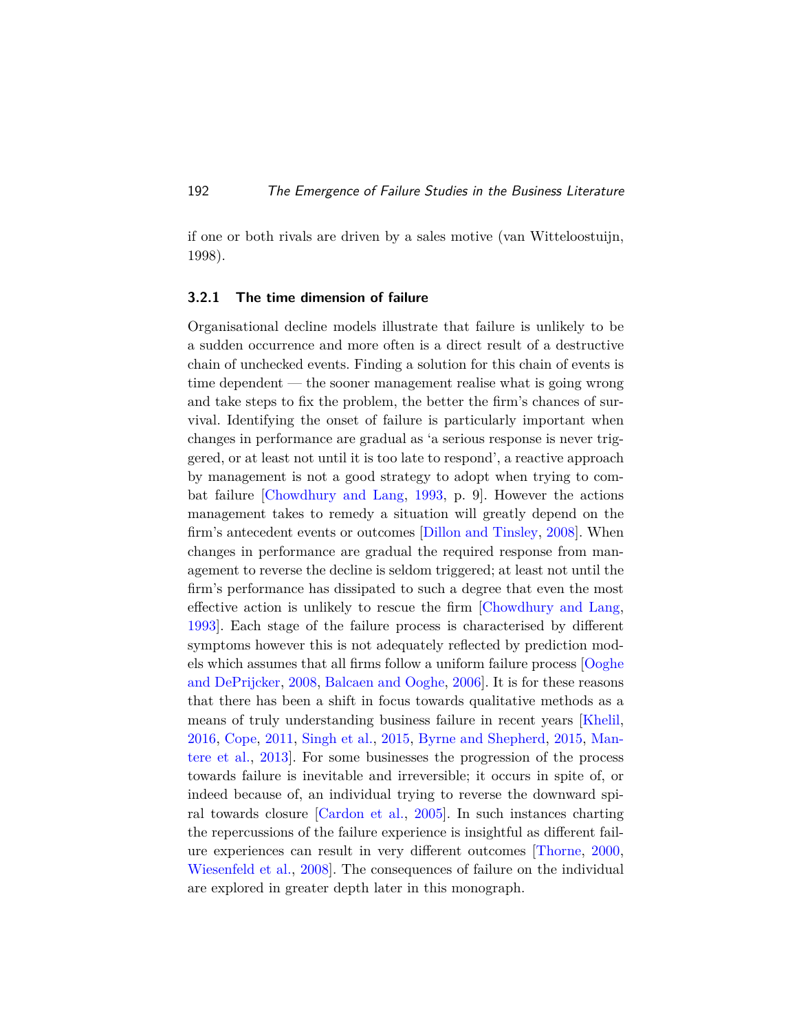if one or both rivals are driven by a sales motive (van Witteloostuijn, 1998).

### 3.2.1 The time dimension of failure

Organisational decline models illustrate that failure is unlikely to be a sudden occurrence and more often is a direct result of a destructive chain of unchecked events. Finding a solution for this chain of events is time dependent — the sooner management realise what is going wrong and take steps to fix the problem, the better the firm's chances of survival. Identifying the onset of failure is particularly important when changes in performance are gradual as 'a serious response is never triggered, or at least not until it is too late to respond', a reactive approach by management is not a good strategy to adopt when trying to combat failure [Chowdhury and Lang, 1993, p. 9]. However the actions management takes to remedy a situation will greatly depend on the firm's antecedent events or outcomes [Dillon and Tinsley, 2008]. When changes in performance are gradual the required response from management to reverse the decline is seldom triggered; at least not until the firm's performance has dissipated to such a degree that even the most effective action is unlikely to rescue the firm [Chowdhury and Lang, 1993]. Each stage of the failure process is characterised by different symptoms however this is not adequately reflected by prediction models which assumes that all firms follow a uniform failure process [Ooghe and DePrijcker, 2008, Balcaen and Ooghe, 2006]. It is for these reasons that there has been a shift in focus towards qualitative methods as a means of truly understanding business failure in recent years [Khelil, 2016, Cope, 2011, Singh et al., 2015, Byrne and Shepherd, 2015, Mantere et al., 2013]. For some businesses the progression of the process towards failure is inevitable and irreversible; it occurs in spite of, or indeed because of, an individual trying to reverse the downward spiral towards closure [Cardon et al., 2005]. In such instances charting the repercussions of the failure experience is insightful as different failure experiences can result in very different outcomes [Thorne, 2000, Wiesenfeld et al., 2008]. The consequences of failure on the individual are explored in greater depth later in this monograph.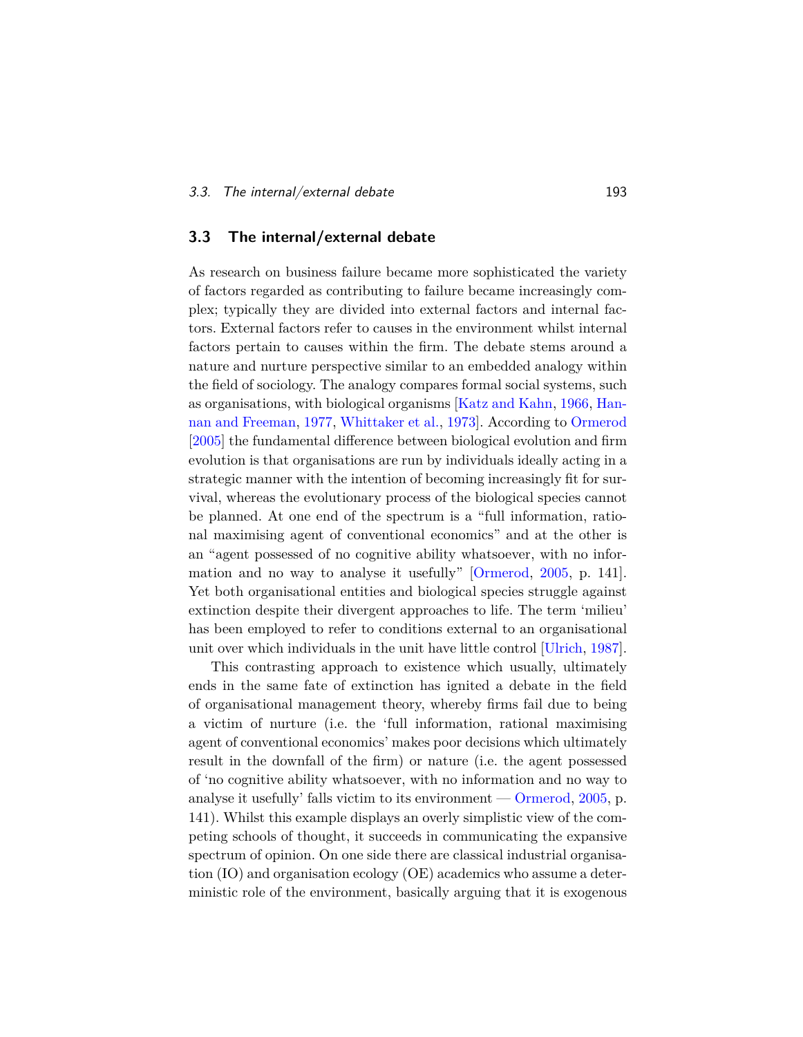## 3.3 The internal/external debate

As research on business failure became more sophisticated the variety of factors regarded as contributing to failure became increasingly complex; typically they are divided into external factors and internal factors. External factors refer to causes in the environment whilst internal factors pertain to causes within the firm. The debate stems around a nature and nurture perspective similar to an embedded analogy within the field of sociology. The analogy compares formal social systems, such as organisations, with biological organisms [Katz and Kahn, 1966, Hannan and Freeman, 1977, Whittaker et al., 1973]. According to Ormerod [2005] the fundamental difference between biological evolution and firm evolution is that organisations are run by individuals ideally acting in a strategic manner with the intention of becoming increasingly fit for survival, whereas the evolutionary process of the biological species cannot be planned. At one end of the spectrum is a "full information, rational maximising agent of conventional economics" and at the other is an "agent possessed of no cognitive ability whatsoever, with no information and no way to analyse it usefully" [Ormerod, 2005, p. 141]. Yet both organisational entities and biological species struggle against extinction despite their divergent approaches to life. The term 'milieu' has been employed to refer to conditions external to an organisational unit over which individuals in the unit have little control [Ulrich, 1987].

This contrasting approach to existence which usually, ultimately ends in the same fate of extinction has ignited a debate in the field of organisational management theory, whereby firms fail due to being a victim of nurture (i.e. the 'full information, rational maximising agent of conventional economics' makes poor decisions which ultimately result in the downfall of the firm) or nature (i.e. the agent possessed of 'no cognitive ability whatsoever, with no information and no way to analyse it usefully' falls victim to its environment — Ormerod, 2005, p. 141). Whilst this example displays an overly simplistic view of the competing schools of thought, it succeeds in communicating the expansive spectrum of opinion. On one side there are classical industrial organisation (IO) and organisation ecology (OE) academics who assume a deterministic role of the environment, basically arguing that it is exogenous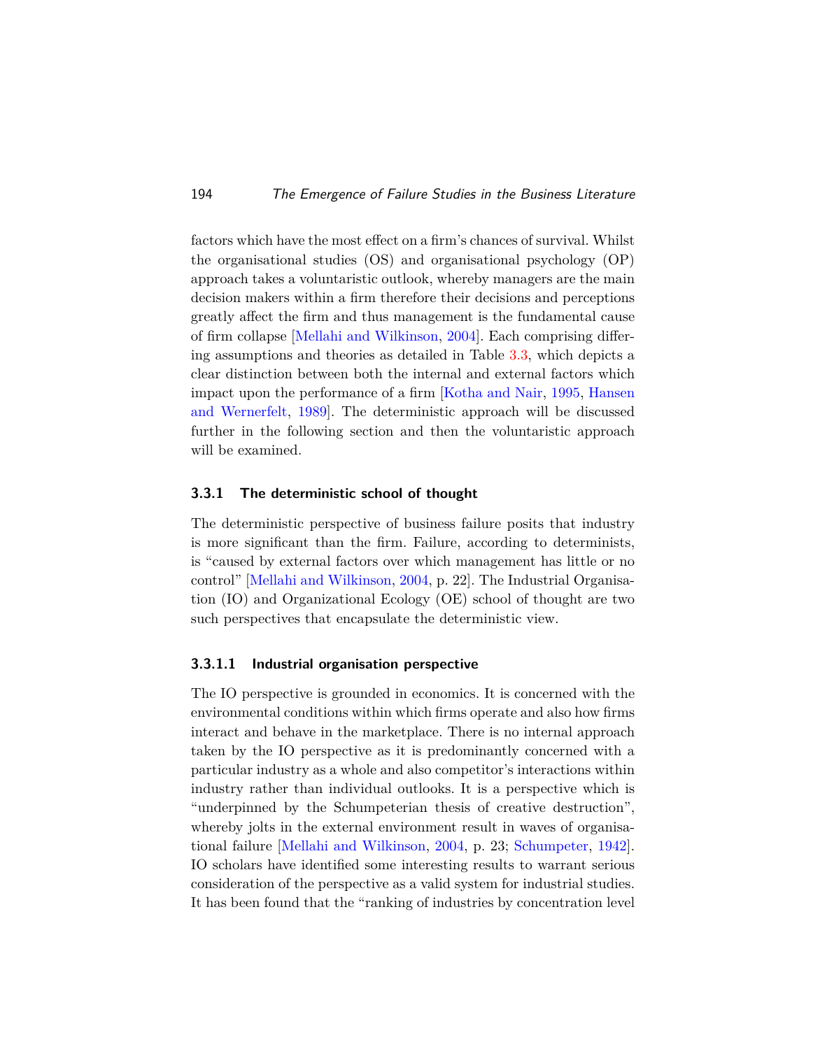factors which have the most effect on a firm's chances of survival. Whilst the organisational studies (OS) and organisational psychology (OP) approach takes a voluntaristic outlook, whereby managers are the main decision makers within a firm therefore their decisions and perceptions greatly affect the firm and thus management is the fundamental cause of firm collapse [Mellahi and Wilkinson, 2004]. Each comprising differing assumptions and theories as detailed in Table 3.3, which depicts a clear distinction between both the internal and external factors which impact upon the performance of a firm [Kotha and Nair, 1995, Hansen and Wernerfelt, 1989]. The deterministic approach will be discussed further in the following section and then the voluntaristic approach will be examined.

### 3.3.1 The deterministic school of thought

The deterministic perspective of business failure posits that industry is more significant than the firm. Failure, according to determinists, is "caused by external factors over which management has little or no control" [Mellahi and Wilkinson, 2004, p. 22]. The Industrial Organisation (IO) and Organizational Ecology (OE) school of thought are two such perspectives that encapsulate the deterministic view.

#### 3.3.1.1 Industrial organisation perspective

The IO perspective is grounded in economics. It is concerned with the environmental conditions within which firms operate and also how firms interact and behave in the marketplace. There is no internal approach taken by the IO perspective as it is predominantly concerned with a particular industry as a whole and also competitor's interactions within industry rather than individual outlooks. It is a perspective which is "underpinned by the Schumpeterian thesis of creative destruction", whereby jolts in the external environment result in waves of organisational failure [Mellahi and Wilkinson, 2004, p. 23; Schumpeter, 1942]. IO scholars have identified some interesting results to warrant serious consideration of the perspective as a valid system for industrial studies. It has been found that the "ranking of industries by concentration level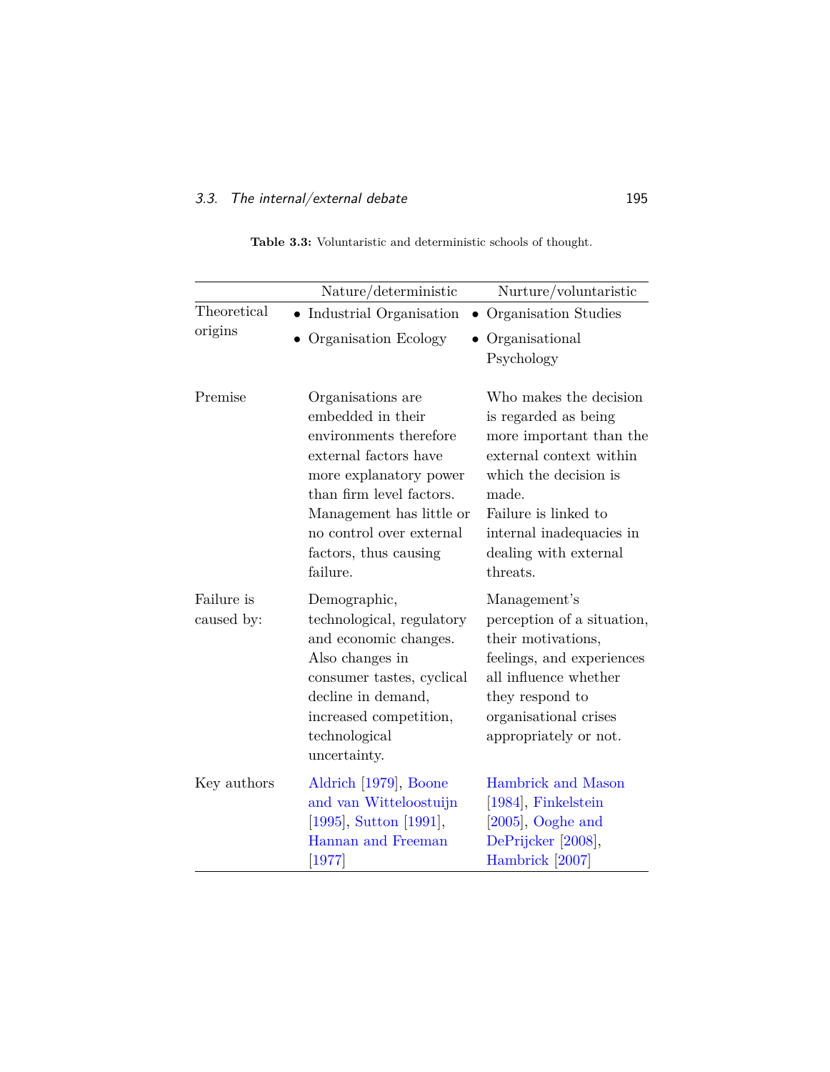**Table 3.3:** Voluntaristic and deterministic schools of thought.

| | Nature/deterministic | Nurture/voluntaristic |
|---|---|---|
| Theoretical origins | • Industrial Organisation<br>• Organisation Ecology | • Organisation Studies<br>• Organisational Psychology |
| Premise | Organisations are embedded in their environments therefore external factors have more explanatory power than firm level factors. Management has little or no control over external factors, thus causing failure. | Who makes the decision is regarded as being more important than the external context within which the decision is made. Failure is linked to internal inadequacies in dealing with external threats. |
| Failure is caused by: | Demographic, technological, regulatory and economic changes. Also changes in consumer tastes, cyclical decline in demand, increased competition, technological uncertainty. | Management's perception of a situation, their motivations, feelings, and experiences all influence whether they respond to organisational crises appropriately or not. |
| Key authors | Aldrich [1979], Boone and van Witteloostuijn [1995], Sutton [1991], Hannan and Freeman [1977] | Hambrick and Mason [1984], Finkelstein [2005], Ooghe and DePrijcker [2008], Hambrick [2007] |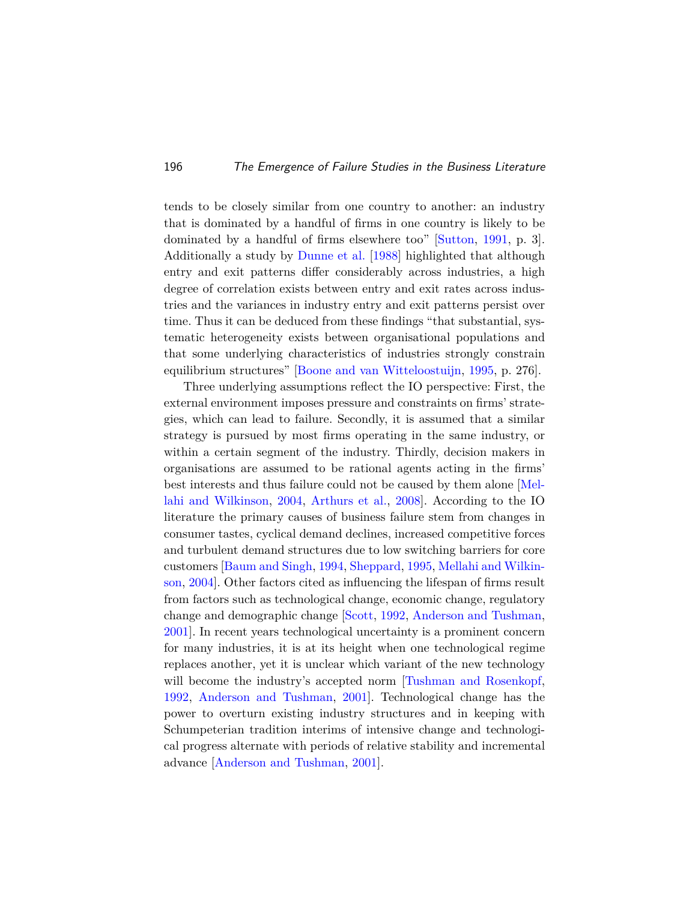tends to be closely similar from one country to another: an industry that is dominated by a handful of firms in one country is likely to be dominated by a handful of firms elsewhere too" [Sutton, 1991, p. 3]. Additionally a study by Dunne et al. [1988] highlighted that although entry and exit patterns differ considerably across industries, a high degree of correlation exists between entry and exit rates across industries and the variances in industry entry and exit patterns persist over time. Thus it can be deduced from these findings "that substantial, systematic heterogeneity exists between organisational populations and that some underlying characteristics of industries strongly constrain equilibrium structures" [Boone and van Witteloostuijn, 1995, p. 276].

Three underlying assumptions reflect the IO perspective: First, the external environment imposes pressure and constraints on firms' strategies, which can lead to failure. Secondly, it is assumed that a similar strategy is pursued by most firms operating in the same industry, or within a certain segment of the industry. Thirdly, decision makers in organisations are assumed to be rational agents acting in the firms' best interests and thus failure could not be caused by them alone [Mellahi and Wilkinson, 2004, Arthurs et al., 2008]. According to the IO literature the primary causes of business failure stem from changes in consumer tastes, cyclical demand declines, increased competitive forces and turbulent demand structures due to low switching barriers for core customers [Baum and Singh, 1994, Sheppard, 1995, Mellahi and Wilkinson, 2004]. Other factors cited as influencing the lifespan of firms result from factors such as technological change, economic change, regulatory change and demographic change [Scott, 1992, Anderson and Tushman, 2001]. In recent years technological uncertainty is a prominent concern for many industries, it is at its height when one technological regime replaces another, yet it is unclear which variant of the new technology will become the industry's accepted norm [Tushman and Rosenkopf, 1992, Anderson and Tushman, 2001]. Technological change has the power to overturn existing industry structures and in keeping with Schumpeterian tradition interims of intensive change and technological progress alternate with periods of relative stability and incremental advance [Anderson and Tushman, 2001].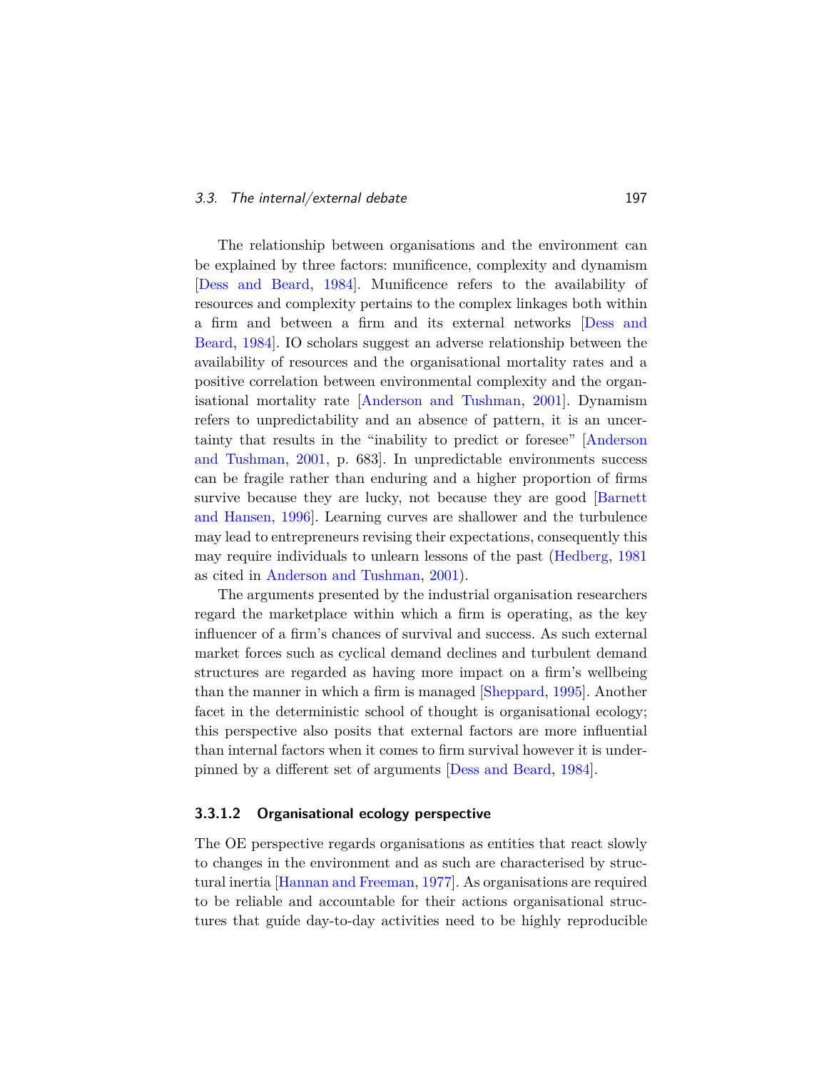The relationship between organisations and the environment can be explained by three factors: munificence, complexity and dynamism [Dess and Beard, 1984]. Munificence refers to the availability of resources and complexity pertains to the complex linkages both within a firm and between a firm and its external networks [Dess and Beard, 1984]. IO scholars suggest an adverse relationship between the availability of resources and the organisational mortality rates and a positive correlation between environmental complexity and the organisational mortality rate [Anderson and Tushman, 2001]. Dynamism refers to unpredictability and an absence of pattern, it is an uncertainty that results in the "inability to predict or foresee" [Anderson and Tushman, 2001, p. 683]. In unpredictable environments success can be fragile rather than enduring and a higher proportion of firms survive because they are lucky, not because they are good [Barnett and Hansen, 1996]. Learning curves are shallower and the turbulence may lead to entrepreneurs revising their expectations, consequently this may require individuals to unlearn lessons of the past (Hedberg, 1981 as cited in Anderson and Tushman, 2001).

The arguments presented by the industrial organisation researchers regard the marketplace within which a firm is operating, as the key influencer of a firm's chances of survival and success. As such external market forces such as cyclical demand declines and turbulent demand structures are regarded as having more impact on a firm's wellbeing than the manner in which a firm is managed [Sheppard, 1995]. Another facet in the deterministic school of thought is organisational ecology; this perspective also posits that external factors are more influential than internal factors when it comes to firm survival however it is underpinned by a different set of arguments [Dess and Beard, 1984].

#### 3.3.1.2 Organisational ecology perspective

The OE perspective regards organisations as entities that react slowly to changes in the environment and as such are characterised by structural inertia [Hannan and Freeman, 1977]. As organisations are required to be reliable and accountable for their actions organisational structures that guide day-to-day activities need to be highly reproducible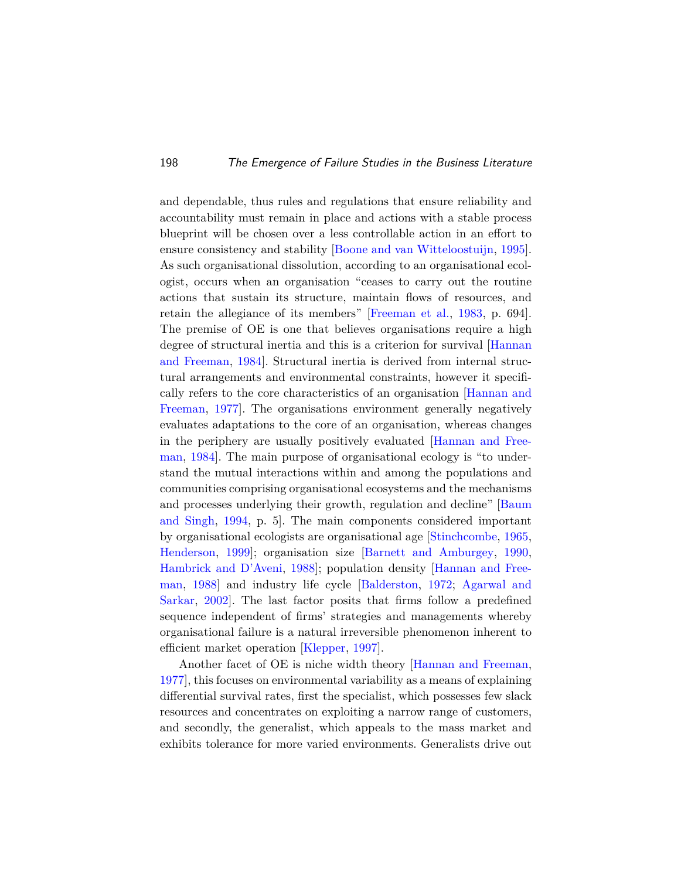and dependable, thus rules and regulations that ensure reliability and accountability must remain in place and actions with a stable process blueprint will be chosen over a less controllable action in an effort to ensure consistency and stability [Boone and van Witteloostuijn, 1995]. As such organisational dissolution, according to an organisational ecologist, occurs when an organisation "ceases to carry out the routine actions that sustain its structure, maintain flows of resources, and retain the allegiance of its members" [Freeman et al., 1983, p. 694]. The premise of OE is one that believes organisations require a high degree of structural inertia and this is a criterion for survival [Hannan and Freeman, 1984]. Structural inertia is derived from internal structural arrangements and environmental constraints, however it specifically refers to the core characteristics of an organisation [Hannan and Freeman, 1977]. The organisations environment generally negatively evaluates adaptations to the core of an organisation, whereas changes in the periphery are usually positively evaluated [Hannan and Freeman, 1984]. The main purpose of organisational ecology is "to understand the mutual interactions within and among the populations and communities comprising organisational ecosystems and the mechanisms and processes underlying their growth, regulation and decline" [Baum and Singh, 1994, p. 5]. The main components considered important by organisational ecologists are organisational age [Stinchcombe, 1965, Henderson, 1999]; organisation size [Barnett and Amburgey, 1990, Hambrick and D'Aveni, 1988]; population density [Hannan and Freeman, 1988] and industry life cycle [Balderston, 1972; Agarwal and Sarkar, 2002]. The last factor posits that firms follow a predefined sequence independent of firms' strategies and managements whereby organisational failure is a natural irreversible phenomenon inherent to efficient market operation [Klepper, 1997].

Another facet of OE is niche width theory [Hannan and Freeman, 1977], this focuses on environmental variability as a means of explaining differential survival rates, first the specialist, which possesses few slack resources and concentrates on exploiting a narrow range of customers, and secondly, the generalist, which appeals to the mass market and exhibits tolerance for more varied environments. Generalists drive out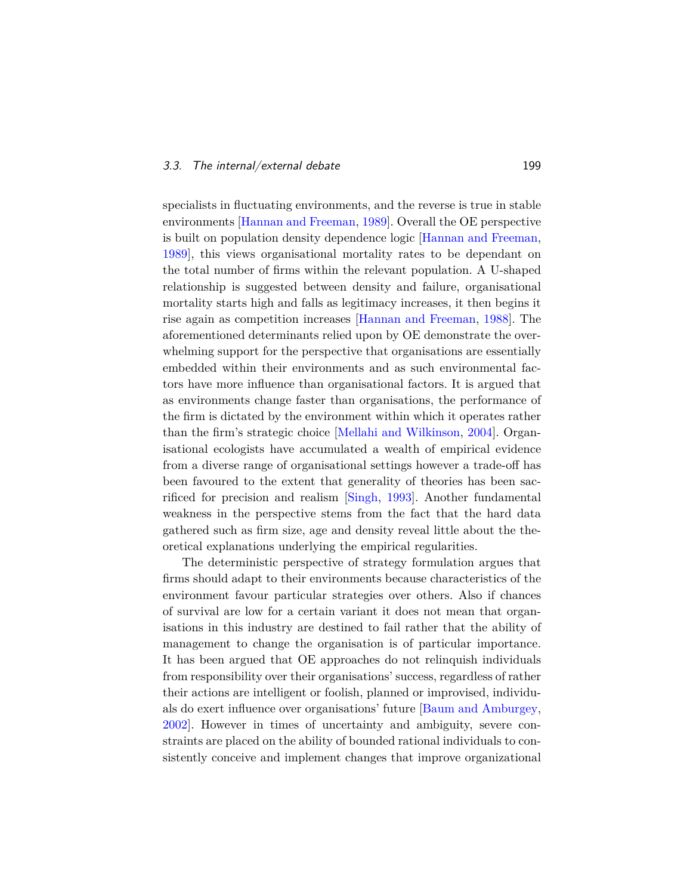specialists in fluctuating environments, and the reverse is true in stable environments [Hannan and Freeman, 1989]. Overall the OE perspective is built on population density dependence logic [Hannan and Freeman, 1989], this views organisational mortality rates to be dependant on the total number of firms within the relevant population. A U-shaped relationship is suggested between density and failure, organisational mortality starts high and falls as legitimacy increases, it then begins it rise again as competition increases [Hannan and Freeman, 1988]. The aforementioned determinants relied upon by OE demonstrate the overwhelming support for the perspective that organisations are essentially embedded within their environments and as such environmental factors have more influence than organisational factors. It is argued that as environments change faster than organisations, the performance of the firm is dictated by the environment within which it operates rather than the firm's strategic choice [Mellahi and Wilkinson, 2004]. Organisational ecologists have accumulated a wealth of empirical evidence from a diverse range of organisational settings however a trade-off has been favoured to the extent that generality of theories has been sacrificed for precision and realism [Singh, 1993]. Another fundamental weakness in the perspective stems from the fact that the hard data gathered such as firm size, age and density reveal little about the theoretical explanations underlying the empirical regularities.

The deterministic perspective of strategy formulation argues that firms should adapt to their environments because characteristics of the environment favour particular strategies over others. Also if chances of survival are low for a certain variant it does not mean that organisations in this industry are destined to fail rather that the ability of management to change the organisation is of particular importance. It has been argued that OE approaches do not relinquish individuals from responsibility over their organisations' success, regardless of rather their actions are intelligent or foolish, planned or improvised, individuals do exert influence over organisations' future [Baum and Amburgey, 2002]. However in times of uncertainty and ambiguity, severe constraints are placed on the ability of bounded rational individuals to consistently conceive and implement changes that improve organizational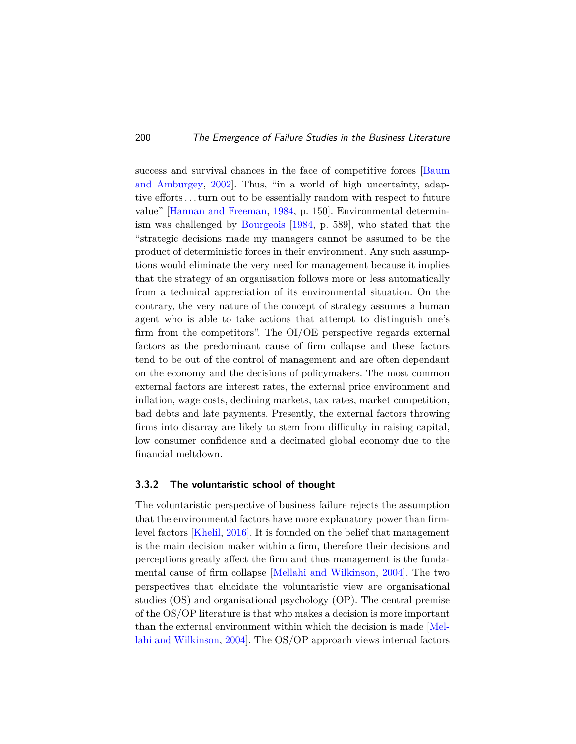success and survival chances in the face of competitive forces [Baum and Amburgey, 2002]. Thus, "in a world of high uncertainty, adaptive efforts . . . turn out to be essentially random with respect to future value" [Hannan and Freeman, 1984, p. 150]. Environmental determinism was challenged by Bourgeois [1984, p. 589], who stated that the "strategic decisions made my managers cannot be assumed to be the product of deterministic forces in their environment. Any such assumptions would eliminate the very need for management because it implies that the strategy of an organisation follows more or less automatically from a technical appreciation of its environmental situation. On the contrary, the very nature of the concept of strategy assumes a human agent who is able to take actions that attempt to distinguish one's firm from the competitors". The OI/OE perspective regards external factors as the predominant cause of firm collapse and these factors tend to be out of the control of management and are often dependant on the economy and the decisions of policymakers. The most common external factors are interest rates, the external price environment and inflation, wage costs, declining markets, tax rates, market competition, bad debts and late payments. Presently, the external factors throwing firms into disarray are likely to stem from difficulty in raising capital, low consumer confidence and a decimated global economy due to the financial meltdown.

### 3.3.2 The voluntaristic school of thought

The voluntaristic perspective of business failure rejects the assumption that the environmental factors have more explanatory power than firm-level factors [Khelil, 2016]. It is founded on the belief that management is the main decision maker within a firm, therefore their decisions and perceptions greatly affect the firm and thus management is the fundamental cause of firm collapse [Mellahi and Wilkinson, 2004]. The two perspectives that elucidate the voluntaristic view are organisational studies (OS) and organisational psychology (OP). The central premise of the OS/OP literature is that who makes a decision is more important than the external environment within which the decision is made [Mellahi and Wilkinson, 2004]. The OS/OP approach views internal factors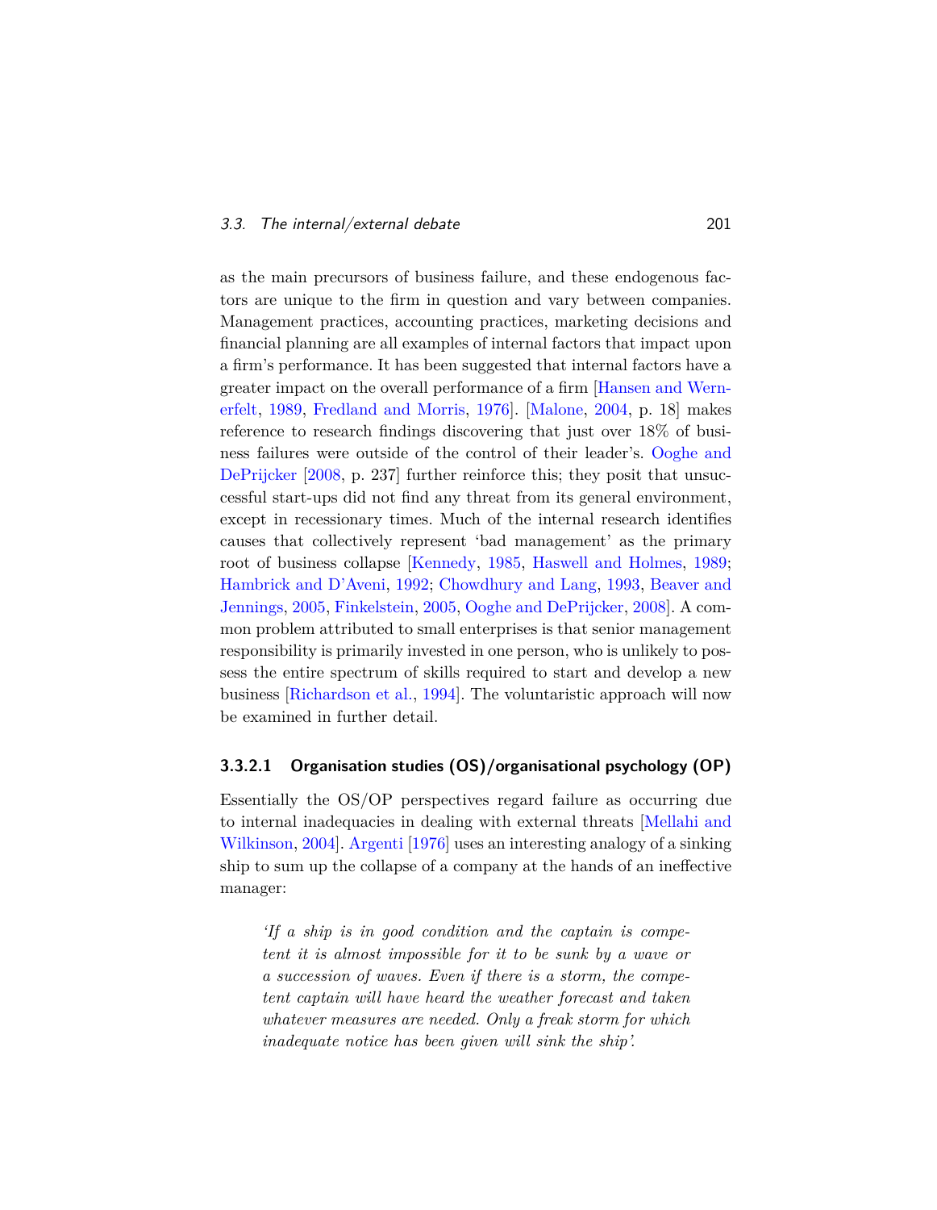as the main precursors of business failure, and these endogenous factors are unique to the firm in question and vary between companies. Management practices, accounting practices, marketing decisions and financial planning are all examples of internal factors that impact upon a firm's performance. It has been suggested that internal factors have a greater impact on the overall performance of a firm [Hansen and Wernerfelt, 1989, Fredland and Morris, 1976]. [Malone, 2004, p. 18] makes reference to research findings discovering that just over 18% of business failures were outside of the control of their leader's. Ooghe and DePrijcker [2008, p. 237] further reinforce this; they posit that unsuccessful start-ups did not find any threat from its general environment, except in recessionary times. Much of the internal research identifies causes that collectively represent 'bad management' as the primary root of business collapse [Kennedy, 1985, Haswell and Holmes, 1989; Hambrick and D'Aveni, 1992; Chowdhury and Lang, 1993, Beaver and Jennings, 2005, Finkelstein, 2005, Ooghe and DePrijcker, 2008]. A common problem attributed to small enterprises is that senior management responsibility is primarily invested in one person, who is unlikely to possess the entire spectrum of skills required to start and develop a new business [Richardson et al., 1994]. The voluntaristic approach will now be examined in further detail.

#### 3.3.2.1 Organisation studies (OS)/organisational psychology (OP)

Essentially the OS/OP perspectives regard failure as occurring due to internal inadequacies in dealing with external threats [Mellahi and Wilkinson, 2004]. Argenti [1976] uses an interesting analogy of a sinking ship to sum up the collapse of a company at the hands of an ineffective manager:

> *'If a ship is in good condition and the captain is competent it is almost impossible for it to be sunk by a wave or a succession of waves. Even if there is a storm, the competent captain will have heard the weather forecast and taken whatever measures are needed. Only a freak storm for which inadequate notice has been given will sink the ship'.*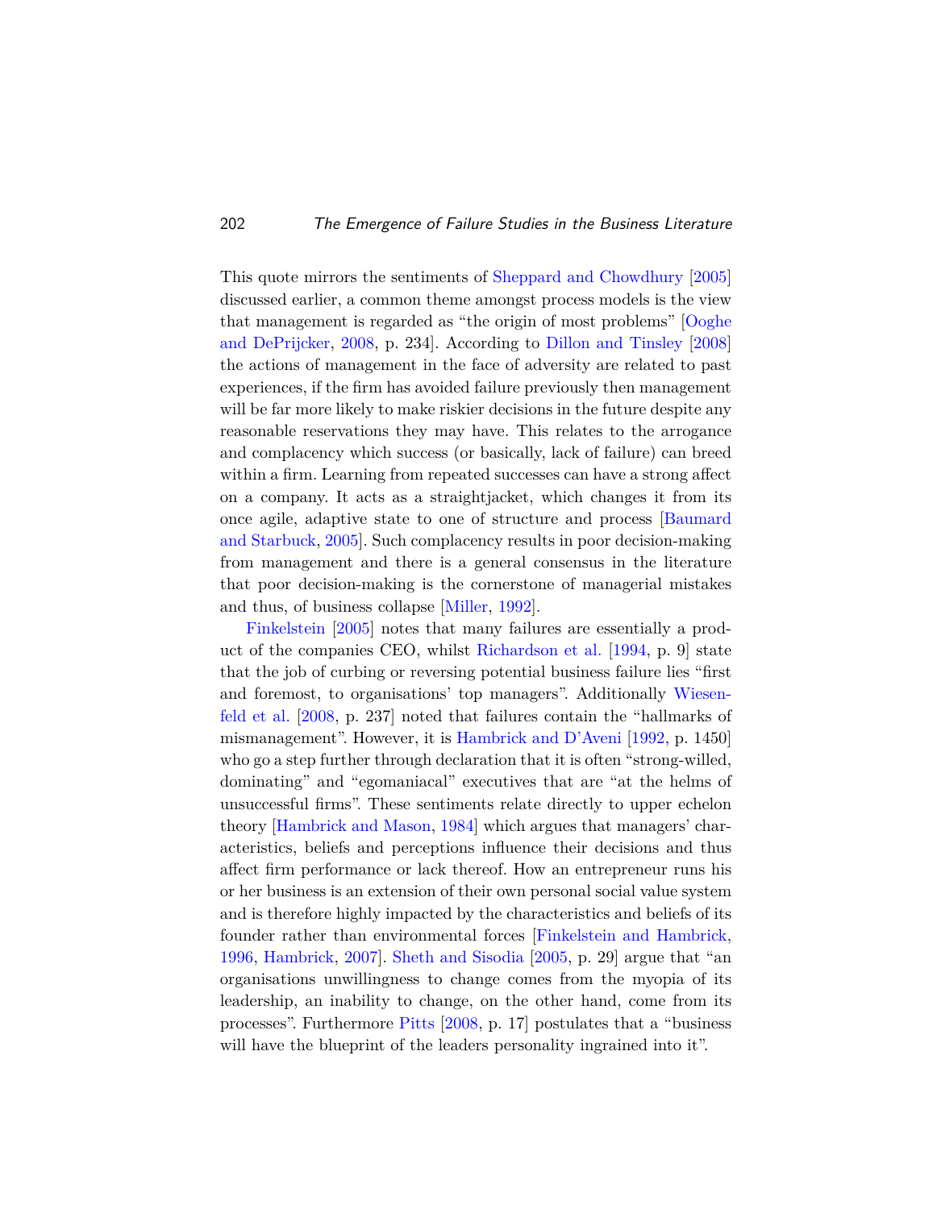This quote mirrors the sentiments of Sheppard and Chowdhury [2005] discussed earlier, a common theme amongst process models is the view that management is regarded as "the origin of most problems" [Ooghe and DePrijcker, 2008, p. 234]. According to Dillon and Tinsley [2008] the actions of management in the face of adversity are related to past experiences, if the firm has avoided failure previously then management will be far more likely to make riskier decisions in the future despite any reasonable reservations they may have. This relates to the arrogance and complacency which success (or basically, lack of failure) can breed within a firm. Learning from repeated successes can have a strong affect on a company. It acts as a straightjacket, which changes it from its once agile, adaptive state to one of structure and process [Baumard and Starbuck, 2005]. Such complacency results in poor decision-making from management and there is a general consensus in the literature that poor decision-making is the cornerstone of managerial mistakes and thus, of business collapse [Miller, 1992].

Finkelstein [2005] notes that many failures are essentially a product of the companies CEO, whilst Richardson et al. [1994, p. 9] state that the job of curbing or reversing potential business failure lies "first and foremost, to organisations' top managers". Additionally Wiesenfeld et al. [2008, p. 237] noted that failures contain the "hallmarks of mismanagement". However, it is Hambrick and D'Aveni [1992, p. 1450] who go a step further through declaration that it is often "strong-willed, dominating" and "egomaniacal" executives that are "at the helms of unsuccessful firms". These sentiments relate directly to upper echelon theory [Hambrick and Mason, 1984] which argues that managers' characteristics, beliefs and perceptions influence their decisions and thus affect firm performance or lack thereof. How an entrepreneur runs his or her business is an extension of their own personal social value system and is therefore highly impacted by the characteristics and beliefs of its founder rather than environmental forces [Finkelstein and Hambrick, 1996, Hambrick, 2007]. Sheth and Sisodia [2005, p. 29] argue that "an organisations unwillingness to change comes from the myopia of its leadership, an inability to change, on the other hand, come from its processes". Furthermore Pitts [2008, p. 17] postulates that a "business will have the blueprint of the leaders personality ingrained into it".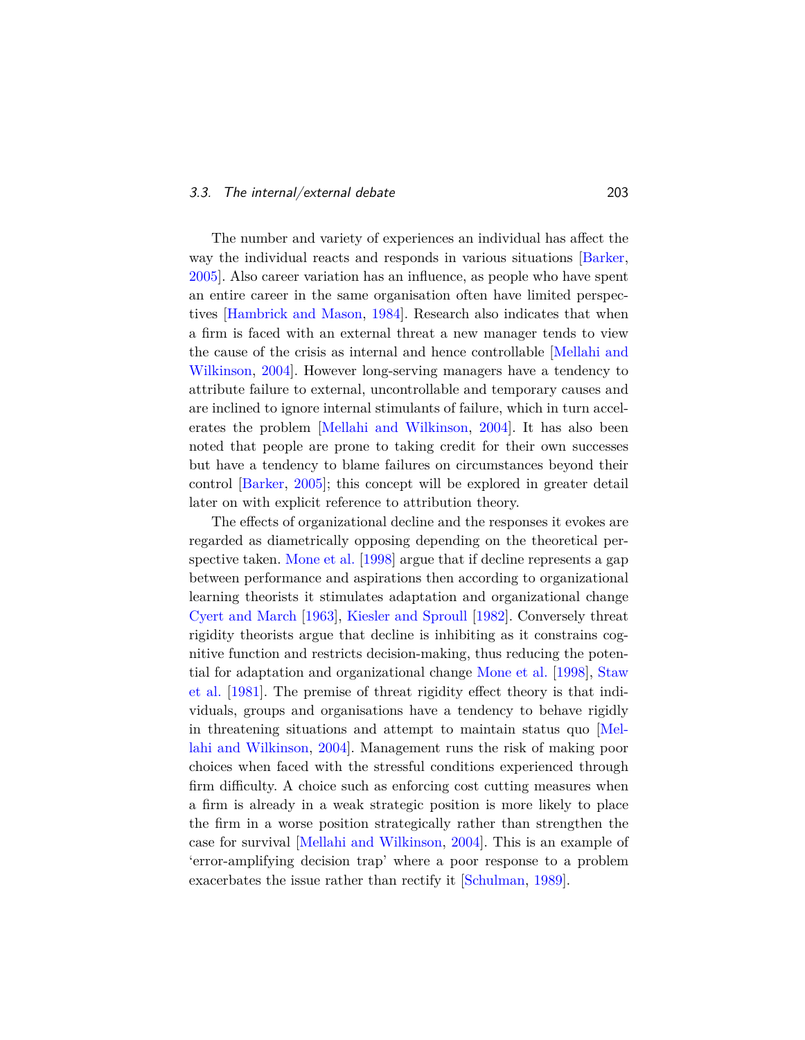The number and variety of experiences an individual has affect the way the individual reacts and responds in various situations [Barker, 2005]. Also career variation has an influence, as people who have spent an entire career in the same organisation often have limited perspectives [Hambrick and Mason, 1984]. Research also indicates that when a firm is faced with an external threat a new manager tends to view the cause of the crisis as internal and hence controllable [Mellahi and Wilkinson, 2004]. However long-serving managers have a tendency to attribute failure to external, uncontrollable and temporary causes and are inclined to ignore internal stimulants of failure, which in turn accelerates the problem [Mellahi and Wilkinson, 2004]. It has also been noted that people are prone to taking credit for their own successes but have a tendency to blame failures on circumstances beyond their control [Barker, 2005]; this concept will be explored in greater detail later on with explicit reference to attribution theory.

The effects of organizational decline and the responses it evokes are regarded as diametrically opposing depending on the theoretical perspective taken. Mone et al. [1998] argue that if decline represents a gap between performance and aspirations then according to organizational learning theorists it stimulates adaptation and organizational change Cyert and March [1963], Kiesler and Sproull [1982]. Conversely threat rigidity theorists argue that decline is inhibiting as it constrains cognitive function and restricts decision-making, thus reducing the potential for adaptation and organizational change Mone et al. [1998], Staw et al. [1981]. The premise of threat rigidity effect theory is that individuals, groups and organisations have a tendency to behave rigidly in threatening situations and attempt to maintain status quo [Mellahi and Wilkinson, 2004]. Management runs the risk of making poor choices when faced with the stressful conditions experienced through firm difficulty. A choice such as enforcing cost cutting measures when a firm is already in a weak strategic position is more likely to place the firm in a worse position strategically rather than strengthen the case for survival [Mellahi and Wilkinson, 2004]. This is an example of 'error-amplifying decision trap' where a poor response to a problem exacerbates the issue rather than rectify it [Schulman, 1989].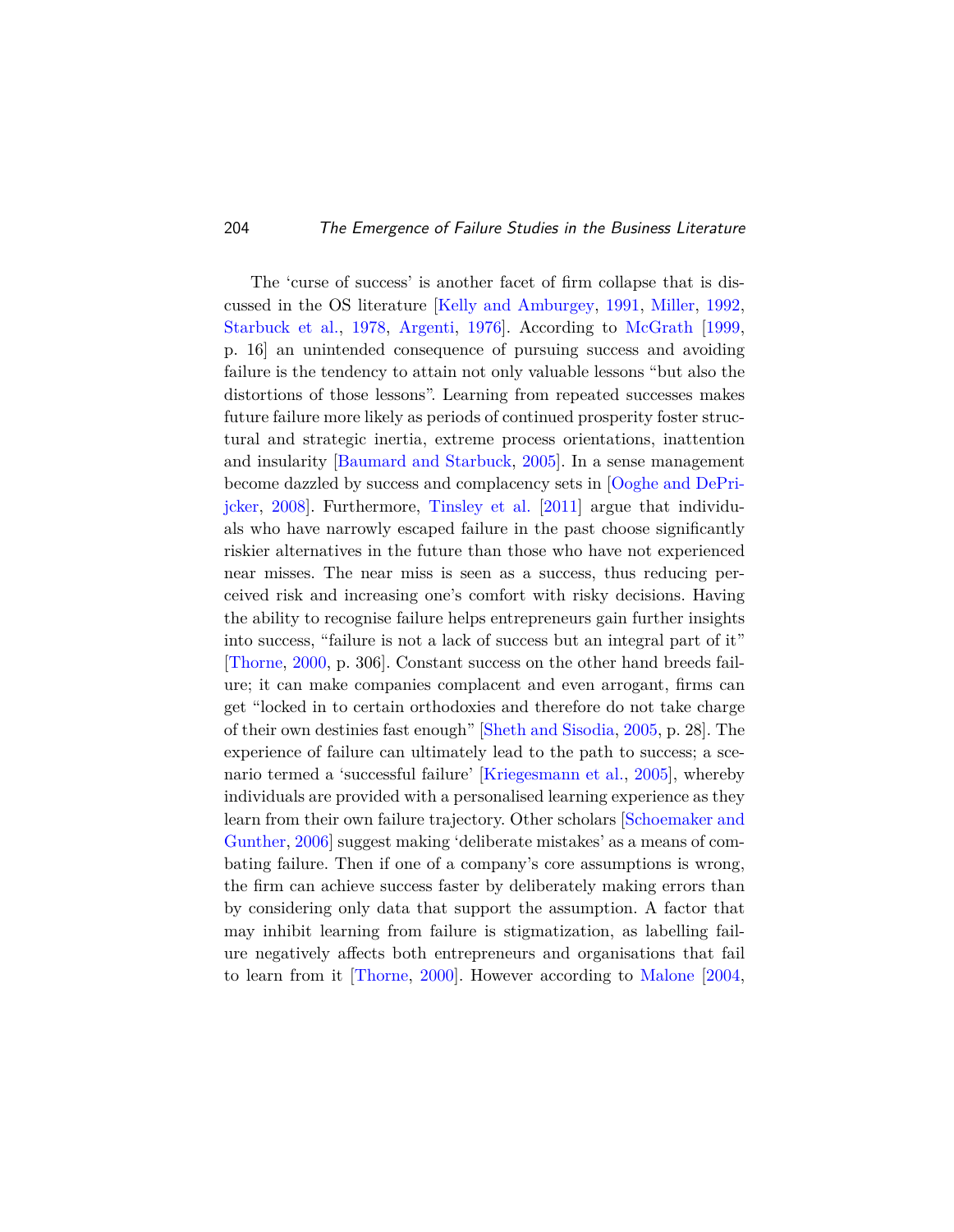The 'curse of success' is another facet of firm collapse that is discussed in the OS literature [Kelly and Amburgey, 1991, Miller, 1992, Starbuck et al., 1978, Argenti, 1976]. According to McGrath [1999, p. 16] an unintended consequence of pursuing success and avoiding failure is the tendency to attain not only valuable lessons "but also the distortions of those lessons". Learning from repeated successes makes future failure more likely as periods of continued prosperity foster structural and strategic inertia, extreme process orientations, inattention and insularity [Baumard and Starbuck, 2005]. In a sense management become dazzled by success and complacency sets in [Ooghe and DePrijcker, 2008]. Furthermore, Tinsley et al. [2011] argue that individuals who have narrowly escaped failure in the past choose significantly riskier alternatives in the future than those who have not experienced near misses. The near miss is seen as a success, thus reducing perceived risk and increasing one's comfort with risky decisions. Having the ability to recognise failure helps entrepreneurs gain further insights into success, "failure is not a lack of success but an integral part of it" [Thorne, 2000, p. 306]. Constant success on the other hand breeds failure; it can make companies complacent and even arrogant, firms can get "locked in to certain orthodoxies and therefore do not take charge of their own destinies fast enough" [Sheth and Sisodia, 2005, p. 28]. The experience of failure can ultimately lead to the path to success; a scenario termed a 'successful failure' [Kriegesmann et al., 2005], whereby individuals are provided with a personalised learning experience as they learn from their own failure trajectory. Other scholars [Schoemaker and Gunther, 2006] suggest making 'deliberate mistakes' as a means of combating failure. Then if one of a company's core assumptions is wrong, the firm can achieve success faster by deliberately making errors than by considering only data that support the assumption. A factor that may inhibit learning from failure is stigmatization, as labelling failure negatively affects both entrepreneurs and organisations that fail to learn from it [Thorne, 2000]. However according to Malone [2004,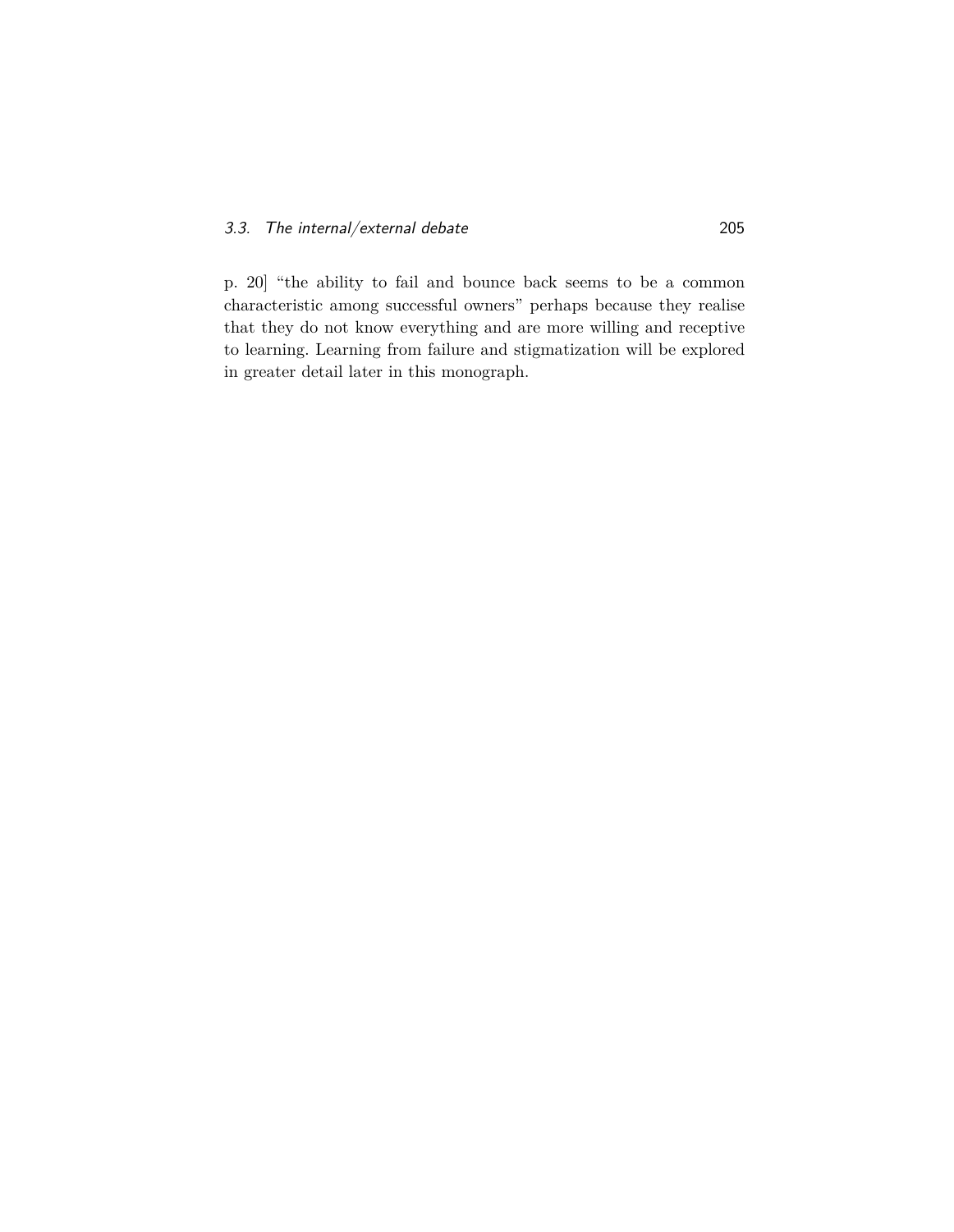p. 20] "the ability to fail and bounce back seems to be a common characteristic among successful owners" perhaps because they realise that they do not know everything and are more willing and receptive to learning. Learning from failure and stigmatization will be explored in greater detail later in this monograph.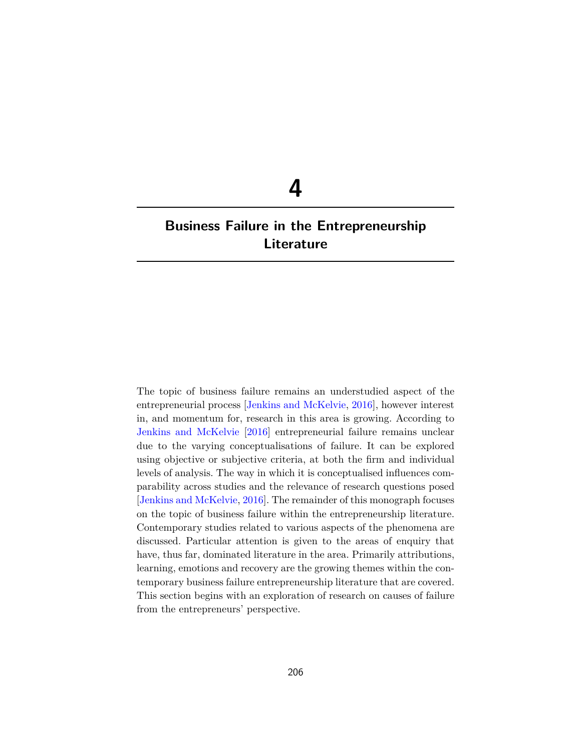# 4

# Business Failure in the Entrepreneurship Literature

The topic of business failure remains an understudied aspect of the entrepreneurial process [Jenkins and McKelvie, 2016], however interest in, and momentum for, research in this area is growing. According to Jenkins and McKelvie [2016] entrepreneurial failure remains unclear due to the varying conceptualisations of failure. It can be explored using objective or subjective criteria, at both the firm and individual levels of analysis. The way in which it is conceptualised influences comparability across studies and the relevance of research questions posed [Jenkins and McKelvie, 2016]. The remainder of this monograph focuses on the topic of business failure within the entrepreneurship literature. Contemporary studies related to various aspects of the phenomena are discussed. Particular attention is given to the areas of enquiry that have, thus far, dominated literature in the area. Primarily attributions, learning, emotions and recovery are the growing themes within the contemporary business failure entrepreneurship literature that are covered. This section begins with an exploration of research on causes of failure from the entrepreneurs' perspective.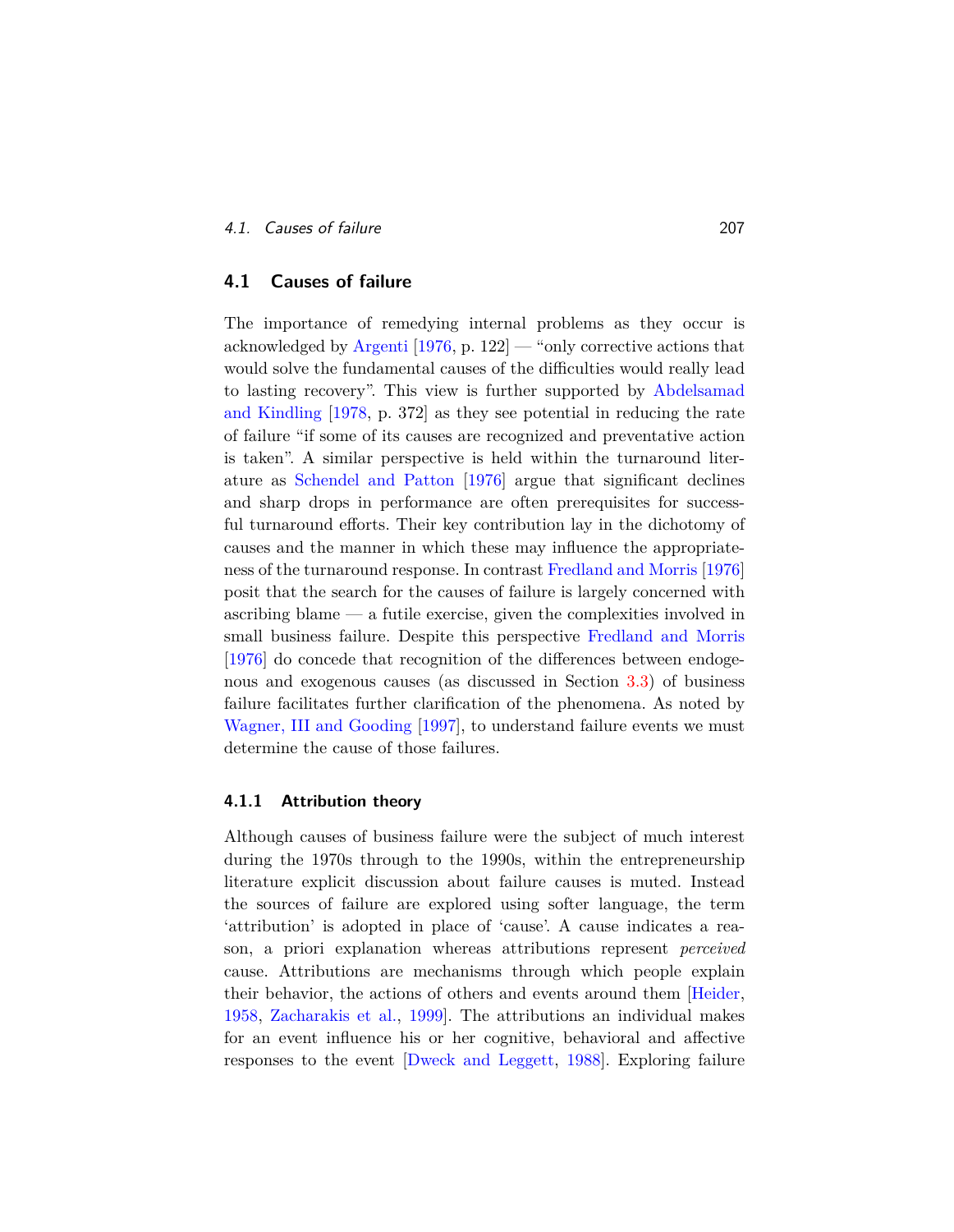## 4.1 Causes of failure

The importance of remedying internal problems as they occur is acknowledged by Argenti [1976, p. 122] — "only corrective actions that would solve the fundamental causes of the difficulties would really lead to lasting recovery". This view is further supported by Abdelsamad and Kindling [1978, p. 372] as they see potential in reducing the rate of failure "if some of its causes are recognized and preventative action is taken". A similar perspective is held within the turnaround literature as Schendel and Patton [1976] argue that significant declines and sharp drops in performance are often prerequisites for successful turnaround efforts. Their key contribution lay in the dichotomy of causes and the manner in which these may influence the appropriateness of the turnaround response. In contrast Fredland and Morris [1976] posit that the search for the causes of failure is largely concerned with ascribing blame — a futile exercise, given the complexities involved in small business failure. Despite this perspective Fredland and Morris [1976] do concede that recognition of the differences between endogenous and exogenous causes (as discussed in Section 3.3) of business failure facilitates further clarification of the phenomena. As noted by Wagner, III and Gooding [1997], to understand failure events we must determine the cause of those failures.

### 4.1.1 Attribution theory

Although causes of business failure were the subject of much interest during the 1970s through to the 1990s, within the entrepreneurship literature explicit discussion about failure causes is muted. Instead the sources of failure are explored using softer language, the term 'attribution' is adopted in place of 'cause'. A cause indicates a reason, a priori explanation whereas attributions represent *perceived* cause. Attributions are mechanisms through which people explain their behavior, the actions of others and events around them [Heider, 1958, Zacharakis et al., 1999]. The attributions an individual makes for an event influence his or her cognitive, behavioral and affective responses to the event [Dweck and Leggett, 1988]. Exploring failure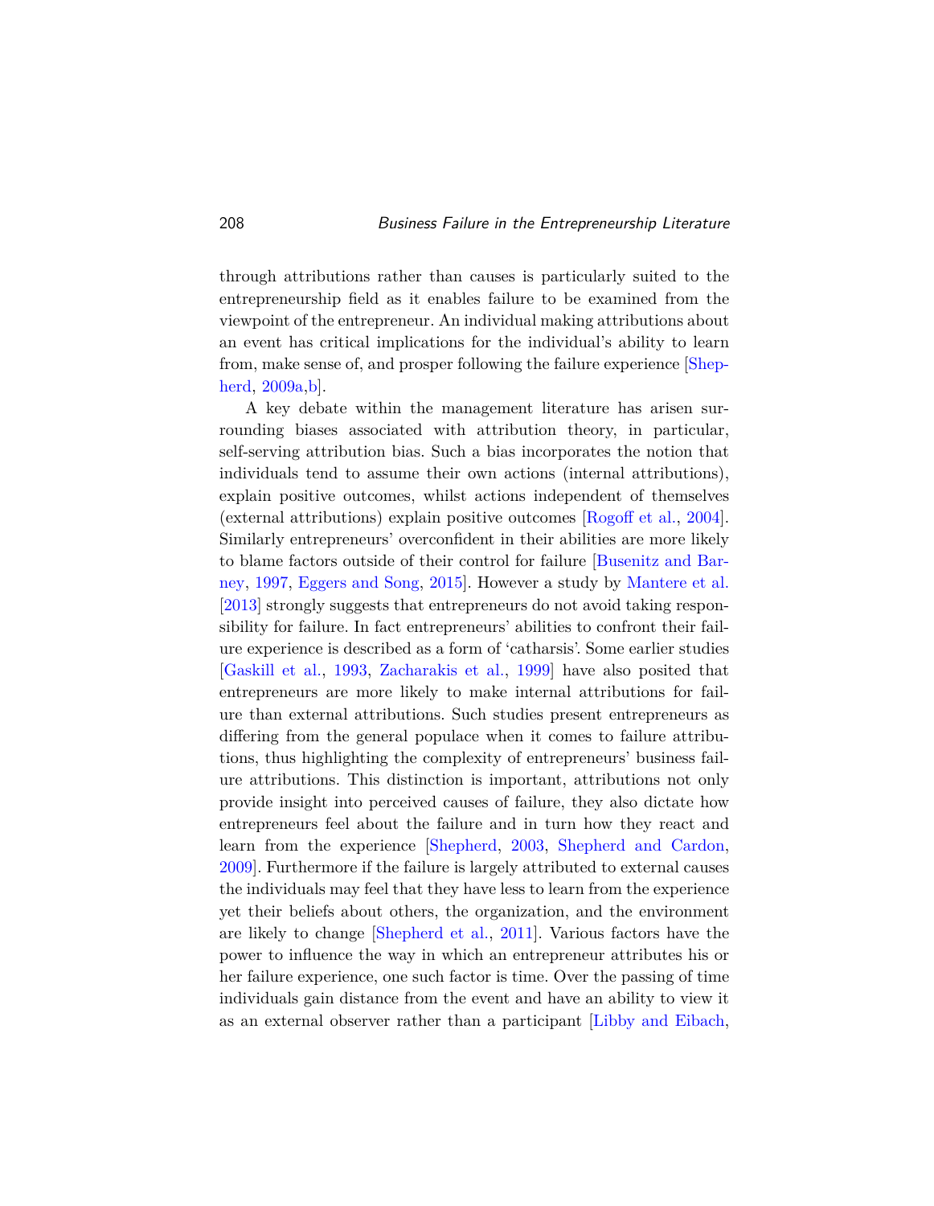through attributions rather than causes is particularly suited to the entrepreneurship field as it enables failure to be examined from the viewpoint of the entrepreneur. An individual making attributions about an event has critical implications for the individual's ability to learn from, make sense of, and prosper following the failure experience [Shepherd, 2009a,b].

A key debate within the management literature has arisen surrounding biases associated with attribution theory, in particular, self-serving attribution bias. Such a bias incorporates the notion that individuals tend to assume their own actions (internal attributions), explain positive outcomes, whilst actions independent of themselves (external attributions) explain positive outcomes [Rogoff et al., 2004]. Similarly entrepreneurs' overconfident in their abilities are more likely to blame factors outside of their control for failure [Busenitz and Barney, 1997, Eggers and Song, 2015]. However a study by Mantere et al. [2013] strongly suggests that entrepreneurs do not avoid taking responsibility for failure. In fact entrepreneurs' abilities to confront their failure experience is described as a form of 'catharsis'. Some earlier studies [Gaskill et al., 1993, Zacharakis et al., 1999] have also posited that entrepreneurs are more likely to make internal attributions for failure than external attributions. Such studies present entrepreneurs as differing from the general populace when it comes to failure attributions, thus highlighting the complexity of entrepreneurs' business failure attributions. This distinction is important, attributions not only provide insight into perceived causes of failure, they also dictate how entrepreneurs feel about the failure and in turn how they react and learn from the experience [Shepherd, 2003, Shepherd and Cardon, 2009]. Furthermore if the failure is largely attributed to external causes the individuals may feel that they have less to learn from the experience yet their beliefs about others, the organization, and the environment are likely to change [Shepherd et al., 2011]. Various factors have the power to influence the way in which an entrepreneur attributes his or her failure experience, one such factor is time. Over the passing of time individuals gain distance from the event and have an ability to view it as an external observer rather than a participant [Libby and Eibach,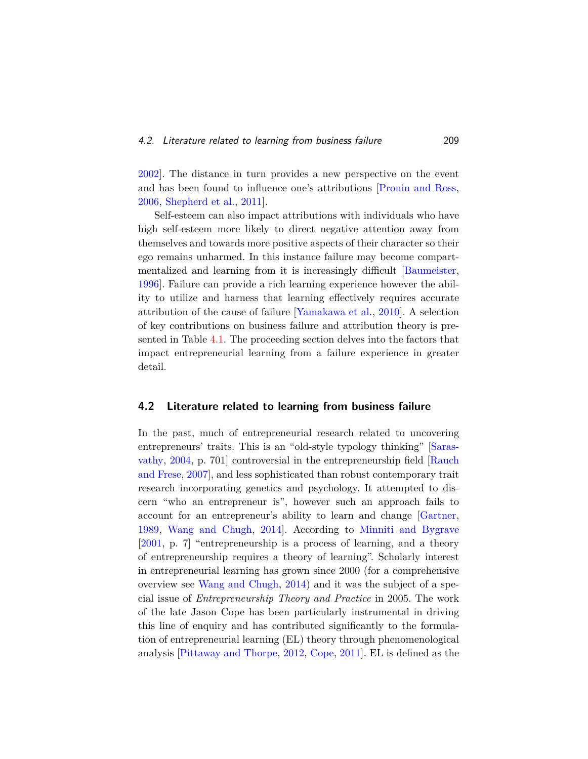2002]. The distance in turn provides a new perspective on the event and has been found to influence one's attributions [Pronin and Ross, 2006, Shepherd et al., 2011].

Self-esteem can also impact attributions with individuals who have high self-esteem more likely to direct negative attention away from themselves and towards more positive aspects of their character so their ego remains unharmed. In this instance failure may become compartmentalized and learning from it is increasingly difficult [Baumeister, 1996]. Failure can provide a rich learning experience however the ability to utilize and harness that learning effectively requires accurate attribution of the cause of failure [Yamakawa et al., 2010]. A selection of key contributions on business failure and attribution theory is presented in Table 4.1. The proceeding section delves into the factors that impact entrepreneurial learning from a failure experience in greater detail.

## 4.2 Literature related to learning from business failure

In the past, much of entrepreneurial research related to uncovering entrepreneurs' traits. This is an "old-style typology thinking" [Sarasvathy, 2004, p. 701] controversial in the entrepreneurship field [Rauch and Frese, 2007], and less sophisticated than robust contemporary trait research incorporating genetics and psychology. It attempted to discern "who an entrepreneur is", however such an approach fails to account for an entrepreneur's ability to learn and change [Gartner, 1989, Wang and Chugh, 2014]. According to Minniti and Bygrave [2001, p. 7] "entrepreneurship is a process of learning, and a theory of entrepreneurship requires a theory of learning". Scholarly interest in entrepreneurial learning has grown since 2000 (for a comprehensive overview see Wang and Chugh, 2014) and it was the subject of a special issue of *Entrepreneurship Theory and Practice* in 2005. The work of the late Jason Cope has been particularly instrumental in driving this line of enquiry and has contributed significantly to the formulation of entrepreneurial learning (EL) theory through phenomenological analysis [Pittaway and Thorpe, 2012, Cope, 2011]. EL is defined as the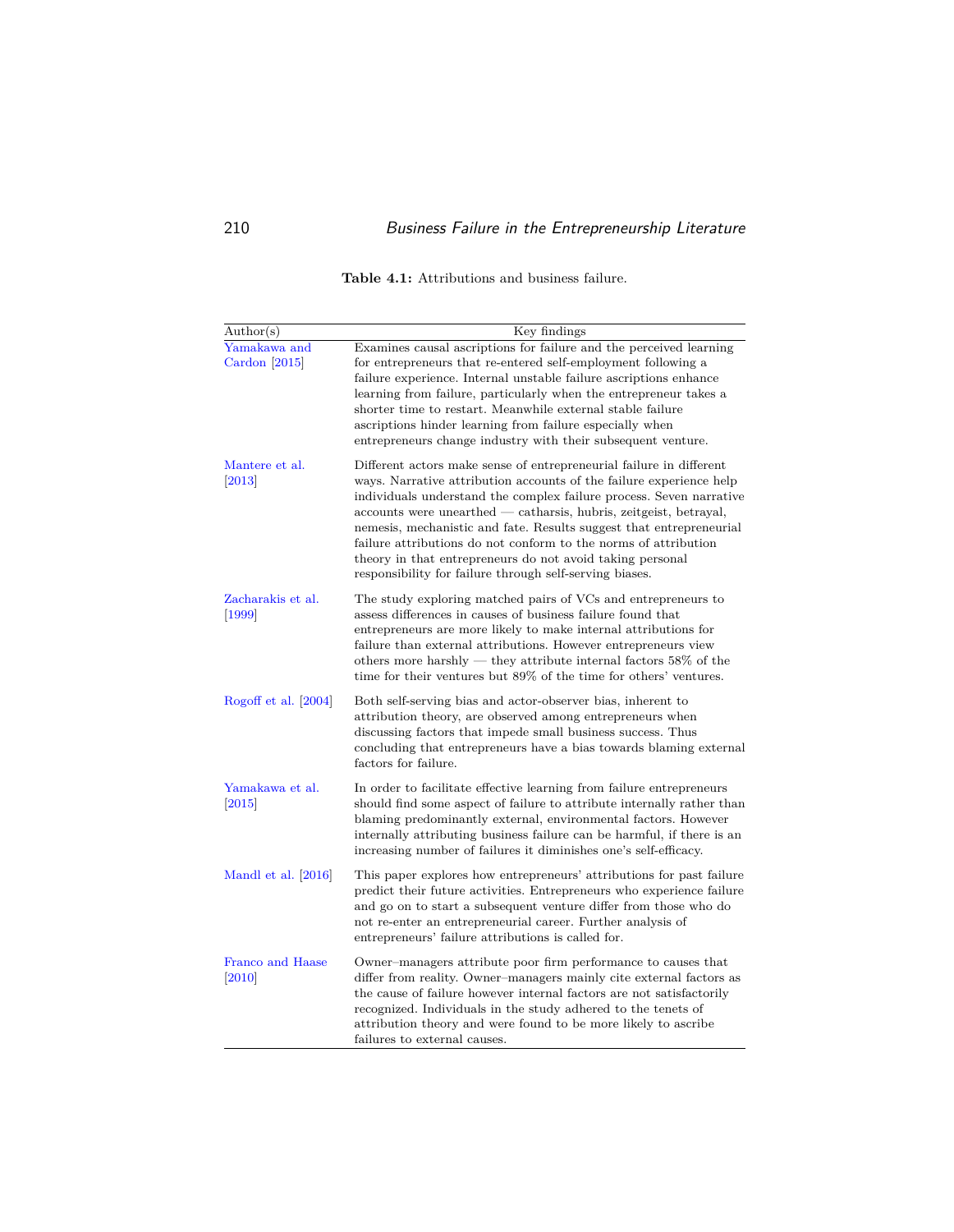**Table 4.1:** Attributions and business failure.

| Author(s) | Key findings |
|---|---|
| Yamakawa and Cardon [2015] | Examines causal ascriptions for failure and the perceived learning for entrepreneurs that re-entered self-employment following a failure experience. Internal unstable failure ascriptions enhance learning from failure, particularly when the entrepreneur takes a shorter time to restart. Meanwhile external stable failure ascriptions hinder learning from failure especially when entrepreneurs change industry with their subsequent venture. |
| Mantere et al. [2013] | Different actors make sense of entrepreneurial failure in different ways. Narrative attribution accounts of the failure experience help individuals understand the complex failure process. Seven narrative accounts were unearthed — catharsis, hubris, zeitgeist, betrayal, nemesis, mechanistic and fate. Results suggest that entrepreneurial failure attributions do not conform to the norms of attribution theory in that entrepreneurs do not avoid taking personal responsibility for failure through self-serving biases. |
| Zacharakis et al. [1999] | The study exploring matched pairs of VCs and entrepreneurs to assess differences in causes of business failure found that entrepreneurs are more likely to make internal attributions for failure than external attributions. However entrepreneurs view others more harshly — they attribute internal factors 58% of the time for their ventures but 89% of the time for others' ventures. |
| Rogoff et al. [2004] | Both self-serving bias and actor-observer bias, inherent to attribution theory, are observed among entrepreneurs when discussing factors that impede small business success. Thus concluding that entrepreneurs have a bias towards blaming external factors for failure. |
| Yamakawa et al. [2015] | In order to facilitate effective learning from failure entrepreneurs should find some aspect of failure to attribute internally rather than blaming predominantly external, environmental factors. However internally attributing business failure can be harmful, if there is an increasing number of failures it diminishes one's self-efficacy. |
| Mandl et al. [2016] | This paper explores how entrepreneurs' attributions for past failure predict their future activities. Entrepreneurs who experience failure and go on to start a subsequent venture differ from those who do not re-enter an entrepreneurial career. Further analysis of entrepreneurs' failure attributions is called for. |
| Franco and Haase [2010] | Owner–managers attribute poor firm performance to causes that differ from reality. Owner–managers mainly cite external factors as the cause of failure however internal factors are not satisfactorily recognized. Individuals in the study adhered to the tenets of attribution theory and were found to be more likely to ascribe failures to external causes. |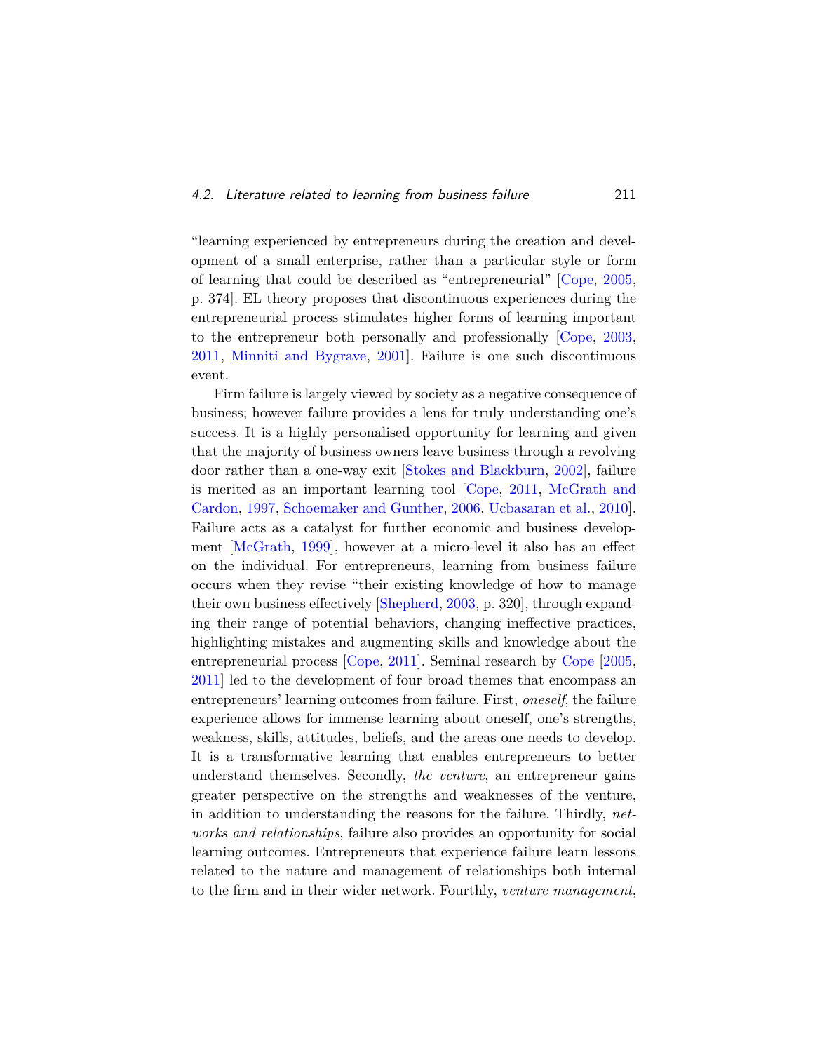"learning experienced by entrepreneurs during the creation and development of a small enterprise, rather than a particular style or form of learning that could be described as "entrepreneurial" [Cope, 2005, p. 374]. EL theory proposes that discontinuous experiences during the entrepreneurial process stimulates higher forms of learning important to the entrepreneur both personally and professionally [Cope, 2003, 2011, Minniti and Bygrave, 2001]. Failure is one such discontinuous event.

Firm failure is largely viewed by society as a negative consequence of business; however failure provides a lens for truly understanding one's success. It is a highly personalised opportunity for learning and given that the majority of business owners leave business through a revolving door rather than a one-way exit [Stokes and Blackburn, 2002], failure is merited as an important learning tool [Cope, 2011, McGrath and Cardon, 1997, Schoemaker and Gunther, 2006, Ucbasaran et al., 2010]. Failure acts as a catalyst for further economic and business development [McGrath, 1999], however at a micro-level it also has an effect on the individual. For entrepreneurs, learning from business failure occurs when they revise "their existing knowledge of how to manage their own business effectively [Shepherd, 2003, p. 320], through expanding their range of potential behaviors, changing ineffective practices, highlighting mistakes and augmenting skills and knowledge about the entrepreneurial process [Cope, 2011]. Seminal research by Cope [2005, 2011] led to the development of four broad themes that encompass an entrepreneurs' learning outcomes from failure. First, *oneself*, the failure experience allows for immense learning about oneself, one's strengths, weakness, skills, attitudes, beliefs, and the areas one needs to develop. It is a transformative learning that enables entrepreneurs to better understand themselves. Secondly, *the venture*, an entrepreneur gains greater perspective on the strengths and weaknesses of the venture, in addition to understanding the reasons for the failure. Thirdly, *networks and relationships*, failure also provides an opportunity for social learning outcomes. Entrepreneurs that experience failure learn lessons related to the nature and management of relationships both internal to the firm and in their wider network. Fourthly, *venture management*,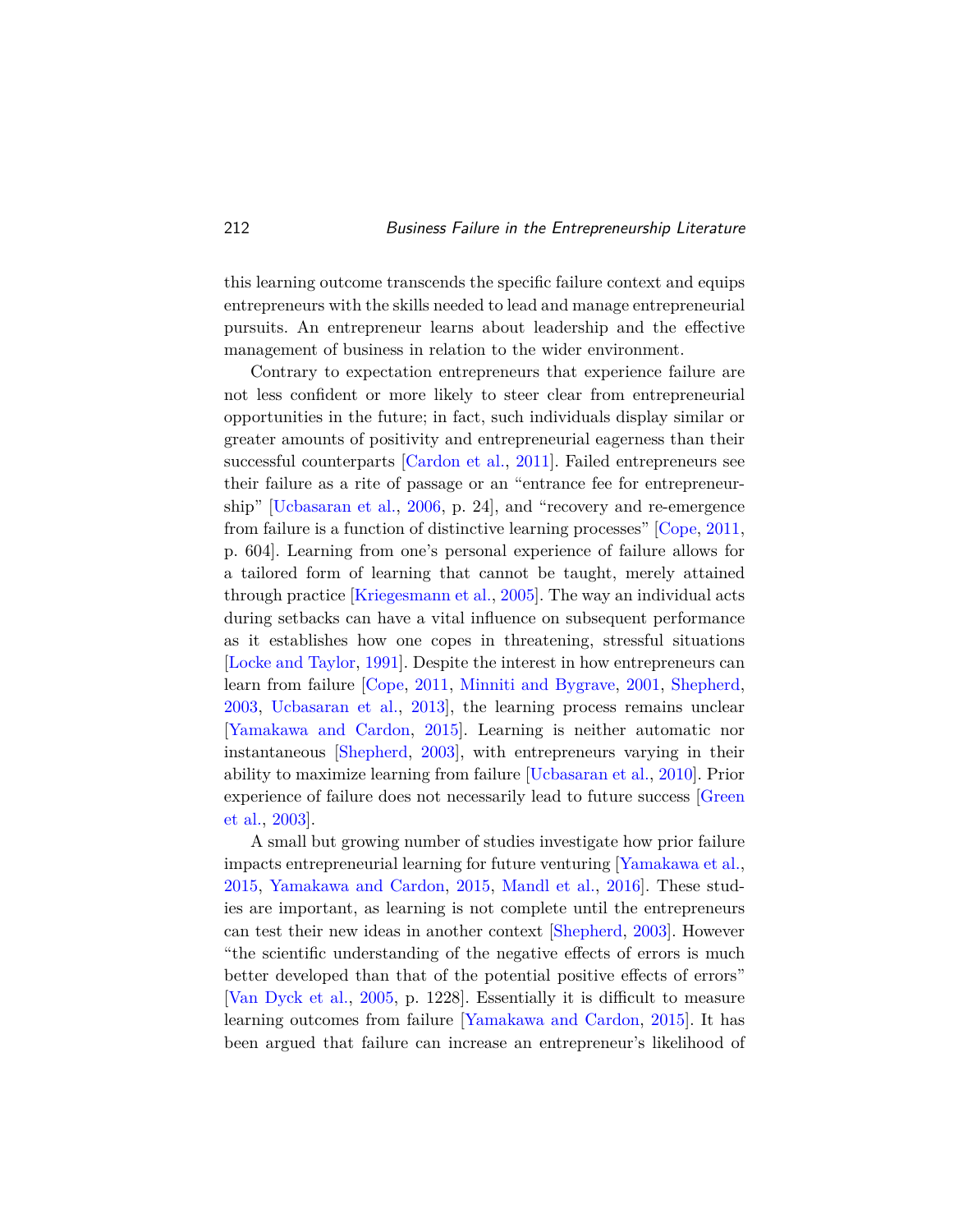this learning outcome transcends the specific failure context and equips entrepreneurs with the skills needed to lead and manage entrepreneurial pursuits. An entrepreneur learns about leadership and the effective management of business in relation to the wider environment.

Contrary to expectation entrepreneurs that experience failure are not less confident or more likely to steer clear from entrepreneurial opportunities in the future; in fact, such individuals display similar or greater amounts of positivity and entrepreneurial eagerness than their successful counterparts [Cardon et al., 2011]. Failed entrepreneurs see their failure as a rite of passage or an "entrance fee for entrepreneurship" [Ucbasaran et al., 2006, p. 24], and "recovery and re-emergence from failure is a function of distinctive learning processes" [Cope, 2011, p. 604]. Learning from one's personal experience of failure allows for a tailored form of learning that cannot be taught, merely attained through practice [Kriegesmann et al., 2005]. The way an individual acts during setbacks can have a vital influence on subsequent performance as it establishes how one copes in threatening, stressful situations [Locke and Taylor, 1991]. Despite the interest in how entrepreneurs can learn from failure [Cope, 2011, Minniti and Bygrave, 2001, Shepherd, 2003, Ucbasaran et al., 2013], the learning process remains unclear [Yamakawa and Cardon, 2015]. Learning is neither automatic nor instantaneous [Shepherd, 2003], with entrepreneurs varying in their ability to maximize learning from failure [Ucbasaran et al., 2010]. Prior experience of failure does not necessarily lead to future success [Green et al., 2003].

A small but growing number of studies investigate how prior failure impacts entrepreneurial learning for future venturing [Yamakawa et al., 2015, Yamakawa and Cardon, 2015, Mandl et al., 2016]. These studies are important, as learning is not complete until the entrepreneurs can test their new ideas in another context [Shepherd, 2003]. However "the scientific understanding of the negative effects of errors is much better developed than that of the potential positive effects of errors" [Van Dyck et al., 2005, p. 1228]. Essentially it is difficult to measure learning outcomes from failure [Yamakawa and Cardon, 2015]. It has been argued that failure can increase an entrepreneur's likelihood of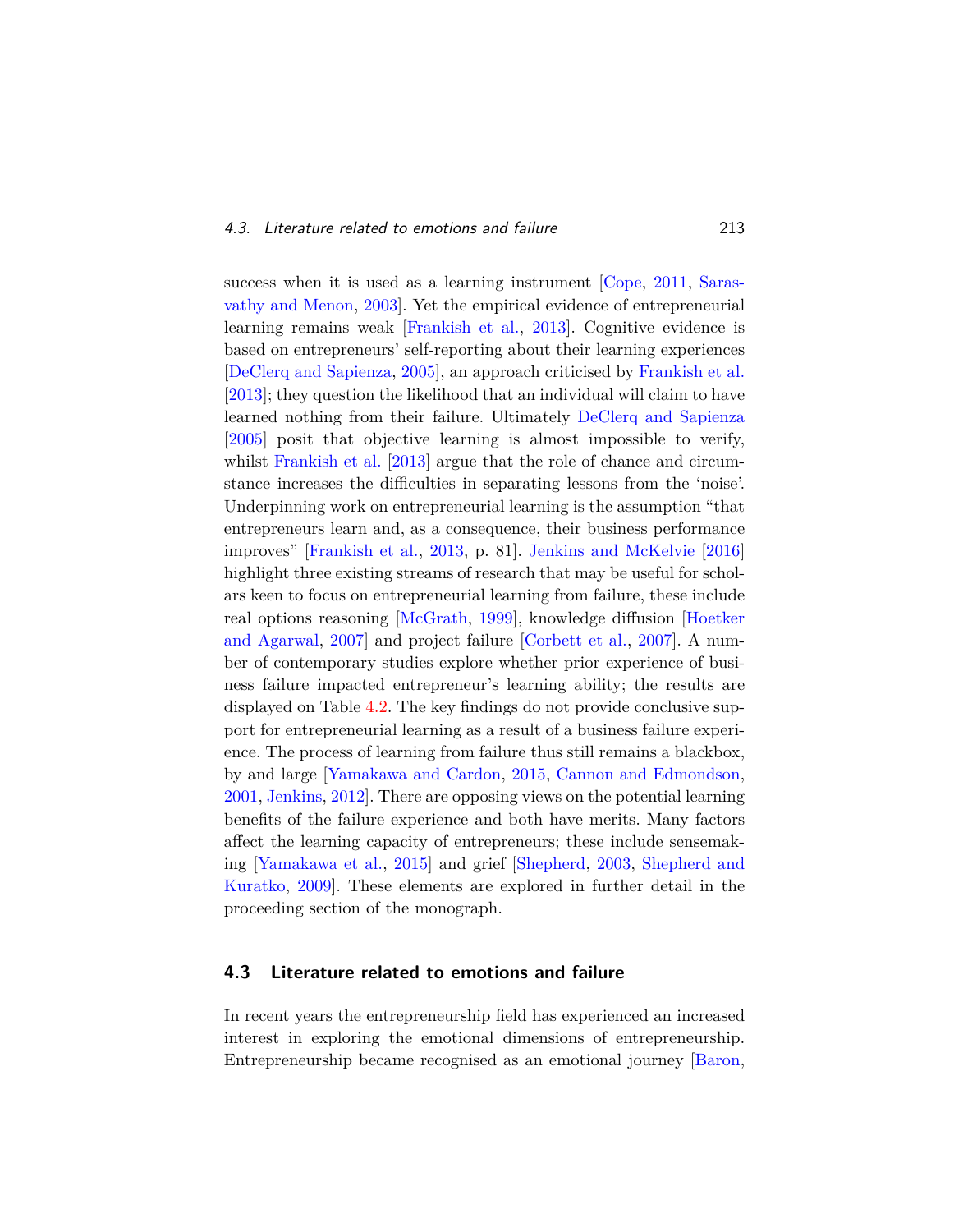success when it is used as a learning instrument [Cope, 2011, Sarasvathy and Menon, 2003]. Yet the empirical evidence of entrepreneurial learning remains weak [Frankish et al., 2013]. Cognitive evidence is based on entrepreneurs' self-reporting about their learning experiences [DeClerq and Sapienza, 2005], an approach criticised by Frankish et al. [2013]; they question the likelihood that an individual will claim to have learned nothing from their failure. Ultimately DeClerq and Sapienza [2005] posit that objective learning is almost impossible to verify, whilst Frankish et al. [2013] argue that the role of chance and circumstance increases the difficulties in separating lessons from the 'noise'. Underpinning work on entrepreneurial learning is the assumption "that entrepreneurs learn and, as a consequence, their business performance improves" [Frankish et al., 2013, p. 81]. Jenkins and McKelvie [2016] highlight three existing streams of research that may be useful for scholars keen to focus on entrepreneurial learning from failure, these include real options reasoning [McGrath, 1999], knowledge diffusion [Hoetker and Agarwal, 2007] and project failure [Corbett et al., 2007]. A number of contemporary studies explore whether prior experience of business failure impacted entrepreneur's learning ability; the results are displayed on Table 4.2. The key findings do not provide conclusive support for entrepreneurial learning as a result of a business failure experience. The process of learning from failure thus still remains a blackbox, by and large [Yamakawa and Cardon, 2015, Cannon and Edmondson, 2001, Jenkins, 2012]. There are opposing views on the potential learning benefits of the failure experience and both have merits. Many factors affect the learning capacity of entrepreneurs; these include sensemaking [Yamakawa et al., 2015] and grief [Shepherd, 2003, Shepherd and Kuratko, 2009]. These elements are explored in further detail in the proceeding section of the monograph.

## 4.3 Literature related to emotions and failure

In recent years the entrepreneurship field has experienced an increased interest in exploring the emotional dimensions of entrepreneurship. Entrepreneurship became recognised as an emotional journey [Baron,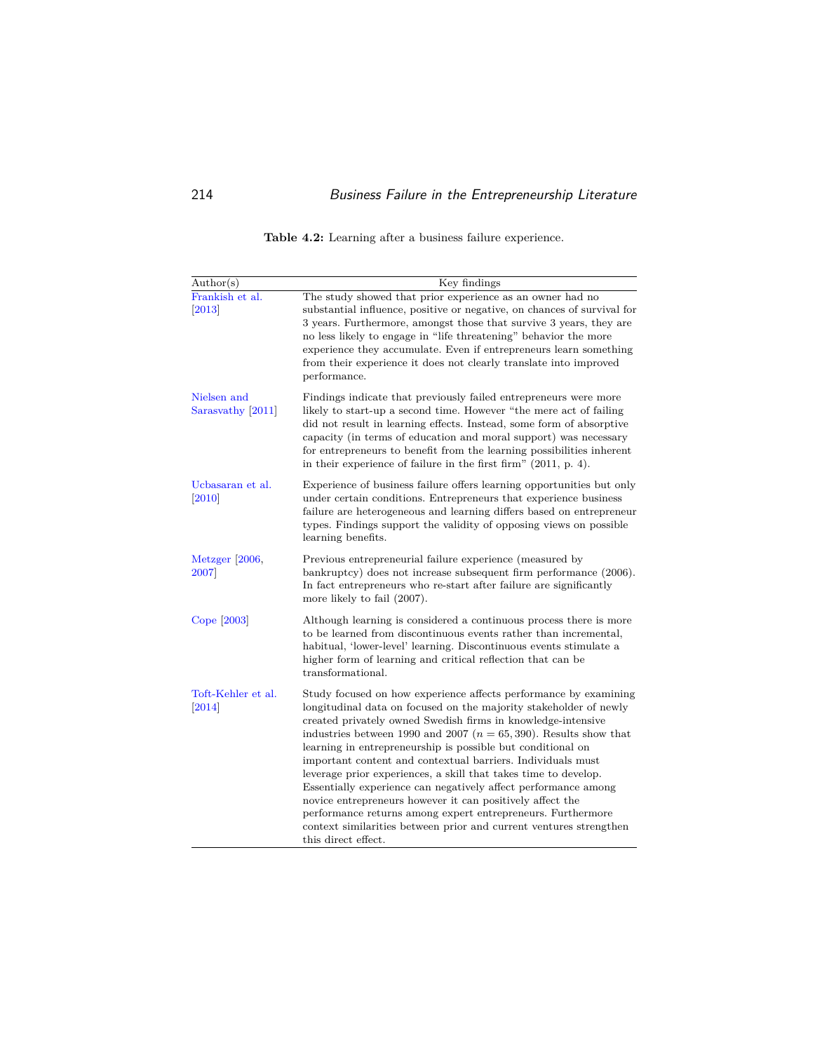**Table 4.2:** Learning after a business failure experience.

| Author(s) | Key findings |
|---|---|
| Frankish et al. [2013] | The study showed that prior experience as an owner had no substantial influence, positive or negative, on chances of survival for 3 years. Furthermore, amongst those that survive 3 years, they are no less likely to engage in "life threatening" behavior the more experience they accumulate. Even if entrepreneurs learn something from their experience it does not clearly translate into improved performance. |
| Nielsen and Sarasvathy [2011] | Findings indicate that previously failed entrepreneurs were more likely to start-up a second time. However "the mere act of failing did not result in learning effects. Instead, some form of absorptive capacity (in terms of education and moral support) was necessary for entrepreneurs to benefit from the learning possibilities inherent in their experience of failure in the first firm" (2011, p. 4). |
| Ucbasaran et al. [2010] | Experience of business failure offers learning opportunities but only under certain conditions. Entrepreneurs that experience business failure are heterogeneous and learning differs based on entrepreneur types. Findings support the validity of opposing views on possible learning benefits. |
| Metzger [2006, 2007] | Previous entrepreneurial failure experience (measured by bankruptcy) does not increase subsequent firm performance (2006). In fact entrepreneurs who re-start after failure are significantly more likely to fail (2007). |
| Cope [2003] | Although learning is considered a continuous process there is more to be learned from discontinuous events rather than incremental, habitual, 'lower-level' learning. Discontinuous events stimulate a higher form of learning and critical reflection that can be transformational. |
| Toft-Kehler et al. [2014] | Study focused on how experience affects performance by examining longitudinal data on focused on the majority stakeholder of newly created privately owned Swedish firms in knowledge-intensive industries between 1990 and 2007 ($n = 65,390$). Results show that learning in entrepreneurship is possible but conditional on important content and contextual barriers. Individuals must leverage prior experiences, a skill that takes time to develop. Essentially experience can negatively affect performance among novice entrepreneurs however it can positively affect the performance returns among expert entrepreneurs. Furthermore context similarities between prior and current ventures strengthen this direct effect. |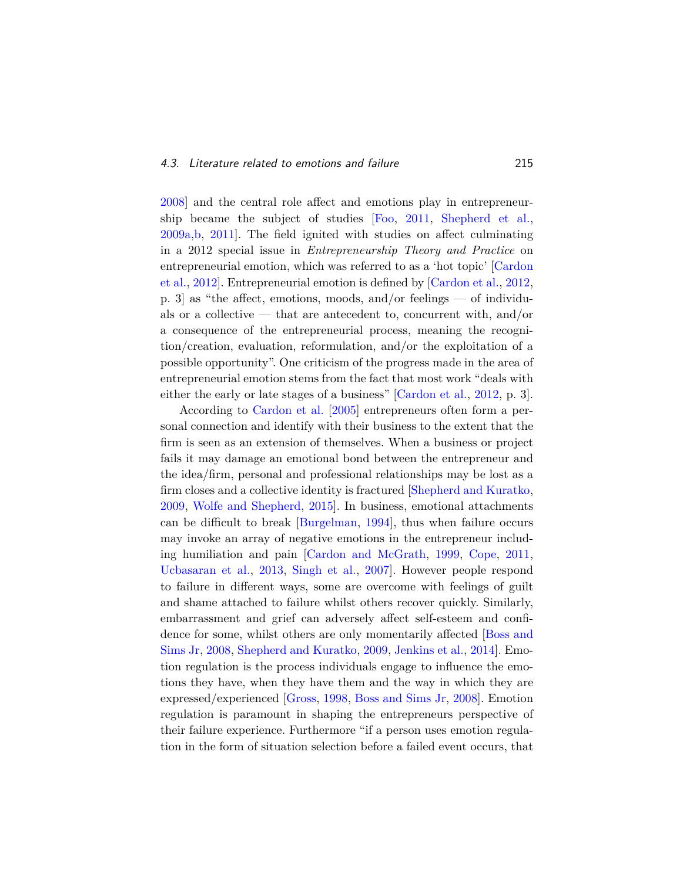2008] and the central role affect and emotions play in entrepreneurship became the subject of studies [Foo, 2011, Shepherd et al., 2009a,b, 2011]. The field ignited with studies on affect culminating in a 2012 special issue in *Entrepreneurship Theory and Practice* on entrepreneurial emotion, which was referred to as a 'hot topic' [Cardon et al., 2012]. Entrepreneurial emotion is defined by [Cardon et al., 2012, p. 3] as "the affect, emotions, moods, and/or feelings — of individuals or a collective — that are antecedent to, concurrent with, and/or a consequence of the entrepreneurial process, meaning the recognition/creation, evaluation, reformulation, and/or the exploitation of a possible opportunity". One criticism of the progress made in the area of entrepreneurial emotion stems from the fact that most work "deals with either the early or late stages of a business" [Cardon et al., 2012, p. 3].

According to Cardon et al. [2005] entrepreneurs often form a personal connection and identify with their business to the extent that the firm is seen as an extension of themselves. When a business or project fails it may damage an emotional bond between the entrepreneur and the idea/firm, personal and professional relationships may be lost as a firm closes and a collective identity is fractured [Shepherd and Kuratko, 2009, Wolfe and Shepherd, 2015]. In business, emotional attachments can be difficult to break [Burgelman, 1994], thus when failure occurs may invoke an array of negative emotions in the entrepreneur including humiliation and pain [Cardon and McGrath, 1999, Cope, 2011, Ucbasaran et al., 2013, Singh et al., 2007]. However people respond to failure in different ways, some are overcome with feelings of guilt and shame attached to failure whilst others recover quickly. Similarly, embarrassment and grief can adversely affect self-esteem and confidence for some, whilst others are only momentarily affected [Boss and Sims Jr, 2008, Shepherd and Kuratko, 2009, Jenkins et al., 2014]. Emotion regulation is the process individuals engage to influence the emotions they have, when they have them and the way in which they are expressed/experienced [Gross, 1998, Boss and Sims Jr, 2008]. Emotion regulation is paramount in shaping the entrepreneurs perspective of their failure experience. Furthermore "if a person uses emotion regulation in the form of situation selection before a failed event occurs, that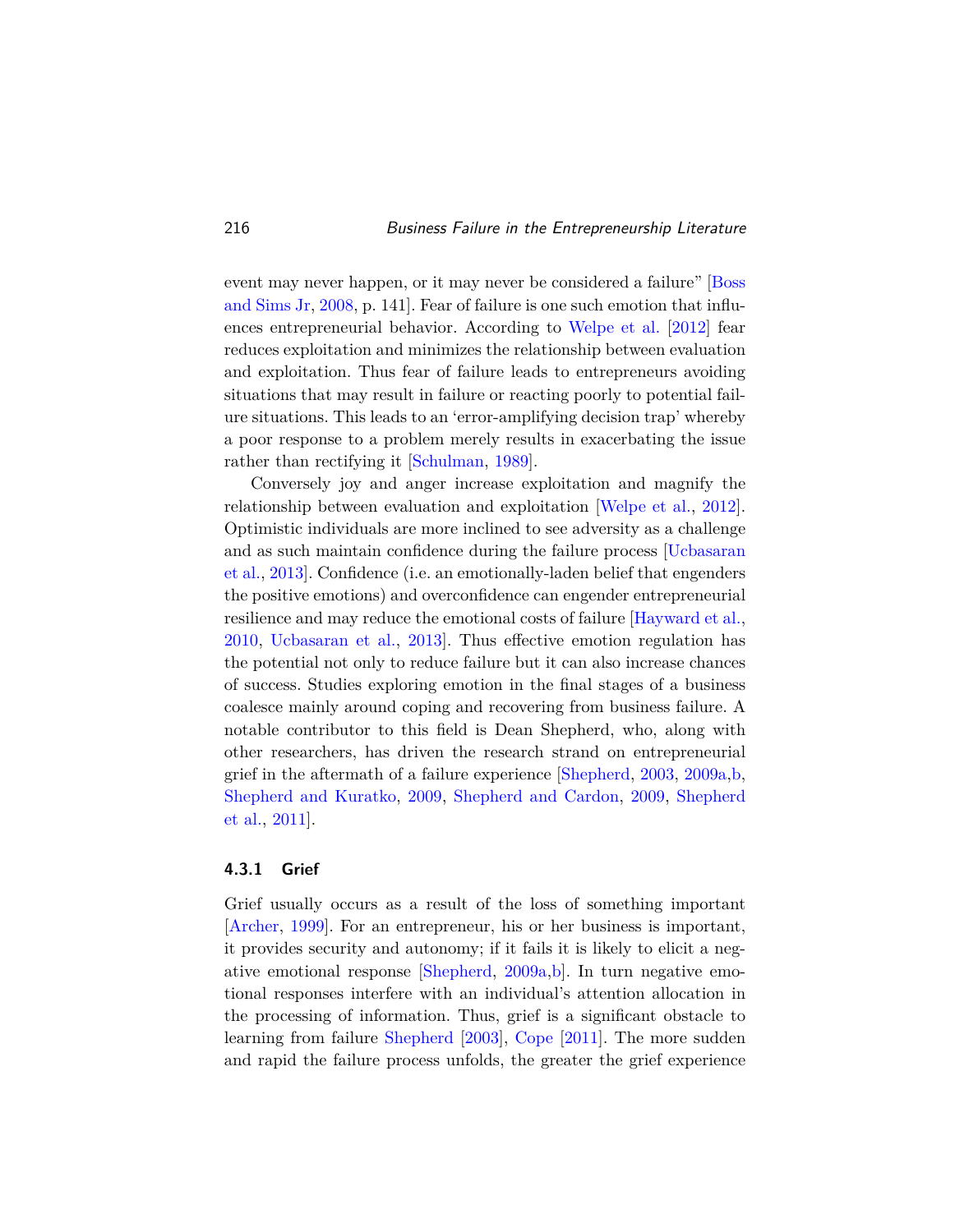event may never happen, or it may never be considered a failure" [Boss and Sims Jr, 2008, p. 141]. Fear of failure is one such emotion that influences entrepreneurial behavior. According to Welpe et al. [2012] fear reduces exploitation and minimizes the relationship between evaluation and exploitation. Thus fear of failure leads to entrepreneurs avoiding situations that may result in failure or reacting poorly to potential failure situations. This leads to an 'error-amplifying decision trap' whereby a poor response to a problem merely results in exacerbating the issue rather than rectifying it [Schulman, 1989].

Conversely joy and anger increase exploitation and magnify the relationship between evaluation and exploitation [Welpe et al., 2012]. Optimistic individuals are more inclined to see adversity as a challenge and as such maintain confidence during the failure process [Ucbasaran et al., 2013]. Confidence (i.e. an emotionally-laden belief that engenders the positive emotions) and overconfidence can engender entrepreneurial resilience and may reduce the emotional costs of failure [Hayward et al., 2010, Ucbasaran et al., 2013]. Thus effective emotion regulation has the potential not only to reduce failure but it can also increase chances of success. Studies exploring emotion in the final stages of a business coalesce mainly around coping and recovering from business failure. A notable contributor to this field is Dean Shepherd, who, along with other researchers, has driven the research strand on entrepreneurial grief in the aftermath of a failure experience [Shepherd, 2003, 2009a,b, Shepherd and Kuratko, 2009, Shepherd and Cardon, 2009, Shepherd et al., 2011].

### 4.3.1 Grief

Grief usually occurs as a result of the loss of something important [Archer, 1999]. For an entrepreneur, his or her business is important, it provides security and autonomy; if it fails it is likely to elicit a negative emotional response [Shepherd, 2009a,b]. In turn negative emotional responses interfere with an individual's attention allocation in the processing of information. Thus, grief is a significant obstacle to learning from failure Shepherd [2003], Cope [2011]. The more sudden and rapid the failure process unfolds, the greater the grief experience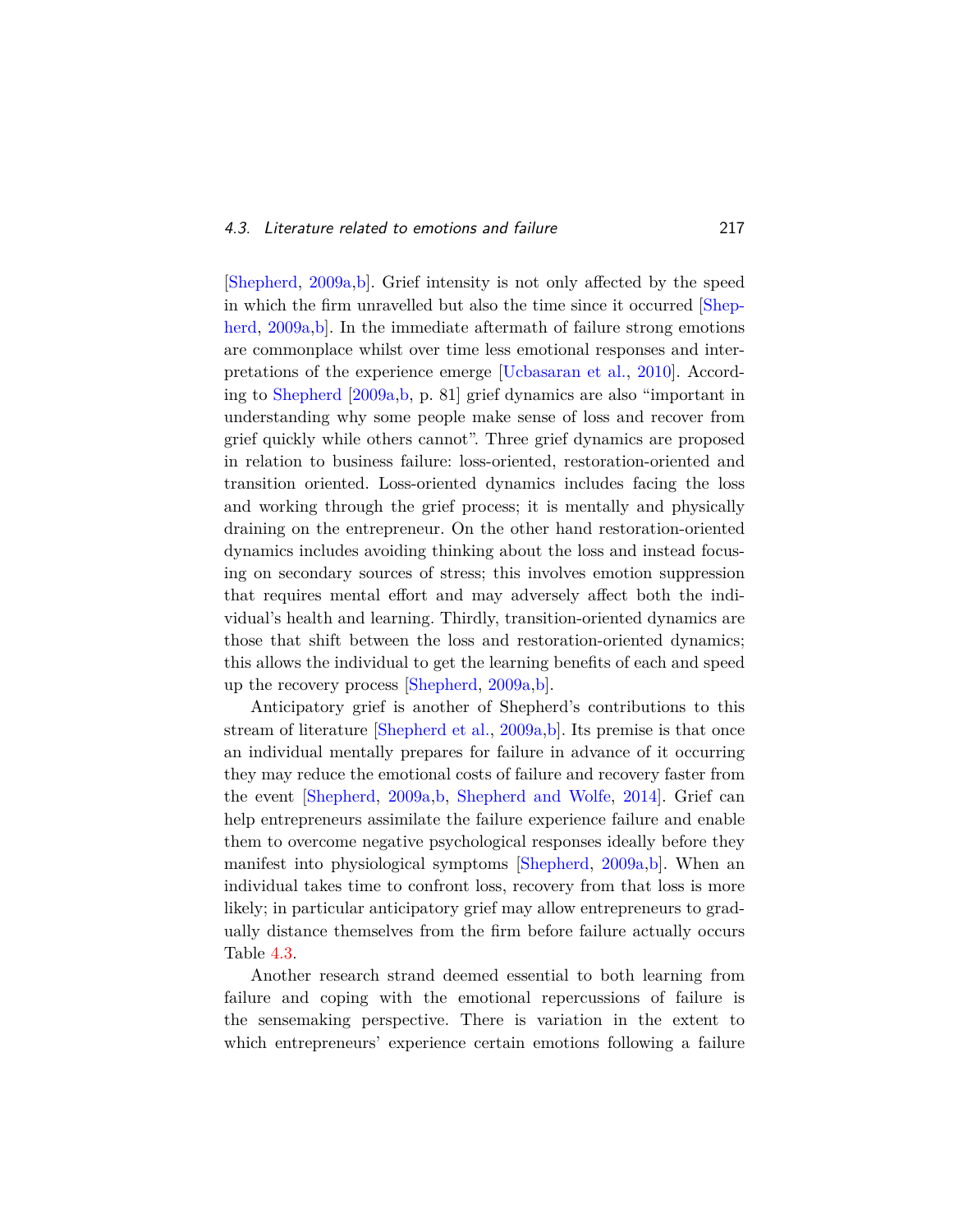[Shepherd, 2009a,b]. Grief intensity is not only affected by the speed in which the firm unravelled but also the time since it occurred [Shepherd, 2009a,b]. In the immediate aftermath of failure strong emotions are commonplace whilst over time less emotional responses and interpretations of the experience emerge [Ucbasaran et al., 2010]. According to Shepherd [2009a,b, p. 81] grief dynamics are also "important in understanding why some people make sense of loss and recover from grief quickly while others cannot". Three grief dynamics are proposed in relation to business failure: loss-oriented, restoration-oriented and transition oriented. Loss-oriented dynamics includes facing the loss and working through the grief process; it is mentally and physically draining on the entrepreneur. On the other hand restoration-oriented dynamics includes avoiding thinking about the loss and instead focusing on secondary sources of stress; this involves emotion suppression that requires mental effort and may adversely affect both the individual's health and learning. Thirdly, transition-oriented dynamics are those that shift between the loss and restoration-oriented dynamics; this allows the individual to get the learning benefits of each and speed up the recovery process [Shepherd, 2009a,b].

Anticipatory grief is another of Shepherd's contributions to this stream of literature [Shepherd et al., 2009a,b]. Its premise is that once an individual mentally prepares for failure in advance of it occurring they may reduce the emotional costs of failure and recovery faster from the event [Shepherd, 2009a,b, Shepherd and Wolfe, 2014]. Grief can help entrepreneurs assimilate the failure experience failure and enable them to overcome negative psychological responses ideally before they manifest into physiological symptoms [Shepherd, 2009a,b]. When an individual takes time to confront loss, recovery from that loss is more likely; in particular anticipatory grief may allow entrepreneurs to gradually distance themselves from the firm before failure actually occurs Table 4.3.

Another research strand deemed essential to both learning from failure and coping with the emotional repercussions of failure is the sensemaking perspective. There is variation in the extent to which entrepreneurs' experience certain emotions following a failure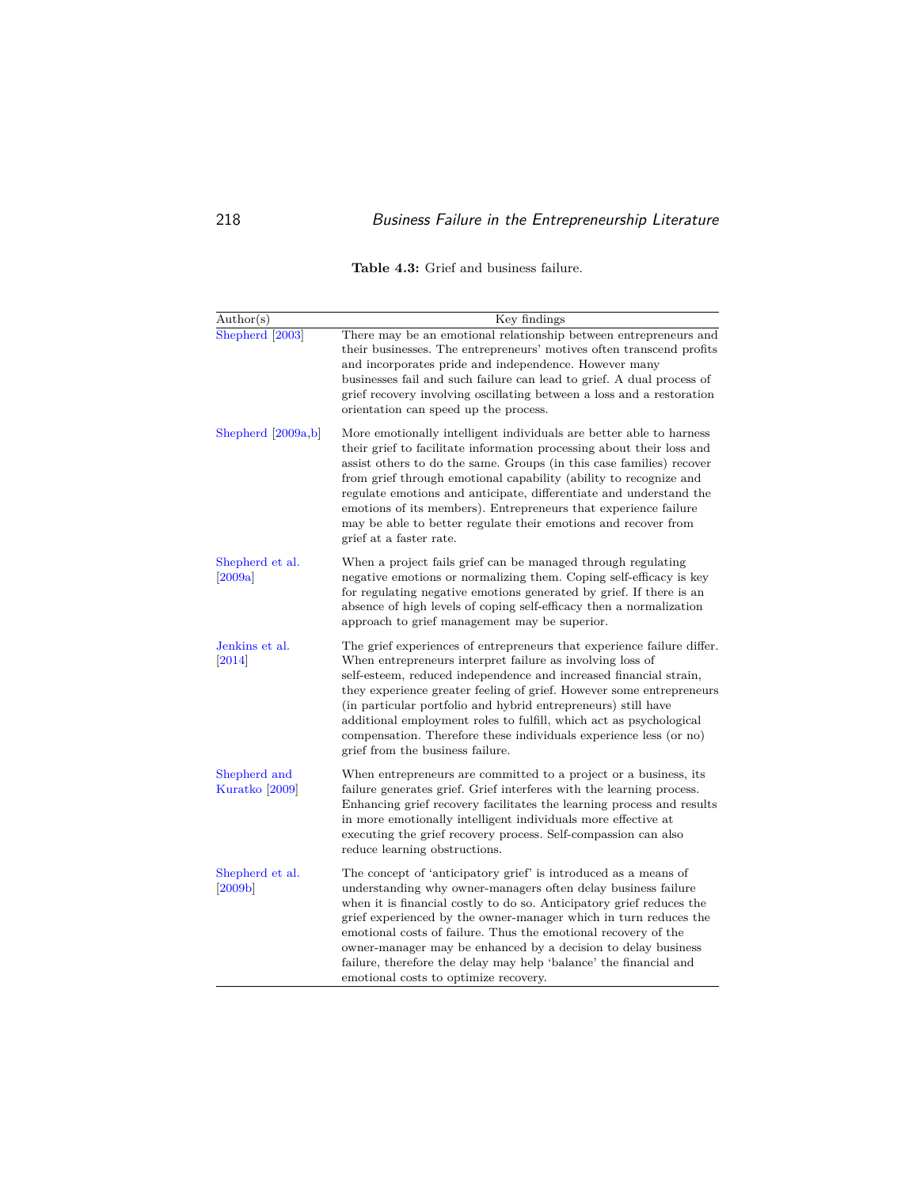**Table 4.3:** Grief and business failure.

| Author(s) | Key findings |
|---|---|
| Shepherd [2003] | There may be an emotional relationship between entrepreneurs and their businesses. The entrepreneurs' motives often transcend profits and incorporates pride and independence. However many businesses fail and such failure can lead to grief. A dual process of grief recovery involving oscillating between a loss and a restoration orientation can speed up the process. |
| Shepherd [2009a,b] | More emotionally intelligent individuals are better able to harness their grief to facilitate information processing about their loss and assist others to do the same. Groups (in this case families) recover from grief through emotional capability (ability to recognize and regulate emotions and anticipate, differentiate and understand the emotions of its members). Entrepreneurs that experience failure may be able to better regulate their emotions and recover from grief at a faster rate. |
| Shepherd et al. [2009a] | When a project fails grief can be managed through regulating negative emotions or normalizing them. Coping self-efficacy is key for regulating negative emotions generated by grief. If there is an absence of high levels of coping self-efficacy then a normalization approach to grief management may be superior. |
| Jenkins et al. [2014] | The grief experiences of entrepreneurs that experience failure differ. When entrepreneurs interpret failure as involving loss of self-esteem, reduced independence and increased financial strain, they experience greater feeling of grief. However some entrepreneurs (in particular portfolio and hybrid entrepreneurs) still have additional employment roles to fulfill, which act as psychological compensation. Therefore these individuals experience less (or no) grief from the business failure. |
| Shepherd and Kuratko [2009] | When entrepreneurs are committed to a project or a business, its failure generates grief. Grief interferes with the learning process. Enhancing grief recovery facilitates the learning process and results in more emotionally intelligent individuals more effective at executing the grief recovery process. Self-compassion can also reduce learning obstructions. |
| Shepherd et al. [2009b] | The concept of 'anticipatory grief' is introduced as a means of understanding why owner-managers often delay business failure when it is financial costly to do so. Anticipatory grief reduces the grief experienced by the owner-manager which in turn reduces the emotional costs of failure. Thus the emotional recovery of the owner-manager may be enhanced by a decision to delay business failure, therefore the delay may help 'balance' the financial and emotional costs to optimize recovery. |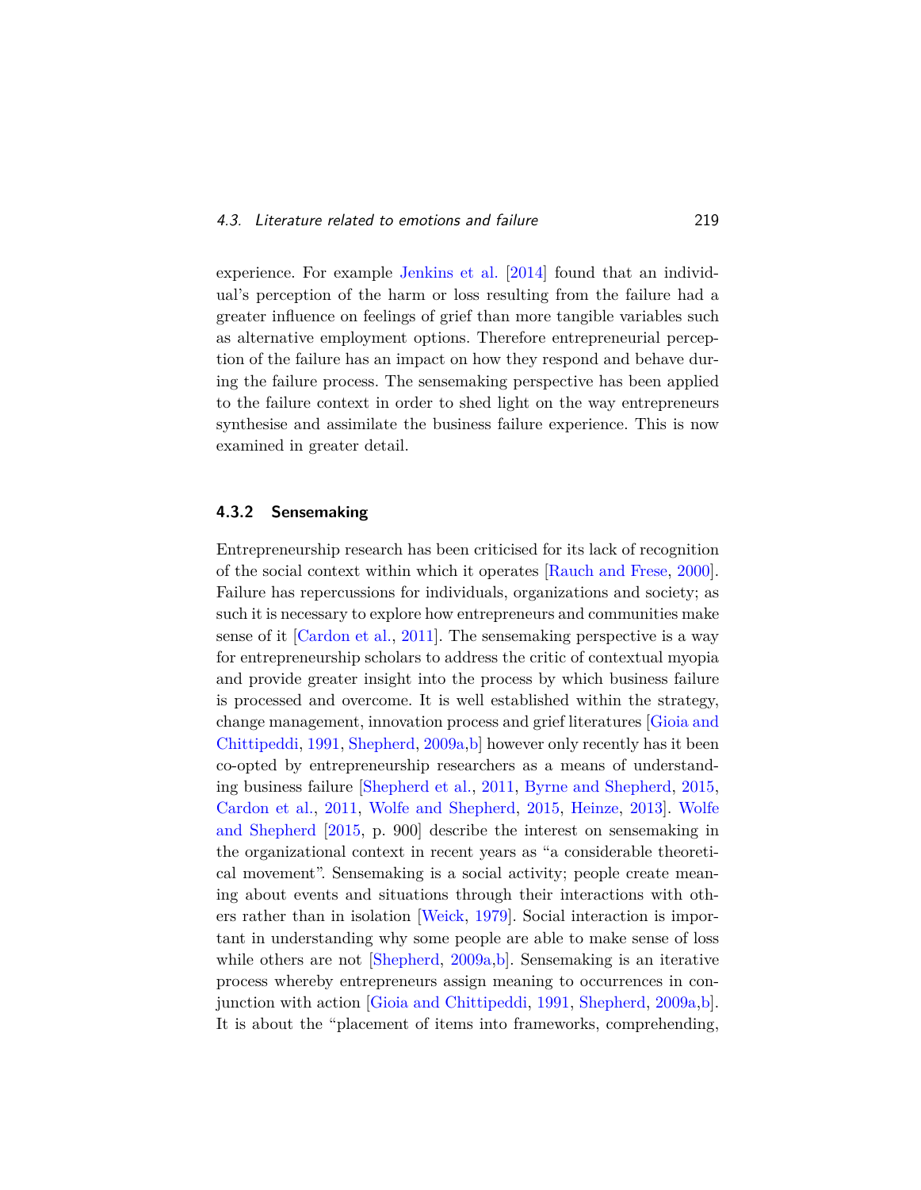experience. For example Jenkins et al. [2014] found that an individual's perception of the harm or loss resulting from the failure had a greater influence on feelings of grief than more tangible variables such as alternative employment options. Therefore entrepreneurial perception of the failure has an impact on how they respond and behave during the failure process. The sensemaking perspective has been applied to the failure context in order to shed light on the way entrepreneurs synthesise and assimilate the business failure experience. This is now examined in greater detail.

### 4.3.2 Sensemaking

Entrepreneurship research has been criticised for its lack of recognition of the social context within which it operates [Rauch and Frese, 2000]. Failure has repercussions for individuals, organizations and society; as such it is necessary to explore how entrepreneurs and communities make sense of it [Cardon et al., 2011]. The sensemaking perspective is a way for entrepreneurship scholars to address the critic of contextual myopia and provide greater insight into the process by which business failure is processed and overcome. It is well established within the strategy, change management, innovation process and grief literatures [Gioia and Chittipeddi, 1991, Shepherd, 2009a,b] however only recently has it been co-opted by entrepreneurship researchers as a means of understanding business failure [Shepherd et al., 2011, Byrne and Shepherd, 2015, Cardon et al., 2011, Wolfe and Shepherd, 2015, Heinze, 2013]. Wolfe and Shepherd [2015, p. 900] describe the interest on sensemaking in the organizational context in recent years as "a considerable theoretical movement". Sensemaking is a social activity; people create meaning about events and situations through their interactions with others rather than in isolation [Weick, 1979]. Social interaction is important in understanding why some people are able to make sense of loss while others are not [Shepherd, 2009a,b]. Sensemaking is an iterative process whereby entrepreneurs assign meaning to occurrences in conjunction with action [Gioia and Chittipeddi, 1991, Shepherd, 2009a,b]. It is about the "placement of items into frameworks, comprehending,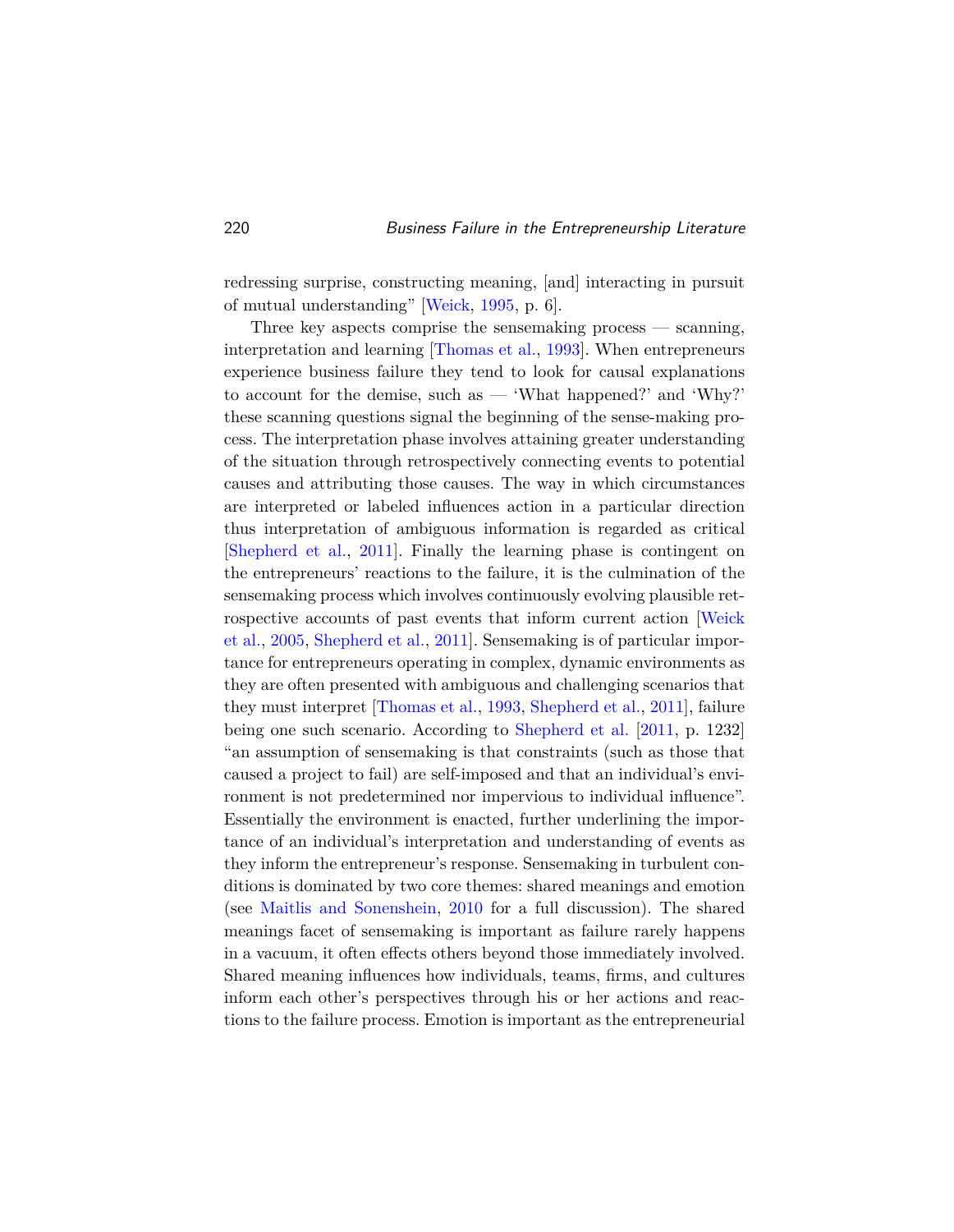redressing surprise, constructing meaning, [and] interacting in pursuit of mutual understanding" [Weick, 1995, p. 6].

Three key aspects comprise the sensemaking process — scanning, interpretation and learning [Thomas et al., 1993]. When entrepreneurs experience business failure they tend to look for causal explanations to account for the demise, such as — 'What happened?' and 'Why?' these scanning questions signal the beginning of the sense-making process. The interpretation phase involves attaining greater understanding of the situation through retrospectively connecting events to potential causes and attributing those causes. The way in which circumstances are interpreted or labeled influences action in a particular direction thus interpretation of ambiguous information is regarded as critical [Shepherd et al., 2011]. Finally the learning phase is contingent on the entrepreneurs' reactions to the failure, it is the culmination of the sensemaking process which involves continuously evolving plausible retrospective accounts of past events that inform current action [Weick et al., 2005, Shepherd et al., 2011]. Sensemaking is of particular importance for entrepreneurs operating in complex, dynamic environments as they are often presented with ambiguous and challenging scenarios that they must interpret [Thomas et al., 1993, Shepherd et al., 2011], failure being one such scenario. According to Shepherd et al. [2011, p. 1232] "an assumption of sensemaking is that constraints (such as those that caused a project to fail) are self-imposed and that an individual's environment is not predetermined nor impervious to individual influence". Essentially the environment is enacted, further underlining the importance of an individual's interpretation and understanding of events as they inform the entrepreneur's response. Sensemaking in turbulent conditions is dominated by two core themes: shared meanings and emotion (see Maitlis and Sonenshein, 2010 for a full discussion). The shared meanings facet of sensemaking is important as failure rarely happens in a vacuum, it often effects others beyond those immediately involved. Shared meaning influences how individuals, teams, firms, and cultures inform each other's perspectives through his or her actions and reactions to the failure process. Emotion is important as the entrepreneurial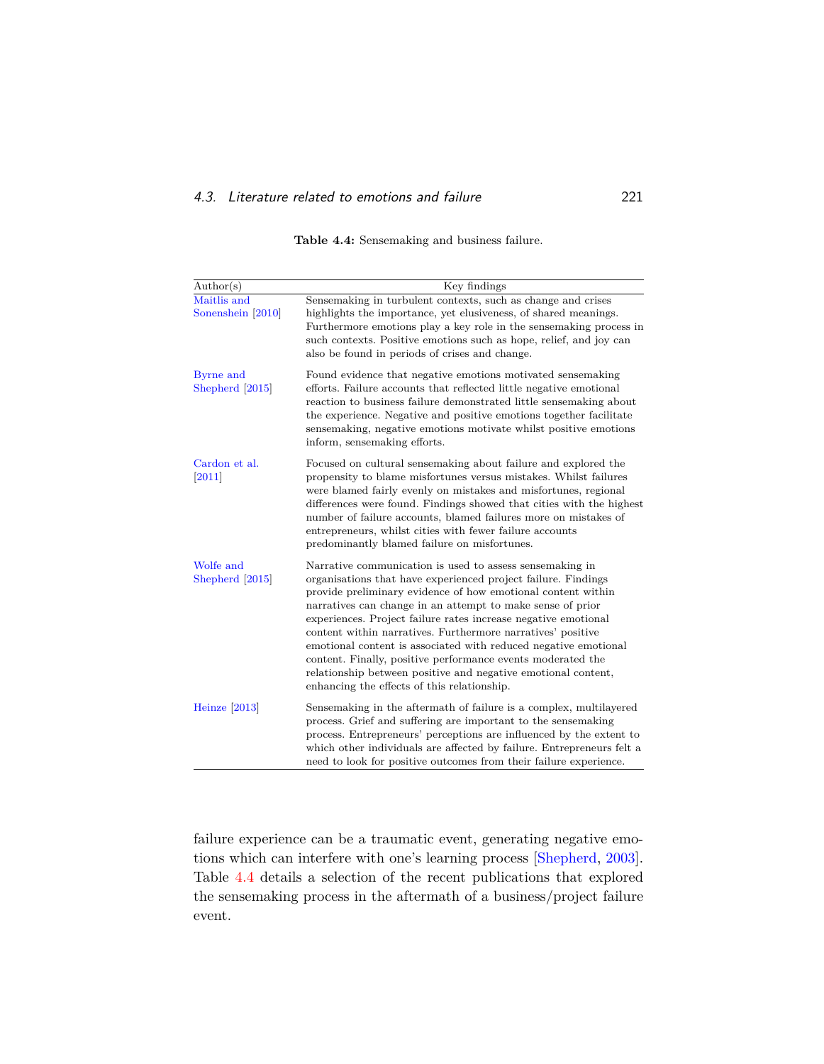**Table 4.4:** Sensemaking and business failure.

| Author(s) | Key findings |
| --- | --- |
| Maitlis and Sonenshein [2010] | Sensemaking in turbulent contexts, such as change and crises highlights the importance, yet elusiveness, of shared meanings. Furthermore emotions play a key role in the sensemaking process in such contexts. Positive emotions such as hope, relief, and joy can also be found in periods of crises and change. |
| Byrne and Shepherd [2015] | Found evidence that negative emotions motivated sensemaking efforts. Failure accounts that reflected little negative emotional reaction to business failure demonstrated little sensemaking about the experience. Negative and positive emotions together facilitate sensemaking, negative emotions motivate whilst positive emotions inform, sensemaking efforts. |
| Cardon et al. [2011] | Focused on cultural sensemaking about failure and explored the propensity to blame misfortunes versus mistakes. Whilst failures were blamed fairly evenly on mistakes and misfortunes, regional differences were found. Findings showed that cities with the highest number of failure accounts, blamed failures more on mistakes of entrepreneurs, whilst cities with fewer failure accounts predominantly blamed failure on misfortunes. |
| Wolfe and Shepherd [2015] | Narrative communication is used to assess sensemaking in organisations that have experienced project failure. Findings provide preliminary evidence of how emotional content within narratives can change in an attempt to make sense of prior experiences. Project failure rates increase negative emotional content within narratives. Furthermore narratives' positive emotional content is associated with reduced negative emotional content. Finally, positive performance events moderated the relationship between positive and negative emotional content, enhancing the effects of this relationship. |
| Heinze [2013] | Sensemaking in the aftermath of failure is a complex, multilayered process. Grief and suffering are important to the sensemaking process. Entrepreneurs' perceptions are influenced by the extent to which other individuals are affected by failure. Entrepreneurs felt a need to look for positive outcomes from their failure experience. |

failure experience can be a traumatic event, generating negative emotions which can interfere with one's learning process [Shepherd, 2003]. Table 4.4 details a selection of the recent publications that explored the sensemaking process in the aftermath of a business/project failure event.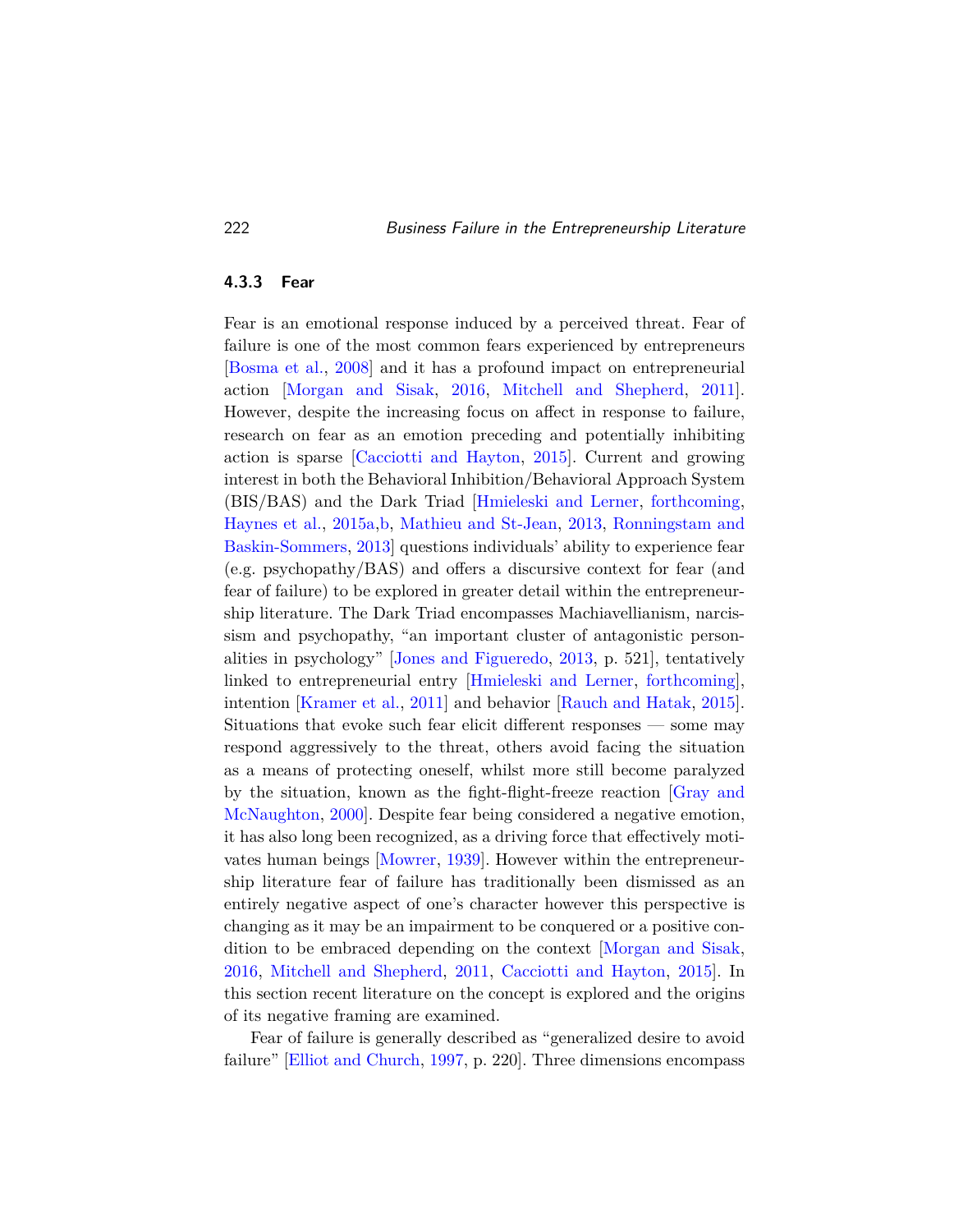### 4.3.3 Fear

Fear is an emotional response induced by a perceived threat. Fear of failure is one of the most common fears experienced by entrepreneurs [Bosma et al., 2008] and it has a profound impact on entrepreneurial action [Morgan and Sisak, 2016, Mitchell and Shepherd, 2011]. However, despite the increasing focus on affect in response to failure, research on fear as an emotion preceding and potentially inhibiting action is sparse [Cacciotti and Hayton, 2015]. Current and growing interest in both the Behavioral Inhibition/Behavioral Approach System (BIS/BAS) and the Dark Triad [Hmieleski and Lerner, forthcoming, Haynes et al., 2015a,b, Mathieu and St-Jean, 2013, Ronningstam and Baskin-Sommers, 2013] questions individuals' ability to experience fear (e.g. psychopathy/BAS) and offers a discursive context for fear (and fear of failure) to be explored in greater detail within the entrepreneurship literature. The Dark Triad encompasses Machiavellianism, narcissism and psychopathy, "an important cluster of antagonistic personalities in psychology" [Jones and Figueredo, 2013, p. 521], tentatively linked to entrepreneurial entry [Hmieleski and Lerner, forthcoming], intention [Kramer et al., 2011] and behavior [Rauch and Hatak, 2015]. Situations that evoke such fear elicit different responses — some may respond aggressively to the threat, others avoid facing the situation as a means of protecting oneself, whilst more still become paralyzed by the situation, known as the fight-flight-freeze reaction [Gray and McNaughton, 2000]. Despite fear being considered a negative emotion, it has also long been recognized, as a driving force that effectively motivates human beings [Mowrer, 1939]. However within the entrepreneurship literature fear of failure has traditionally been dismissed as an entirely negative aspect of one's character however this perspective is changing as it may be an impairment to be conquered or a positive condition to be embraced depending on the context [Morgan and Sisak, 2016, Mitchell and Shepherd, 2011, Cacciotti and Hayton, 2015]. In this section recent literature on the concept is explored and the origins of its negative framing are examined.

Fear of failure is generally described as "generalized desire to avoid failure" [Elliot and Church, 1997, p. 220]. Three dimensions encompass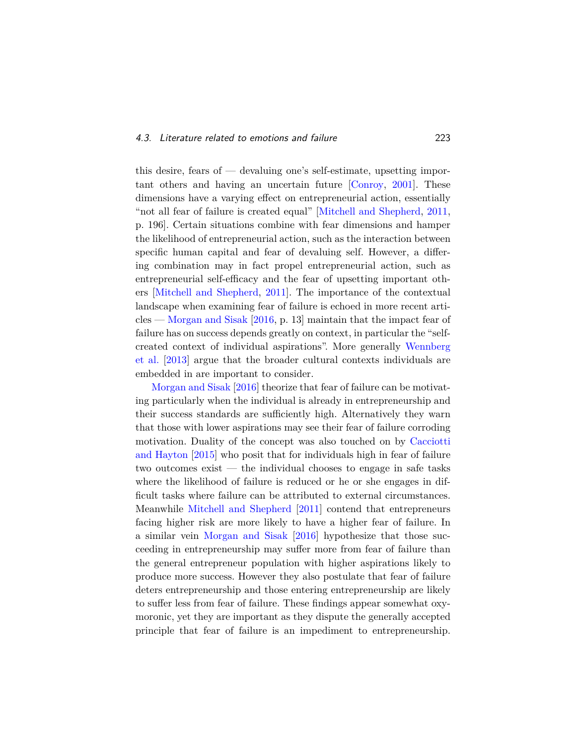this desire, fears of — devaluing one's self-estimate, upsetting important others and having an uncertain future [Conroy, 2001]. These dimensions have a varying effect on entrepreneurial action, essentially "not all fear of failure is created equal" [Mitchell and Shepherd, 2011, p. 196]. Certain situations combine with fear dimensions and hamper the likelihood of entrepreneurial action, such as the interaction between specific human capital and fear of devaluing self. However, a differing combination may in fact propel entrepreneurial action, such as entrepreneurial self-efficacy and the fear of upsetting important others [Mitchell and Shepherd, 2011]. The importance of the contextual landscape when examining fear of failure is echoed in more recent articles — Morgan and Sisak [2016, p. 13] maintain that the impact fear of failure has on success depends greatly on context, in particular the "self-created context of individual aspirations". More generally Wennberg et al. [2013] argue that the broader cultural contexts individuals are embedded in are important to consider.

Morgan and Sisak [2016] theorize that fear of failure can be motivating particularly when the individual is already in entrepreneurship and their success standards are sufficiently high. Alternatively they warn that those with lower aspirations may see their fear of failure corroding motivation. Duality of the concept was also touched on by Cacciotti and Hayton [2015] who posit that for individuals high in fear of failure two outcomes exist — the individual chooses to engage in safe tasks where the likelihood of failure is reduced or he or she engages in difficult tasks where failure can be attributed to external circumstances. Meanwhile Mitchell and Shepherd [2011] contend that entrepreneurs facing higher risk are more likely to have a higher fear of failure. In a similar vein Morgan and Sisak [2016] hypothesize that those succeeding in entrepreneurship may suffer more from fear of failure than the general entrepreneur population with higher aspirations likely to produce more success. However they also postulate that fear of failure deters entrepreneurship and those entering entrepreneurship are likely to suffer less from fear of failure. These findings appear somewhat oxymoronic, yet they are important as they dispute the generally accepted principle that fear of failure is an impediment to entrepreneurship.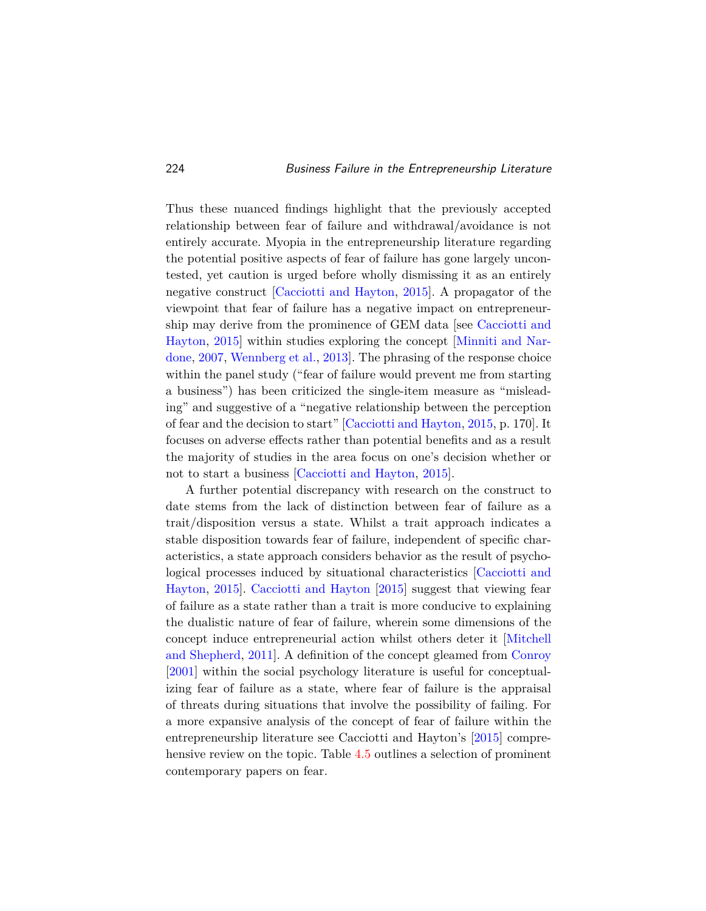Thus these nuanced findings highlight that the previously accepted relationship between fear of failure and withdrawal/avoidance is not entirely accurate. Myopia in the entrepreneurship literature regarding the potential positive aspects of fear of failure has gone largely uncontested, yet caution is urged before wholly dismissing it as an entirely negative construct [Cacciotti and Hayton, 2015]. A propagator of the viewpoint that fear of failure has a negative impact on entrepreneurship may derive from the prominence of GEM data [see Cacciotti and Hayton, 2015] within studies exploring the concept [Minniti and Nardone, 2007, Wennberg et al., 2013]. The phrasing of the response choice within the panel study ("fear of failure would prevent me from starting a business") has been criticized the single-item measure as "misleading" and suggestive of a "negative relationship between the perception of fear and the decision to start" [Cacciotti and Hayton, 2015, p. 170]. It focuses on adverse effects rather than potential benefits and as a result the majority of studies in the area focus on one's decision whether or not to start a business [Cacciotti and Hayton, 2015].

A further potential discrepancy with research on the construct to date stems from the lack of distinction between fear of failure as a trait/disposition versus a state. Whilst a trait approach indicates a stable disposition towards fear of failure, independent of specific characteristics, a state approach considers behavior as the result of psychological processes induced by situational characteristics [Cacciotti and Hayton, 2015]. Cacciotti and Hayton [2015] suggest that viewing fear of failure as a state rather than a trait is more conducive to explaining the dualistic nature of fear of failure, wherein some dimensions of the concept induce entrepreneurial action whilst others deter it [Mitchell and Shepherd, 2011]. A definition of the concept gleamed from Conroy [2001] within the social psychology literature is useful for conceptualizing fear of failure as a state, where fear of failure is the appraisal of threats during situations that involve the possibility of failing. For a more expansive analysis of the concept of fear of failure within the entrepreneurship literature see Cacciotti and Hayton's [2015] comprehensive review on the topic. Table 4.5 outlines a selection of prominent contemporary papers on fear.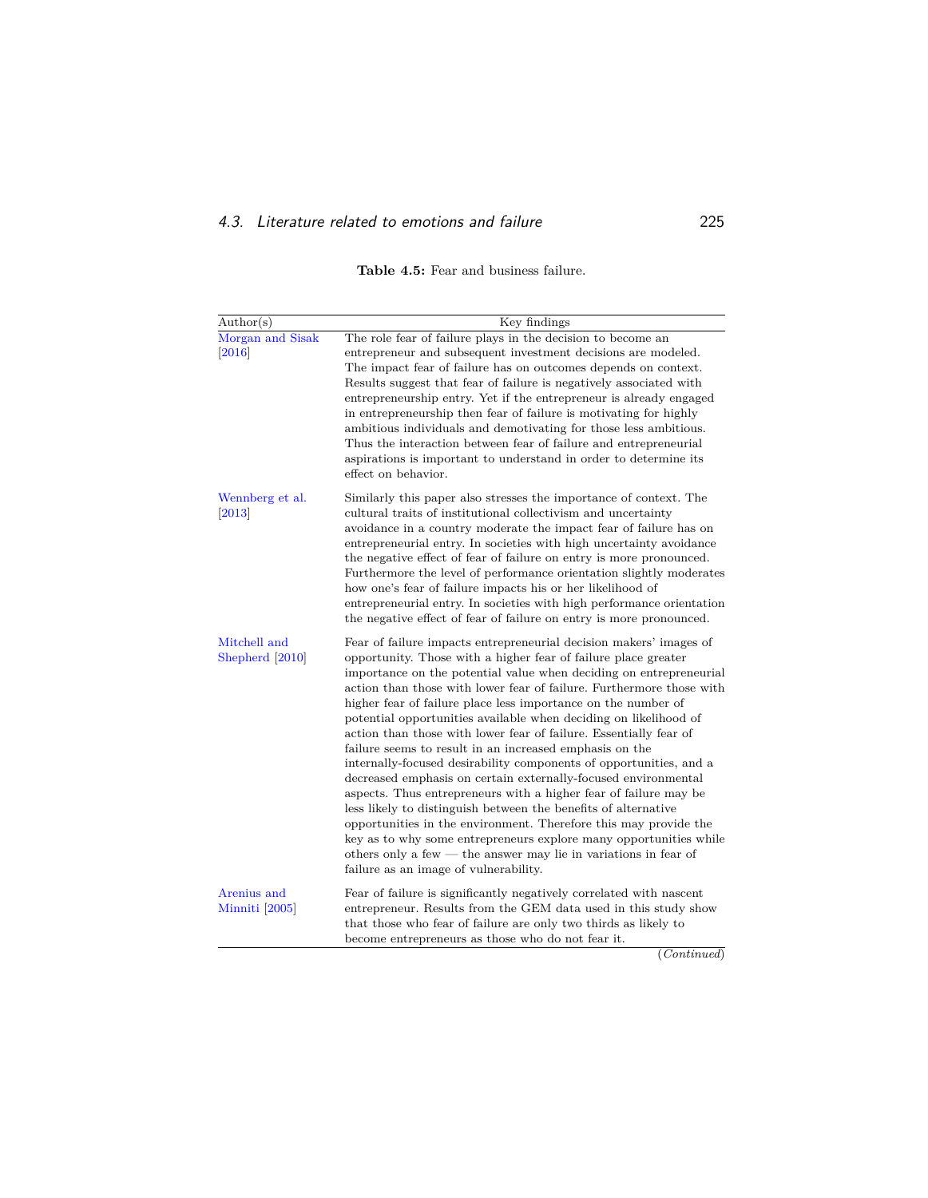**Table 4.5:** Fear and business failure.

| Author(s) | Key findings |
| --- | --- |
| Morgan and Sisak [2016] | The role fear of failure plays in the decision to become an entrepreneur and subsequent investment decisions are modeled. The impact fear of failure has on outcomes depends on context. Results suggest that fear of failure is negatively associated with entrepreneurship entry. Yet if the entrepreneur is already engaged in entrepreneurship then fear of failure is motivating for highly ambitious individuals and demotivating for those less ambitious. Thus the interaction between fear of failure and entrepreneurial aspirations is important to understand in order to determine its effect on behavior. |
| Wennberg et al. [2013] | Similarly this paper also stresses the importance of context. The cultural traits of institutional collectivism and uncertainty avoidance in a country moderate the impact fear of failure has on entrepreneurial entry. In societies with high uncertainty avoidance the negative effect of fear of failure on entry is more pronounced. Furthermore the level of performance orientation slightly moderates how one's fear of failure impacts his or her likelihood of entrepreneurial entry. In societies with high performance orientation the negative effect of fear of failure on entry is more pronounced. |
| Mitchell and Shepherd [2010] | Fear of failure impacts entrepreneurial decision makers' images of opportunity. Those with a higher fear of failure place greater importance on the potential value when deciding on entrepreneurial action than those with lower fear of failure. Furthermore those with higher fear of failure place less importance on the number of potential opportunities available when deciding on likelihood of action than those with lower fear of failure. Essentially fear of failure seems to result in an increased emphasis on the internally-focused desirability components of opportunities, and a decreased emphasis on certain externally-focused environmental aspects. Thus entrepreneurs with a higher fear of failure may be less likely to distinguish between the benefits of alternative opportunities in the environment. Therefore this may provide the key as to why some entrepreneurs explore many opportunities while others only a few — the answer may lie in variations in fear of failure as an image of vulnerability. |
| Arenius and Minniti [2005] | Fear of failure is significantly negatively correlated with nascent entrepreneur. Results from the GEM data used in this study show that those who fear of failure are only two thirds as likely to become entrepreneurs as those who do not fear it. |

(*Continued*)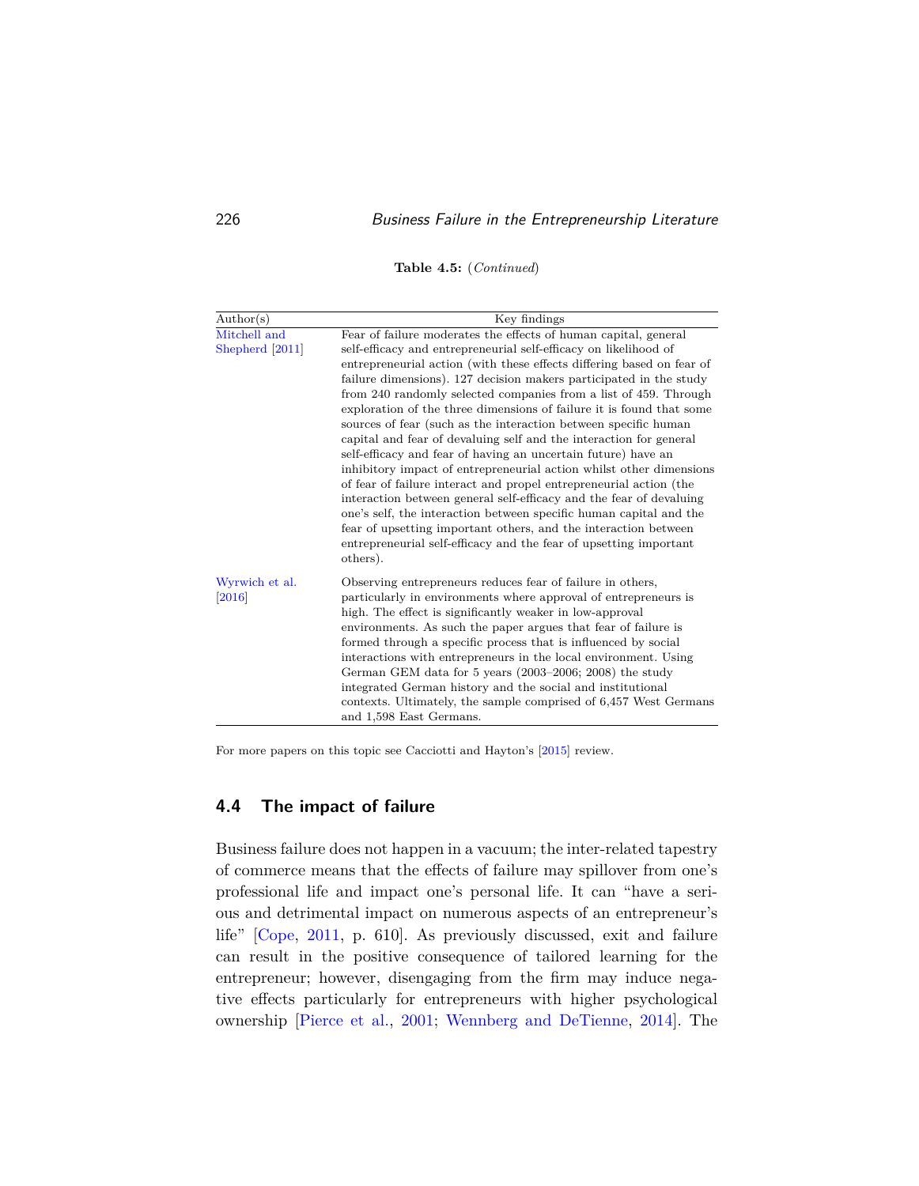**Table 4.5:** (*Continued*)

| Author(s) | Key findings |
|---|---|
| Mitchell and Shepherd [2011] | Fear of failure moderates the effects of human capital, general self-efficacy and entrepreneurial self-efficacy on likelihood of entrepreneurial action (with these effects differing based on fear of failure dimensions). 127 decision makers participated in the study from 240 randomly selected companies from a list of 459. Through exploration of the three dimensions of failure it is found that some sources of fear (such as the interaction between specific human capital and fear of devaluing self and the interaction for general self-efficacy and fear of having an uncertain future) have an inhibitory impact of entrepreneurial action whilst other dimensions of fear of failure interact and propel entrepreneurial action (the interaction between general self-efficacy and the fear of devaluing one's self, the interaction between specific human capital and the fear of upsetting important others, and the interaction between entrepreneurial self-efficacy and the fear of upsetting important others). |
| Wyrwich et al. [2016] | Observing entrepreneurs reduces fear of failure in others, particularly in environments where approval of entrepreneurs is high. The effect is significantly weaker in low-approval environments. As such the paper argues that fear of failure is formed through a specific process that is influenced by social interactions with entrepreneurs in the local environment. Using German GEM data for 5 years (2003–2006; 2008) the study integrated German history and the social and institutional contexts. Ultimately, the sample comprised of 6,457 West Germans and 1,598 East Germans. |

For more papers on this topic see Cacciotti and Hayton's [2015] review.

## 4.4 The impact of failure

Business failure does not happen in a vacuum; the inter-related tapestry of commerce means that the effects of failure may spillover from one's professional life and impact one's personal life. It can "have a serious and detrimental impact on numerous aspects of an entrepreneur's life" [Cope, 2011, p. 610]. As previously discussed, exit and failure can result in the positive consequence of tailored learning for the entrepreneur; however, disengaging from the firm may induce negative effects particularly for entrepreneurs with higher psychological ownership [Pierce et al., 2001; Wennberg and DeTienne, 2014]. The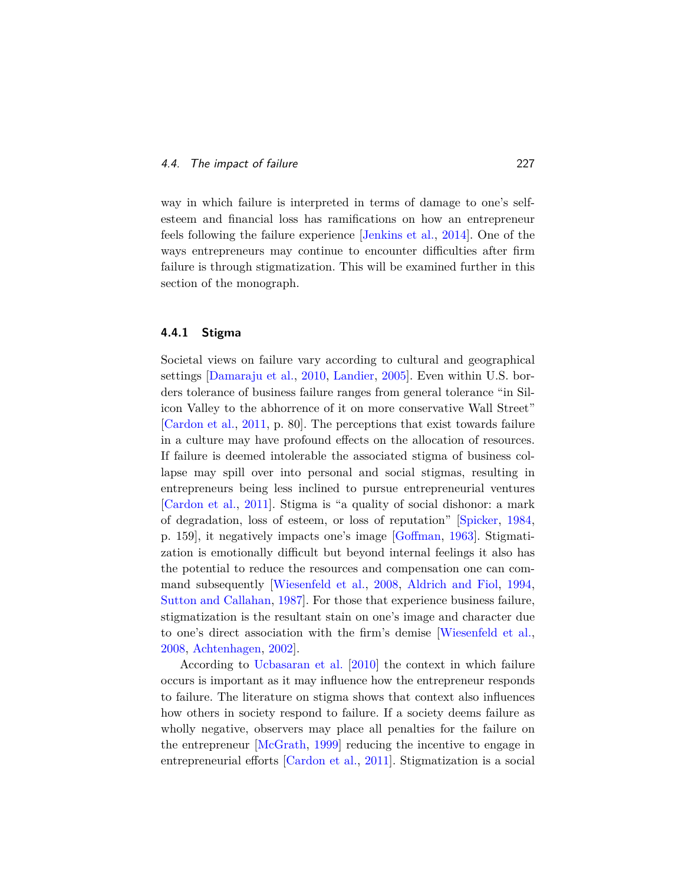way in which failure is interpreted in terms of damage to one's self-esteem and financial loss has ramifications on how an entrepreneur feels following the failure experience [Jenkins et al., 2014]. One of the ways entrepreneurs may continue to encounter difficulties after firm failure is through stigmatization. This will be examined further in this section of the monograph.

### 4.4.1 Stigma

Societal views on failure vary according to cultural and geographical settings [Damaraju et al., 2010, Landier, 2005]. Even within U.S. borders tolerance of business failure ranges from general tolerance "in Silicon Valley to the abhorrence of it on more conservative Wall Street" [Cardon et al., 2011, p. 80]. The perceptions that exist towards failure in a culture may have profound effects on the allocation of resources. If failure is deemed intolerable the associated stigma of business collapse may spill over into personal and social stigmas, resulting in entrepreneurs being less inclined to pursue entrepreneurial ventures [Cardon et al., 2011]. Stigma is "a quality of social dishonor: a mark of degradation, loss of esteem, or loss of reputation" [Spicker, 1984, p. 159], it negatively impacts one's image [Goffman, 1963]. Stigmatization is emotionally difficult but beyond internal feelings it also has the potential to reduce the resources and compensation one can command subsequently [Wiesenfeld et al., 2008, Aldrich and Fiol, 1994, Sutton and Callahan, 1987]. For those that experience business failure, stigmatization is the resultant stain on one's image and character due to one's direct association with the firm's demise [Wiesenfeld et al., 2008, Achtenhagen, 2002].

According to Ucbasaran et al. [2010] the context in which failure occurs is important as it may influence how the entrepreneur responds to failure. The literature on stigma shows that context also influences how others in society respond to failure. If a society deems failure as wholly negative, observers may place all penalties for the failure on the entrepreneur [McGrath, 1999] reducing the incentive to engage in entrepreneurial efforts [Cardon et al., 2011]. Stigmatization is a social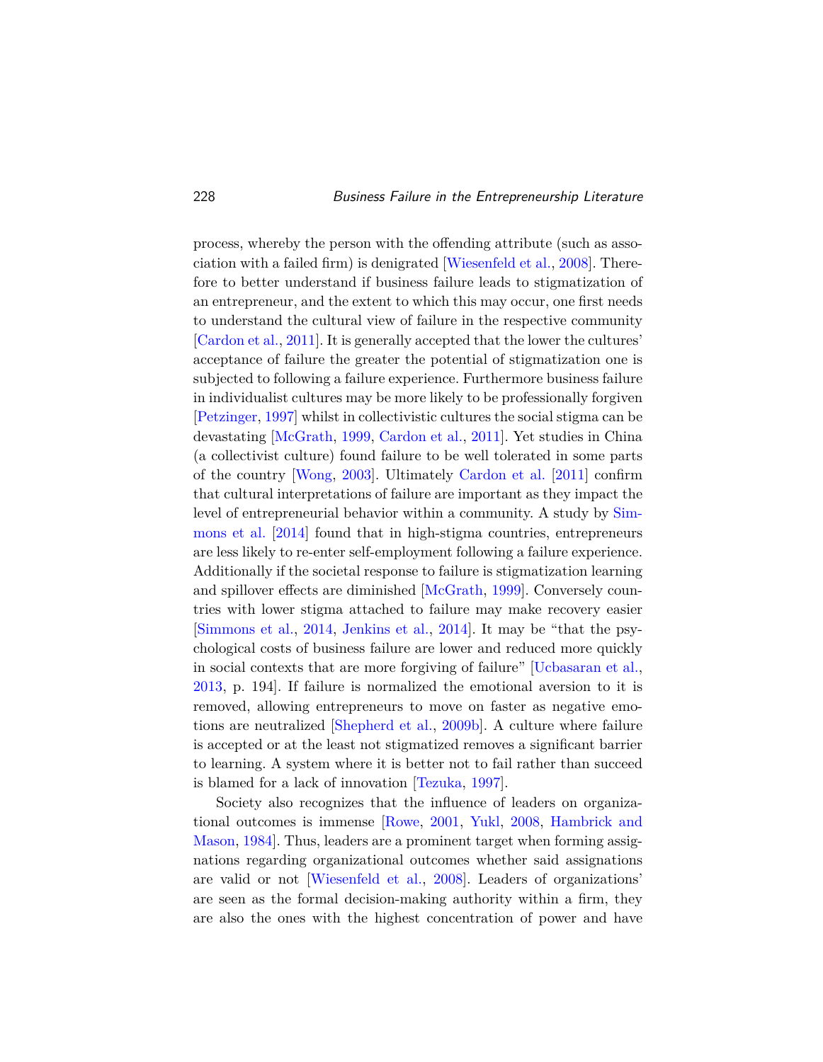process, whereby the person with the offending attribute (such as association with a failed firm) is denigrated [Wiesenfeld et al., 2008]. Therefore to better understand if business failure leads to stigmatization of an entrepreneur, and the extent to which this may occur, one first needs to understand the cultural view of failure in the respective community [Cardon et al., 2011]. It is generally accepted that the lower the cultures' acceptance of failure the greater the potential of stigmatization one is subjected to following a failure experience. Furthermore business failure in individualist cultures may be more likely to be professionally forgiven [Petzinger, 1997] whilst in collectivistic cultures the social stigma can be devastating [McGrath, 1999, Cardon et al., 2011]. Yet studies in China (a collectivist culture) found failure to be well tolerated in some parts of the country [Wong, 2003]. Ultimately Cardon et al. [2011] confirm that cultural interpretations of failure are important as they impact the level of entrepreneurial behavior within a community. A study by Simmons et al. [2014] found that in high-stigma countries, entrepreneurs are less likely to re-enter self-employment following a failure experience. Additionally if the societal response to failure is stigmatization learning and spillover effects are diminished [McGrath, 1999]. Conversely countries with lower stigma attached to failure may make recovery easier [Simmons et al., 2014, Jenkins et al., 2014]. It may be "that the psychological costs of business failure are lower and reduced more quickly in social contexts that are more forgiving of failure" [Ucbasaran et al., 2013, p. 194]. If failure is normalized the emotional aversion to it is removed, allowing entrepreneurs to move on faster as negative emotions are neutralized [Shepherd et al., 2009b]. A culture where failure is accepted or at the least not stigmatized removes a significant barrier to learning. A system where it is better not to fail rather than succeed is blamed for a lack of innovation [Tezuka, 1997].

Society also recognizes that the influence of leaders on organizational outcomes is immense [Rowe, 2001, Yukl, 2008, Hambrick and Mason, 1984]. Thus, leaders are a prominent target when forming assignations regarding organizational outcomes whether said assignations are valid or not [Wiesenfeld et al., 2008]. Leaders of organizations' are seen as the formal decision-making authority within a firm, they are also the ones with the highest concentration of power and have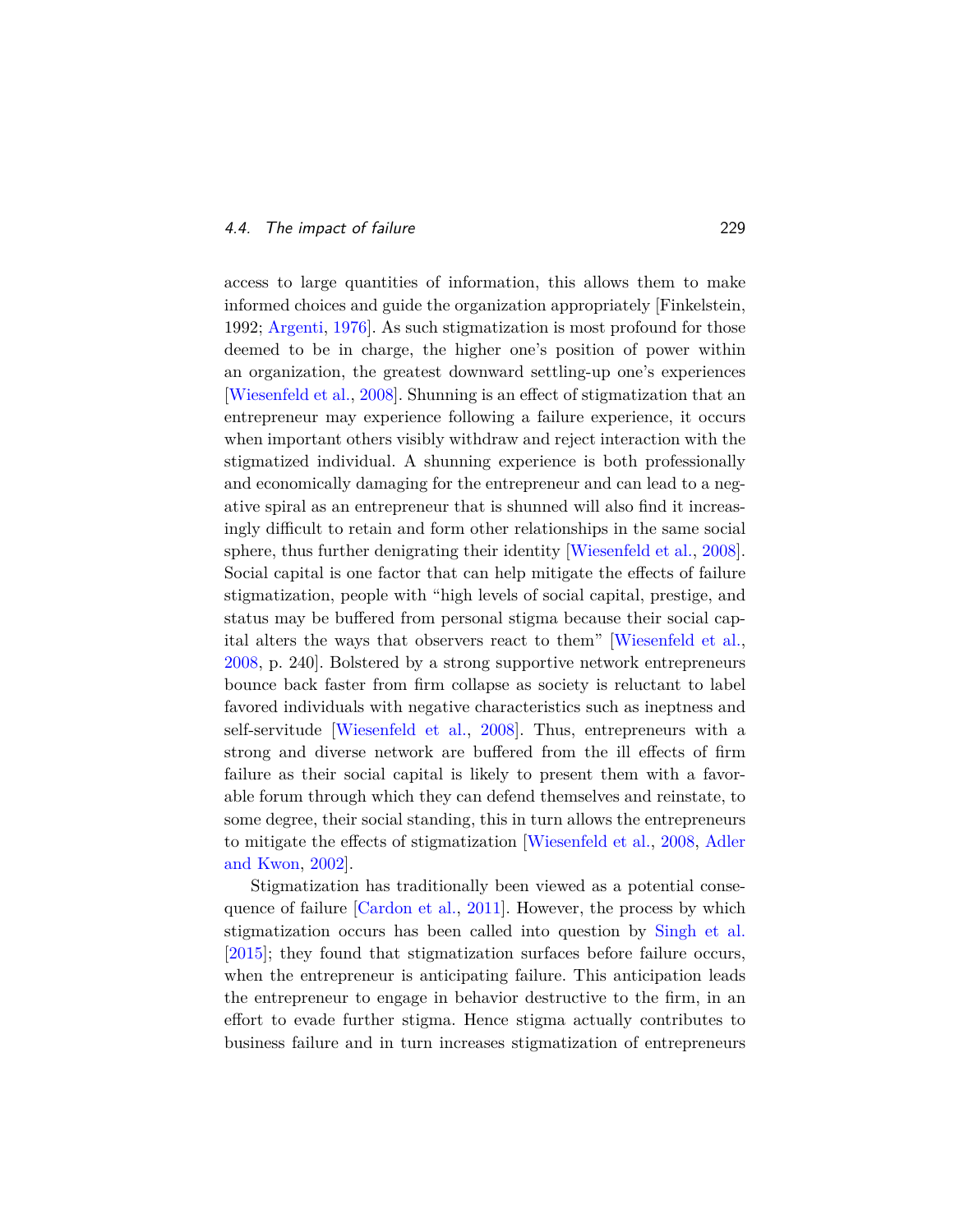access to large quantities of information, this allows them to make informed choices and guide the organization appropriately [Finkelstein, 1992; Argenti, 1976]. As such stigmatization is most profound for those deemed to be in charge, the higher one's position of power within an organization, the greatest downward settling-up one's experiences [Wiesenfeld et al., 2008]. Shunning is an effect of stigmatization that an entrepreneur may experience following a failure experience, it occurs when important others visibly withdraw and reject interaction with the stigmatized individual. A shunning experience is both professionally and economically damaging for the entrepreneur and can lead to a negative spiral as an entrepreneur that is shunned will also find it increasingly difficult to retain and form other relationships in the same social sphere, thus further denigrating their identity [Wiesenfeld et al., 2008]. Social capital is one factor that can help mitigate the effects of failure stigmatization, people with "high levels of social capital, prestige, and status may be buffered from personal stigma because their social capital alters the ways that observers react to them" [Wiesenfeld et al., 2008, p. 240]. Bolstered by a strong supportive network entrepreneurs bounce back faster from firm collapse as society is reluctant to label favored individuals with negative characteristics such as ineptness and self-servitude [Wiesenfeld et al., 2008]. Thus, entrepreneurs with a strong and diverse network are buffered from the ill effects of firm failure as their social capital is likely to present them with a favorable forum through which they can defend themselves and reinstate, to some degree, their social standing, this in turn allows the entrepreneurs to mitigate the effects of stigmatization [Wiesenfeld et al., 2008, Adler and Kwon, 2002].

Stigmatization has traditionally been viewed as a potential consequence of failure [Cardon et al., 2011]. However, the process by which stigmatization occurs has been called into question by Singh et al. [2015]; they found that stigmatization surfaces before failure occurs, when the entrepreneur is anticipating failure. This anticipation leads the entrepreneur to engage in behavior destructive to the firm, in an effort to evade further stigma. Hence stigma actually contributes to business failure and in turn increases stigmatization of entrepreneurs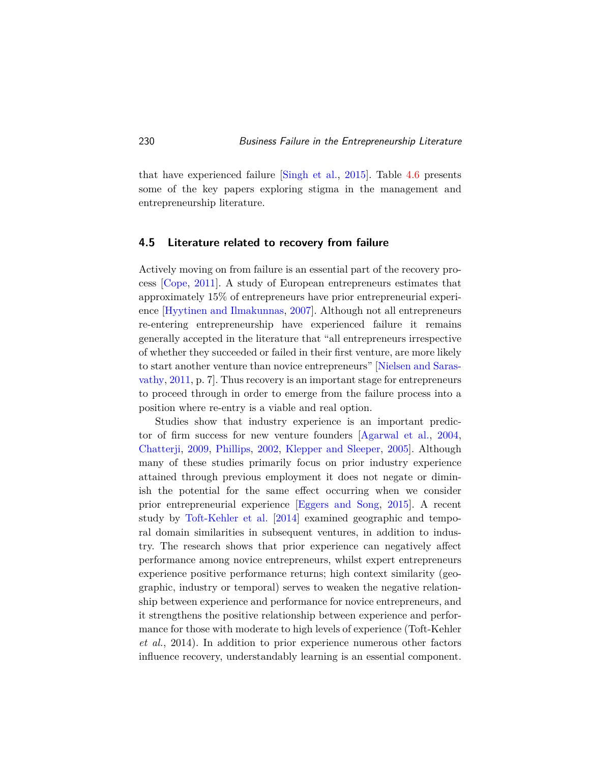that have experienced failure [Singh et al., 2015]. Table 4.6 presents some of the key papers exploring stigma in the management and entrepreneurship literature.

## 4.5 Literature related to recovery from failure

Actively moving on from failure is an essential part of the recovery process [Cope, 2011]. A study of European entrepreneurs estimates that approximately 15% of entrepreneurs have prior entrepreneurial experience [Hyytinen and Ilmakunnas, 2007]. Although not all entrepreneurs re-entering entrepreneurship have experienced failure it remains generally accepted in the literature that "all entrepreneurs irrespective of whether they succeeded or failed in their first venture, are more likely to start another venture than novice entrepreneurs" [Nielsen and Sarasvathy, 2011, p. 7]. Thus recovery is an important stage for entrepreneurs to proceed through in order to emerge from the failure process into a position where re-entry is a viable and real option.

Studies show that industry experience is an important predictor of firm success for new venture founders [Agarwal et al., 2004, Chatterji, 2009, Phillips, 2002, Klepper and Sleeper, 2005]. Although many of these studies primarily focus on prior industry experience attained through previous employment it does not negate or diminish the potential for the same effect occurring when we consider prior entrepreneurial experience [Eggers and Song, 2015]. A recent study by Toft-Kehler et al. [2014] examined geographic and temporal domain similarities in subsequent ventures, in addition to industry. The research shows that prior experience can negatively affect performance among novice entrepreneurs, whilst expert entrepreneurs experience positive performance returns; high context similarity (geographic, industry or temporal) serves to weaken the negative relationship between experience and performance for novice entrepreneurs, and it strengthens the positive relationship between experience and performance for those with moderate to high levels of experience (Toft-Kehler *et al.*, 2014). In addition to prior experience numerous other factors influence recovery, understandably learning is an essential component.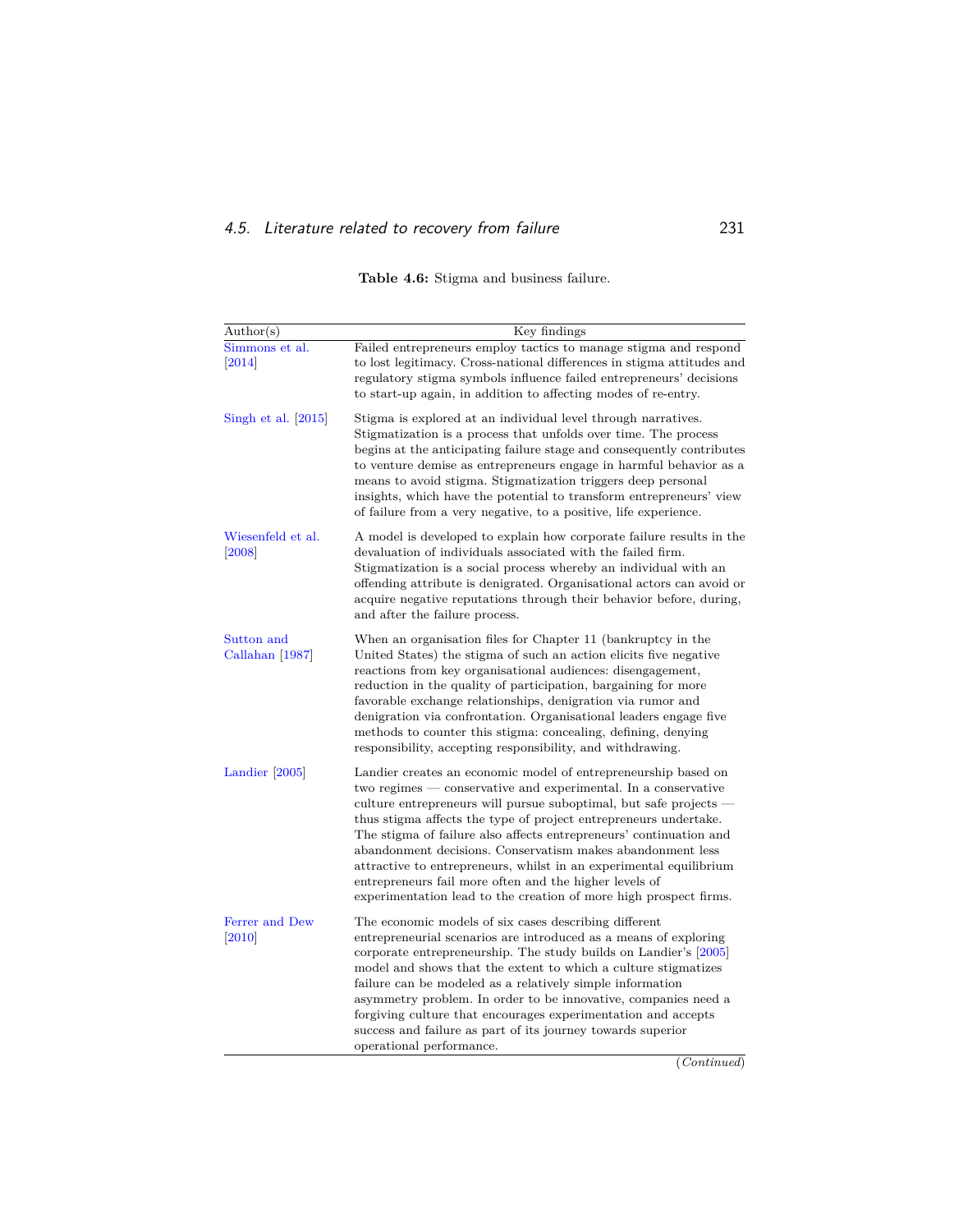**Table 4.6:** Stigma and business failure.

| Author(s) | Key findings |
|---|---|
| Simmons et al. [2014] | Failed entrepreneurs employ tactics to manage stigma and respond to lost legitimacy. Cross-national differences in stigma attitudes and regulatory stigma symbols influence failed entrepreneurs' decisions to start-up again, in addition to affecting modes of re-entry. |
| Singh et al. [2015] | Stigma is explored at an individual level through narratives. Stigmatization is a process that unfolds over time. The process begins at the anticipating failure stage and consequently contributes to venture demise as entrepreneurs engage in harmful behavior as a means to avoid stigma. Stigmatization triggers deep personal insights, which have the potential to transform entrepreneurs' view of failure from a very negative, to a positive, life experience. |
| Wiesenfeld et al. [2008] | A model is developed to explain how corporate failure results in the devaluation of individuals associated with the failed firm. Stigmatization is a social process whereby an individual with an offending attribute is denigrated. Organisational actors can avoid or acquire negative reputations through their behavior before, during, and after the failure process. |
| Sutton and Callahan [1987] | When an organisation files for Chapter 11 (bankruptcy in the United States) the stigma of such an action elicits five negative reactions from key organisational audiences: disengagement, reduction in the quality of participation, bargaining for more favorable exchange relationships, denigration via rumor and denigration via confrontation. Organisational leaders engage five methods to counter this stigma: concealing, defining, denying responsibility, accepting responsibility, and withdrawing. |
| Landier [2005] | Landier creates an economic model of entrepreneurship based on two regimes — conservative and experimental. In a conservative culture entrepreneurs will pursue suboptimal, but safe projects — thus stigma affects the type of project entrepreneurs undertake. The stigma of failure also affects entrepreneurs' continuation and abandonment decisions. Conservatism makes abandonment less attractive to entrepreneurs, whilst in an experimental equilibrium entrepreneurs fail more often and the higher levels of experimentation lead to the creation of more high prospect firms. |
| Ferrer and Dew [2010] | The economic models of six cases describing different entrepreneurial scenarios are introduced as a means of exploring corporate entrepreneurship. The study builds on Landier's [2005] model and shows that the extent to which a culture stigmatizes failure can be modeled as a relatively simple information asymmetry problem. In order to be innovative, companies need a forgiving culture that encourages experimentation and accepts success and failure as part of its journey towards superior operational performance. |

(*Continued*)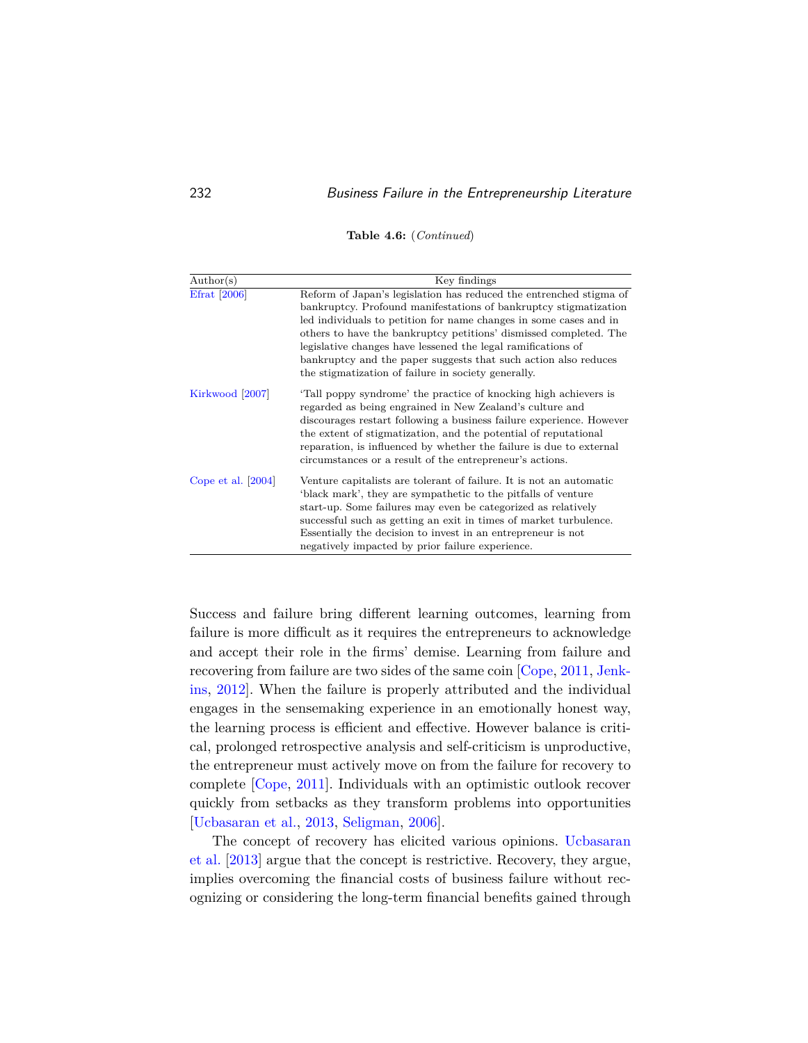**Table 4.6:** (*Continued*)

| Author(s) | Key findings |
|---|---|
| Efrat [2006] | Reform of Japan's legislation has reduced the entrenched stigma of bankruptcy. Profound manifestations of bankruptcy stigmatization led individuals to petition for name changes in some cases and in others to have the bankruptcy petitions' dismissed completed. The legislative changes have lessened the legal ramifications of bankruptcy and the paper suggests that such action also reduces the stigmatization of failure in society generally. |
| Kirkwood [2007] | 'Tall poppy syndrome' the practice of knocking high achievers is regarded as being engrained in New Zealand's culture and discourages restart following a business failure experience. However the extent of stigmatization, and the potential of reputational reparation, is influenced by whether the failure is due to external circumstances or a result of the entrepreneur's actions. |
| Cope et al. [2004] | Venture capitalists are tolerant of failure. It is not an automatic 'black mark', they are sympathetic to the pitfalls of venture start-up. Some failures may even be categorized as relatively successful such as getting an exit in times of market turbulence. Essentially the decision to invest in an entrepreneur is not negatively impacted by prior failure experience. |

Success and failure bring different learning outcomes, learning from failure is more difficult as it requires the entrepreneurs to acknowledge and accept their role in the firms' demise. Learning from failure and recovering from failure are two sides of the same coin [Cope, 2011, Jenkins, 2012]. When the failure is properly attributed and the individual engages in the sensemaking experience in an emotionally honest way, the learning process is efficient and effective. However balance is critical, prolonged retrospective analysis and self-criticism is unproductive, the entrepreneur must actively move on from the failure for recovery to complete [Cope, 2011]. Individuals with an optimistic outlook recover quickly from setbacks as they transform problems into opportunities [Ucbasaran et al., 2013, Seligman, 2006].

The concept of recovery has elicited various opinions. Ucbasaran et al. [2013] argue that the concept is restrictive. Recovery, they argue, implies overcoming the financial costs of business failure without recognizing or considering the long-term financial benefits gained through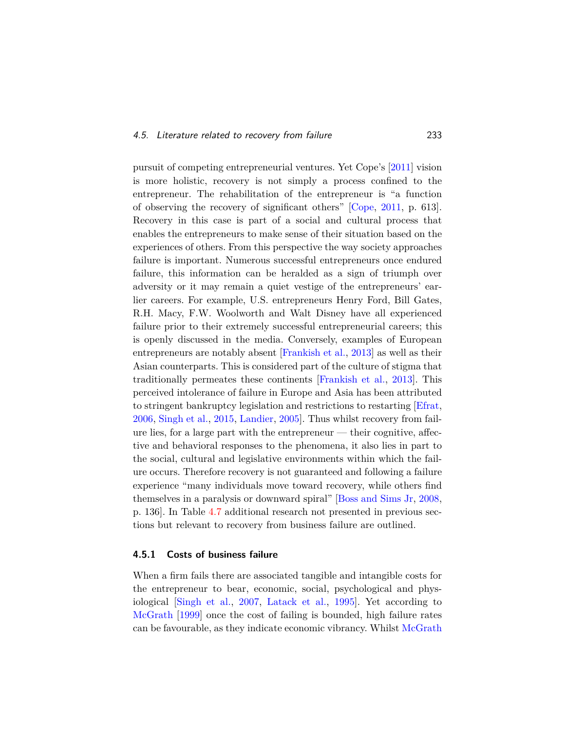pursuit of competing entrepreneurial ventures. Yet Cope's [2011] vision is more holistic, recovery is not simply a process confined to the entrepreneur. The rehabilitation of the entrepreneur is "a function of observing the recovery of significant others" [Cope, 2011, p. 613]. Recovery in this case is part of a social and cultural process that enables the entrepreneurs to make sense of their situation based on the experiences of others. From this perspective the way society approaches failure is important. Numerous successful entrepreneurs once endured failure, this information can be heralded as a sign of triumph over adversity or it may remain a quiet vestige of the entrepreneurs' earlier careers. For example, U.S. entrepreneurs Henry Ford, Bill Gates, R.H. Macy, F.W. Woolworth and Walt Disney have all experienced failure prior to their extremely successful entrepreneurial careers; this is openly discussed in the media. Conversely, examples of European entrepreneurs are notably absent [Frankish et al., 2013] as well as their Asian counterparts. This is considered part of the culture of stigma that traditionally permeates these continents [Frankish et al., 2013]. This perceived intolerance of failure in Europe and Asia has been attributed to stringent bankruptcy legislation and restrictions to restarting [Efrat, 2006, Singh et al., 2015, Landier, 2005]. Thus whilst recovery from failure lies, for a large part with the entrepreneur — their cognitive, affective and behavioral responses to the phenomena, it also lies in part to the social, cultural and legislative environments within which the failure occurs. Therefore recovery is not guaranteed and following a failure experience "many individuals move toward recovery, while others find themselves in a paralysis or downward spiral" [Boss and Sims Jr, 2008, p. 136]. In Table 4.7 additional research not presented in previous sections but relevant to recovery from business failure are outlined.

### 4.5.1 Costs of business failure

When a firm fails there are associated tangible and intangible costs for the entrepreneur to bear, economic, social, psychological and physiological [Singh et al., 2007, Latack et al., 1995]. Yet according to McGrath [1999] once the cost of failing is bounded, high failure rates can be favourable, as they indicate economic vibrancy. Whilst McGrath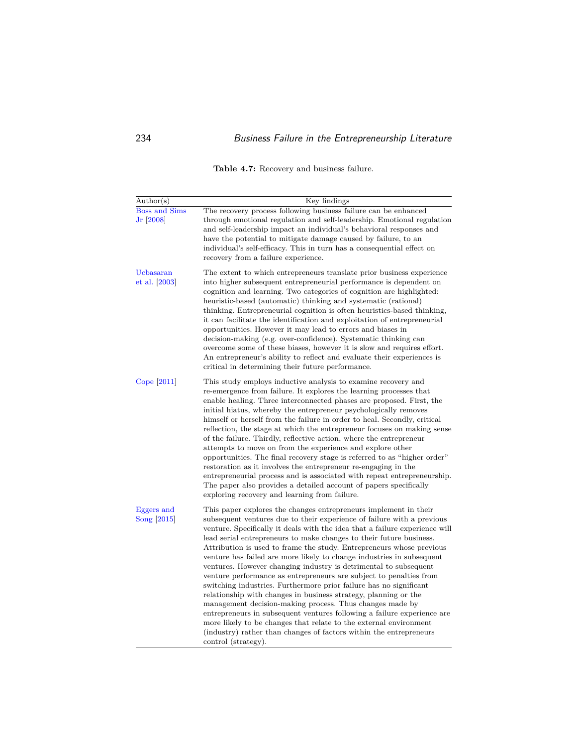**Table 4.7:** Recovery and business failure.

| Author(s) | Key findings |
|---|---|
| Boss and Sims Jr [2008] | The recovery process following business failure can be enhanced through emotional regulation and self-leadership. Emotional regulation and self-leadership impact an individual's behavioral responses and have the potential to mitigate damage caused by failure, to an individual's self-efficacy. This in turn has a consequential effect on recovery from a failure experience. |
| Ucbasaran et al. [2003] | The extent to which entrepreneurs translate prior business experience into higher subsequent entrepreneurial performance is dependent on cognition and learning. Two categories of cognition are highlighted: heuristic-based (automatic) thinking and systematic (rational) thinking. Entrepreneurial cognition is often heuristics-based thinking, it can facilitate the identification and exploitation of entrepreneurial opportunities. However it may lead to errors and biases in decision-making (e.g. over-confidence). Systematic thinking can overcome some of these biases, however it is slow and requires effort. An entrepreneur's ability to reflect and evaluate their experiences is critical in determining their future performance. |
| Cope [2011] | This study employs inductive analysis to examine recovery and re-emergence from failure. It explores the learning processes that enable healing. Three interconnected phases are proposed. First, the initial hiatus, whereby the entrepreneur psychologically removes himself or herself from the failure in order to heal. Secondly, critical reflection, the stage at which the entrepreneur focuses on making sense of the failure. Thirdly, reflective action, where the entrepreneur attempts to move on from the experience and explore other opportunities. The final recovery stage is referred to as "higher order" restoration as it involves the entrepreneur re-engaging in the entrepreneurial process and is associated with repeat entrepreneurship. The paper also provides a detailed account of papers specifically exploring recovery and learning from failure. |
| Eggers and Song [2015] | This paper explores the changes entrepreneurs implement in their subsequent ventures due to their experience of failure with a previous venture. Specifically it deals with the idea that a failure experience will lead serial entrepreneurs to make changes to their future business. Attribution is used to frame the study. Entrepreneurs whose previous venture has failed are more likely to change industries in subsequent ventures. However changing industry is detrimental to subsequent venture performance as entrepreneurs are subject to penalties from switching industries. Furthermore prior failure has no significant relationship with changes in business strategy, planning or the management decision-making process. Thus changes made by entrepreneurs in subsequent ventures following a failure experience are more likely to be changes that relate to the external environment (industry) rather than changes of factors within the entrepreneurs control (strategy). |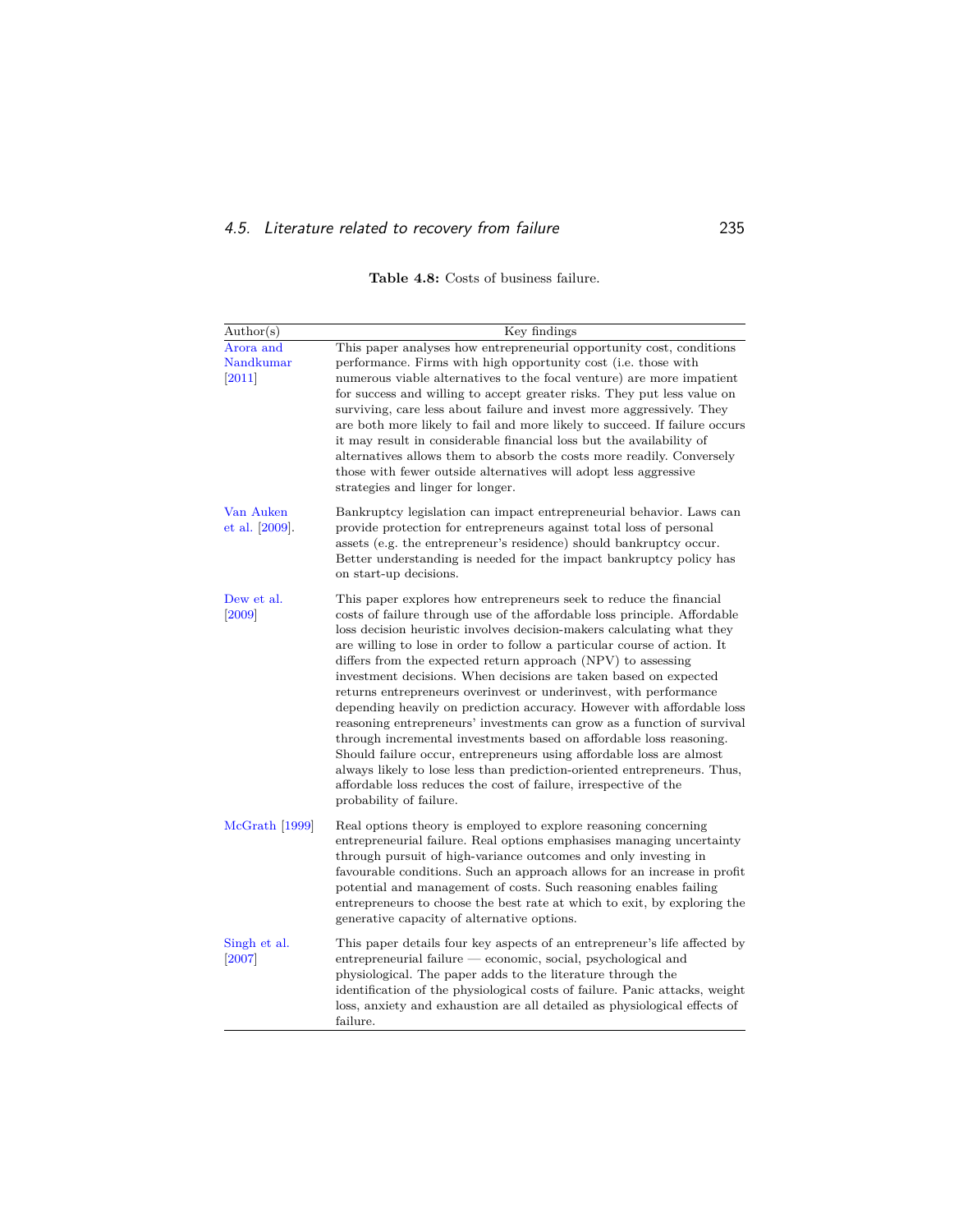**Table 4.8:** Costs of business failure.

| Author(s) | Key findings |
|---|---|
| Arora and Nandkumar [2011] | This paper analyses how entrepreneurial opportunity cost, conditions performance. Firms with high opportunity cost (i.e. those with numerous viable alternatives to the focal venture) are more impatient for success and willing to accept greater risks. They put less value on surviving, care less about failure and invest more aggressively. They are both more likely to fail and more likely to succeed. If failure occurs it may result in considerable financial loss but the availability of alternatives allows them to absorb the costs more readily. Conversely those with fewer outside alternatives will adopt less aggressive strategies and linger for longer. |
| Van Auken et al. [2009]. | Bankruptcy legislation can impact entrepreneurial behavior. Laws can provide protection for entrepreneurs against total loss of personal assets (e.g. the entrepreneur's residence) should bankruptcy occur. Better understanding is needed for the impact bankruptcy policy has on start-up decisions. |
| Dew et al. [2009] | This paper explores how entrepreneurs seek to reduce the financial costs of failure through use of the affordable loss principle. Affordable loss decision heuristic involves decision-makers calculating what they are willing to lose in order to follow a particular course of action. It differs from the expected return approach (NPV) to assessing investment decisions. When decisions are taken based on expected returns entrepreneurs overinvest or underinvest, with performance depending heavily on prediction accuracy. However with affordable loss reasoning entrepreneurs' investments can grow as a function of survival through incremental investments based on affordable loss reasoning. Should failure occur, entrepreneurs using affordable loss are almost always likely to lose less than prediction-oriented entrepreneurs. Thus, affordable loss reduces the cost of failure, irrespective of the probability of failure. |
| McGrath [1999] | Real options theory is employed to explore reasoning concerning entrepreneurial failure. Real options emphasises managing uncertainty through pursuit of high-variance outcomes and only investing in favourable conditions. Such an approach allows for an increase in profit potential and management of costs. Such reasoning enables failing entrepreneurs to choose the best rate at which to exit, by exploring the generative capacity of alternative options. |
| Singh et al. [2007] | This paper details four key aspects of an entrepreneur's life affected by entrepreneurial failure — economic, social, psychological and physiological. The paper adds to the literature through the identification of the physiological costs of failure. Panic attacks, weight loss, anxiety and exhaustion are all detailed as physiological effects of failure. |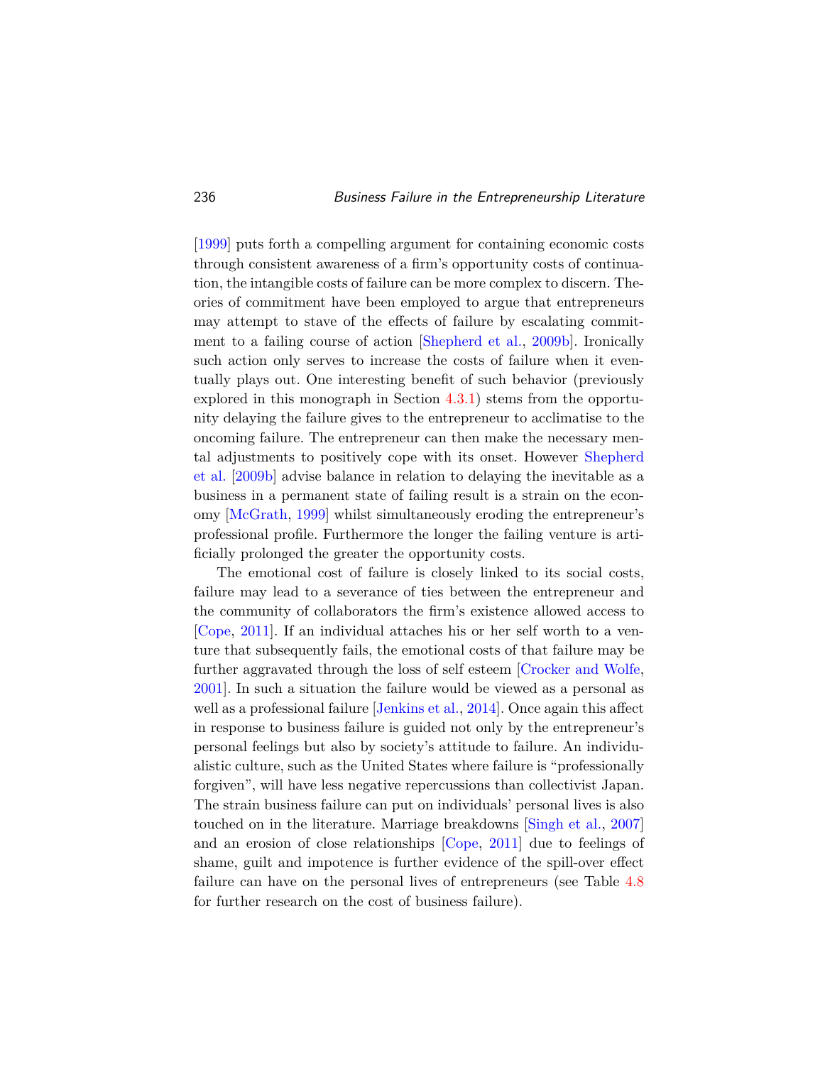[1999] puts forth a compelling argument for containing economic costs through consistent awareness of a firm's opportunity costs of continuation, the intangible costs of failure can be more complex to discern. Theories of commitment have been employed to argue that entrepreneurs may attempt to stave of the effects of failure by escalating commitment to a failing course of action [Shepherd et al., 2009b]. Ironically such action only serves to increase the costs of failure when it eventually plays out. One interesting benefit of such behavior (previously explored in this monograph in Section 4.3.1) stems from the opportunity delaying the failure gives to the entrepreneur to acclimatise to the oncoming failure. The entrepreneur can then make the necessary mental adjustments to positively cope with its onset. However Shepherd et al. [2009b] advise balance in relation to delaying the inevitable as a business in a permanent state of failing result is a strain on the economy [McGrath, 1999] whilst simultaneously eroding the entrepreneur's professional profile. Furthermore the longer the failing venture is artificially prolonged the greater the opportunity costs.

The emotional cost of failure is closely linked to its social costs, failure may lead to a severance of ties between the entrepreneur and the community of collaborators the firm's existence allowed access to [Cope, 2011]. If an individual attaches his or her self worth to a venture that subsequently fails, the emotional costs of that failure may be further aggravated through the loss of self esteem [Crocker and Wolfe, 2001]. In such a situation the failure would be viewed as a personal as well as a professional failure [Jenkins et al., 2014]. Once again this affect in response to business failure is guided not only by the entrepreneur's personal feelings but also by society's attitude to failure. An individualistic culture, such as the United States where failure is "professionally forgiven", will have less negative repercussions than collectivist Japan. The strain business failure can put on individuals' personal lives is also touched on in the literature. Marriage breakdowns [Singh et al., 2007] and an erosion of close relationships [Cope, 2011] due to feelings of shame, guilt and impotence is further evidence of the spill-over effect failure can have on the personal lives of entrepreneurs (see Table 4.8 for further research on the cost of business failure).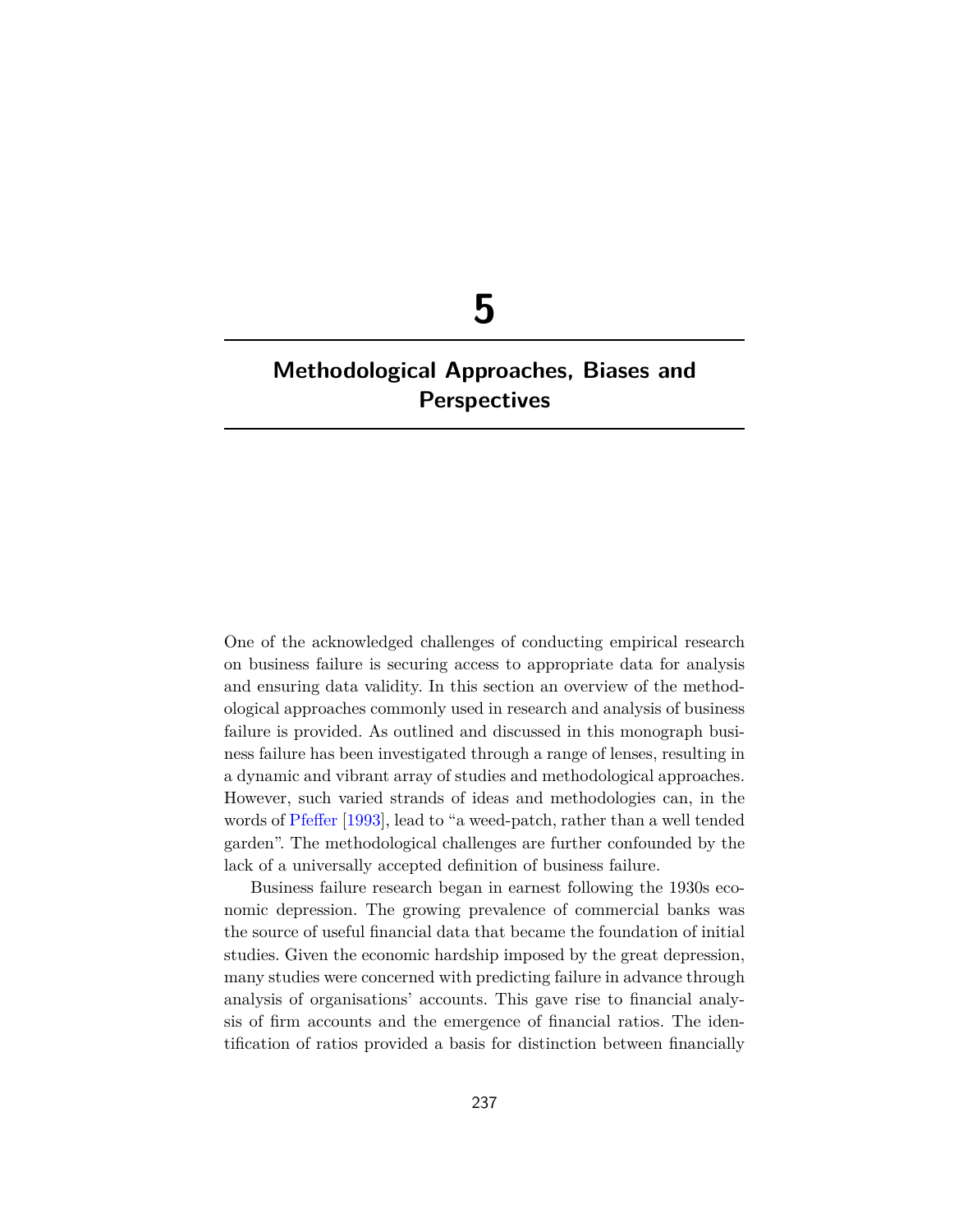# 5

# Methodological Approaches, Biases and Perspectives

One of the acknowledged challenges of conducting empirical research on business failure is securing access to appropriate data for analysis and ensuring data validity. In this section an overview of the methodological approaches commonly used in research and analysis of business failure is provided. As outlined and discussed in this monograph business failure has been investigated through a range of lenses, resulting in a dynamic and vibrant array of studies and methodological approaches. However, such varied strands of ideas and methodologies can, in the words of Pfeffer [1993], lead to "a weed-patch, rather than a well tended garden". The methodological challenges are further confounded by the lack of a universally accepted definition of business failure.

Business failure research began in earnest following the 1930s economic depression. The growing prevalence of commercial banks was the source of useful financial data that became the foundation of initial studies. Given the economic hardship imposed by the great depression, many studies were concerned with predicting failure in advance through analysis of organisations' accounts. This gave rise to financial analysis of firm accounts and the emergence of financial ratios. The identification of ratios provided a basis for distinction between financially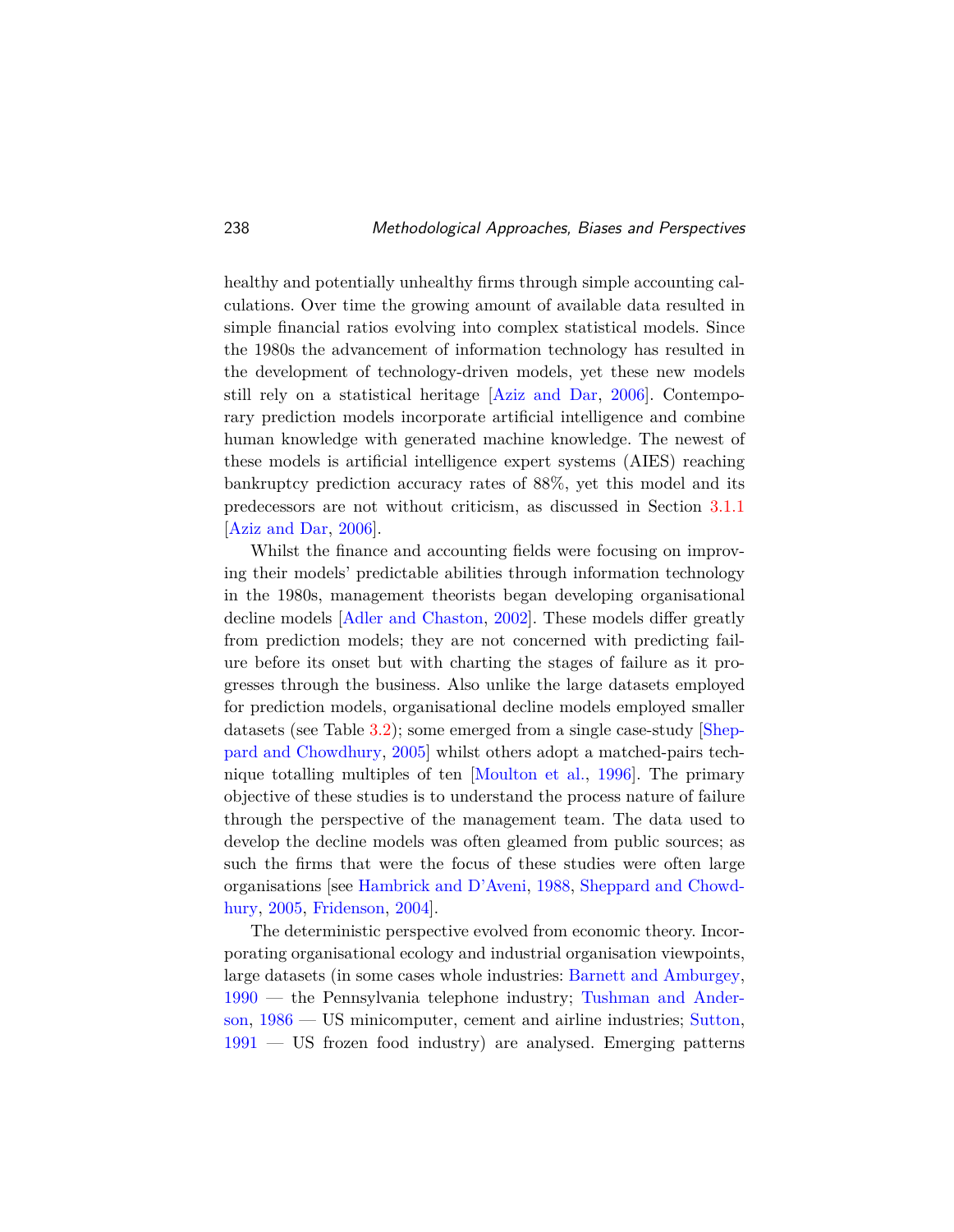healthy and potentially unhealthy firms through simple accounting calculations. Over time the growing amount of available data resulted in simple financial ratios evolving into complex statistical models. Since the 1980s the advancement of information technology has resulted in the development of technology-driven models, yet these new models still rely on a statistical heritage [Aziz and Dar, 2006]. Contemporary prediction models incorporate artificial intelligence and combine human knowledge with generated machine knowledge. The newest of these models is artificial intelligence expert systems (AIES) reaching bankruptcy prediction accuracy rates of 88%, yet this model and its predecessors are not without criticism, as discussed in Section 3.1.1 [Aziz and Dar, 2006].

Whilst the finance and accounting fields were focusing on improving their models' predictable abilities through information technology in the 1980s, management theorists began developing organisational decline models [Adler and Chaston, 2002]. These models differ greatly from prediction models; they are not concerned with predicting failure before its onset but with charting the stages of failure as it progresses through the business. Also unlike the large datasets employed for prediction models, organisational decline models employed smaller datasets (see Table 3.2); some emerged from a single case-study [Sheppard and Chowdhury, 2005] whilst others adopt a matched-pairs technique totalling multiples of ten [Moulton et al., 1996]. The primary objective of these studies is to understand the process nature of failure through the perspective of the management team. The data used to develop the decline models was often gleamed from public sources; as such the firms that were the focus of these studies were often large organisations [see Hambrick and D'Aveni, 1988, Sheppard and Chowdhury, 2005, Fridenson, 2004].

The deterministic perspective evolved from economic theory. Incorporating organisational ecology and industrial organisation viewpoints, large datasets (in some cases whole industries: Barnett and Amburgey, 1990 — the Pennsylvania telephone industry; Tushman and Anderson, 1986 — US minicomputer, cement and airline industries; Sutton, 1991 — US frozen food industry) are analysed. Emerging patterns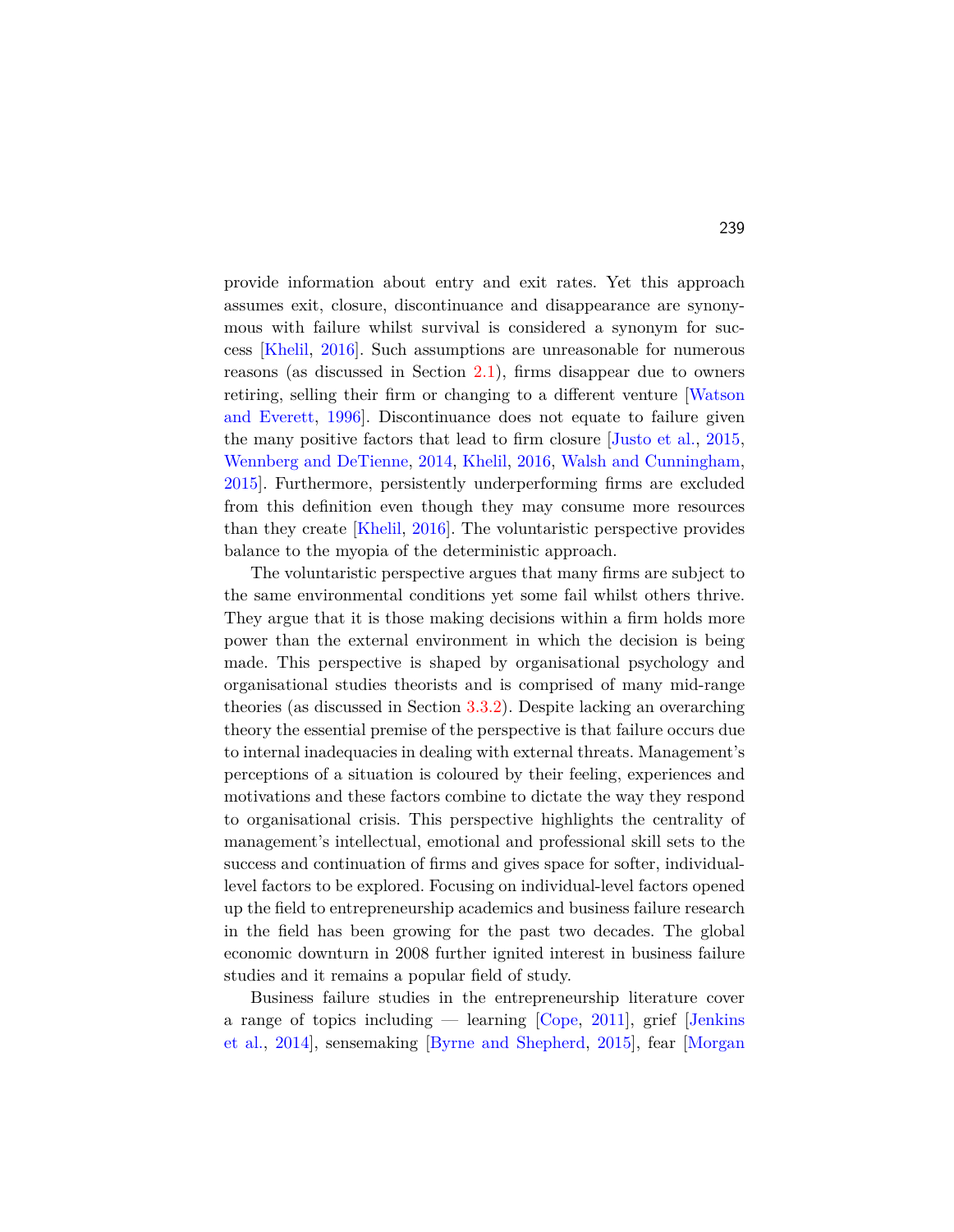provide information about entry and exit rates. Yet this approach assumes exit, closure, discontinuance and disappearance are synonymous with failure whilst survival is considered a synonym for success [Khelil, 2016]. Such assumptions are unreasonable for numerous reasons (as discussed in Section 2.1), firms disappear due to owners retiring, selling their firm or changing to a different venture [Watson and Everett, 1996]. Discontinuance does not equate to failure given the many positive factors that lead to firm closure [Justo et al., 2015, Wennberg and DeTienne, 2014, Khelil, 2016, Walsh and Cunningham, 2015]. Furthermore, persistently underperforming firms are excluded from this definition even though they may consume more resources than they create [Khelil, 2016]. The voluntaristic perspective provides balance to the myopia of the deterministic approach.

The voluntaristic perspective argues that many firms are subject to the same environmental conditions yet some fail whilst others thrive. They argue that it is those making decisions within a firm holds more power than the external environment in which the decision is being made. This perspective is shaped by organisational psychology and organisational studies theorists and is comprised of many mid-range theories (as discussed in Section 3.3.2). Despite lacking an overarching theory the essential premise of the perspective is that failure occurs due to internal inadequacies in dealing with external threats. Management's perceptions of a situation is coloured by their feeling, experiences and motivations and these factors combine to dictate the way they respond to organisational crisis. This perspective highlights the centrality of management's intellectual, emotional and professional skill sets to the success and continuation of firms and gives space for softer, individual-level factors to be explored. Focusing on individual-level factors opened up the field to entrepreneurship academics and business failure research in the field has been growing for the past two decades. The global economic downturn in 2008 further ignited interest in business failure studies and it remains a popular field of study.

Business failure studies in the entrepreneurship literature cover a range of topics including — learning [Cope, 2011], grief [Jenkins et al., 2014], sensemaking [Byrne and Shepherd, 2015], fear [Morgan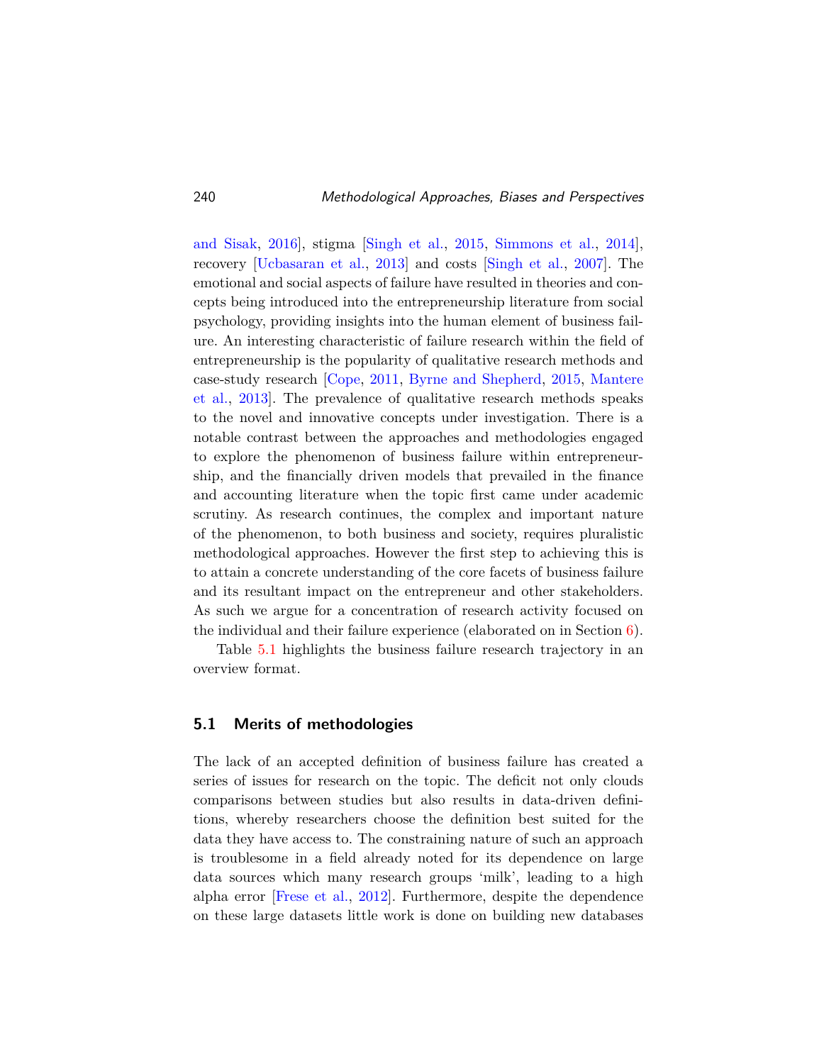and Sisak, 2016], stigma [Singh et al., 2015, Simmons et al., 2014], recovery [Ucbasaran et al., 2013] and costs [Singh et al., 2007]. The emotional and social aspects of failure have resulted in theories and concepts being introduced into the entrepreneurship literature from social psychology, providing insights into the human element of business failure. An interesting characteristic of failure research within the field of entrepreneurship is the popularity of qualitative research methods and case-study research [Cope, 2011, Byrne and Shepherd, 2015, Mantere et al., 2013]. The prevalence of qualitative research methods speaks to the novel and innovative concepts under investigation. There is a notable contrast between the approaches and methodologies engaged to explore the phenomenon of business failure within entrepreneurship, and the financially driven models that prevailed in the finance and accounting literature when the topic first came under academic scrutiny. As research continues, the complex and important nature of the phenomenon, to both business and society, requires pluralistic methodological approaches. However the first step to achieving this is to attain a concrete understanding of the core facets of business failure and its resultant impact on the entrepreneur and other stakeholders. As such we argue for a concentration of research activity focused on the individual and their failure experience (elaborated on in Section 6).

Table 5.1 highlights the business failure research trajectory in an overview format.

## 5.1 Merits of methodologies

The lack of an accepted definition of business failure has created a series of issues for research on the topic. The deficit not only clouds comparisons between studies but also results in data-driven definitions, whereby researchers choose the definition best suited for the data they have access to. The constraining nature of such an approach is troublesome in a field already noted for its dependence on large data sources which many research groups 'milk', leading to a high alpha error [Frese et al., 2012]. Furthermore, despite the dependence on these large datasets little work is done on building new databases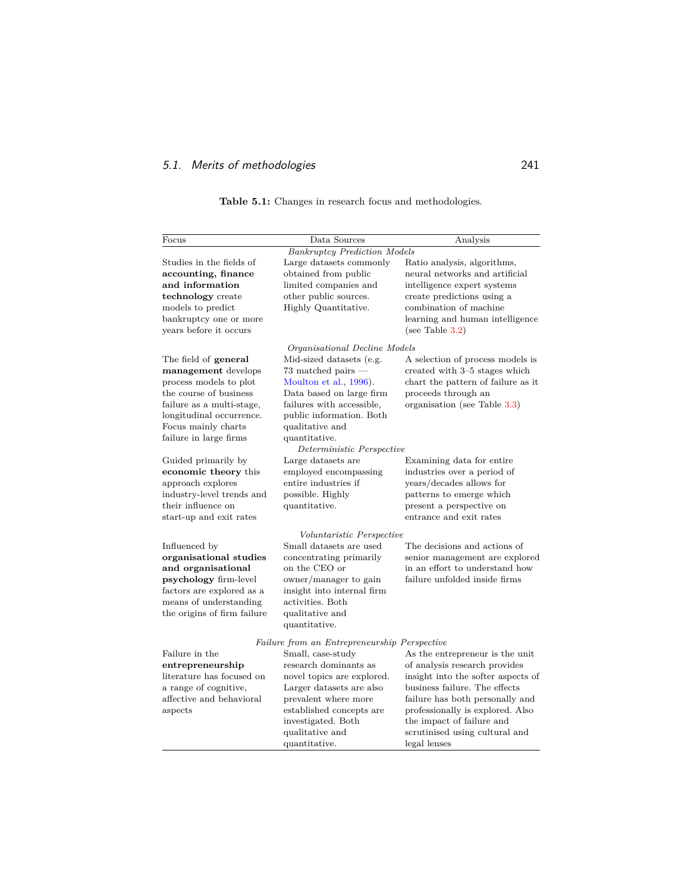**Table 5.1:** Changes in research focus and methodologies.

| Focus | Data Sources | Analysis |
|---|---|---|
| | *Bankruptcy Prediction Models* | |
| Studies in the fields of **accounting, finance and information technology** create models to predict bankruptcy one or more years before it occurs | Large datasets commonly obtained from public limited companies and other public sources. Highly Quantitative. | Ratio analysis, algorithms, neural networks and artificial intelligence expert systems create predictions using a combination of machine learning and human intelligence (see Table 3.2) |
| | *Organisational Decline Models* | |
| The field of **general management** develops process models to plot the course of business failure as a multi-stage, longitudinal occurrence. Focus mainly charts failure in large firms | Mid-sized datasets (e.g. 73 matched pairs — Moulton et al., 1996). Data based on large firm failures with accessible, public information. Both qualitative and quantitative. | A selection of process models is created with 3–5 stages which chart the pattern of failure as it proceeds through an organisation (see Table 3.3) |
| | *Deterministic Perspective* | |
| Guided primarily by **economic theory** this approach explores industry-level trends and their influence on start-up and exit rates | Large datasets are employed encompassing entire industries if possible. Highly quantitative. | Examining data for entire industries over a period of years/decades allows for patterns to emerge which present a perspective on entrance and exit rates |
| | *Voluntaristic Perspective* | |
| Influenced by **organisational studies and organisational psychology** firm-level factors are explored as a means of understanding the origins of firm failure | Small datasets are used concentrating primarily on the CEO or owner/manager to gain insight into internal firm activities. Both qualitative and quantitative. | The decisions and actions of senior management are explored in an effort to understand how failure unfolded inside firms |
| | *Failure from an Entrepreneurship Perspective* | |
| Failure in the **entrepreneurship** literature has focused on a range of cognitive, affective and behavioral aspects | Small, case-study research dominants as novel topics are explored. Larger datasets are also prevalent where more established concepts are investigated. Both qualitative and quantitative. | As the entrepreneur is the unit of analysis research provides insight into the softer aspects of business failure. The effects failure has both personally and professionally is explored. Also the impact of failure and scrutinised using cultural and legal lenses |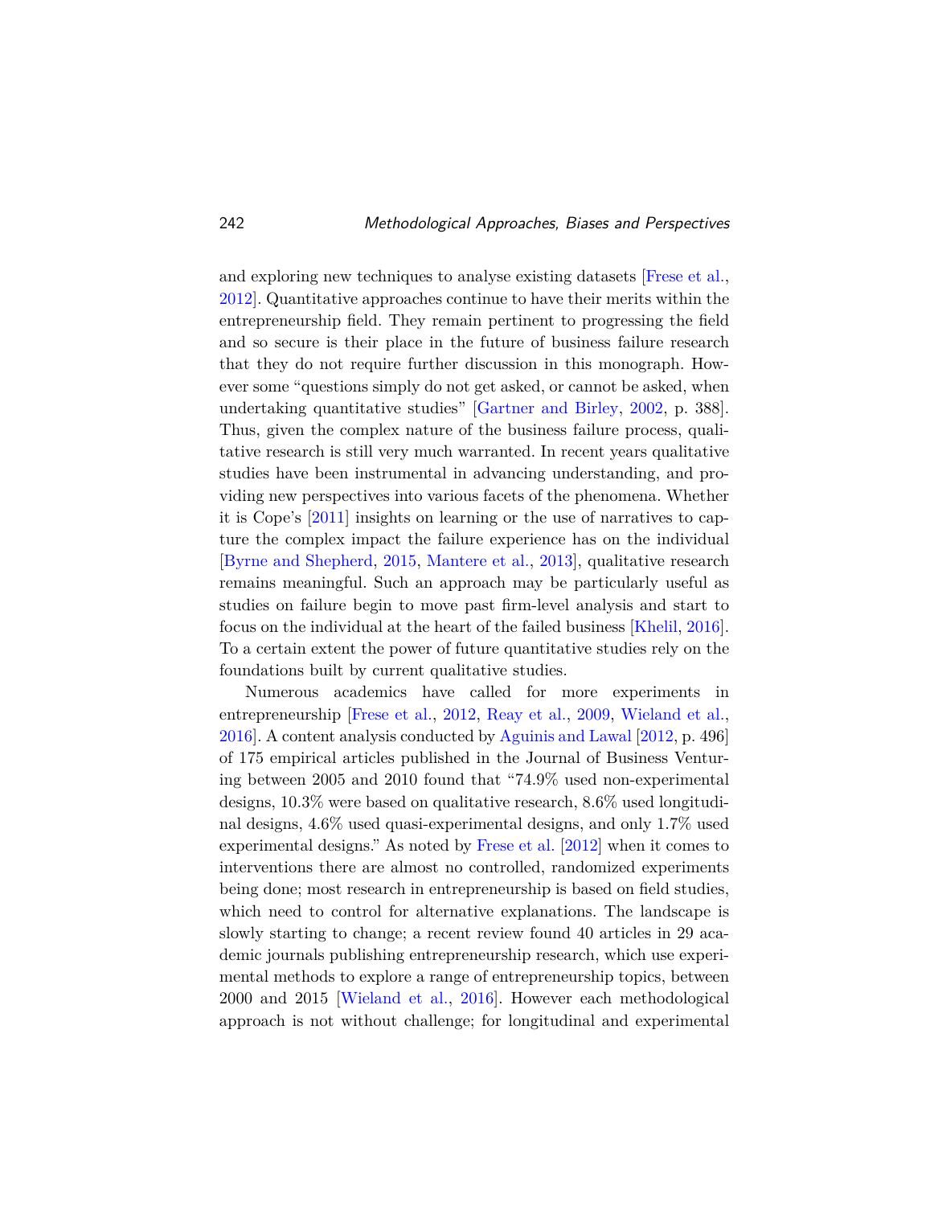and exploring new techniques to analyse existing datasets [Frese et al., 2012]. Quantitative approaches continue to have their merits within the entrepreneurship field. They remain pertinent to progressing the field and so secure is their place in the future of business failure research that they do not require further discussion in this monograph. However some "questions simply do not get asked, or cannot be asked, when undertaking quantitative studies" [Gartner and Birley, 2002, p. 388]. Thus, given the complex nature of the business failure process, qualitative research is still very much warranted. In recent years qualitative studies have been instrumental in advancing understanding, and providing new perspectives into various facets of the phenomena. Whether it is Cope's [2011] insights on learning or the use of narratives to capture the complex impact the failure experience has on the individual [Byrne and Shepherd, 2015, Mantere et al., 2013], qualitative research remains meaningful. Such an approach may be particularly useful as studies on failure begin to move past firm-level analysis and start to focus on the individual at the heart of the failed business [Khelil, 2016]. To a certain extent the power of future quantitative studies rely on the foundations built by current qualitative studies.

Numerous academics have called for more experiments in entrepreneurship [Frese et al., 2012, Reay et al., 2009, Wieland et al., 2016]. A content analysis conducted by Aguinis and Lawal [2012, p. 496] of 175 empirical articles published in the Journal of Business Venturing between 2005 and 2010 found that "74.9% used non-experimental designs, 10.3% were based on qualitative research, 8.6% used longitudinal designs, 4.6% used quasi-experimental designs, and only 1.7% used experimental designs." As noted by Frese et al. [2012] when it comes to interventions there are almost no controlled, randomized experiments being done; most research in entrepreneurship is based on field studies, which need to control for alternative explanations. The landscape is slowly starting to change; a recent review found 40 articles in 29 academic journals publishing entrepreneurship research, which use experimental methods to explore a range of entrepreneurship topics, between 2000 and 2015 [Wieland et al., 2016]. However each methodological approach is not without challenge; for longitudinal and experimental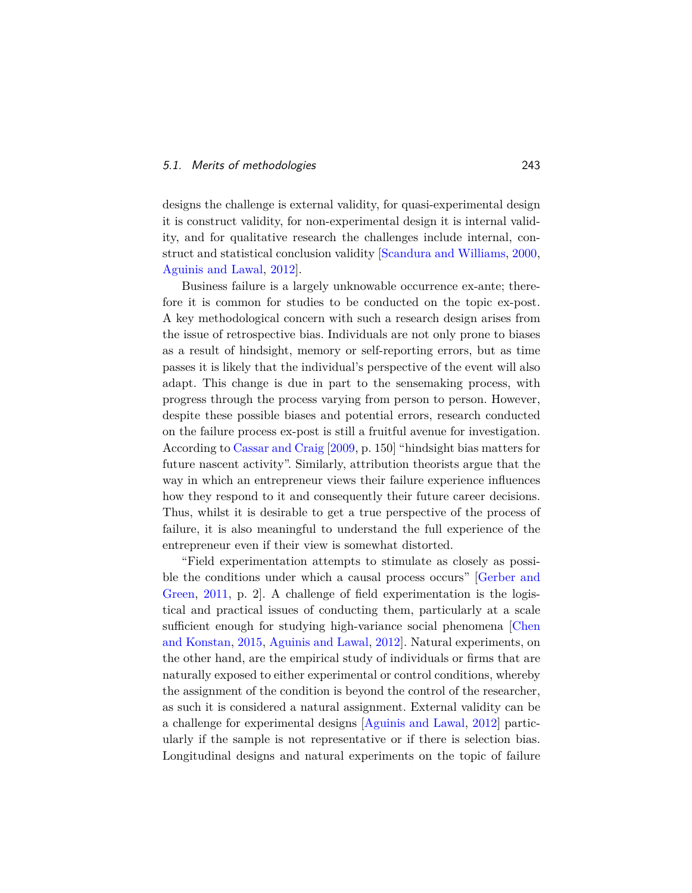designs the challenge is external validity, for quasi-experimental design it is construct validity, for non-experimental design it is internal validity, and for qualitative research the challenges include internal, construct and statistical conclusion validity [Scandura and Williams, 2000, Aguinis and Lawal, 2012].

Business failure is a largely unknowable occurrence ex-ante; therefore it is common for studies to be conducted on the topic ex-post. A key methodological concern with such a research design arises from the issue of retrospective bias. Individuals are not only prone to biases as a result of hindsight, memory or self-reporting errors, but as time passes it is likely that the individual's perspective of the event will also adapt. This change is due in part to the sensemaking process, with progress through the process varying from person to person. However, despite these possible biases and potential errors, research conducted on the failure process ex-post is still a fruitful avenue for investigation. According to Cassar and Craig [2009, p. 150] "hindsight bias matters for future nascent activity". Similarly, attribution theorists argue that the way in which an entrepreneur views their failure experience influences how they respond to it and consequently their future career decisions. Thus, whilst it is desirable to get a true perspective of the process of failure, it is also meaningful to understand the full experience of the entrepreneur even if their view is somewhat distorted.

"Field experimentation attempts to stimulate as closely as possible the conditions under which a causal process occurs" [Gerber and Green, 2011, p. 2]. A challenge of field experimentation is the logistical and practical issues of conducting them, particularly at a scale sufficient enough for studying high-variance social phenomena [Chen and Konstan, 2015, Aguinis and Lawal, 2012]. Natural experiments, on the other hand, are the empirical study of individuals or firms that are naturally exposed to either experimental or control conditions, whereby the assignment of the condition is beyond the control of the researcher, as such it is considered a natural assignment. External validity can be a challenge for experimental designs [Aguinis and Lawal, 2012] particularly if the sample is not representative or if there is selection bias. Longitudinal designs and natural experiments on the topic of failure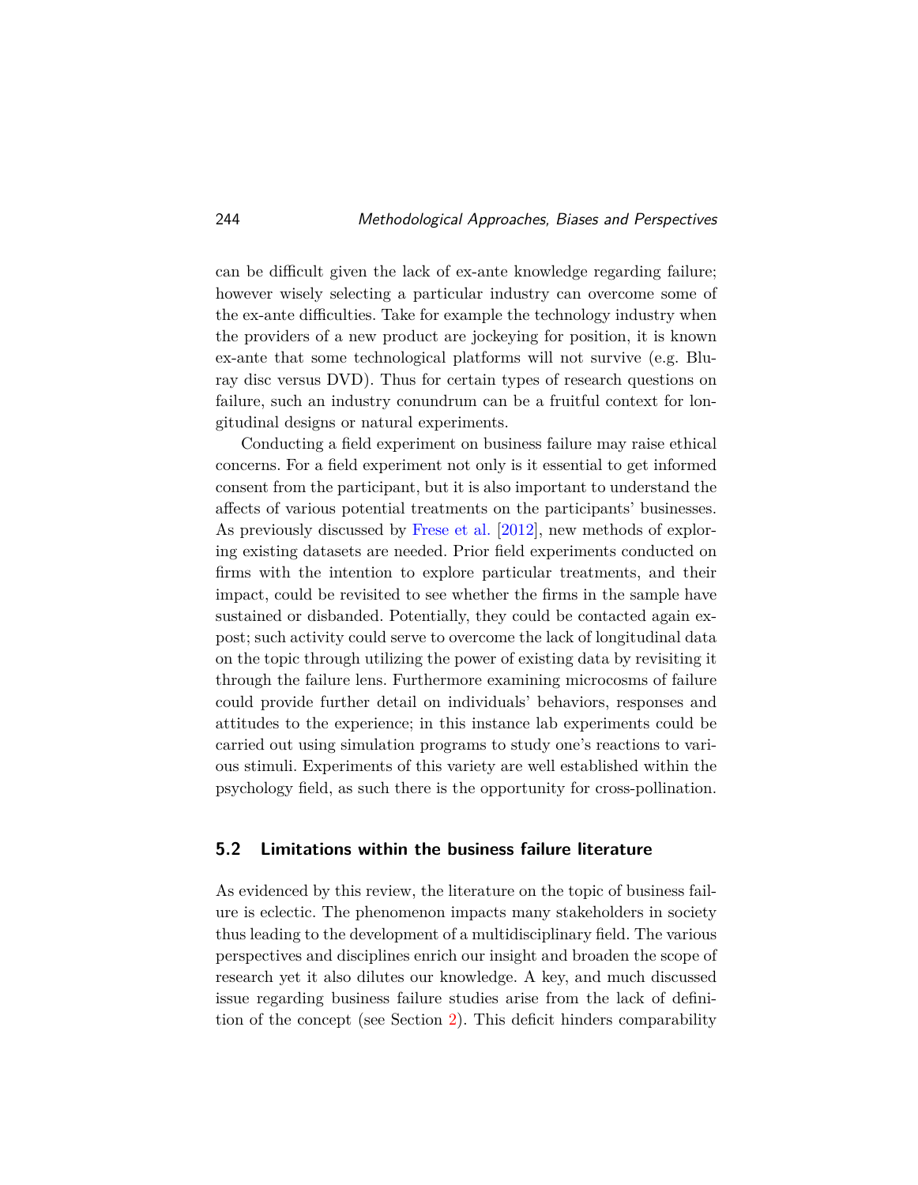can be difficult given the lack of ex-ante knowledge regarding failure; however wisely selecting a particular industry can overcome some of the ex-ante difficulties. Take for example the technology industry when the providers of a new product are jockeying for position, it is known ex-ante that some technological platforms will not survive (e.g. Bluray disc versus DVD). Thus for certain types of research questions on failure, such an industry conundrum can be a fruitful context for longitudinal designs or natural experiments.

Conducting a field experiment on business failure may raise ethical concerns. For a field experiment not only is it essential to get informed consent from the participant, but it is also important to understand the affects of various potential treatments on the participants' businesses. As previously discussed by Frese et al. [2012], new methods of exploring existing datasets are needed. Prior field experiments conducted on firms with the intention to explore particular treatments, and their impact, could be revisited to see whether the firms in the sample have sustained or disbanded. Potentially, they could be contacted again ex-post; such activity could serve to overcome the lack of longitudinal data on the topic through utilizing the power of existing data by revisiting it through the failure lens. Furthermore examining microcosms of failure could provide further detail on individuals' behaviors, responses and attitudes to the experience; in this instance lab experiments could be carried out using simulation programs to study one's reactions to various stimuli. Experiments of this variety are well established within the psychology field, as such there is the opportunity for cross-pollination.

## 5.2 Limitations within the business failure literature

As evidenced by this review, the literature on the topic of business failure is eclectic. The phenomenon impacts many stakeholders in society thus leading to the development of a multidisciplinary field. The various perspectives and disciplines enrich our insight and broaden the scope of research yet it also dilutes our knowledge. A key, and much discussed issue regarding business failure studies arise from the lack of definition of the concept (see Section 2). This deficit hinders comparability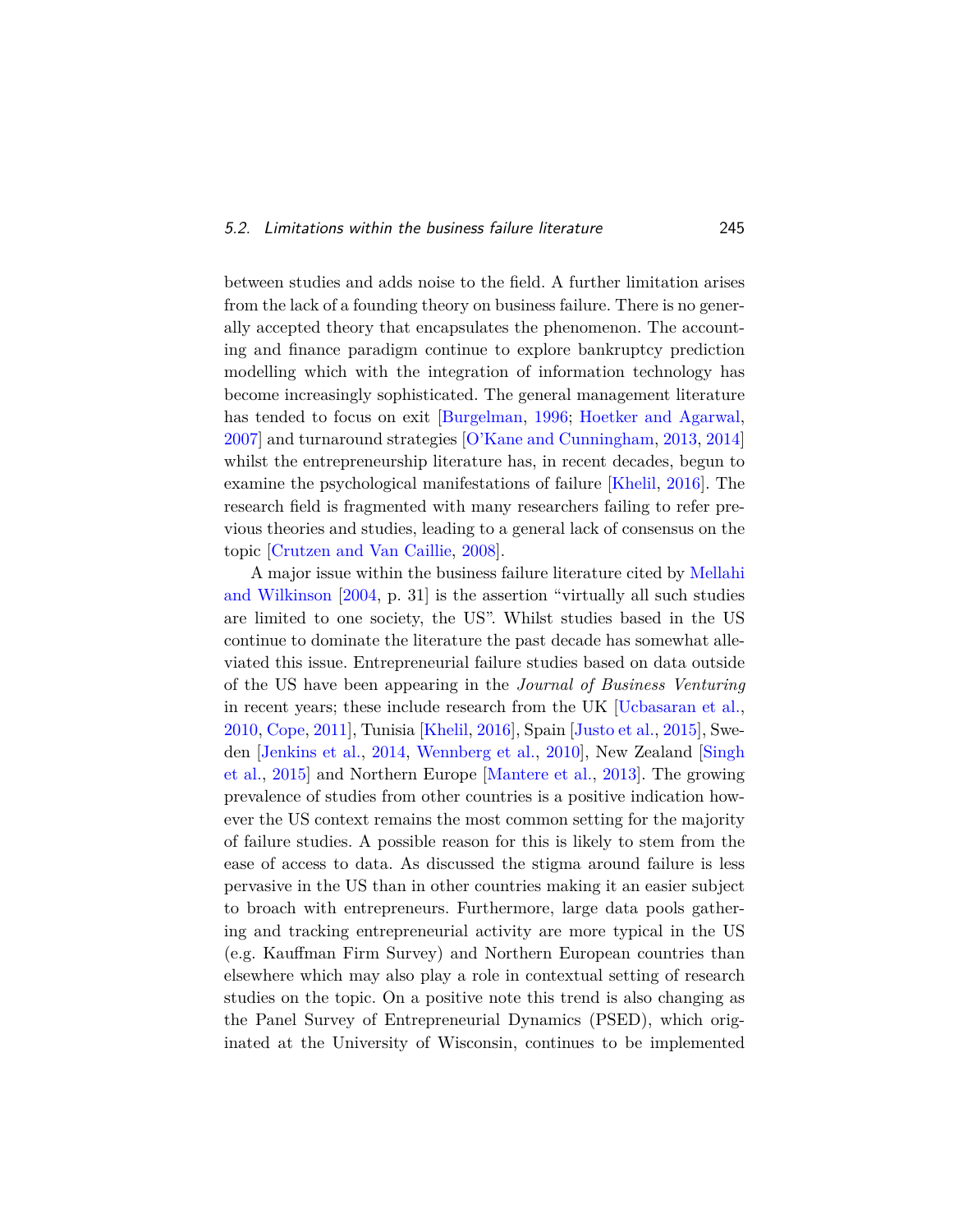between studies and adds noise to the field. A further limitation arises from the lack of a founding theory on business failure. There is no generally accepted theory that encapsulates the phenomenon. The accounting and finance paradigm continue to explore bankruptcy prediction modelling which with the integration of information technology has become increasingly sophisticated. The general management literature has tended to focus on exit [Burgelman, 1996; Hoetker and Agarwal, 2007] and turnaround strategies [O'Kane and Cunningham, 2013, 2014] whilst the entrepreneurship literature has, in recent decades, begun to examine the psychological manifestations of failure [Khelil, 2016]. The research field is fragmented with many researchers failing to refer previous theories and studies, leading to a general lack of consensus on the topic [Crutzen and Van Caillie, 2008].

A major issue within the business failure literature cited by Mellahi and Wilkinson [2004, p. 31] is the assertion "virtually all such studies are limited to one society, the US". Whilst studies based in the US continue to dominate the literature the past decade has somewhat alleviated this issue. Entrepreneurial failure studies based on data outside of the US have been appearing in the *Journal of Business Venturing* in recent years; these include research from the UK [Ucbasaran et al., 2010, Cope, 2011], Tunisia [Khelil, 2016], Spain [Justo et al., 2015], Sweden [Jenkins et al., 2014, Wennberg et al., 2010], New Zealand [Singh et al., 2015] and Northern Europe [Mantere et al., 2013]. The growing prevalence of studies from other countries is a positive indication however the US context remains the most common setting for the majority of failure studies. A possible reason for this is likely to stem from the ease of access to data. As discussed the stigma around failure is less pervasive in the US than in other countries making it an easier subject to broach with entrepreneurs. Furthermore, large data pools gathering and tracking entrepreneurial activity are more typical in the US (e.g. Kauffman Firm Survey) and Northern European countries than elsewhere which may also play a role in contextual setting of research studies on the topic. On a positive note this trend is also changing as the Panel Survey of Entrepreneurial Dynamics (PSED), which originated at the University of Wisconsin, continues to be implemented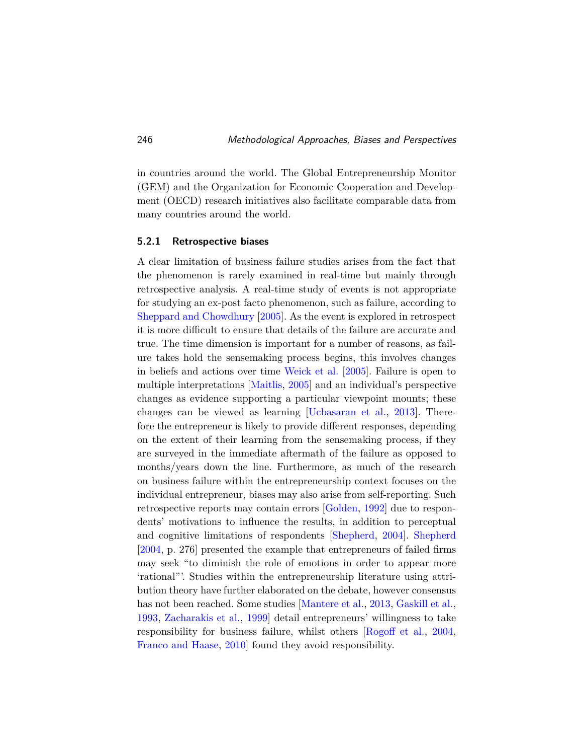in countries around the world. The Global Entrepreneurship Monitor (GEM) and the Organization for Economic Cooperation and Development (OECD) research initiatives also facilitate comparable data from many countries around the world.

### 5.2.1 Retrospective biases

A clear limitation of business failure studies arises from the fact that the phenomenon is rarely examined in real-time but mainly through retrospective analysis. A real-time study of events is not appropriate for studying an ex-post facto phenomenon, such as failure, according to Sheppard and Chowdhury [2005]. As the event is explored in retrospect it is more difficult to ensure that details of the failure are accurate and true. The time dimension is important for a number of reasons, as failure takes hold the sensemaking process begins, this involves changes in beliefs and actions over time Weick et al. [2005]. Failure is open to multiple interpretations [Maitlis, 2005] and an individual's perspective changes as evidence supporting a particular viewpoint mounts; these changes can be viewed as learning [Ucbasaran et al., 2013]. Therefore the entrepreneur is likely to provide different responses, depending on the extent of their learning from the sensemaking process, if they are surveyed in the immediate aftermath of the failure as opposed to months/years down the line. Furthermore, as much of the research on business failure within the entrepreneurship context focuses on the individual entrepreneur, biases may also arise from self-reporting. Such retrospective reports may contain errors [Golden, 1992] due to respondents' motivations to influence the results, in addition to perceptual and cognitive limitations of respondents [Shepherd, 2004]. Shepherd [2004, p. 276] presented the example that entrepreneurs of failed firms may seek "to diminish the role of emotions in order to appear more 'rational"'. Studies within the entrepreneurship literature using attribution theory have further elaborated on the debate, however consensus has not been reached. Some studies [Mantere et al., 2013, Gaskill et al., 1993, Zacharakis et al., 1999] detail entrepreneurs' willingness to take responsibility for business failure, whilst others [Rogoff et al., 2004, Franco and Haase, 2010] found they avoid responsibility.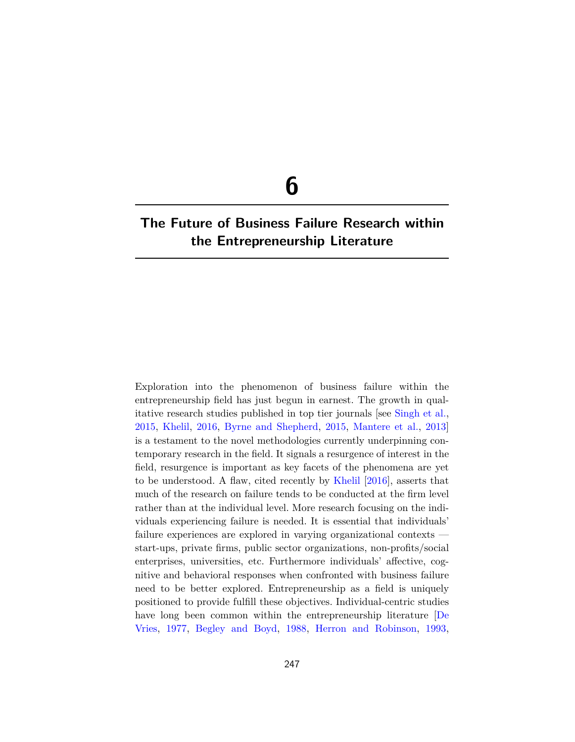# 6

# The Future of Business Failure Research within the Entrepreneurship Literature

Exploration into the phenomenon of business failure within the entrepreneurship field has just begun in earnest. The growth in qualitative research studies published in top tier journals [see Singh et al., 2015, Khelil, 2016, Byrne and Shepherd, 2015, Mantere et al., 2013] is a testament to the novel methodologies currently underpinning contemporary research in the field. It signals a resurgence of interest in the field, resurgence is important as key facets of the phenomena are yet to be understood. A flaw, cited recently by Khelil [2016], asserts that much of the research on failure tends to be conducted at the firm level rather than at the individual level. More research focusing on the individuals experiencing failure is needed. It is essential that individuals' failure experiences are explored in varying organizational contexts — start-ups, private firms, public sector organizations, non-profits/social enterprises, universities, etc. Furthermore individuals' affective, cognitive and behavioral responses when confronted with business failure need to be better explored. Entrepreneurship as a field is uniquely positioned to provide fulfill these objectives. Individual-centric studies have long been common within the entrepreneurship literature [De Vries, 1977, Begley and Boyd, 1988, Herron and Robinson, 1993,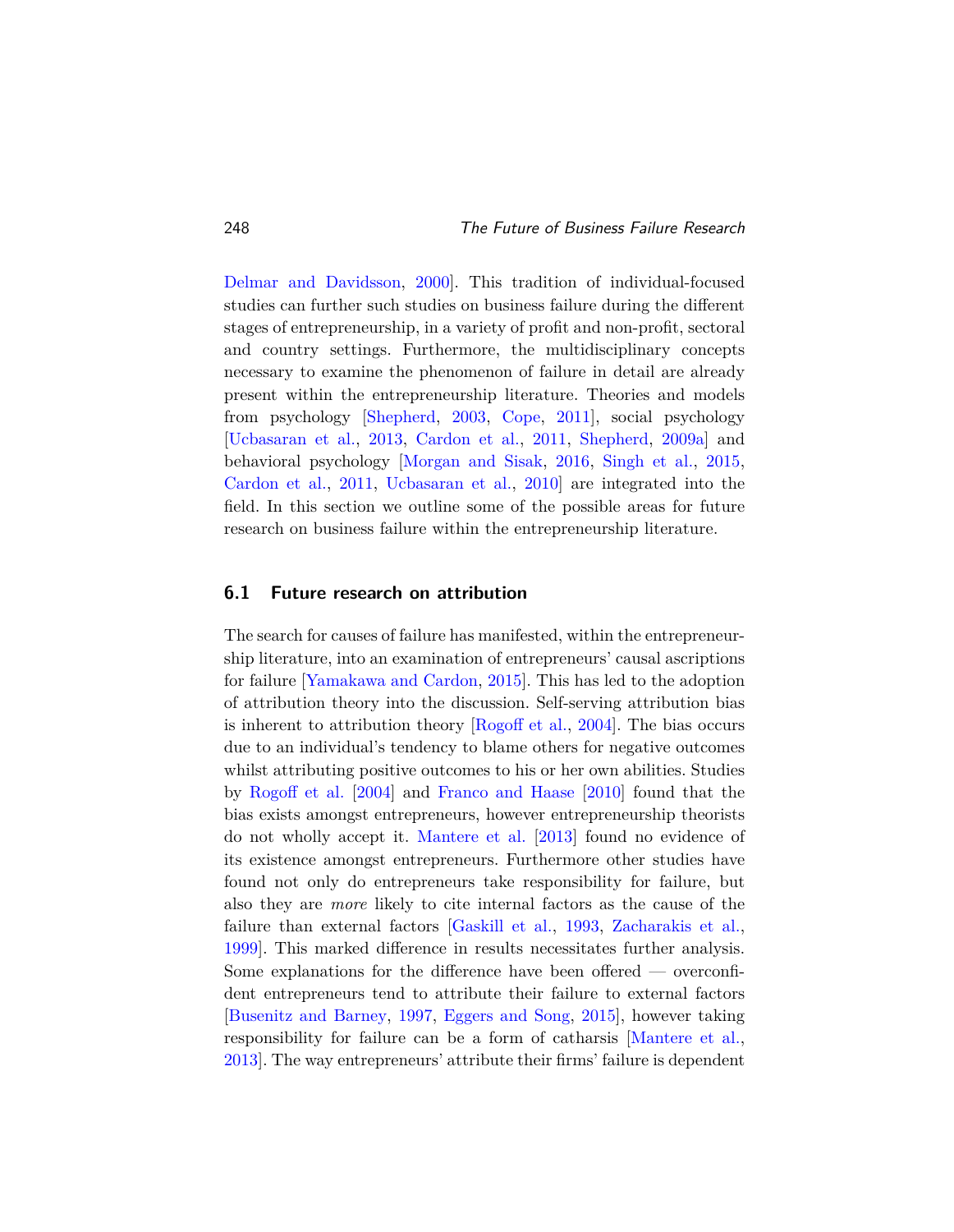Delmar and Davidsson, 2000]. This tradition of individual-focused studies can further such studies on business failure during the different stages of entrepreneurship, in a variety of profit and non-profit, sectoral and country settings. Furthermore, the multidisciplinary concepts necessary to examine the phenomenon of failure in detail are already present within the entrepreneurship literature. Theories and models from psychology [Shepherd, 2003, Cope, 2011], social psychology [Ucbasaran et al., 2013, Cardon et al., 2011, Shepherd, 2009a] and behavioral psychology [Morgan and Sisak, 2016, Singh et al., 2015, Cardon et al., 2011, Ucbasaran et al., 2010] are integrated into the field. In this section we outline some of the possible areas for future research on business failure within the entrepreneurship literature.

## 6.1 Future research on attribution

The search for causes of failure has manifested, within the entrepreneurship literature, into an examination of entrepreneurs' causal ascriptions for failure [Yamakawa and Cardon, 2015]. This has led to the adoption of attribution theory into the discussion. Self-serving attribution bias is inherent to attribution theory [Rogoff et al., 2004]. The bias occurs due to an individual's tendency to blame others for negative outcomes whilst attributing positive outcomes to his or her own abilities. Studies by Rogoff et al. [2004] and Franco and Haase [2010] found that the bias exists amongst entrepreneurs, however entrepreneurship theorists do not wholly accept it. Mantere et al. [2013] found no evidence of its existence amongst entrepreneurs. Furthermore other studies have found not only do entrepreneurs take responsibility for failure, but also they are *more* likely to cite internal factors as the cause of the failure than external factors [Gaskill et al., 1993, Zacharakis et al., 1999]. This marked difference in results necessitates further analysis. Some explanations for the difference have been offered — overconfident entrepreneurs tend to attribute their failure to external factors [Busenitz and Barney, 1997, Eggers and Song, 2015], however taking responsibility for failure can be a form of catharsis [Mantere et al., 2013]. The way entrepreneurs' attribute their firms' failure is dependent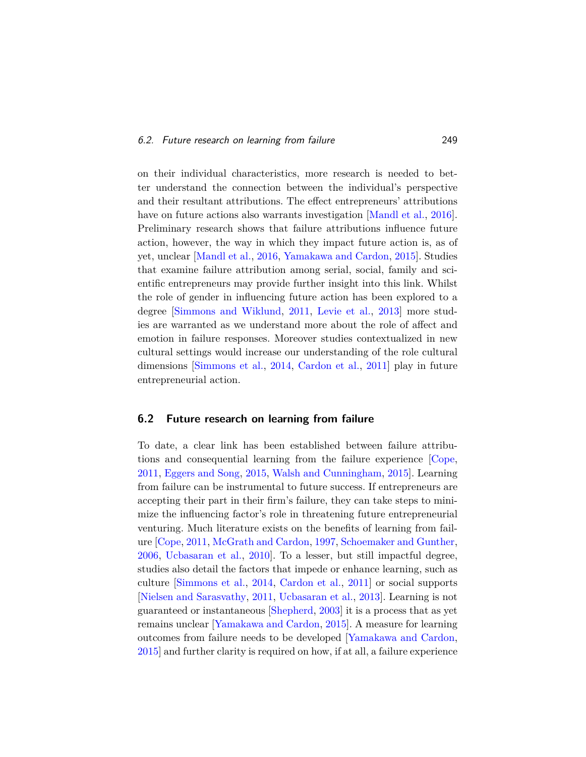on their individual characteristics, more research is needed to better understand the connection between the individual's perspective and their resultant attributions. The effect entrepreneurs' attributions have on future actions also warrants investigation [Mandl et al., 2016]. Preliminary research shows that failure attributions influence future action, however, the way in which they impact future action is, as of yet, unclear [Mandl et al., 2016, Yamakawa and Cardon, 2015]. Studies that examine failure attribution among serial, social, family and scientific entrepreneurs may provide further insight into this link. Whilst the role of gender in influencing future action has been explored to a degree [Simmons and Wiklund, 2011, Levie et al., 2013] more studies are warranted as we understand more about the role of affect and emotion in failure responses. Moreover studies contextualized in new cultural settings would increase our understanding of the role cultural dimensions [Simmons et al., 2014, Cardon et al., 2011] play in future entrepreneurial action.

## 6.2 Future research on learning from failure

To date, a clear link has been established between failure attributions and consequential learning from the failure experience [Cope, 2011, Eggers and Song, 2015, Walsh and Cunningham, 2015]. Learning from failure can be instrumental to future success. If entrepreneurs are accepting their part in their firm's failure, they can take steps to minimize the influencing factor's role in threatening future entrepreneurial venturing. Much literature exists on the benefits of learning from failure [Cope, 2011, McGrath and Cardon, 1997, Schoemaker and Gunther, 2006, Ucbasaran et al., 2010]. To a lesser, but still impactful degree, studies also detail the factors that impede or enhance learning, such as culture [Simmons et al., 2014, Cardon et al., 2011] or social supports [Nielsen and Sarasvathy, 2011, Ucbasaran et al., 2013]. Learning is not guaranteed or instantaneous [Shepherd, 2003] it is a process that as yet remains unclear [Yamakawa and Cardon, 2015]. A measure for learning outcomes from failure needs to be developed [Yamakawa and Cardon, 2015] and further clarity is required on how, if at all, a failure experience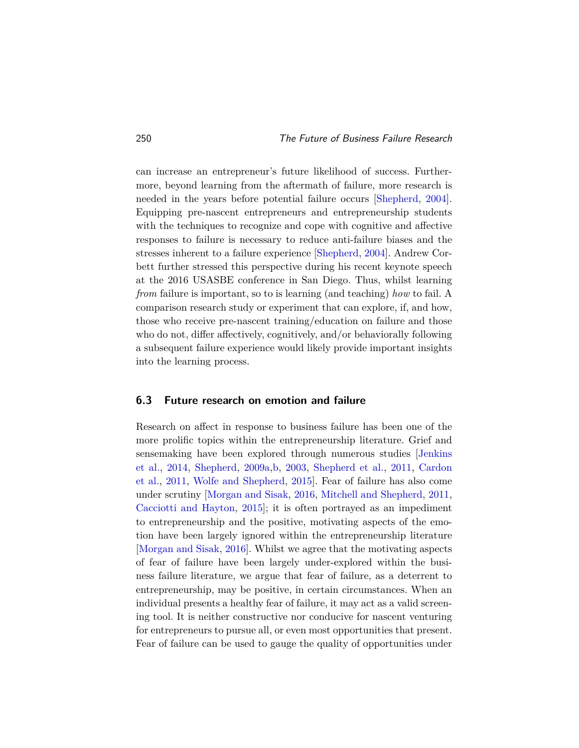can increase an entrepreneur's future likelihood of success. Furthermore, beyond learning from the aftermath of failure, more research is needed in the years before potential failure occurs [Shepherd, 2004]. Equipping pre-nascent entrepreneurs and entrepreneurship students with the techniques to recognize and cope with cognitive and affective responses to failure is necessary to reduce anti-failure biases and the stresses inherent to a failure experience [Shepherd, 2004]. Andrew Corbett further stressed this perspective during his recent keynote speech at the 2016 USASBE conference in San Diego. Thus, whilst learning *from* failure is important, so to is learning (and teaching) *how* to fail. A comparison research study or experiment that can explore, if, and how, those who receive pre-nascent training/education on failure and those who do not, differ affectively, cognitively, and/or behaviorally following a subsequent failure experience would likely provide important insights into the learning process.

## 6.3 Future research on emotion and failure

Research on affect in response to business failure has been one of the more prolific topics within the entrepreneurship literature. Grief and sensemaking have been explored through numerous studies [Jenkins et al., 2014, Shepherd, 2009a,b, 2003, Shepherd et al., 2011, Cardon et al., 2011, Wolfe and Shepherd, 2015]. Fear of failure has also come under scrutiny [Morgan and Sisak, 2016, Mitchell and Shepherd, 2011, Cacciotti and Hayton, 2015]; it is often portrayed as an impediment to entrepreneurship and the positive, motivating aspects of the emotion have been largely ignored within the entrepreneurship literature [Morgan and Sisak, 2016]. Whilst we agree that the motivating aspects of fear of failure have been largely under-explored within the business failure literature, we argue that fear of failure, as a deterrent to entrepreneurship, may be positive, in certain circumstances. When an individual presents a healthy fear of failure, it may act as a valid screening tool. It is neither constructive nor conducive for nascent venturing for entrepreneurs to pursue all, or even most opportunities that present. Fear of failure can be used to gauge the quality of opportunities under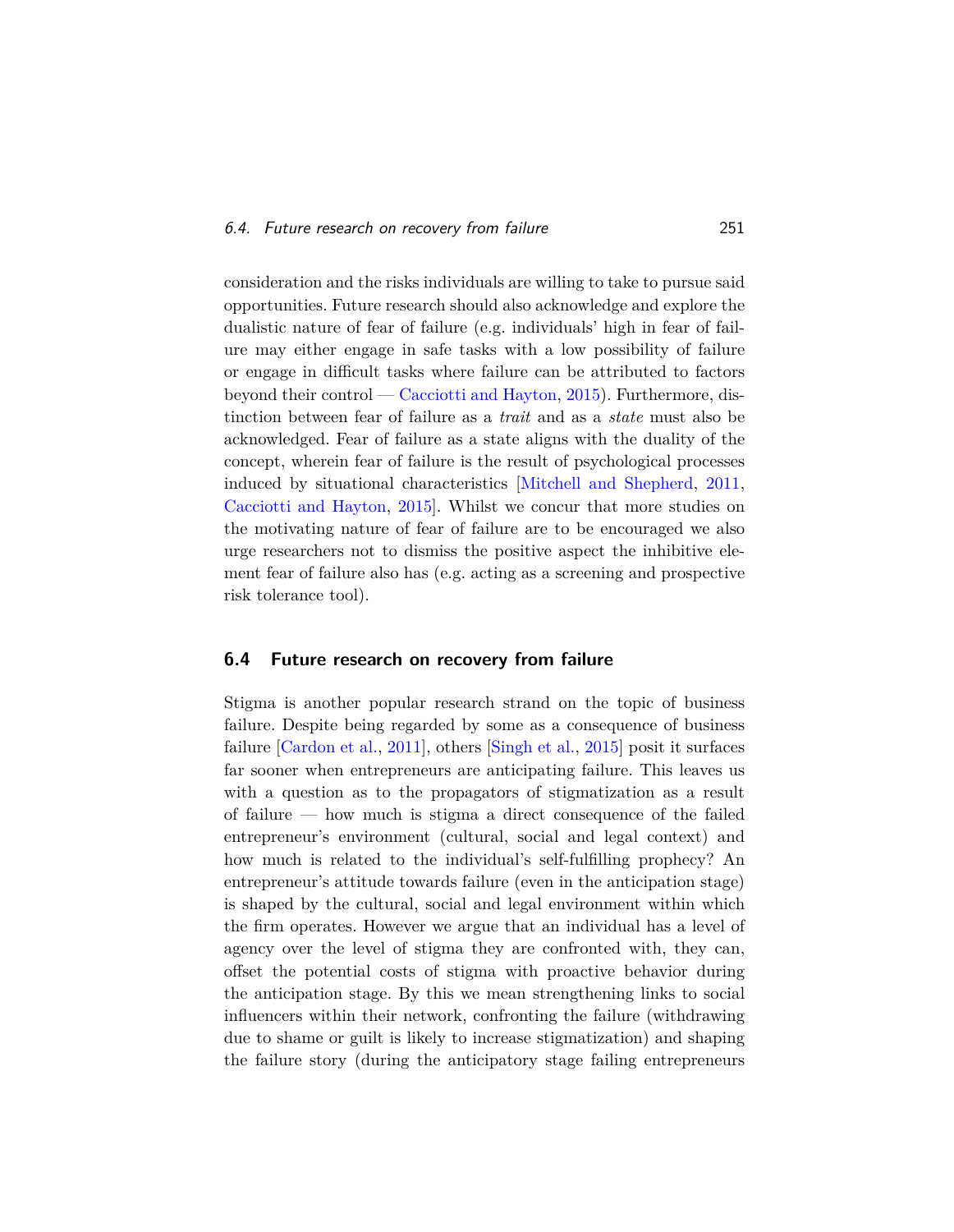consideration and the risks individuals are willing to take to pursue said opportunities. Future research should also acknowledge and explore the dualistic nature of fear of failure (e.g. individuals' high in fear of failure may either engage in safe tasks with a low possibility of failure or engage in difficult tasks where failure can be attributed to factors beyond their control — Cacciotti and Hayton, 2015). Furthermore, distinction between fear of failure as a *trait* and as a *state* must also be acknowledged. Fear of failure as a state aligns with the duality of the concept, wherein fear of failure is the result of psychological processes induced by situational characteristics [Mitchell and Shepherd, 2011, Cacciotti and Hayton, 2015]. Whilst we concur that more studies on the motivating nature of fear of failure are to be encouraged we also urge researchers not to dismiss the positive aspect the inhibitive element fear of failure also has (e.g. acting as a screening and prospective risk tolerance tool).

## 6.4 Future research on recovery from failure

Stigma is another popular research strand on the topic of business failure. Despite being regarded by some as a consequence of business failure [Cardon et al., 2011], others [Singh et al., 2015] posit it surfaces far sooner when entrepreneurs are anticipating failure. This leaves us with a question as to the propagators of stigmatization as a result of failure — how much is stigma a direct consequence of the failed entrepreneur's environment (cultural, social and legal context) and how much is related to the individual's self-fulfilling prophecy? An entrepreneur's attitude towards failure (even in the anticipation stage) is shaped by the cultural, social and legal environment within which the firm operates. However we argue that an individual has a level of agency over the level of stigma they are confronted with, they can, offset the potential costs of stigma with proactive behavior during the anticipation stage. By this we mean strengthening links to social influencers within their network, confronting the failure (withdrawing due to shame or guilt is likely to increase stigmatization) and shaping the failure story (during the anticipatory stage failing entrepreneurs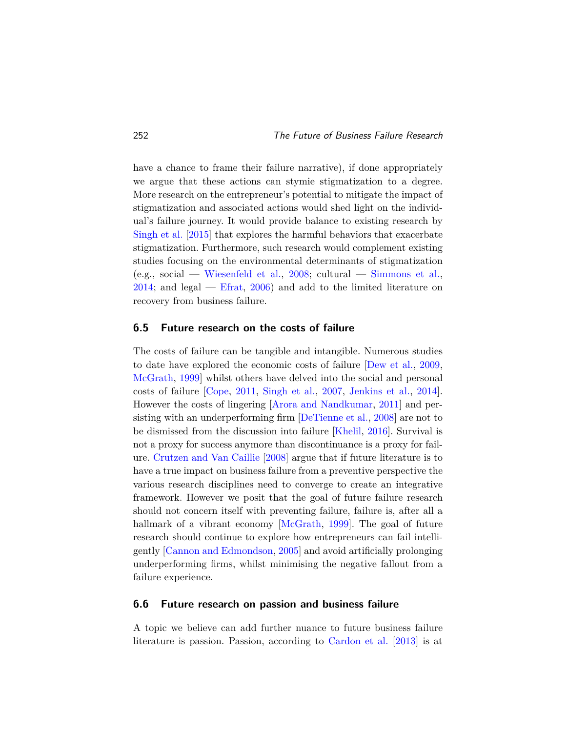have a chance to frame their failure narrative), if done appropriately we argue that these actions can stymie stigmatization to a degree. More research on the entrepreneur's potential to mitigate the impact of stigmatization and associated actions would shed light on the individual's failure journey. It would provide balance to existing research by Singh et al. [2015] that explores the harmful behaviors that exacerbate stigmatization. Furthermore, such research would complement existing studies focusing on the environmental determinants of stigmatization (e.g., social — Wiesenfeld et al., 2008; cultural — Simmons et al., 2014; and legal — Efrat, 2006) and add to the limited literature on recovery from business failure.

## 6.5 Future research on the costs of failure

The costs of failure can be tangible and intangible. Numerous studies to date have explored the economic costs of failure [Dew et al., 2009, McGrath, 1999] whilst others have delved into the social and personal costs of failure [Cope, 2011, Singh et al., 2007, Jenkins et al., 2014]. However the costs of lingering [Arora and Nandkumar, 2011] and persisting with an underperforming firm [DeTienne et al., 2008] are not to be dismissed from the discussion into failure [Khelil, 2016]. Survival is not a proxy for success anymore than discontinuance is a proxy for failure. Crutzen and Van Caillie [2008] argue that if future literature is to have a true impact on business failure from a preventive perspective the various research disciplines need to converge to create an integrative framework. However we posit that the goal of future failure research should not concern itself with preventing failure, failure is, after all a hallmark of a vibrant economy [McGrath, 1999]. The goal of future research should continue to explore how entrepreneurs can fail intelligently [Cannon and Edmondson, 2005] and avoid artificially prolonging underperforming firms, whilst minimising the negative fallout from a failure experience.

## 6.6 Future research on passion and business failure

A topic we believe can add further nuance to future business failure literature is passion. Passion, according to Cardon et al. [2013] is at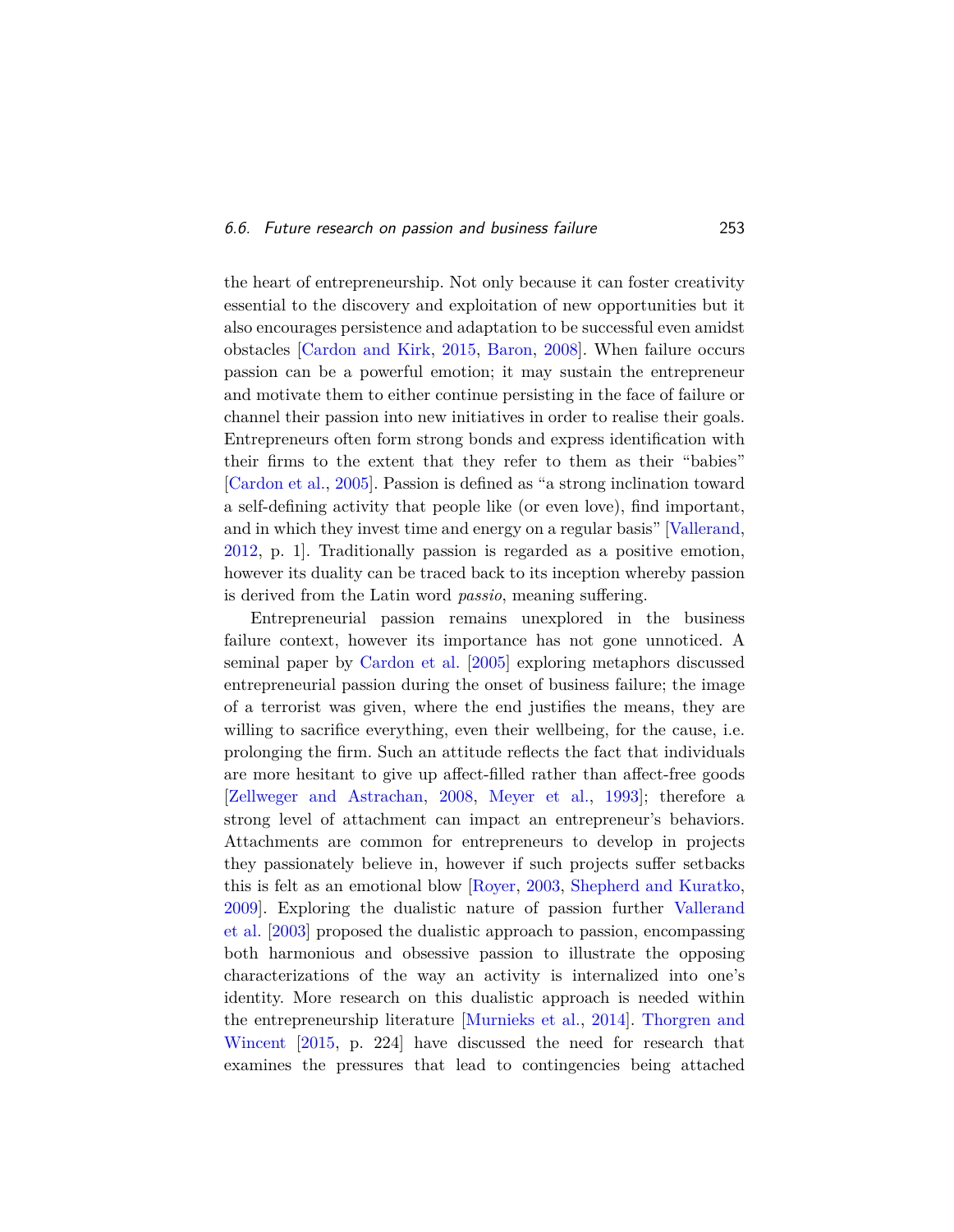the heart of entrepreneurship. Not only because it can foster creativity essential to the discovery and exploitation of new opportunities but it also encourages persistence and adaptation to be successful even amidst obstacles [Cardon and Kirk, 2015, Baron, 2008]. When failure occurs passion can be a powerful emotion; it may sustain the entrepreneur and motivate them to either continue persisting in the face of failure or channel their passion into new initiatives in order to realise their goals. Entrepreneurs often form strong bonds and express identification with their firms to the extent that they refer to them as their "babies" [Cardon et al., 2005]. Passion is defined as "a strong inclination toward a self-defining activity that people like (or even love), find important, and in which they invest time and energy on a regular basis" [Vallerand, 2012, p. 1]. Traditionally passion is regarded as a positive emotion, however its duality can be traced back to its inception whereby passion is derived from the Latin word *passio*, meaning suffering.

Entrepreneurial passion remains unexplored in the business failure context, however its importance has not gone unnoticed. A seminal paper by Cardon et al. [2005] exploring metaphors discussed entrepreneurial passion during the onset of business failure; the image of a terrorist was given, where the end justifies the means, they are willing to sacrifice everything, even their wellbeing, for the cause, i.e. prolonging the firm. Such an attitude reflects the fact that individuals are more hesitant to give up affect-filled rather than affect-free goods [Zellweger and Astrachan, 2008, Meyer et al., 1993]; therefore a strong level of attachment can impact an entrepreneur's behaviors. Attachments are common for entrepreneurs to develop in projects they passionately believe in, however if such projects suffer setbacks this is felt as an emotional blow [Royer, 2003, Shepherd and Kuratko, 2009]. Exploring the dualistic nature of passion further Vallerand et al. [2003] proposed the dualistic approach to passion, encompassing both harmonious and obsessive passion to illustrate the opposing characterizations of the way an activity is internalized into one's identity. More research on this dualistic approach is needed within the entrepreneurship literature [Murnieks et al., 2014]. Thorgren and Wincent [2015, p. 224] have discussed the need for research that examines the pressures that lead to contingencies being attached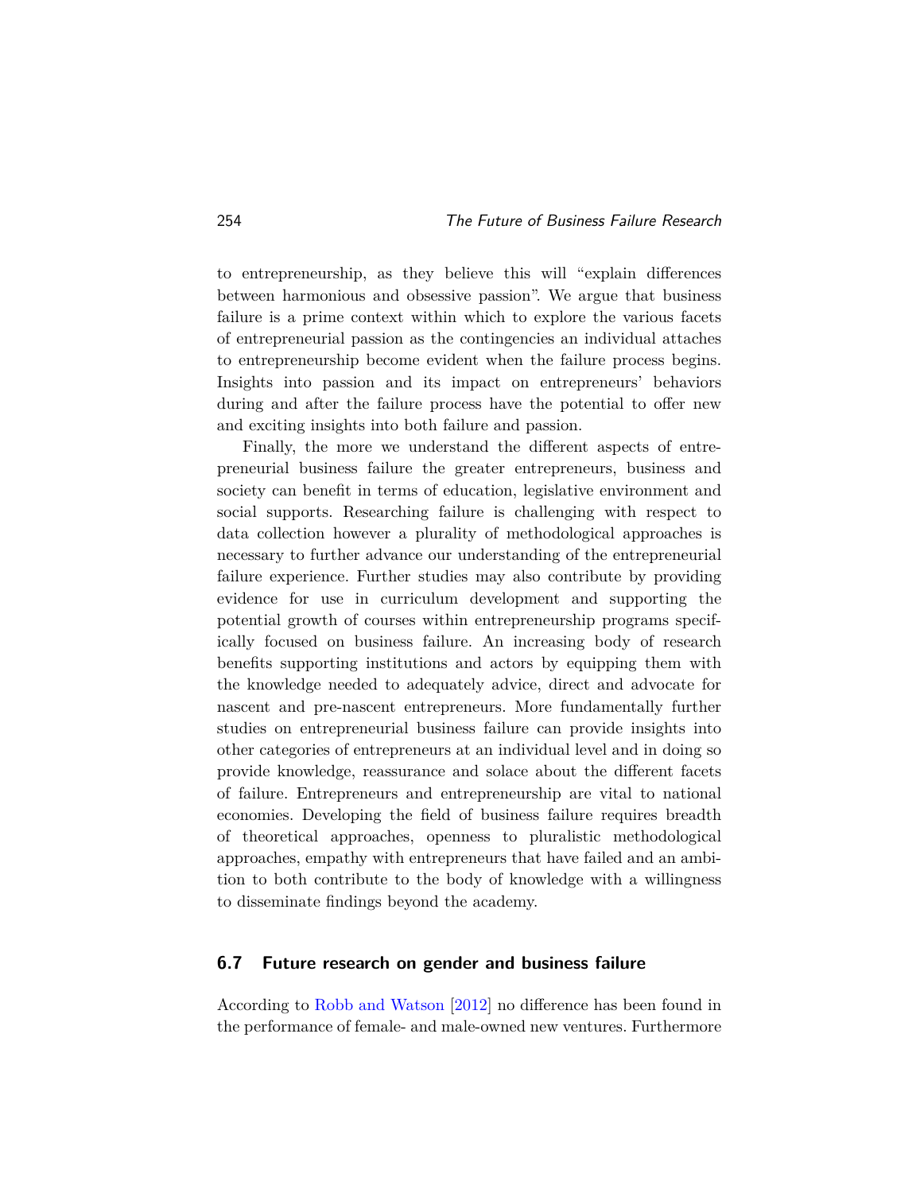to entrepreneurship, as they believe this will "explain differences between harmonious and obsessive passion". We argue that business failure is a prime context within which to explore the various facets of entrepreneurial passion as the contingencies an individual attaches to entrepreneurship become evident when the failure process begins. Insights into passion and its impact on entrepreneurs' behaviors during and after the failure process have the potential to offer new and exciting insights into both failure and passion.

Finally, the more we understand the different aspects of entrepreneurial business failure the greater entrepreneurs, business and society can benefit in terms of education, legislative environment and social supports. Researching failure is challenging with respect to data collection however a plurality of methodological approaches is necessary to further advance our understanding of the entrepreneurial failure experience. Further studies may also contribute by providing evidence for use in curriculum development and supporting the potential growth of courses within entrepreneurship programs specifically focused on business failure. An increasing body of research benefits supporting institutions and actors by equipping them with the knowledge needed to adequately advice, direct and advocate for nascent and pre-nascent entrepreneurs. More fundamentally further studies on entrepreneurial business failure can provide insights into other categories of entrepreneurs at an individual level and in doing so provide knowledge, reassurance and solace about the different facets of failure. Entrepreneurs and entrepreneurship are vital to national economies. Developing the field of business failure requires breadth of theoretical approaches, openness to pluralistic methodological approaches, empathy with entrepreneurs that have failed and an ambition to both contribute to the body of knowledge with a willingness to disseminate findings beyond the academy.

## 6.7 Future research on gender and business failure

According to Robb and Watson [2012] no difference has been found in the performance of female- and male-owned new ventures. Furthermore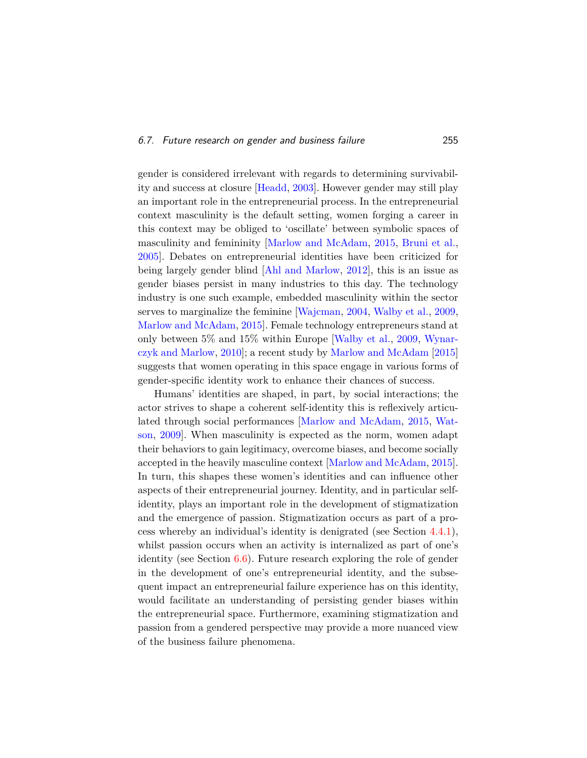gender is considered irrelevant with regards to determining survivability and success at closure [Headd, 2003]. However gender may still play an important role in the entrepreneurial process. In the entrepreneurial context masculinity is the default setting, women forging a career in this context may be obliged to 'oscillate' between symbolic spaces of masculinity and femininity [Marlow and McAdam, 2015, Bruni et al., 2005]. Debates on entrepreneurial identities have been criticized for being largely gender blind [Ahl and Marlow, 2012], this is an issue as gender biases persist in many industries to this day. The technology industry is one such example, embedded masculinity within the sector serves to marginalize the feminine [Wajcman, 2004, Walby et al., 2009, Marlow and McAdam, 2015]. Female technology entrepreneurs stand at only between 5% and 15% within Europe [Walby et al., 2009, Wynarczyk and Marlow, 2010]; a recent study by Marlow and McAdam [2015] suggests that women operating in this space engage in various forms of gender-specific identity work to enhance their chances of success.

Humans' identities are shaped, in part, by social interactions; the actor strives to shape a coherent self-identity this is reflexively articulated through social performances [Marlow and McAdam, 2015, Watson, 2009]. When masculinity is expected as the norm, women adapt their behaviors to gain legitimacy, overcome biases, and become socially accepted in the heavily masculine context [Marlow and McAdam, 2015]. In turn, this shapes these women's identities and can influence other aspects of their entrepreneurial journey. Identity, and in particular self-identity, plays an important role in the development of stigmatization and the emergence of passion. Stigmatization occurs as part of a process whereby an individual's identity is denigrated (see Section 4.4.1), whilst passion occurs when an activity is internalized as part of one's identity (see Section 6.6). Future research exploring the role of gender in the development of one's entrepreneurial identity, and the subsequent impact an entrepreneurial failure experience has on this identity, would facilitate an understanding of persisting gender biases within the entrepreneurial space. Furthermore, examining stigmatization and passion from a gendered perspective may provide a more nuanced view of the business failure phenomena.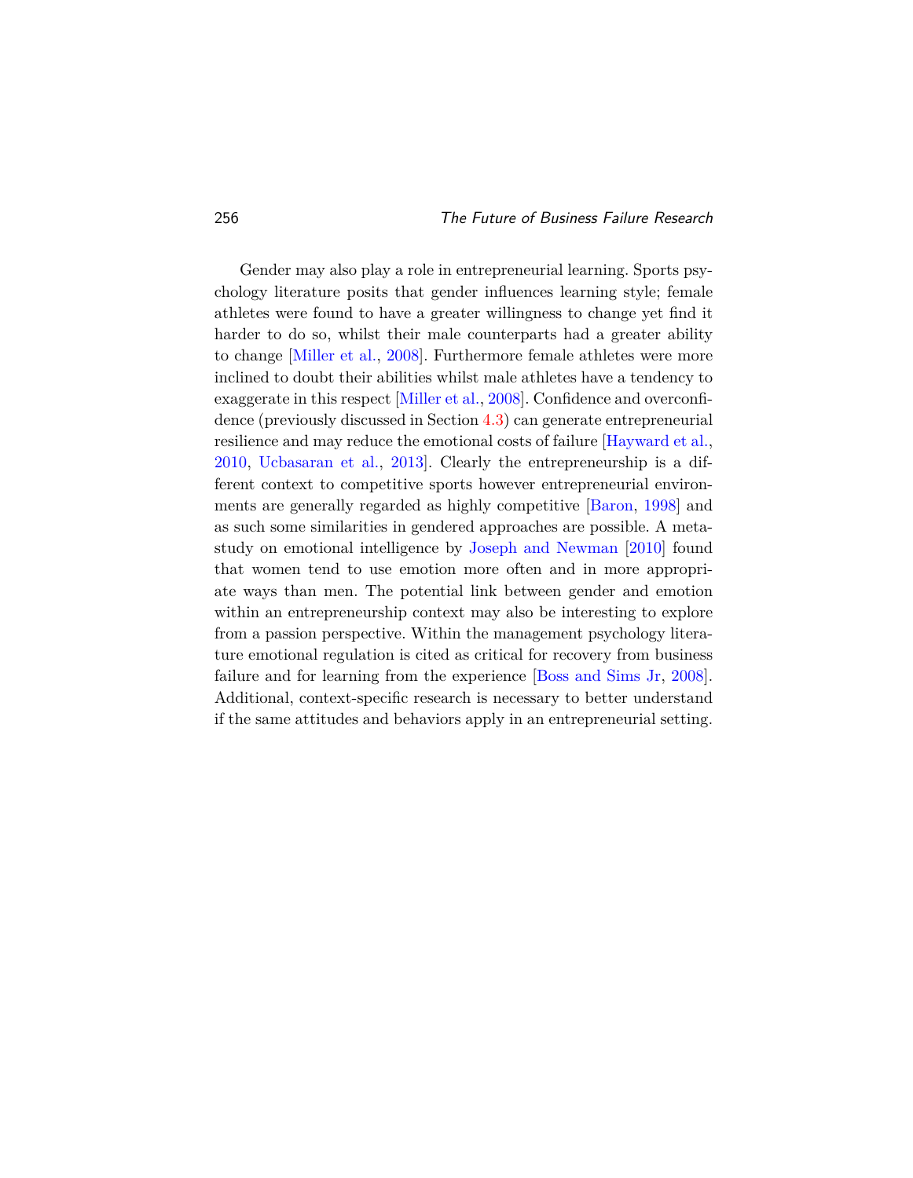Gender may also play a role in entrepreneurial learning. Sports psychology literature posits that gender influences learning style; female athletes were found to have a greater willingness to change yet find it harder to do so, whilst their male counterparts had a greater ability to change [Miller et al., 2008]. Furthermore female athletes were more inclined to doubt their abilities whilst male athletes have a tendency to exaggerate in this respect [Miller et al., 2008]. Confidence and overconfidence (previously discussed in Section 4.3) can generate entrepreneurial resilience and may reduce the emotional costs of failure [Hayward et al., 2010, Ucbasaran et al., 2013]. Clearly the entrepreneurship is a different context to competitive sports however entrepreneurial environments are generally regarded as highly competitive [Baron, 1998] and as such some similarities in gendered approaches are possible. A meta-study on emotional intelligence by Joseph and Newman [2010] found that women tend to use emotion more often and in more appropriate ways than men. The potential link between gender and emotion within an entrepreneurship context may also be interesting to explore from a passion perspective. Within the management psychology literature emotional regulation is cited as critical for recovery from business failure and for learning from the experience [Boss and Sims Jr, 2008]. Additional, context-specific research is necessary to better understand if the same attitudes and behaviors apply in an entrepreneurial setting.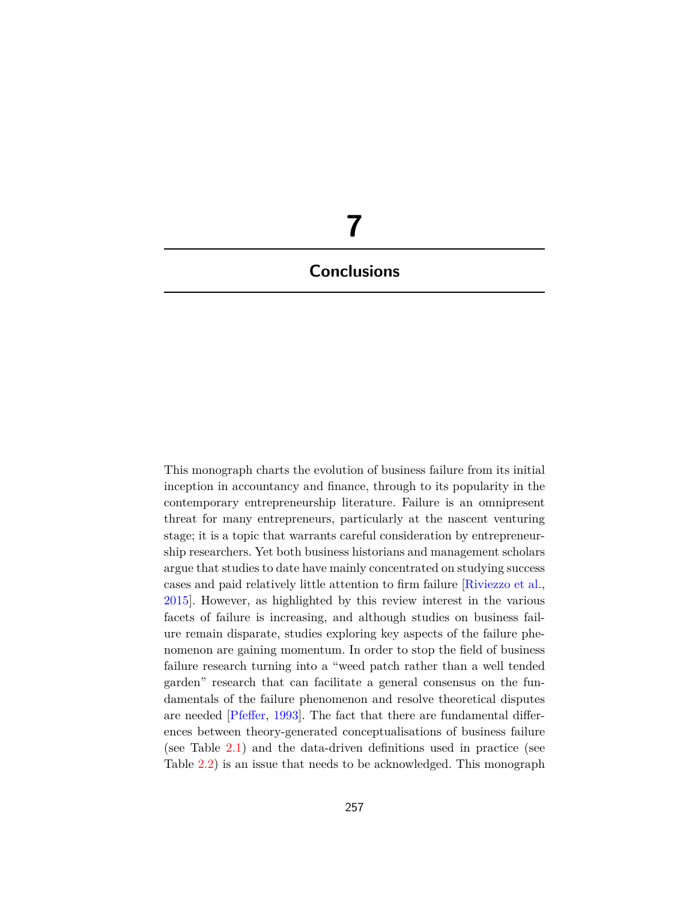# 7

## Conclusions

This monograph charts the evolution of business failure from its initial inception in accountancy and finance, through to its popularity in the contemporary entrepreneurship literature. Failure is an omnipresent threat for many entrepreneurs, particularly at the nascent venturing stage; it is a topic that warrants careful consideration by entrepreneurship researchers. Yet both business historians and management scholars argue that studies to date have mainly concentrated on studying success cases and paid relatively little attention to firm failure [Riviezzo et al., 2015]. However, as highlighted by this review interest in the various facets of failure is increasing, and although studies on business failure remain disparate, studies exploring key aspects of the failure phenomenon are gaining momentum. In order to stop the field of business failure research turning into a "weed patch rather than a well tended garden" research that can facilitate a general consensus on the fundamentals of the failure phenomenon and resolve theoretical disputes are needed [Pfeffer, 1993]. The fact that there are fundamental differences between theory-generated conceptualisations of business failure (see Table 2.1) and the data-driven definitions used in practice (see Table 2.2) is an issue that needs to be acknowledged. This monograph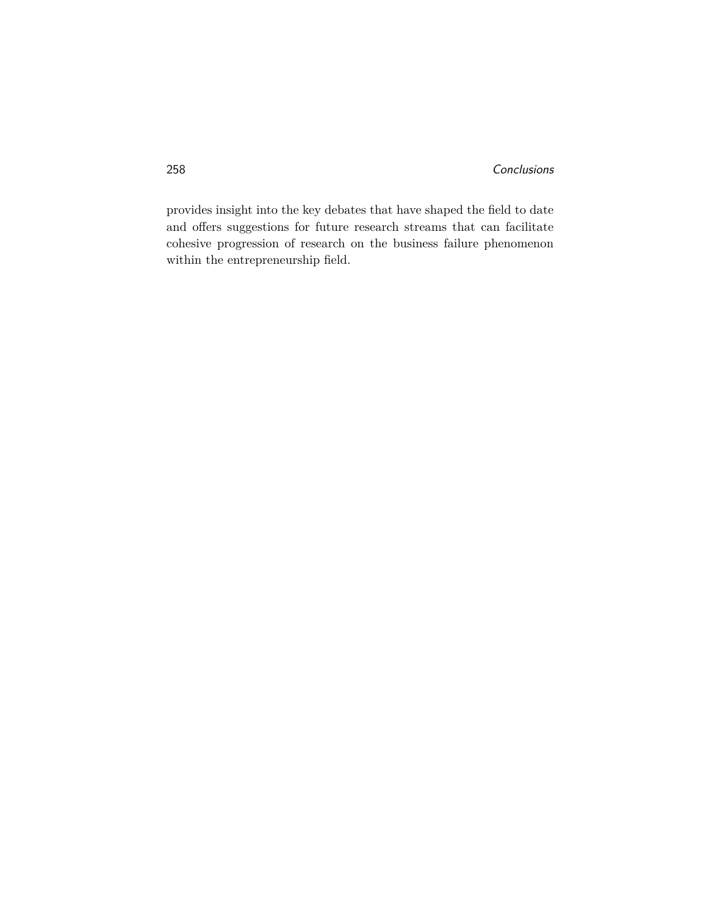provides insight into the key debates that have shaped the field to date and offers suggestions for future research streams that can facilitate cohesive progression of research on the business failure phenomenon within the entrepreneurship field.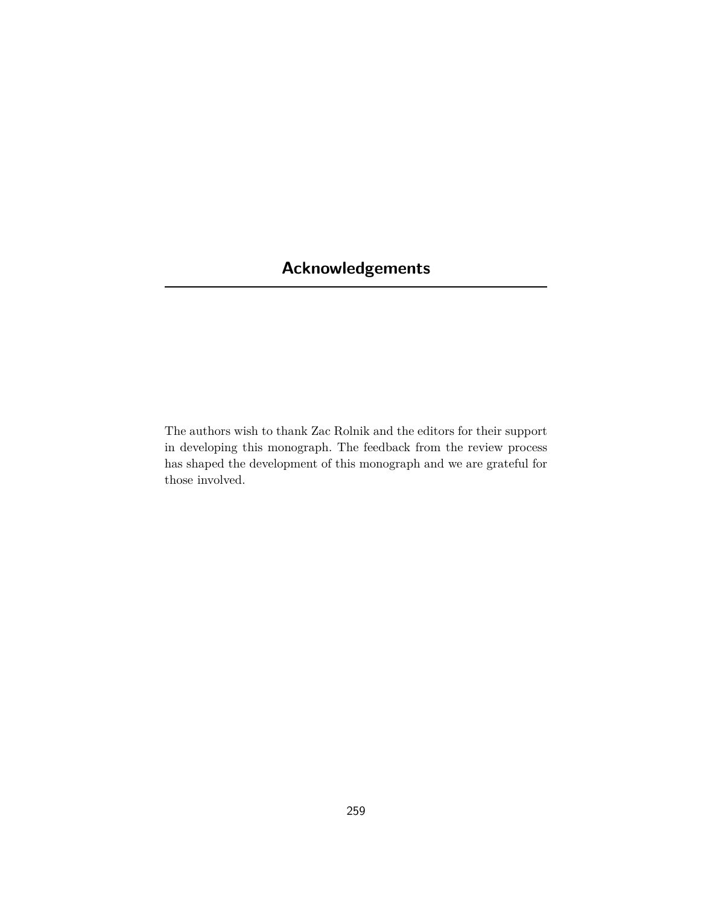# Acknowledgements

The authors wish to thank Zac Rolnik and the editors for their support in developing this monograph. The feedback from the review process has shaped the development of this monograph and we are grateful for those involved.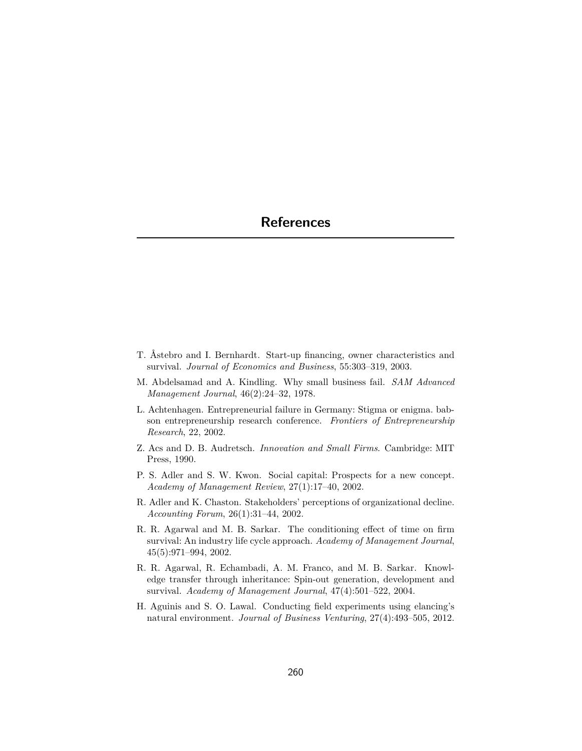# References

T. Åstebro and I. Bernhardt. Start-up financing, owner characteristics and survival. *Journal of Economics and Business*, 55:303–319, 2003.

M. Abdelsamad and A. Kindling. Why small business fail. *SAM Advanced Management Journal*, 46(2):24–32, 1978.

L. Achtenhagen. Entrepreneurial failure in Germany: Stigma or enigma. babson entrepreneurship research conference. *Frontiers of Entrepreneurship Research*, 22, 2002.

Z. Acs and D. B. Audretsch. *Innovation and Small Firms.* Cambridge: MIT Press, 1990.

P. S. Adler and S. W. Kwon. Social capital: Prospects for a new concept. *Academy of Management Review*, 27(1):17–40, 2002.

R. Adler and K. Chaston. Stakeholders' perceptions of organizational decline. *Accounting Forum*, 26(1):31–44, 2002.

R. R. Agarwal and M. B. Sarkar. The conditioning effect of time on firm survival: An industry life cycle approach. *Academy of Management Journal*, 45(5):971–994, 2002.

R. R. Agarwal, R. Echambadi, A. M. Franco, and M. B. Sarkar. Knowledge transfer through inheritance: Spin-out generation, development and survival. *Academy of Management Journal*, 47(4):501–522, 2004.

H. Aguinis and S. O. Lawal. Conducting field experiments using elancing's natural environment. *Journal of Business Venturing*, 27(4):493–505, 2012.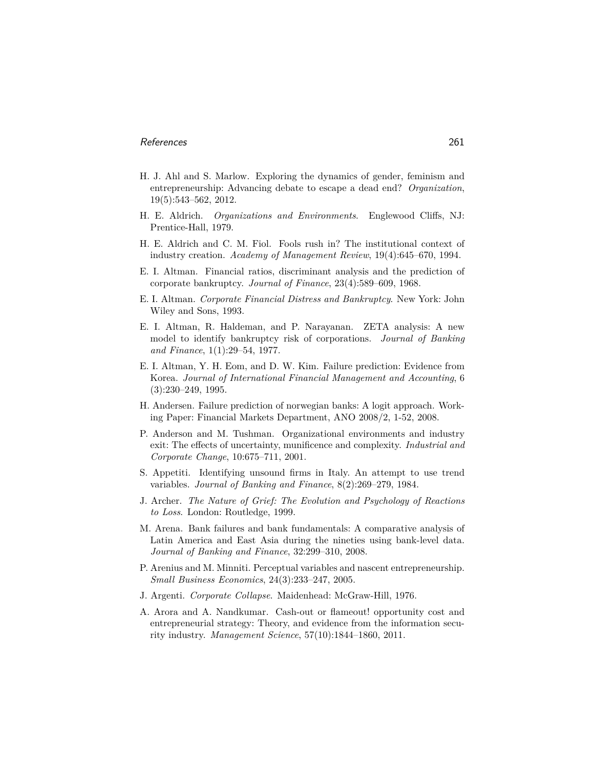H. J. Ahl and S. Marlow. Exploring the dynamics of gender, feminism and entrepreneurship: Advancing debate to escape a dead end? *Organization*, 19(5):543–562, 2012.

H. E. Aldrich. *Organizations and Environments*. Englewood Cliffs, NJ: Prentice-Hall, 1979.

H. E. Aldrich and C. M. Fiol. Fools rush in? The institutional context of industry creation. *Academy of Management Review*, 19(4):645–670, 1994.

E. I. Altman. Financial ratios, discriminant analysis and the prediction of corporate bankruptcy. *Journal of Finance*, 23(4):589–609, 1968.

E. I. Altman. *Corporate Financial Distress and Bankruptcy*. New York: John Wiley and Sons, 1993.

E. I. Altman, R. Haldeman, and P. Narayanan. ZETA analysis: A new model to identify bankruptcy risk of corporations. *Journal of Banking and Finance*, 1(1):29–54, 1977.

E. I. Altman, Y. H. Eom, and D. W. Kim. Failure prediction: Evidence from Korea. *Journal of International Financial Management and Accounting*, 6 (3):230–249, 1995.

H. Andersen. Failure prediction of norwegian banks: A logit approach. Working Paper: Financial Markets Department, ANO 2008/2, 1-52, 2008.

P. Anderson and M. Tushman. Organizational environments and industry exit: The effects of uncertainty, munificence and complexity. *Industrial and Corporate Change*, 10:675–711, 2001.

S. Appetiti. Identifying unsound firms in Italy. An attempt to use trend variables. *Journal of Banking and Finance*, 8(2):269–279, 1984.

J. Archer. *The Nature of Grief: The Evolution and Psychology of Reactions to Loss*. London: Routledge, 1999.

M. Arena. Bank failures and bank fundamentals: A comparative analysis of Latin America and East Asia during the nineties using bank-level data. *Journal of Banking and Finance*, 32:299–310, 2008.

P. Arenius and M. Minniti. Perceptual variables and nascent entrepreneurship. *Small Business Economics*, 24(3):233–247, 2005.

J. Argenti. *Corporate Collapse*. Maidenhead: McGraw-Hill, 1976.

A. Arora and A. Nandkumar. Cash-out or flameout! opportunity cost and entrepreneurial strategy: Theory, and evidence from the information security industry. *Management Science*, 57(10):1844–1860, 2011.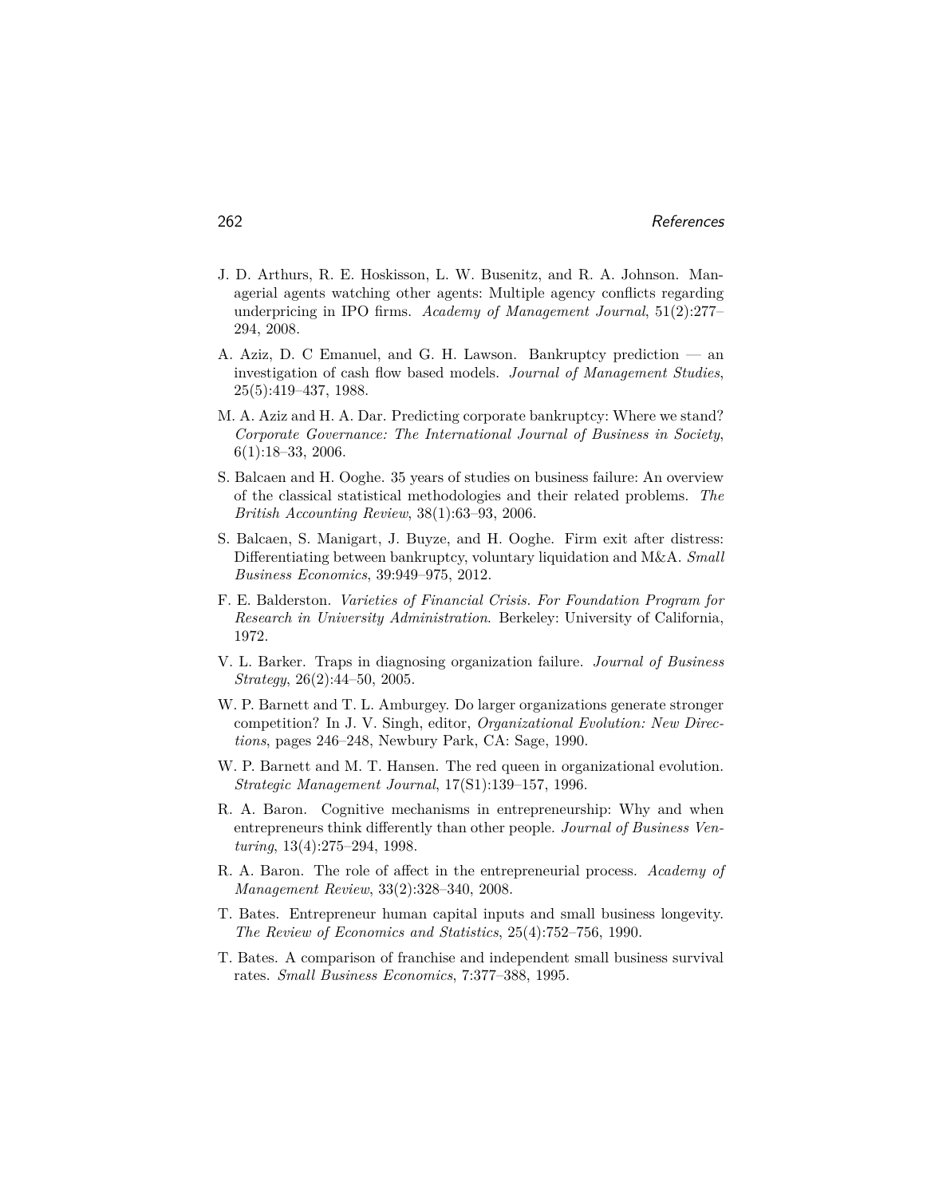J. D. Arthurs, R. E. Hoskisson, L. W. Busenitz, and R. A. Johnson. Managerial agents watching other agents: Multiple agency conflicts regarding underpricing in IPO firms. *Academy of Management Journal*, 51(2):277–294, 2008.

A. Aziz, D. C Emanuel, and G. H. Lawson. Bankruptcy prediction — an investigation of cash flow based models. *Journal of Management Studies*, 25(5):419–437, 1988.

M. A. Aziz and H. A. Dar. Predicting corporate bankruptcy: Where we stand? *Corporate Governance: The International Journal of Business in Society*, 6(1):18–33, 2006.

S. Balcaen and H. Ooghe. 35 years of studies on business failure: An overview of the classical statistical methodologies and their related problems. *The British Accounting Review*, 38(1):63–93, 2006.

S. Balcaen, S. Manigart, J. Buyze, and H. Ooghe. Firm exit after distress: Differentiating between bankruptcy, voluntary liquidation and M&A. *Small Business Economics*, 39:949–975, 2012.

F. E. Balderston. *Varieties of Financial Crisis. For Foundation Program for Research in University Administration*. Berkeley: University of California, 1972.

V. L. Barker. Traps in diagnosing organization failure. *Journal of Business Strategy*, 26(2):44–50, 2005.

W. P. Barnett and T. L. Amburgey. Do larger organizations generate stronger competition? In J. V. Singh, editor, *Organizational Evolution: New Directions*, pages 246–248, Newbury Park, CA: Sage, 1990.

W. P. Barnett and M. T. Hansen. The red queen in organizational evolution. *Strategic Management Journal*, 17(S1):139–157, 1996.

R. A. Baron. Cognitive mechanisms in entrepreneurship: Why and when entrepreneurs think differently than other people. *Journal of Business Venturing*, 13(4):275–294, 1998.

R. A. Baron. The role of affect in the entrepreneurial process. *Academy of Management Review*, 33(2):328–340, 2008.

T. Bates. Entrepreneur human capital inputs and small business longevity. *The Review of Economics and Statistics*, 25(4):752–756, 1990.

T. Bates. A comparison of franchise and independent small business survival rates. *Small Business Economics*, 7:377–388, 1995.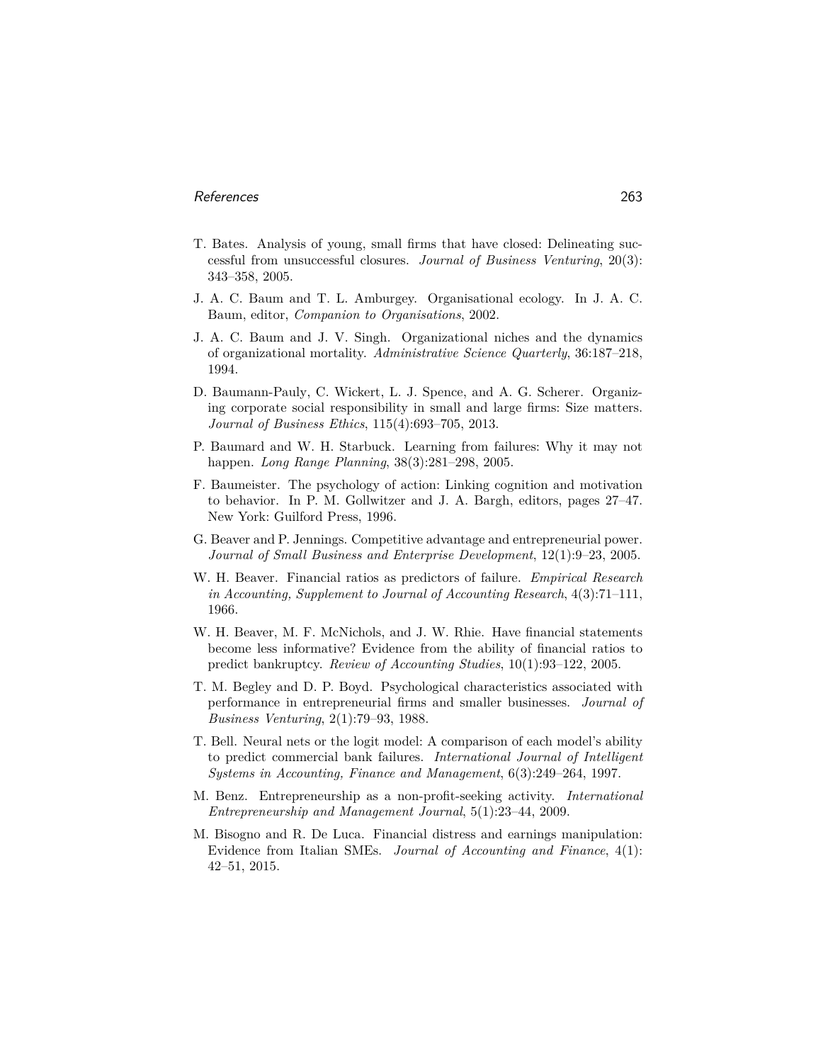T. Bates. Analysis of young, small firms that have closed: Delineating successful from unsuccessful closures. *Journal of Business Venturing*, 20(3): 343–358, 2005.

J. A. C. Baum and T. L. Amburgey. Organisational ecology. In J. A. C. Baum, editor, *Companion to Organisations*, 2002.

J. A. C. Baum and J. V. Singh. Organizational niches and the dynamics of organizational mortality. *Administrative Science Quarterly*, 36:187–218, 1994.

D. Baumann-Pauly, C. Wickert, L. J. Spence, and A. G. Scherer. Organizing corporate social responsibility in small and large firms: Size matters. *Journal of Business Ethics*, 115(4):693–705, 2013.

P. Baumard and W. H. Starbuck. Learning from failures: Why it may not happen. *Long Range Planning*, 38(3):281–298, 2005.

F. Baumeister. The psychology of action: Linking cognition and motivation to behavior. In P. M. Gollwitzer and J. A. Bargh, editors, pages 27–47. New York: Guilford Press, 1996.

G. Beaver and P. Jennings. Competitive advantage and entrepreneurial power. *Journal of Small Business and Enterprise Development*, 12(1):9–23, 2005.

W. H. Beaver. Financial ratios as predictors of failure. *Empirical Research in Accounting, Supplement to Journal of Accounting Research*, 4(3):71–111, 1966.

W. H. Beaver, M. F. McNichols, and J. W. Rhie. Have financial statements become less informative? Evidence from the ability of financial ratios to predict bankruptcy. *Review of Accounting Studies*, 10(1):93–122, 2005.

T. M. Begley and D. P. Boyd. Psychological characteristics associated with performance in entrepreneurial firms and smaller businesses. *Journal of Business Venturing*, 2(1):79–93, 1988.

T. Bell. Neural nets or the logit model: A comparison of each model's ability to predict commercial bank failures. *International Journal of Intelligent Systems in Accounting, Finance and Management*, 6(3):249–264, 1997.

M. Benz. Entrepreneurship as a non-profit-seeking activity. *International Entrepreneurship and Management Journal*, 5(1):23–44, 2009.

M. Bisogno and R. De Luca. Financial distress and earnings manipulation: Evidence from Italian SMEs. *Journal of Accounting and Finance*, 4(1): 42–51, 2015.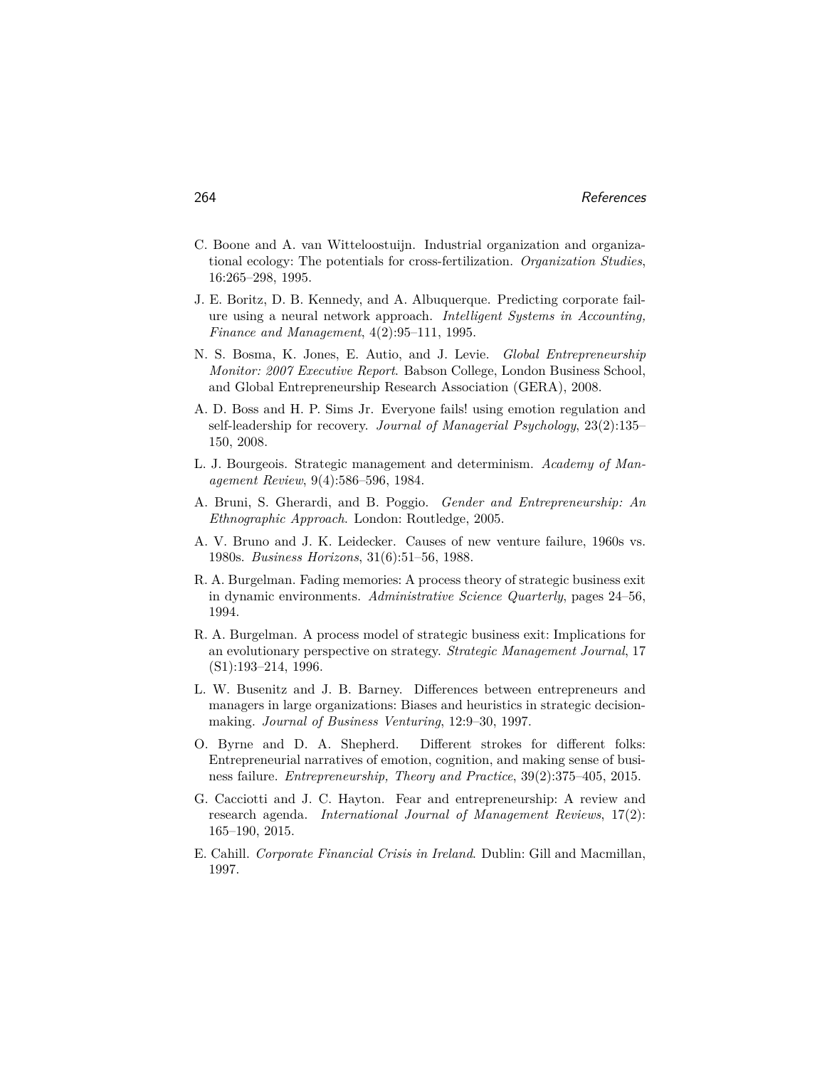C. Boone and A. van Witteloostuijn. Industrial organization and organizational ecology: The potentials for cross-fertilization. *Organization Studies*, 16:265–298, 1995.

J. E. Boritz, D. B. Kennedy, and A. Albuquerque. Predicting corporate failure using a neural network approach. *Intelligent Systems in Accounting, Finance and Management*, 4(2):95–111, 1995.

N. S. Bosma, K. Jones, E. Autio, and J. Levie. *Global Entrepreneurship Monitor: 2007 Executive Report*. Babson College, London Business School, and Global Entrepreneurship Research Association (GERA), 2008.

A. D. Boss and H. P. Sims Jr. Everyone fails! using emotion regulation and self-leadership for recovery. *Journal of Managerial Psychology*, 23(2):135–150, 2008.

L. J. Bourgeois. Strategic management and determinism. *Academy of Management Review*, 9(4):586–596, 1984.

A. Bruni, S. Gherardi, and B. Poggio. *Gender and Entrepreneurship: An Ethnographic Approach*. London: Routledge, 2005.

A. V. Bruno and J. K. Leidecker. Causes of new venture failure, 1960s vs. 1980s. *Business Horizons*, 31(6):51–56, 1988.

R. A. Burgelman. Fading memories: A process theory of strategic business exit in dynamic environments. *Administrative Science Quarterly*, pages 24–56, 1994.

R. A. Burgelman. A process model of strategic business exit: Implications for an evolutionary perspective on strategy. *Strategic Management Journal*, 17 (S1):193–214, 1996.

L. W. Busenitz and J. B. Barney. Differences between entrepreneurs and managers in large organizations: Biases and heuristics in strategic decision-making. *Journal of Business Venturing*, 12:9–30, 1997.

O. Byrne and D. A. Shepherd. Different strokes for different folks: Entrepreneurial narratives of emotion, cognition, and making sense of business failure. *Entrepreneurship, Theory and Practice*, 39(2):375–405, 2015.

G. Cacciotti and J. C. Hayton. Fear and entrepreneurship: A review and research agenda. *International Journal of Management Reviews*, 17(2): 165–190, 2015.

E. Cahill. *Corporate Financial Crisis in Ireland*. Dublin: Gill and Macmillan, 1997.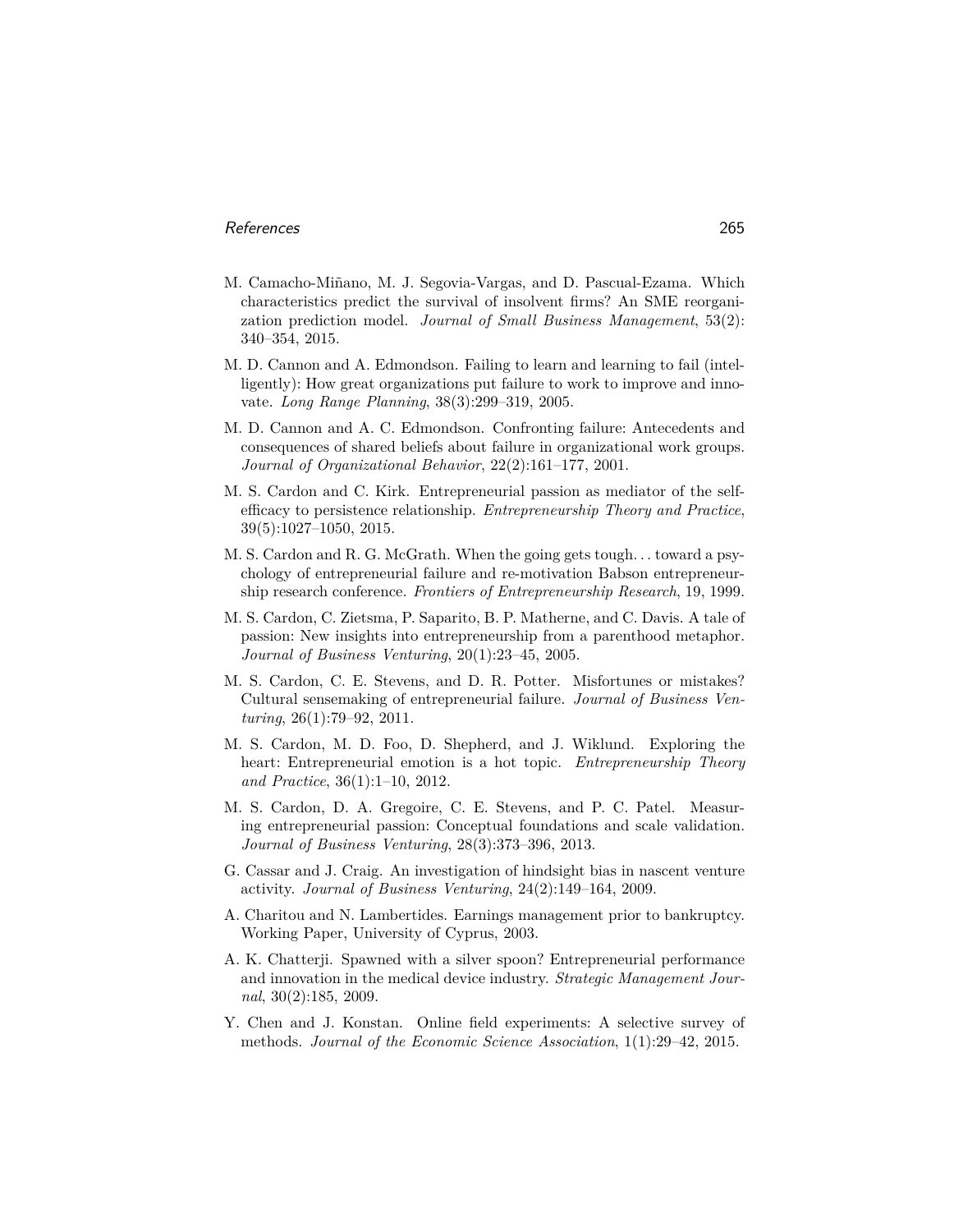M. Camacho-Miñano, M. J. Segovia-Vargas, and D. Pascual-Ezama. Which characteristics predict the survival of insolvent firms? An SME reorganization prediction model. *Journal of Small Business Management*, 53(2): 340–354, 2015.

M. D. Cannon and A. Edmondson. Failing to learn and learning to fail (intelligently): How great organizations put failure to work to improve and innovate. *Long Range Planning*, 38(3):299–319, 2005.

M. D. Cannon and A. C. Edmondson. Confronting failure: Antecedents and consequences of shared beliefs about failure in organizational work groups. *Journal of Organizational Behavior*, 22(2):161–177, 2001.

M. S. Cardon and C. Kirk. Entrepreneurial passion as mediator of the self-efficacy to persistence relationship. *Entrepreneurship Theory and Practice*, 39(5):1027–1050, 2015.

M. S. Cardon and R. G. McGrath. When the going gets tough. . . toward a psychology of entrepreneurial failure and re-motivation Babson entrepreneurship research conference. *Frontiers of Entrepreneurship Research*, 19, 1999.

M. S. Cardon, C. Zietsma, P. Saparito, B. P. Matherne, and C. Davis. A tale of passion: New insights into entrepreneurship from a parenthood metaphor. *Journal of Business Venturing*, 20(1):23–45, 2005.

M. S. Cardon, C. E. Stevens, and D. R. Potter. Misfortunes or mistakes? Cultural sensemaking of entrepreneurial failure. *Journal of Business Venturing*, 26(1):79–92, 2011.

M. S. Cardon, M. D. Foo, D. Shepherd, and J. Wiklund. Exploring the heart: Entrepreneurial emotion is a hot topic. *Entrepreneurship Theory and Practice*, 36(1):1–10, 2012.

M. S. Cardon, D. A. Gregoire, C. E. Stevens, and P. C. Patel. Measuring entrepreneurial passion: Conceptual foundations and scale validation. *Journal of Business Venturing*, 28(3):373–396, 2013.

G. Cassar and J. Craig. An investigation of hindsight bias in nascent venture activity. *Journal of Business Venturing*, 24(2):149–164, 2009.

A. Charitou and N. Lambertides. Earnings management prior to bankruptcy. Working Paper, University of Cyprus, 2003.

A. K. Chatterji. Spawned with a silver spoon? Entrepreneurial performance and innovation in the medical device industry. *Strategic Management Journal*, 30(2):185, 2009.

Y. Chen and J. Konstan. Online field experiments: A selective survey of methods. *Journal of the Economic Science Association*, 1(1):29–42, 2015.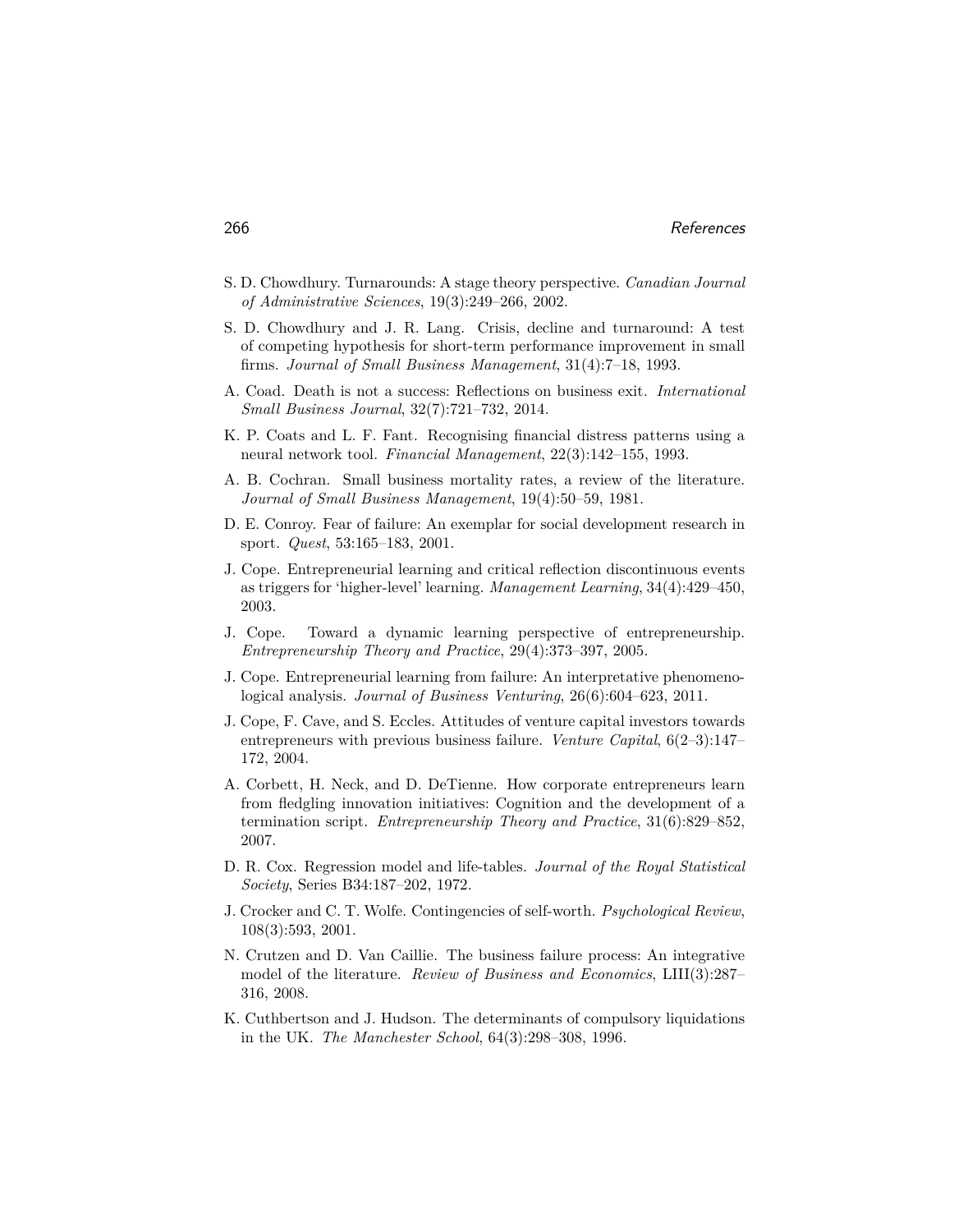S. D. Chowdhury. Turnarounds: A stage theory perspective. *Canadian Journal of Administrative Sciences*, 19(3):249–266, 2002.

S. D. Chowdhury and J. R. Lang. Crisis, decline and turnaround: A test of competing hypothesis for short-term performance improvement in small firms. *Journal of Small Business Management*, 31(4):7–18, 1993.

A. Coad. Death is not a success: Reflections on business exit. *International Small Business Journal*, 32(7):721–732, 2014.

K. P. Coats and L. F. Fant. Recognising financial distress patterns using a neural network tool. *Financial Management*, 22(3):142–155, 1993.

A. B. Cochran. Small business mortality rates, a review of the literature. *Journal of Small Business Management*, 19(4):50–59, 1981.

D. E. Conroy. Fear of failure: An exemplar for social development research in sport. *Quest*, 53:165–183, 2001.

J. Cope. Entrepreneurial learning and critical reflection discontinuous events as triggers for 'higher-level' learning. *Management Learning*, 34(4):429–450, 2003.

J. Cope. Toward a dynamic learning perspective of entrepreneurship. *Entrepreneurship Theory and Practice*, 29(4):373–397, 2005.

J. Cope. Entrepreneurial learning from failure: An interpretative phenomenological analysis. *Journal of Business Venturing*, 26(6):604–623, 2011.

J. Cope, F. Cave, and S. Eccles. Attitudes of venture capital investors towards entrepreneurs with previous business failure. *Venture Capital*, 6(2–3):147–172, 2004.

A. Corbett, H. Neck, and D. DeTienne. How corporate entrepreneurs learn from fledgling innovation initiatives: Cognition and the development of a termination script. *Entrepreneurship Theory and Practice*, 31(6):829–852, 2007.

D. R. Cox. Regression model and life-tables. *Journal of the Royal Statistical Society*, Series B34:187–202, 1972.

J. Crocker and C. T. Wolfe. Contingencies of self-worth. *Psychological Review*, 108(3):593, 2001.

N. Crutzen and D. Van Caillie. The business failure process: An integrative model of the literature. *Review of Business and Economics*, LIII(3):287–316, 2008.

K. Cuthbertson and J. Hudson. The determinants of compulsory liquidations in the UK. *The Manchester School*, 64(3):298–308, 1996.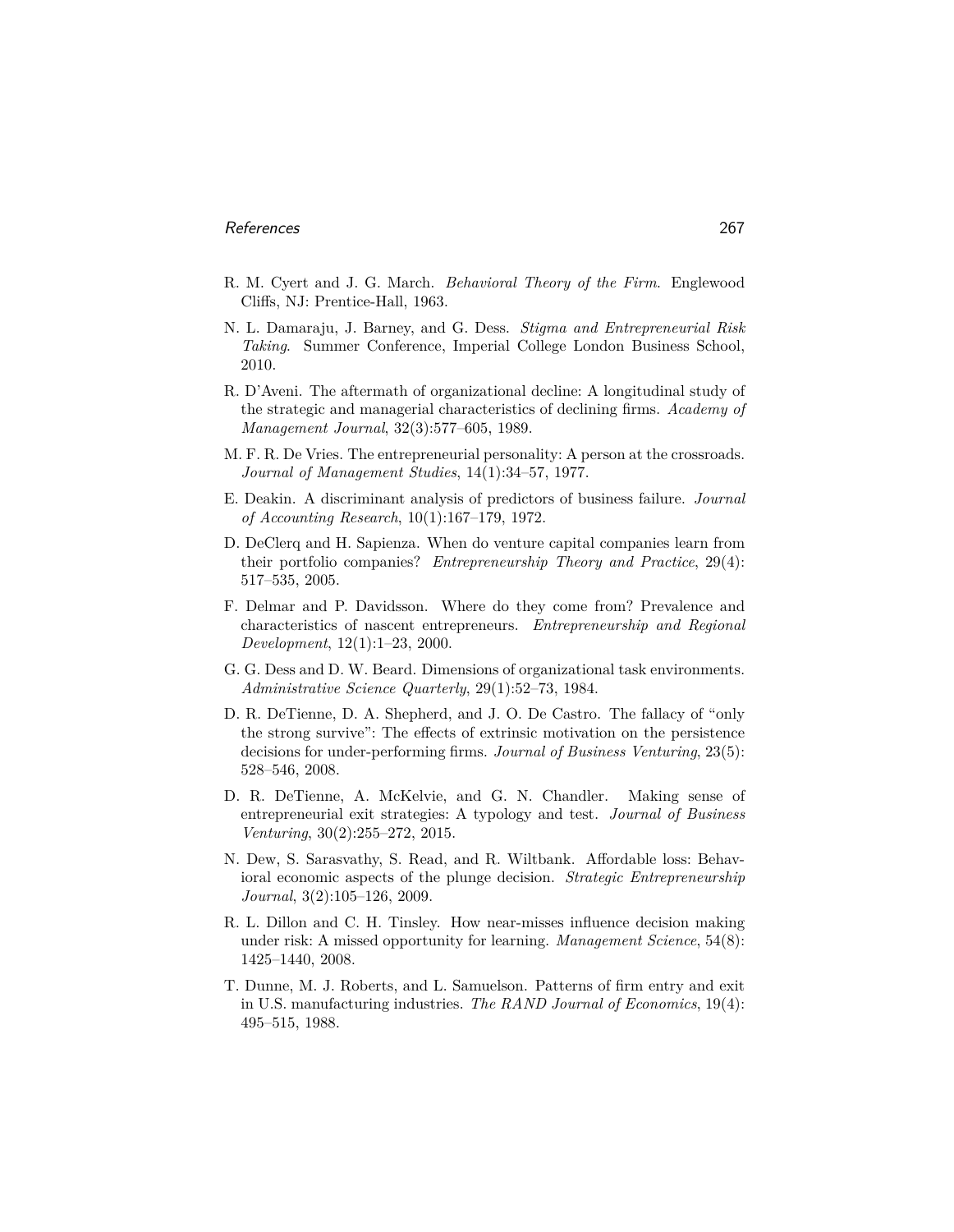R. M. Cyert and J. G. March. *Behavioral Theory of the Firm*. Englewood Cliffs, NJ: Prentice-Hall, 1963.

N. L. Damaraju, J. Barney, and G. Dess. *Stigma and Entrepreneurial Risk Taking*. Summer Conference, Imperial College London Business School, 2010.

R. D'Aveni. The aftermath of organizational decline: A longitudinal study of the strategic and managerial characteristics of declining firms. *Academy of Management Journal*, 32(3):577–605, 1989.

M. F. R. De Vries. The entrepreneurial personality: A person at the crossroads. *Journal of Management Studies*, 14(1):34–57, 1977.

E. Deakin. A discriminant analysis of predictors of business failure. *Journal of Accounting Research*, 10(1):167–179, 1972.

D. DeClerq and H. Sapienza. When do venture capital companies learn from their portfolio companies? *Entrepreneurship Theory and Practice*, 29(4): 517–535, 2005.

F. Delmar and P. Davidsson. Where do they come from? Prevalence and characteristics of nascent entrepreneurs. *Entrepreneurship and Regional Development*, 12(1):1–23, 2000.

G. G. Dess and D. W. Beard. Dimensions of organizational task environments. *Administrative Science Quarterly*, 29(1):52–73, 1984.

D. R. DeTienne, D. A. Shepherd, and J. O. De Castro. The fallacy of "only the strong survive": The effects of extrinsic motivation on the persistence decisions for under-performing firms. *Journal of Business Venturing*, 23(5): 528–546, 2008.

D. R. DeTienne, A. McKelvie, and G. N. Chandler. Making sense of entrepreneurial exit strategies: A typology and test. *Journal of Business Venturing*, 30(2):255–272, 2015.

N. Dew, S. Sarasvathy, S. Read, and R. Wiltbank. Affordable loss: Behavioral economic aspects of the plunge decision. *Strategic Entrepreneurship Journal*, 3(2):105–126, 2009.

R. L. Dillon and C. H. Tinsley. How near-misses influence decision making under risk: A missed opportunity for learning. *Management Science*, 54(8): 1425–1440, 2008.

T. Dunne, M. J. Roberts, and L. Samuelson. Patterns of firm entry and exit in U.S. manufacturing industries. *The RAND Journal of Economics*, 19(4): 495–515, 1988.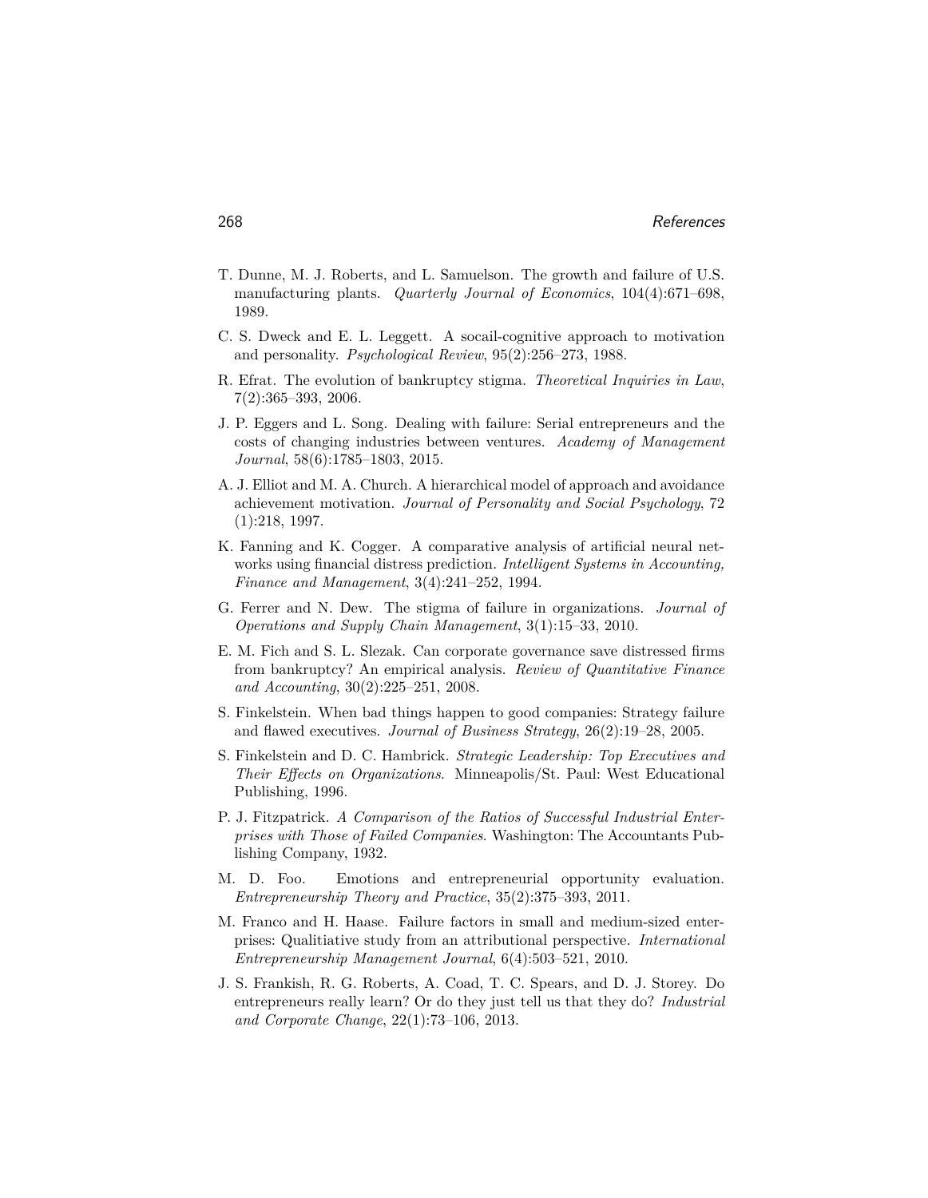T. Dunne, M. J. Roberts, and L. Samuelson. The growth and failure of U.S. manufacturing plants. *Quarterly Journal of Economics*, 104(4):671–698, 1989.

C. S. Dweck and E. L. Leggett. A socail-cognitive approach to motivation and personality. *Psychological Review*, 95(2):256–273, 1988.

R. Efrat. The evolution of bankruptcy stigma. *Theoretical Inquiries in Law*, 7(2):365–393, 2006.

J. P. Eggers and L. Song. Dealing with failure: Serial entrepreneurs and the costs of changing industries between ventures. *Academy of Management Journal*, 58(6):1785–1803, 2015.

A. J. Elliot and M. A. Church. A hierarchical model of approach and avoidance achievement motivation. *Journal of Personality and Social Psychology*, 72 (1):218, 1997.

K. Fanning and K. Cogger. A comparative analysis of artificial neural networks using financial distress prediction. *Intelligent Systems in Accounting, Finance and Management*, 3(4):241–252, 1994.

G. Ferrer and N. Dew. The stigma of failure in organizations. *Journal of Operations and Supply Chain Management*, 3(1):15–33, 2010.

E. M. Fich and S. L. Slezak. Can corporate governance save distressed firms from bankruptcy? An empirical analysis. *Review of Quantitative Finance and Accounting*, 30(2):225–251, 2008.

S. Finkelstein. When bad things happen to good companies: Strategy failure and flawed executives. *Journal of Business Strategy*, 26(2):19–28, 2005.

S. Finkelstein and D. C. Hambrick. *Strategic Leadership: Top Executives and Their Effects on Organizations*. Minneapolis/St. Paul: West Educational Publishing, 1996.

P. J. Fitzpatrick. *A Comparison of the Ratios of Successful Industrial Enterprises with Those of Failed Companies*. Washington: The Accountants Publishing Company, 1932.

M. D. Foo. Emotions and entrepreneurial opportunity evaluation. *Entrepreneurship Theory and Practice*, 35(2):375–393, 2011.

M. Franco and H. Haase. Failure factors in small and medium-sized enterprises: Qualitiative study from an attributional perspective. *International Entrepreneurship Management Journal*, 6(4):503–521, 2010.

J. S. Frankish, R. G. Roberts, A. Coad, T. C. Spears, and D. J. Storey. Do entrepreneurs really learn? Or do they just tell us that they do? *Industrial and Corporate Change*, 22(1):73–106, 2013.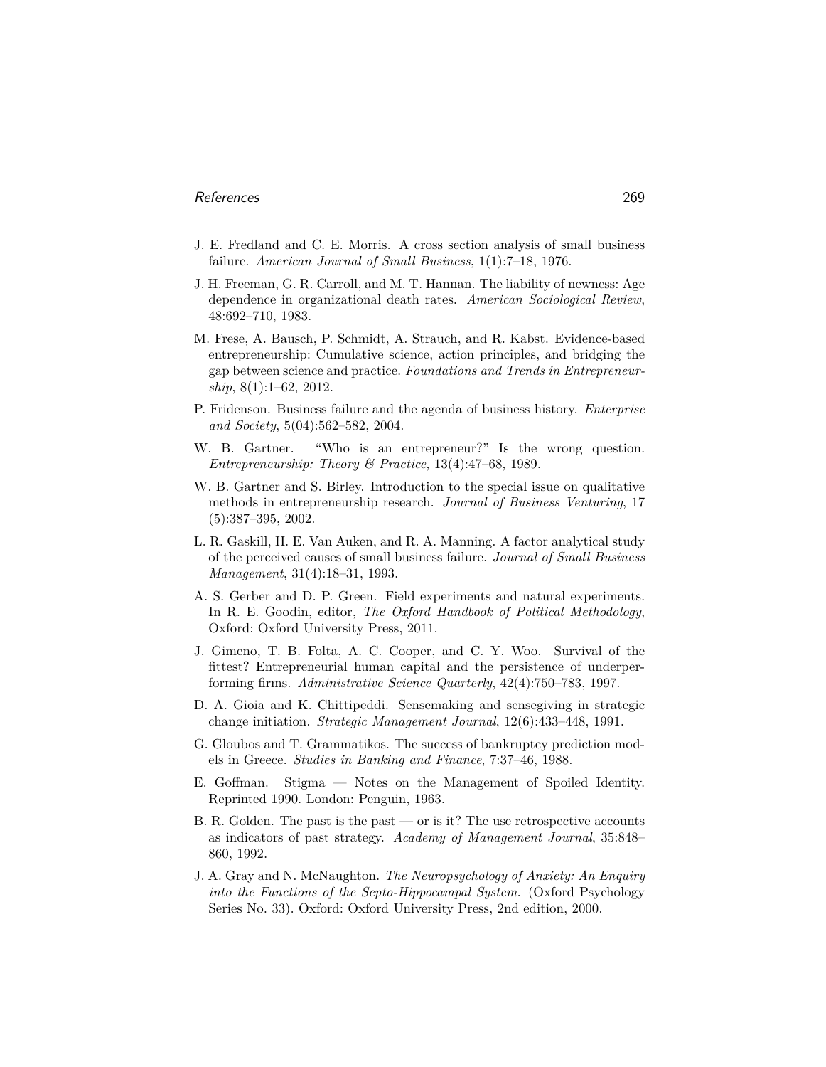J. E. Fredland and C. E. Morris. A cross section analysis of small business failure. *American Journal of Small Business*, 1(1):7–18, 1976.

J. H. Freeman, G. R. Carroll, and M. T. Hannan. The liability of newness: Age dependence in organizational death rates. *American Sociological Review*, 48:692–710, 1983.

M. Frese, A. Bausch, P. Schmidt, A. Strauch, and R. Kabst. Evidence-based entrepreneurship: Cumulative science, action principles, and bridging the gap between science and practice. *Foundations and Trends in Entrepreneurship*, 8(1):1–62, 2012.

P. Fridenson. Business failure and the agenda of business history. *Enterprise and Society*, 5(04):562–582, 2004.

W. B. Gartner. "Who is an entrepreneur?" Is the wrong question. *Entrepreneurship: Theory & Practice*, 13(4):47–68, 1989.

W. B. Gartner and S. Birley. Introduction to the special issue on qualitative methods in entrepreneurship research. *Journal of Business Venturing*, 17 (5):387–395, 2002.

L. R. Gaskill, H. E. Van Auken, and R. A. Manning. A factor analytical study of the perceived causes of small business failure. *Journal of Small Business Management*, 31(4):18–31, 1993.

A. S. Gerber and D. P. Green. Field experiments and natural experiments. In R. E. Goodin, editor, *The Oxford Handbook of Political Methodology*, Oxford: Oxford University Press, 2011.

J. Gimeno, T. B. Folta, A. C. Cooper, and C. Y. Woo. Survival of the fittest? Entrepreneurial human capital and the persistence of underperforming firms. *Administrative Science Quarterly*, 42(4):750–783, 1997.

D. A. Gioia and K. Chittipeddi. Sensemaking and sensegiving in strategic change initiation. *Strategic Management Journal*, 12(6):433–448, 1991.

G. Gloubos and T. Grammatikos. The success of bankruptcy prediction models in Greece. *Studies in Banking and Finance*, 7:37–46, 1988.

E. Goffman. Stigma — Notes on the Management of Spoiled Identity. Reprinted 1990. London: Penguin, 1963.

B. R. Golden. The past is the past — or is it? The use retrospective accounts as indicators of past strategy. *Academy of Management Journal*, 35:848–860, 1992.

J. A. Gray and N. McNaughton. *The Neuropsychology of Anxiety: An Enquiry into the Functions of the Septo-Hippocampal System*. (Oxford Psychology Series No. 33). Oxford: Oxford University Press, 2nd edition, 2000.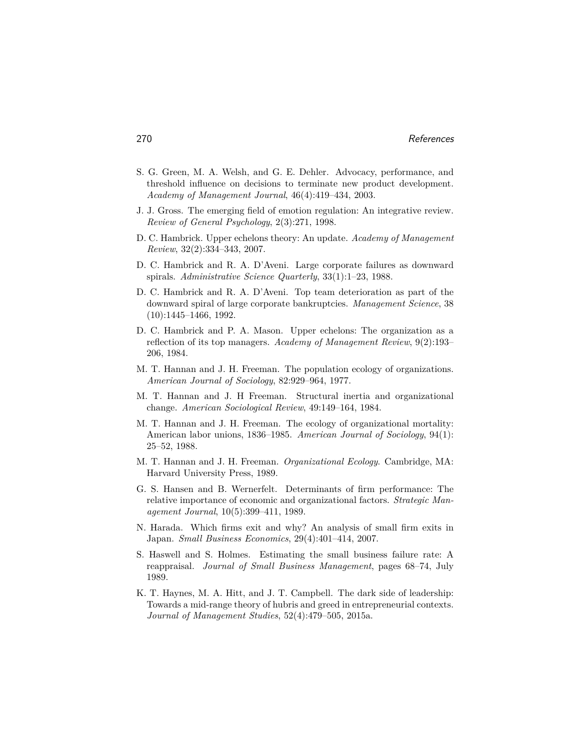S. G. Green, M. A. Welsh, and G. E. Dehler. Advocacy, performance, and threshold influence on decisions to terminate new product development. *Academy of Management Journal*, 46(4):419–434, 2003.

J. J. Gross. The emerging field of emotion regulation: An integrative review. *Review of General Psychology*, 2(3):271, 1998.

D. C. Hambrick. Upper echelons theory: An update. *Academy of Management Review*, 32(2):334–343, 2007.

D. C. Hambrick and R. A. D'Aveni. Large corporate failures as downward spirals. *Administrative Science Quarterly*, 33(1):1–23, 1988.

D. C. Hambrick and R. A. D'Aveni. Top team deterioration as part of the downward spiral of large corporate bankruptcies. *Management Science*, 38 (10):1445–1466, 1992.

D. C. Hambrick and P. A. Mason. Upper echelons: The organization as a reflection of its top managers. *Academy of Management Review*, 9(2):193–206, 1984.

M. T. Hannan and J. H. Freeman. The population ecology of organizations. *American Journal of Sociology*, 82:929–964, 1977.

M. T. Hannan and J. H Freeman. Structural inertia and organizational change. *American Sociological Review*, 49:149–164, 1984.

M. T. Hannan and J. H. Freeman. The ecology of organizational mortality: American labor unions, 1836–1985. *American Journal of Sociology*, 94(1): 25–52, 1988.

M. T. Hannan and J. H. Freeman. *Organizational Ecology*. Cambridge, MA: Harvard University Press, 1989.

G. S. Hansen and B. Wernerfelt. Determinants of firm performance: The relative importance of economic and organizational factors. *Strategic Management Journal*, 10(5):399–411, 1989.

N. Harada. Which firms exit and why? An analysis of small firm exits in Japan. *Small Business Economics*, 29(4):401–414, 2007.

S. Haswell and S. Holmes. Estimating the small business failure rate: A reappraisal. *Journal of Small Business Management*, pages 68–74, July 1989.

K. T. Haynes, M. A. Hitt, and J. T. Campbell. The dark side of leadership: Towards a mid-range theory of hubris and greed in entrepreneurial contexts. *Journal of Management Studies*, 52(4):479–505, 2015a.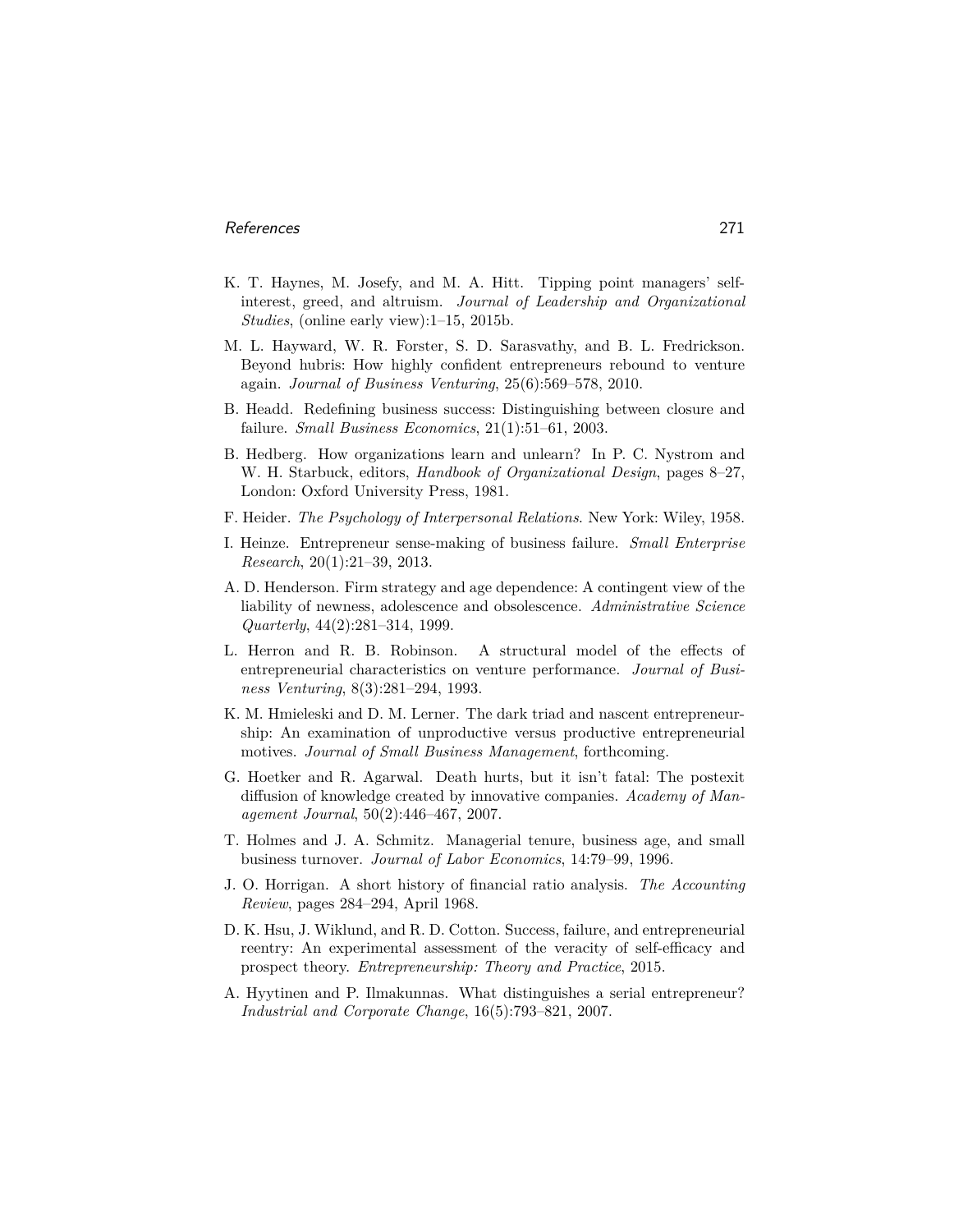K. T. Haynes, M. Josefy, and M. A. Hitt. Tipping point managers' self-interest, greed, and altruism. *Journal of Leadership and Organizational Studies*, (online early view):1–15, 2015b.

M. L. Hayward, W. R. Forster, S. D. Sarasvathy, and B. L. Fredrickson. Beyond hubris: How highly confident entrepreneurs rebound to venture again. *Journal of Business Venturing*, 25(6):569–578, 2010.

B. Headd. Redefining business success: Distinguishing between closure and failure. *Small Business Economics*, 21(1):51–61, 2003.

B. Hedberg. How organizations learn and unlearn? In P. C. Nystrom and W. H. Starbuck, editors, *Handbook of Organizational Design*, pages 8–27, London: Oxford University Press, 1981.

F. Heider. *The Psychology of Interpersonal Relations*. New York: Wiley, 1958.

I. Heinze. Entrepreneur sense-making of business failure. *Small Enterprise Research*, 20(1):21–39, 2013.

A. D. Henderson. Firm strategy and age dependence: A contingent view of the liability of newness, adolescence and obsolescence. *Administrative Science Quarterly*, 44(2):281–314, 1999.

L. Herron and R. B. Robinson. A structural model of the effects of entrepreneurial characteristics on venture performance. *Journal of Business Venturing*, 8(3):281–294, 1993.

K. M. Hmieleski and D. M. Lerner. The dark triad and nascent entrepreneurship: An examination of unproductive versus productive entrepreneurial motives. *Journal of Small Business Management*, forthcoming.

G. Hoetker and R. Agarwal. Death hurts, but it isn't fatal: The postexit diffusion of knowledge created by innovative companies. *Academy of Management Journal*, 50(2):446–467, 2007.

T. Holmes and J. A. Schmitz. Managerial tenure, business age, and small business turnover. *Journal of Labor Economics*, 14:79–99, 1996.

J. O. Horrigan. A short history of financial ratio analysis. *The Accounting Review*, pages 284–294, April 1968.

D. K. Hsu, J. Wiklund, and R. D. Cotton. Success, failure, and entrepreneurial reentry: An experimental assessment of the veracity of self-efficacy and prospect theory. *Entrepreneurship: Theory and Practice*, 2015.

A. Hyytinen and P. Ilmakunnas. What distinguishes a serial entrepreneur? *Industrial and Corporate Change*, 16(5):793–821, 2007.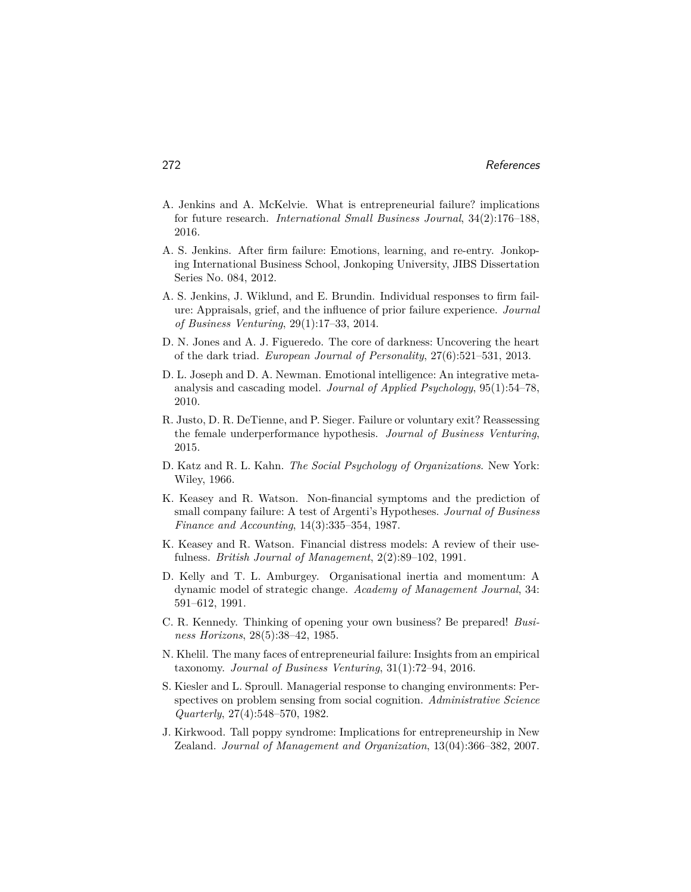A. Jenkins and A. McKelvie. What is entrepreneurial failure? implications for future research. *International Small Business Journal*, 34(2):176–188, 2016.

A. S. Jenkins. After firm failure: Emotions, learning, and re-entry. Jonkoping International Business School, Jonkoping University, JIBS Dissertation Series No. 084, 2012.

A. S. Jenkins, J. Wiklund, and E. Brundin. Individual responses to firm failure: Appraisals, grief, and the influence of prior failure experience. *Journal of Business Venturing*, 29(1):17–33, 2014.

D. N. Jones and A. J. Figueredo. The core of darkness: Uncovering the heart of the dark triad. *European Journal of Personality*, 27(6):521–531, 2013.

D. L. Joseph and D. A. Newman. Emotional intelligence: An integrative meta-analysis and cascading model. *Journal of Applied Psychology*, 95(1):54–78, 2010.

R. Justo, D. R. DeTienne, and P. Sieger. Failure or voluntary exit? Reassessing the female underperformance hypothesis. *Journal of Business Venturing*, 2015.

D. Katz and R. L. Kahn. *The Social Psychology of Organizations*. New York: Wiley, 1966.

K. Keasey and R. Watson. Non-financial symptoms and the prediction of small company failure: A test of Argenti's Hypotheses. *Journal of Business Finance and Accounting*, 14(3):335–354, 1987.

K. Keasey and R. Watson. Financial distress models: A review of their usefulness. *British Journal of Management*, 2(2):89–102, 1991.

D. Kelly and T. L. Amburgey. Organisational inertia and momentum: A dynamic model of strategic change. *Academy of Management Journal*, 34: 591–612, 1991.

C. R. Kennedy. Thinking of opening your own business? Be prepared! *Business Horizons*, 28(5):38–42, 1985.

N. Khelil. The many faces of entrepreneurial failure: Insights from an empirical taxonomy. *Journal of Business Venturing*, 31(1):72–94, 2016.

S. Kiesler and L. Sproull. Managerial response to changing environments: Perspectives on problem sensing from social cognition. *Administrative Science Quarterly*, 27(4):548–570, 1982.

J. Kirkwood. Tall poppy syndrome: Implications for entrepreneurship in New Zealand. *Journal of Management and Organization*, 13(04):366–382, 2007.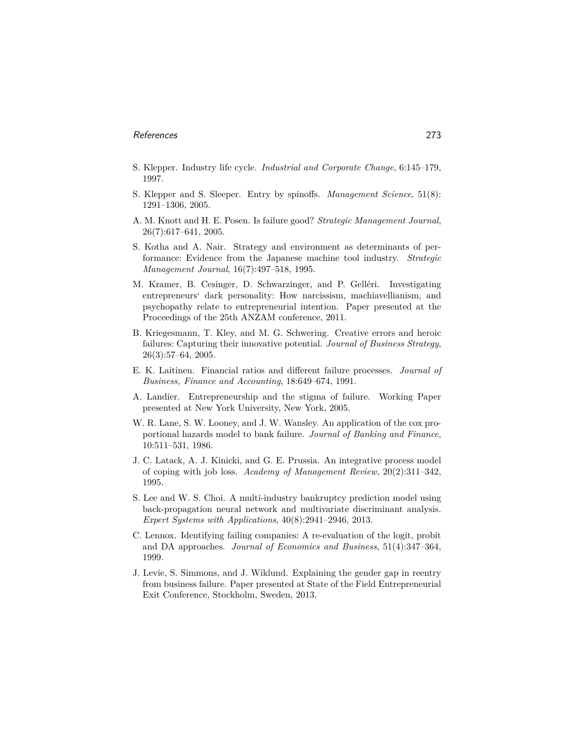S. Klepper. Industry life cycle. *Industrial and Corporate Change*, 6:145–179, 1997.

S. Klepper and S. Sleeper. Entry by spinoffs. *Management Science*, 51(8): 1291–1306, 2005.

A. M. Knott and H. E. Posen. Is failure good? *Strategic Management Journal*, 26(7):617–641, 2005.

S. Kotha and A. Nair. Strategy and environment as determinants of performance: Evidence from the Japanese machine tool industry. *Strategic Management Journal*, 16(7):497–518, 1995.

M. Kramer, B. Cesinger, D. Schwarzinger, and P. Gelléri. Investigating entrepreneurs‘ dark personality: How narcissism, machiavellianism, and psychopathy relate to entrepreneurial intention. Paper presented at the Proceedings of the 25th ANZAM conference, 2011.

B. Kriegesmann, T. Kley, and M. G. Schwering. Creative errors and heroic failures: Capturing their innovative potential. *Journal of Business Strategy*, 26(3):57–64, 2005.

E. K. Laitinen. Financial ratios and different failure processes. *Journal of Business, Finance and Accounting*, 18:649–674, 1991.

A. Landier. Entrepreneurship and the stigma of failure. Working Paper presented at New York University, New York, 2005.

W. R. Lane, S. W. Looney, and J. W. Wansley. An application of the cox proportional hazards model to bank failure. *Journal of Banking and Finance*, 10:511–531, 1986.

J. C. Latack, A. J. Kinicki, and G. E. Prussia. An integrative process model of coping with job loss. *Academy of Management Review*, 20(2):311–342, 1995.

S. Lee and W. S. Choi. A multi-industry bankruptcy prediction model using back-propagation neural network and multivariate discriminant analysis. *Expert Systems with Applications*, 40(8):2941–2946, 2013.

C. Lennox. Identifying failing companies: A re-evaluation of the logit, probit and DA approaches. *Journal of Economics and Business*, 51(4):347–364, 1999.

J. Levie, S. Simmons, and J. Wiklund. Explaining the gender gap in reentry from business failure. Paper presented at State of the Field Entrepreneurial Exit Conference, Stockholm, Sweden, 2013.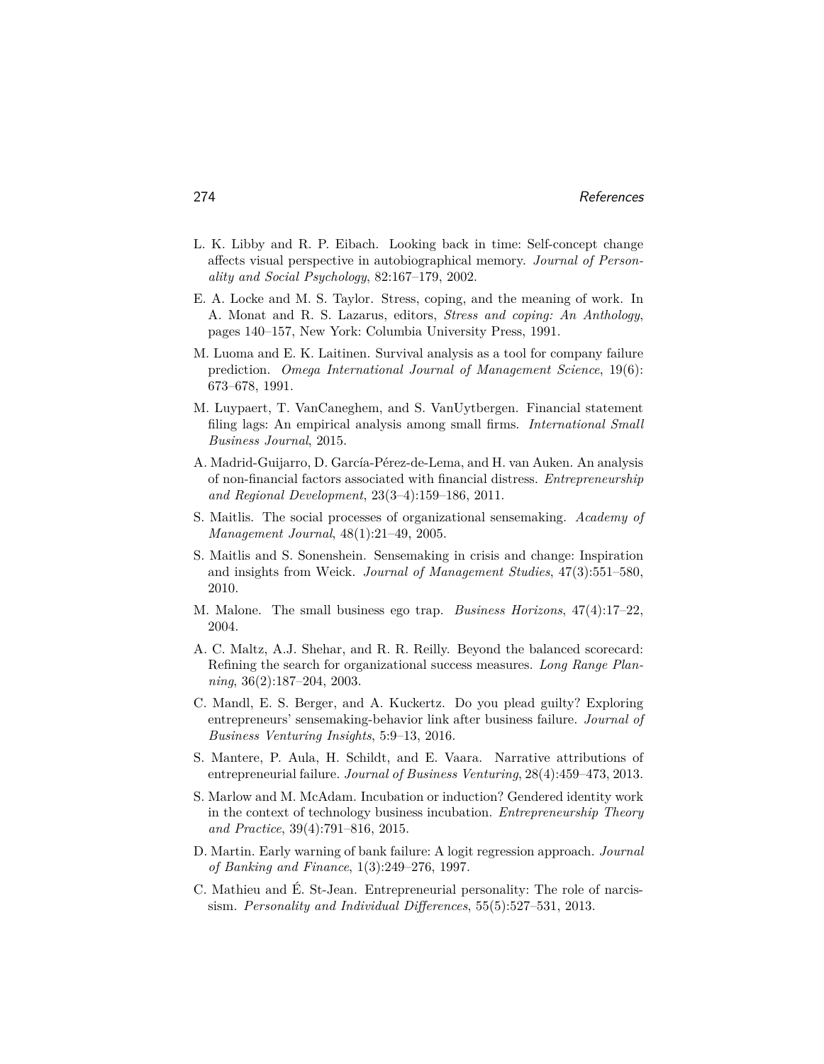L. K. Libby and R. P. Eibach. Looking back in time: Self-concept change affects visual perspective in autobiographical memory. *Journal of Personality and Social Psychology*, 82:167–179, 2002.

E. A. Locke and M. S. Taylor. Stress, coping, and the meaning of work. In A. Monat and R. S. Lazarus, editors, *Stress and coping: An Anthology*, pages 140–157, New York: Columbia University Press, 1991.

M. Luoma and E. K. Laitinen. Survival analysis as a tool for company failure prediction. *Omega International Journal of Management Science*, 19(6): 673–678, 1991.

M. Luypaert, T. VanCaneghem, and S. VanUytbergen. Financial statement filing lags: An empirical analysis among small firms. *International Small Business Journal*, 2015.

A. Madrid-Guijarro, D. García-Pérez-de-Lema, and H. van Auken. An analysis of non-financial factors associated with financial distress. *Entrepreneurship and Regional Development*, 23(3–4):159–186, 2011.

S. Maitlis. The social processes of organizational sensemaking. *Academy of Management Journal*, 48(1):21–49, 2005.

S. Maitlis and S. Sonenshein. Sensemaking in crisis and change: Inspiration and insights from Weick. *Journal of Management Studies*, 47(3):551–580, 2010.

M. Malone. The small business ego trap. *Business Horizons*, 47(4):17–22, 2004.

A. C. Maltz, A.J. Shehar, and R. R. Reilly. Beyond the balanced scorecard: Refining the search for organizational success measures. *Long Range Planning*, 36(2):187–204, 2003.

C. Mandl, E. S. Berger, and A. Kuckertz. Do you plead guilty? Exploring entrepreneurs' sensemaking-behavior link after business failure. *Journal of Business Venturing Insights*, 5:9–13, 2016.

S. Mantere, P. Aula, H. Schildt, and E. Vaara. Narrative attributions of entrepreneurial failure. *Journal of Business Venturing*, 28(4):459–473, 2013.

S. Marlow and M. McAdam. Incubation or induction? Gendered identity work in the context of technology business incubation. *Entrepreneurship Theory and Practice*, 39(4):791–816, 2015.

D. Martin. Early warning of bank failure: A logit regression approach. *Journal of Banking and Finance*, 1(3):249–276, 1997.

C. Mathieu and É. St-Jean. Entrepreneurial personality: The role of narcissism. *Personality and Individual Differences*, 55(5):527–531, 2013.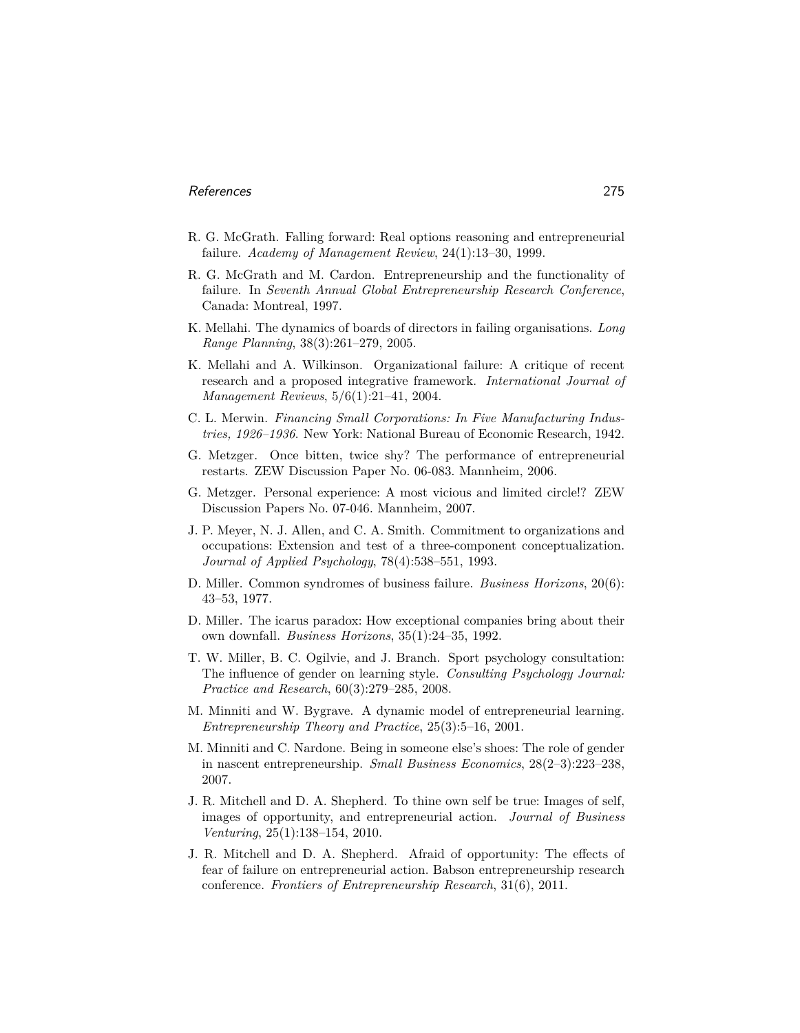R. G. McGrath. Falling forward: Real options reasoning and entrepreneurial failure. *Academy of Management Review*, 24(1):13–30, 1999.

R. G. McGrath and M. Cardon. Entrepreneurship and the functionality of failure. In *Seventh Annual Global Entrepreneurship Research Conference*, Canada: Montreal, 1997.

K. Mellahi. The dynamics of boards of directors in failing organisations. *Long Range Planning*, 38(3):261–279, 2005.

K. Mellahi and A. Wilkinson. Organizational failure: A critique of recent research and a proposed integrative framework. *International Journal of Management Reviews*, 5/6(1):21–41, 2004.

C. L. Merwin. *Financing Small Corporations: In Five Manufacturing Industries, 1926–1936*. New York: National Bureau of Economic Research, 1942.

G. Metzger. Once bitten, twice shy? The performance of entrepreneurial restarts. ZEW Discussion Paper No. 06-083. Mannheim, 2006.

G. Metzger. Personal experience: A most vicious and limited circle!? ZEW Discussion Papers No. 07-046. Mannheim, 2007.

J. P. Meyer, N. J. Allen, and C. A. Smith. Commitment to organizations and occupations: Extension and test of a three-component conceptualization. *Journal of Applied Psychology*, 78(4):538–551, 1993.

D. Miller. Common syndromes of business failure. *Business Horizons*, 20(6): 43–53, 1977.

D. Miller. The icarus paradox: How exceptional companies bring about their own downfall. *Business Horizons*, 35(1):24–35, 1992.

T. W. Miller, B. C. Ogilvie, and J. Branch. Sport psychology consultation: The influence of gender on learning style. *Consulting Psychology Journal: Practice and Research*, 60(3):279–285, 2008.

M. Minniti and W. Bygrave. A dynamic model of entrepreneurial learning. *Entrepreneurship Theory and Practice*, 25(3):5–16, 2001.

M. Minniti and C. Nardone. Being in someone else's shoes: The role of gender in nascent entrepreneurship. *Small Business Economics*, 28(2–3):223–238, 2007.

J. R. Mitchell and D. A. Shepherd. To thine own self be true: Images of self, images of opportunity, and entrepreneurial action. *Journal of Business Venturing*, 25(1):138–154, 2010.

J. R. Mitchell and D. A. Shepherd. Afraid of opportunity: The effects of fear of failure on entrepreneurial action. Babson entrepreneurship research conference. *Frontiers of Entrepreneurship Research*, 31(6), 2011.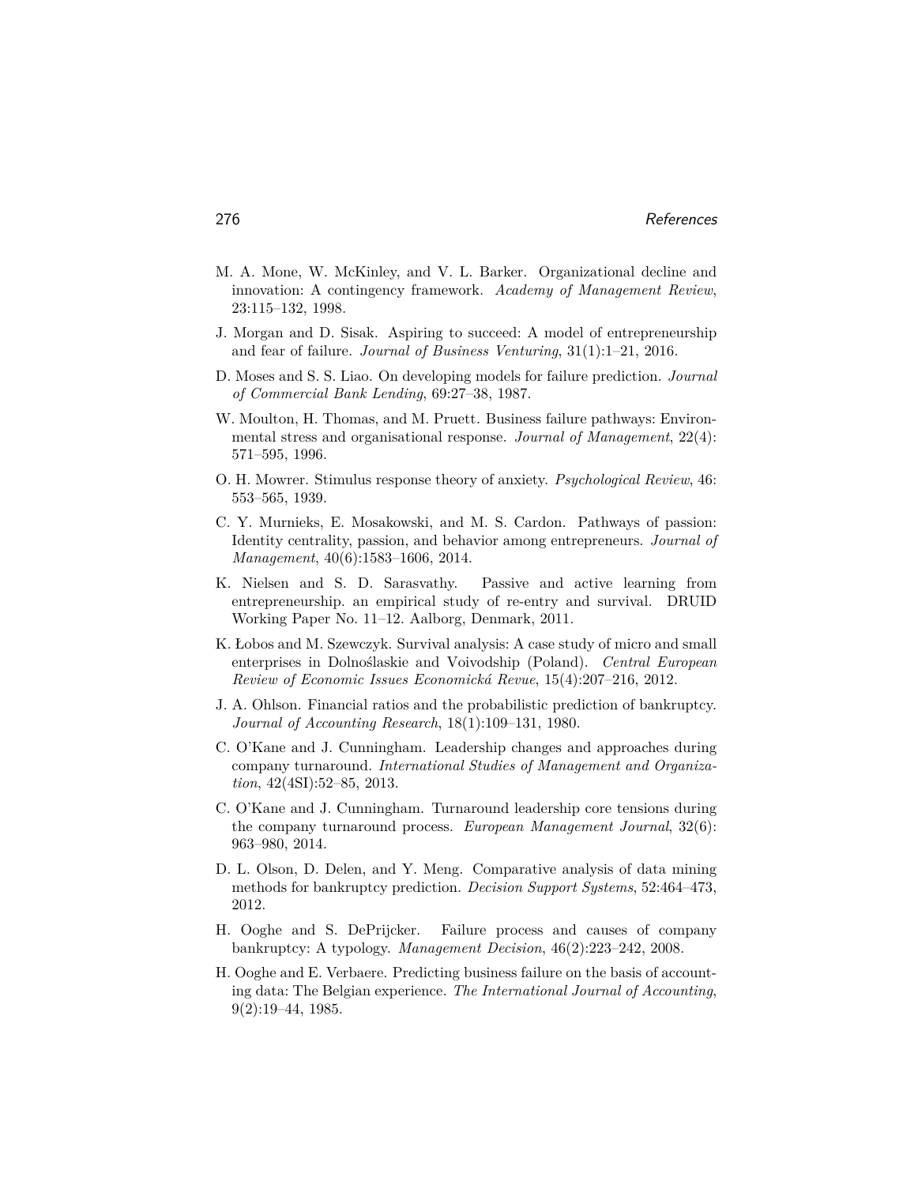M. A. Mone, W. McKinley, and V. L. Barker. Organizational decline and innovation: A contingency framework. *Academy of Management Review*, 23:115–132, 1998.

J. Morgan and D. Sisak. Aspiring to succeed: A model of entrepreneurship and fear of failure. *Journal of Business Venturing*, 31(1):1–21, 2016.

D. Moses and S. S. Liao. On developing models for failure prediction. *Journal of Commercial Bank Lending*, 69:27–38, 1987.

W. Moulton, H. Thomas, and M. Pruett. Business failure pathways: Environmental stress and organisational response. *Journal of Management*, 22(4): 571–595, 1996.

O. H. Mowrer. Stimulus response theory of anxiety. *Psychological Review*, 46: 553–565, 1939.

C. Y. Murnieks, E. Mosakowski, and M. S. Cardon. Pathways of passion: Identity centrality, passion, and behavior among entrepreneurs. *Journal of Management*, 40(6):1583–1606, 2014.

K. Nielsen and S. D. Sarasvathy. Passive and active learning from entrepreneurship. an empirical study of re-entry and survival. DRUID Working Paper No. 11–12. Aalborg, Denmark, 2011.

K. Łobos and M. Szewczyk. Survival analysis: A case study of micro and small enterprises in Dolnoślaskie and Voivodship (Poland). *Central European Review of Economic Issues Economická Revue*, 15(4):207–216, 2012.

J. A. Ohlson. Financial ratios and the probabilistic prediction of bankruptcy. *Journal of Accounting Research*, 18(1):109–131, 1980.

C. O'Kane and J. Cunningham. Leadership changes and approaches during company turnaround. *International Studies of Management and Organization*, 42(4SI):52–85, 2013.

C. O'Kane and J. Cunningham. Turnaround leadership core tensions during the company turnaround process. *European Management Journal*, 32(6): 963–980, 2014.

D. L. Olson, D. Delen, and Y. Meng. Comparative analysis of data mining methods for bankruptcy prediction. *Decision Support Systems*, 52:464–473, 2012.

H. Ooghe and S. DePrijcker. Failure process and causes of company bankruptcy: A typology. *Management Decision*, 46(2):223–242, 2008.

H. Ooghe and E. Verbaere. Predicting business failure on the basis of accounting data: The Belgian experience. *The International Journal of Accounting*, 9(2):19–44, 1985.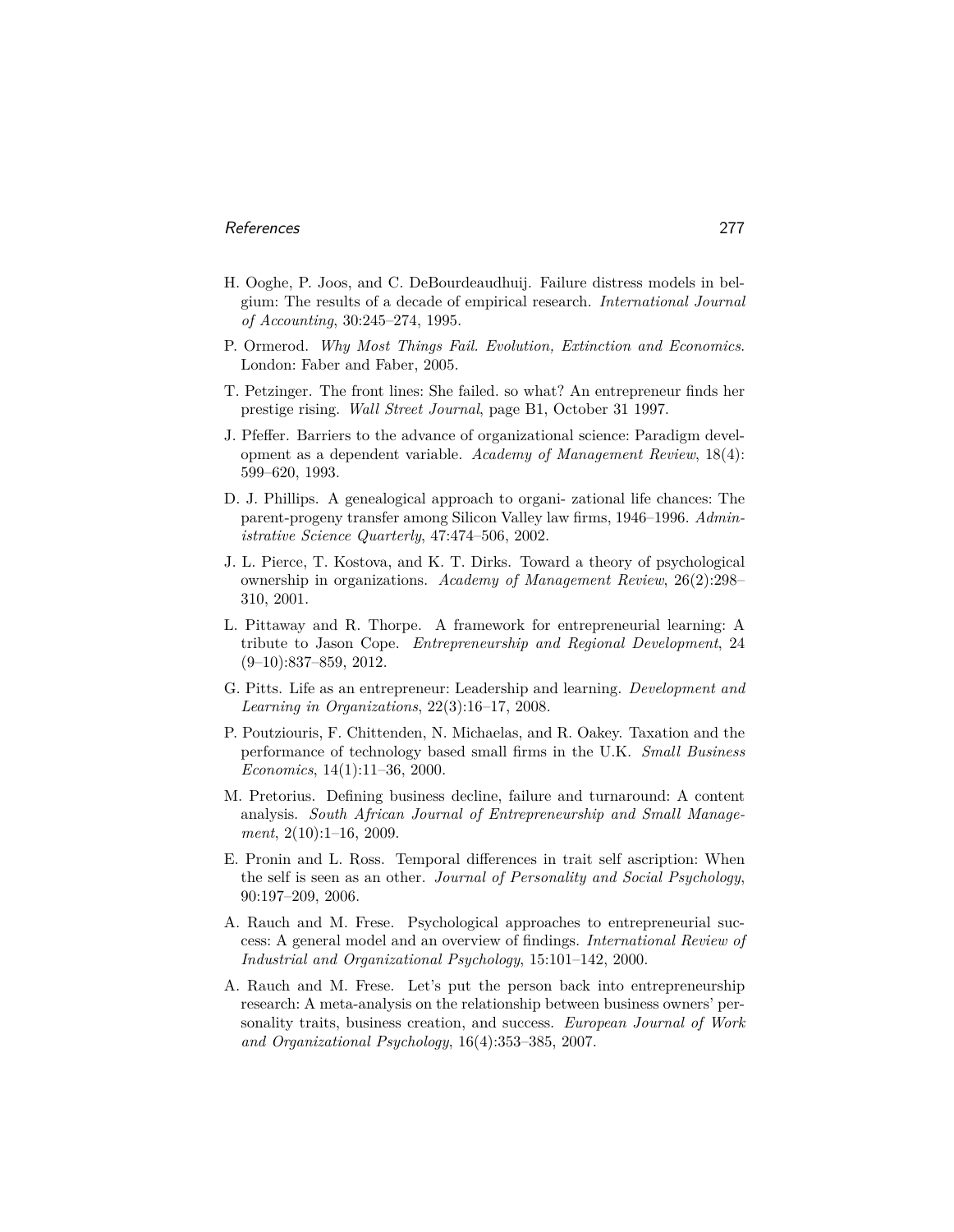H. Ooghe, P. Joos, and C. DeBourdeaudhuij. Failure distress models in belgium: The results of a decade of empirical research. *International Journal of Accounting*, 30:245–274, 1995.

P. Ormerod. *Why Most Things Fail. Evolution, Extinction and Economics.* London: Faber and Faber, 2005.

T. Petzinger. The front lines: She failed. so what? An entrepreneur finds her prestige rising. *Wall Street Journal*, page B1, October 31 1997.

J. Pfeffer. Barriers to the advance of organizational science: Paradigm development as a dependent variable. *Academy of Management Review*, 18(4): 599–620, 1993.

D. J. Phillips. A genealogical approach to organi- zational life chances: The parent-progeny transfer among Silicon Valley law firms, 1946–1996. *Administrative Science Quarterly*, 47:474–506, 2002.

J. L. Pierce, T. Kostova, and K. T. Dirks. Toward a theory of psychological ownership in organizations. *Academy of Management Review*, 26(2):298–310, 2001.

L. Pittaway and R. Thorpe. A framework for entrepreneurial learning: A tribute to Jason Cope. *Entrepreneurship and Regional Development*, 24 (9–10):837–859, 2012.

G. Pitts. Life as an entrepreneur: Leadership and learning. *Development and Learning in Organizations*, 22(3):16–17, 2008.

P. Poutziouris, F. Chittenden, N. Michaelas, and R. Oakey. Taxation and the performance of technology based small firms in the U.K. *Small Business Economics*, 14(1):11–36, 2000.

M. Pretorius. Defining business decline, failure and turnaround: A content analysis. *South African Journal of Entrepreneurship and Small Management*, 2(10):1–16, 2009.

E. Pronin and L. Ross. Temporal differences in trait self ascription: When the self is seen as an other. *Journal of Personality and Social Psychology*, 90:197–209, 2006.

A. Rauch and M. Frese. Psychological approaches to entrepreneurial success: A general model and an overview of findings. *International Review of Industrial and Organizational Psychology*, 15:101–142, 2000.

A. Rauch and M. Frese. Let's put the person back into entrepreneurship research: A meta-analysis on the relationship between business owners' personality traits, business creation, and success. *European Journal of Work and Organizational Psychology*, 16(4):353–385, 2007.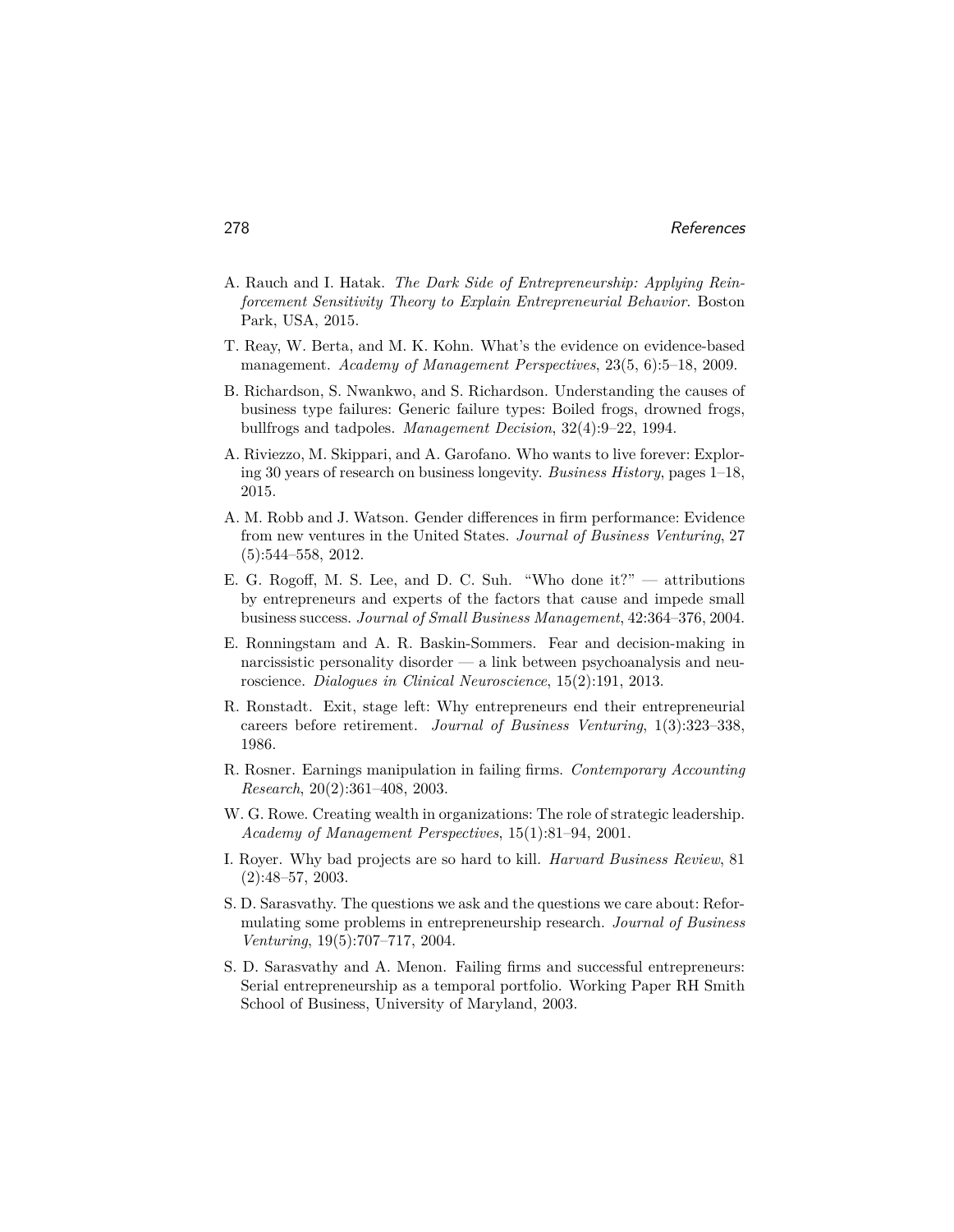A. Rauch and I. Hatak. *The Dark Side of Entrepreneurship: Applying Reinforcement Sensitivity Theory to Explain Entrepreneurial Behavior*. Boston Park, USA, 2015.

T. Reay, W. Berta, and M. K. Kohn. What's the evidence on evidence-based management. *Academy of Management Perspectives*, 23(5, 6):5–18, 2009.

B. Richardson, S. Nwankwo, and S. Richardson. Understanding the causes of business type failures: Generic failure types: Boiled frogs, drowned frogs, bullfrogs and tadpoles. *Management Decision*, 32(4):9–22, 1994.

A. Riviezzo, M. Skippari, and A. Garofano. Who wants to live forever: Exploring 30 years of research on business longevity. *Business History*, pages 1–18, 2015.

A. M. Robb and J. Watson. Gender differences in firm performance: Evidence from new ventures in the United States. *Journal of Business Venturing*, 27 (5):544–558, 2012.

E. G. Rogoff, M. S. Lee, and D. C. Suh. "Who done it?" — attributions by entrepreneurs and experts of the factors that cause and impede small business success. *Journal of Small Business Management*, 42:364–376, 2004.

E. Ronningstam and A. R. Baskin-Sommers. Fear and decision-making in narcissistic personality disorder — a link between psychoanalysis and neuroscience. *Dialogues in Clinical Neuroscience*, 15(2):191, 2013.

R. Ronstadt. Exit, stage left: Why entrepreneurs end their entrepreneurial careers before retirement. *Journal of Business Venturing*, 1(3):323–338, 1986.

R. Rosner. Earnings manipulation in failing firms. *Contemporary Accounting Research*, 20(2):361–408, 2003.

W. G. Rowe. Creating wealth in organizations: The role of strategic leadership. *Academy of Management Perspectives*, 15(1):81–94, 2001.

I. Royer. Why bad projects are so hard to kill. *Harvard Business Review*, 81 (2):48–57, 2003.

S. D. Sarasvathy. The questions we ask and the questions we care about: Reformulating some problems in entrepreneurship research. *Journal of Business Venturing*, 19(5):707–717, 2004.

S. D. Sarasvathy and A. Menon. Failing firms and successful entrepreneurs: Serial entrepreneurship as a temporal portfolio. Working Paper RH Smith School of Business, University of Maryland, 2003.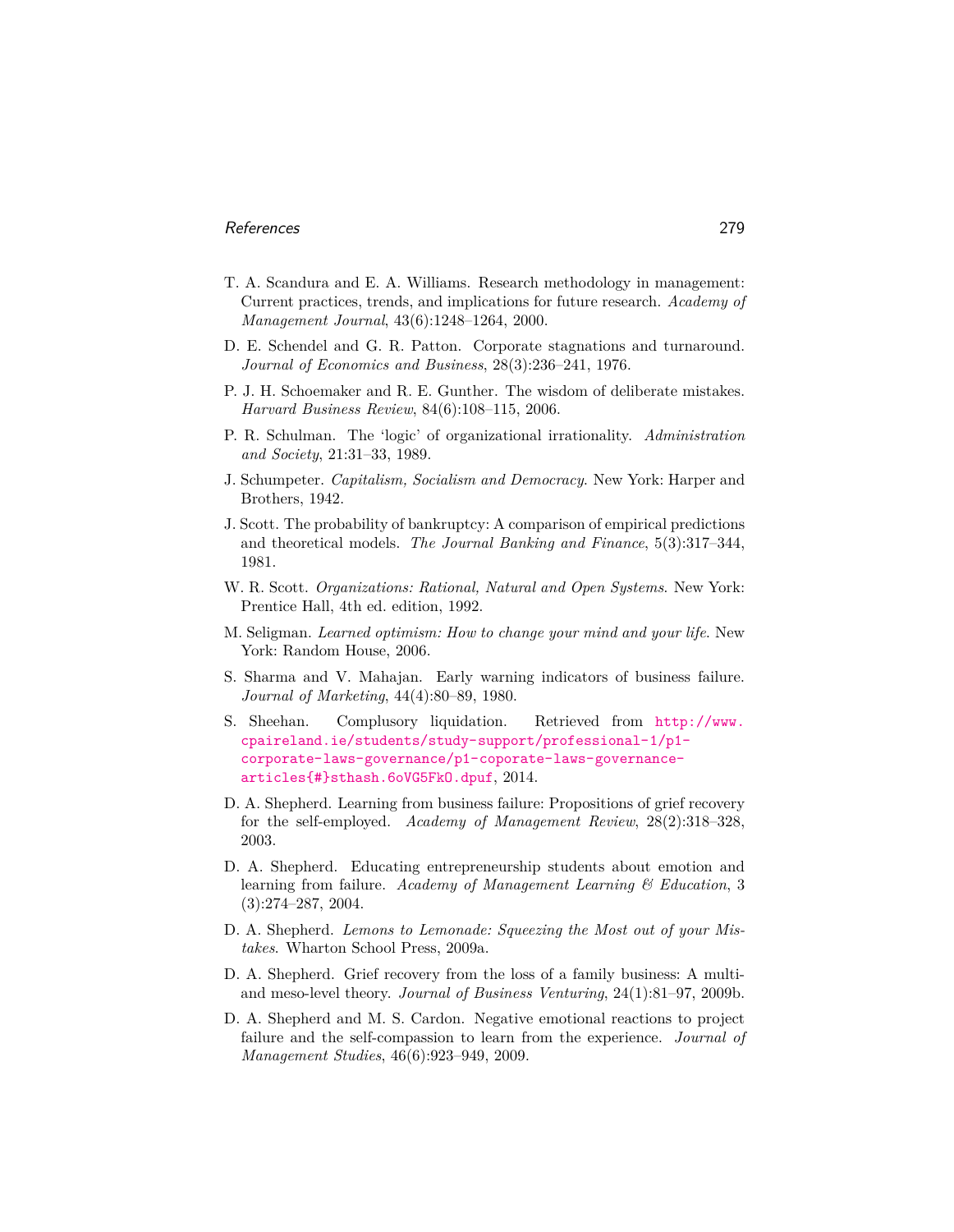T. A. Scandura and E. A. Williams. Research methodology in management: Current practices, trends, and implications for future research. *Academy of Management Journal*, 43(6):1248–1264, 2000.

D. E. Schendel and G. R. Patton. Corporate stagnations and turnaround. *Journal of Economics and Business*, 28(3):236–241, 1976.

P. J. H. Schoemaker and R. E. Gunther. The wisdom of deliberate mistakes. *Harvard Business Review*, 84(6):108–115, 2006.

P. R. Schulman. The 'logic' of organizational irrationality. *Administration and Society*, 21:31–33, 1989.

J. Schumpeter. *Capitalism, Socialism and Democracy*. New York: Harper and Brothers, 1942.

J. Scott. The probability of bankruptcy: A comparison of empirical predictions and theoretical models. *The Journal Banking and Finance*, 5(3):317–344, 1981.

W. R. Scott. *Organizations: Rational, Natural and Open Systems*. New York: Prentice Hall, 4th ed. edition, 1992.

M. Seligman. *Learned optimism: How to change your mind and your life*. New York: Random House, 2006.

S. Sharma and V. Mahajan. Early warning indicators of business failure. *Journal of Marketing*, 44(4):80–89, 1980.

S. Sheehan. Complusory liquidation. Retrieved from http://www.cpaireland.ie/students/study-support/professional-1/p1-corporate-laws-governance/p1-coporate-laws-governance-articles{#}sthash.6oVG5FkO.dpuf, 2014.

D. A. Shepherd. Learning from business failure: Propositions of grief recovery for the self-employed. *Academy of Management Review*, 28(2):318–328, 2003.

D. A. Shepherd. Educating entrepreneurship students about emotion and learning from failure. *Academy of Management Learning & Education*, 3 (3):274–287, 2004.

D. A. Shepherd. *Lemons to Lemonade: Squeezing the Most out of your Mistakes*. Wharton School Press, 2009a.

D. A. Shepherd. Grief recovery from the loss of a family business: A multi- and meso-level theory. *Journal of Business Venturing*, 24(1):81–97, 2009b.

D. A. Shepherd and M. S. Cardon. Negative emotional reactions to project failure and the self-compassion to learn from the experience. *Journal of Management Studies*, 46(6):923–949, 2009.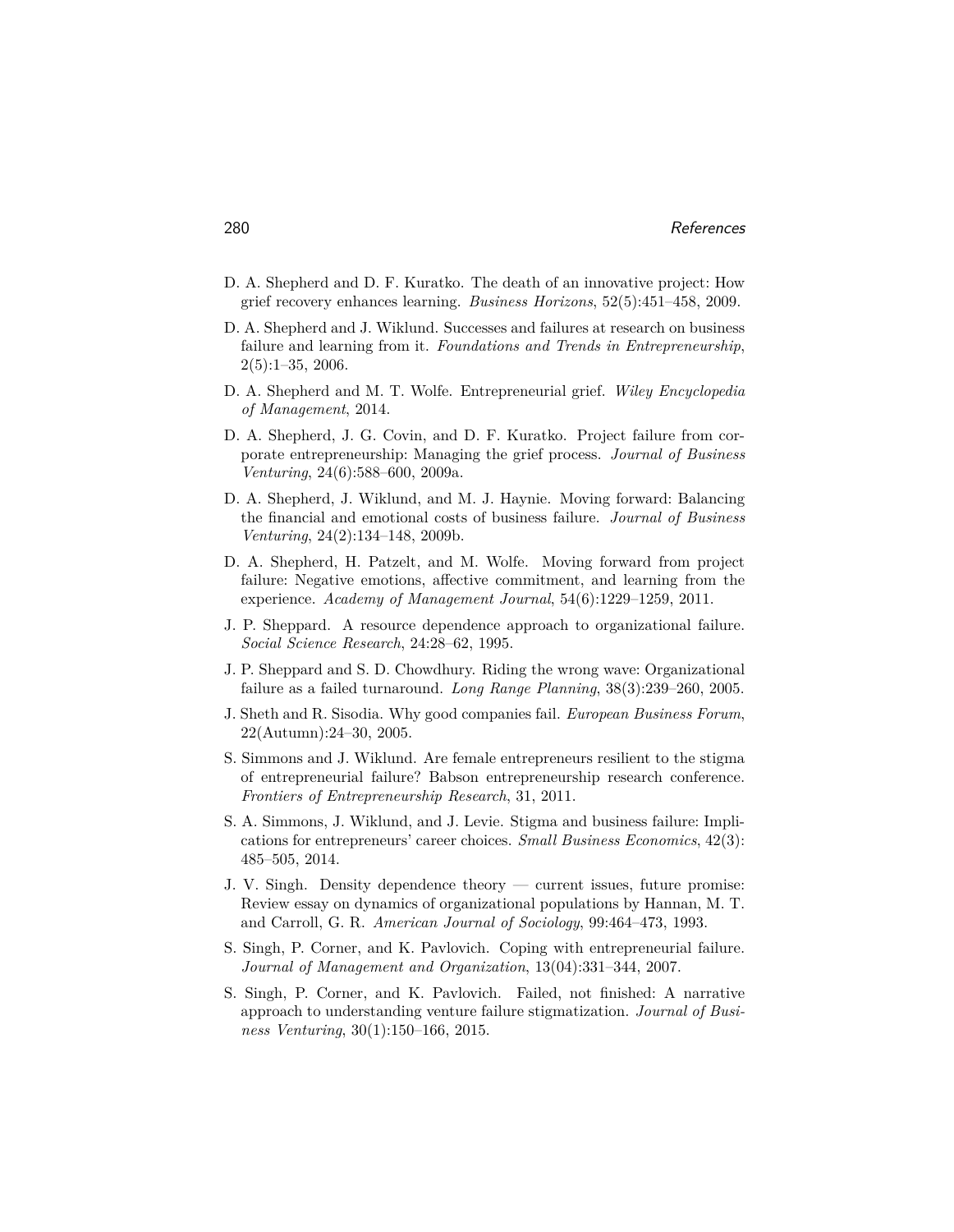D. A. Shepherd and D. F. Kuratko. The death of an innovative project: How grief recovery enhances learning. *Business Horizons*, 52(5):451–458, 2009.

D. A. Shepherd and J. Wiklund. Successes and failures at research on business failure and learning from it. *Foundations and Trends in Entrepreneurship*, 2(5):1–35, 2006.

D. A. Shepherd and M. T. Wolfe. Entrepreneurial grief. *Wiley Encyclopedia of Management*, 2014.

D. A. Shepherd, J. G. Covin, and D. F. Kuratko. Project failure from corporate entrepreneurship: Managing the grief process. *Journal of Business Venturing*, 24(6):588–600, 2009a.

D. A. Shepherd, J. Wiklund, and M. J. Haynie. Moving forward: Balancing the financial and emotional costs of business failure. *Journal of Business Venturing*, 24(2):134–148, 2009b.

D. A. Shepherd, H. Patzelt, and M. Wolfe. Moving forward from project failure: Negative emotions, affective commitment, and learning from the experience. *Academy of Management Journal*, 54(6):1229–1259, 2011.

J. P. Sheppard. A resource dependence approach to organizational failure. *Social Science Research*, 24:28–62, 1995.

J. P. Sheppard and S. D. Chowdhury. Riding the wrong wave: Organizational failure as a failed turnaround. *Long Range Planning*, 38(3):239–260, 2005.

J. Sheth and R. Sisodia. Why good companies fail. *European Business Forum*, 22(Autumn):24–30, 2005.

S. Simmons and J. Wiklund. Are female entrepreneurs resilient to the stigma of entrepreneurial failure? Babson entrepreneurship research conference. *Frontiers of Entrepreneurship Research*, 31, 2011.

S. A. Simmons, J. Wiklund, and J. Levie. Stigma and business failure: Implications for entrepreneurs' career choices. *Small Business Economics*, 42(3): 485–505, 2014.

J. V. Singh. Density dependence theory — current issues, future promise: Review essay on dynamics of organizational populations by Hannan, M. T. and Carroll, G. R. *American Journal of Sociology*, 99:464–473, 1993.

S. Singh, P. Corner, and K. Pavlovich. Coping with entrepreneurial failure. *Journal of Management and Organization*, 13(04):331–344, 2007.

S. Singh, P. Corner, and K. Pavlovich. Failed, not finished: A narrative approach to understanding venture failure stigmatization. *Journal of Business Venturing*, 30(1):150–166, 2015.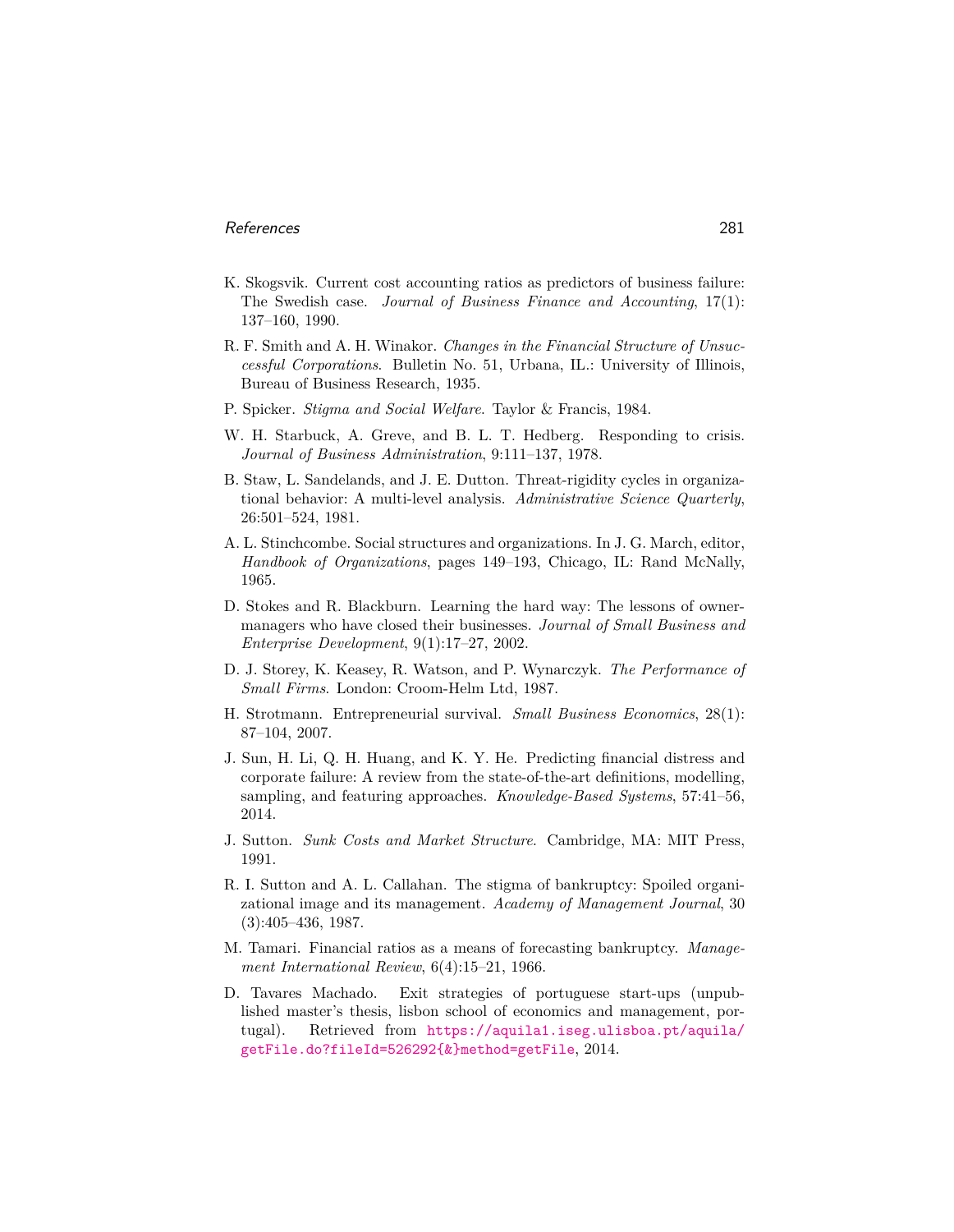K. Skogsvik. Current cost accounting ratios as predictors of business failure: The Swedish case. *Journal of Business Finance and Accounting*, 17(1): 137–160, 1990.

R. F. Smith and A. H. Winakor. *Changes in the Financial Structure of Unsuccessful Corporations*. Bulletin No. 51, Urbana, IL.: University of Illinois, Bureau of Business Research, 1935.

P. Spicker. *Stigma and Social Welfare*. Taylor & Francis, 1984.

W. H. Starbuck, A. Greve, and B. L. T. Hedberg. Responding to crisis. *Journal of Business Administration*, 9:111–137, 1978.

B. Staw, L. Sandelands, and J. E. Dutton. Threat-rigidity cycles in organizational behavior: A multi-level analysis. *Administrative Science Quarterly*, 26:501–524, 1981.

A. L. Stinchcombe. Social structures and organizations. In J. G. March, editor, *Handbook of Organizations*, pages 149–193, Chicago, IL: Rand McNally, 1965.

D. Stokes and R. Blackburn. Learning the hard way: The lessons of owner-managers who have closed their businesses. *Journal of Small Business and Enterprise Development*, 9(1):17–27, 2002.

D. J. Storey, K. Keasey, R. Watson, and P. Wynarczyk. *The Performance of Small Firms*. London: Croom-Helm Ltd, 1987.

H. Strotmann. Entrepreneurial survival. *Small Business Economics*, 28(1): 87–104, 2007.

J. Sun, H. Li, Q. H. Huang, and K. Y. He. Predicting financial distress and corporate failure: A review from the state-of-the-art definitions, modelling, sampling, and featuring approaches. *Knowledge-Based Systems*, 57:41–56, 2014.

J. Sutton. *Sunk Costs and Market Structure*. Cambridge, MA: MIT Press, 1991.

R. I. Sutton and A. L. Callahan. The stigma of bankruptcy: Spoiled organizational image and its management. *Academy of Management Journal*, 30 (3):405–436, 1987.

M. Tamari. Financial ratios as a means of forecasting bankruptcy. *Management International Review*, 6(4):15–21, 1966.

D. Tavares Machado. Exit strategies of portuguese start-ups (unpublished master's thesis, lisbon school of economics and management, portugal). Retrieved from https://aquila1.iseg.ulisboa.pt/aquila/getFile.do?fileId=526292{&}method=getFile, 2014.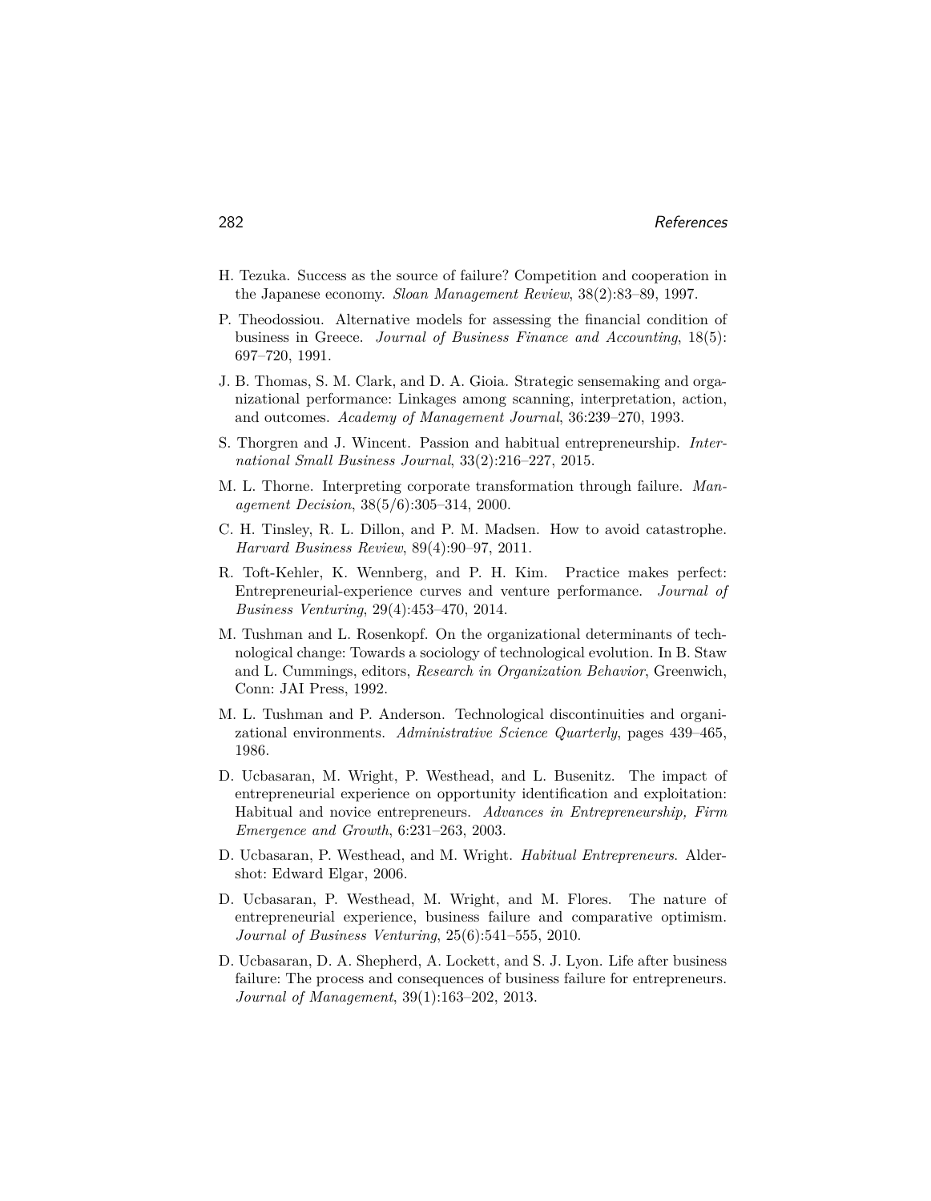H. Tezuka. Success as the source of failure? Competition and cooperation in the Japanese economy. *Sloan Management Review*, 38(2):83–89, 1997.

P. Theodossiou. Alternative models for assessing the financial condition of business in Greece. *Journal of Business Finance and Accounting*, 18(5): 697–720, 1991.

J. B. Thomas, S. M. Clark, and D. A. Gioia. Strategic sensemaking and organizational performance: Linkages among scanning, interpretation, action, and outcomes. *Academy of Management Journal*, 36:239–270, 1993.

S. Thorgren and J. Wincent. Passion and habitual entrepreneurship. *International Small Business Journal*, 33(2):216–227, 2015.

M. L. Thorne. Interpreting corporate transformation through failure. *Management Decision*, 38(5/6):305–314, 2000.

C. H. Tinsley, R. L. Dillon, and P. M. Madsen. How to avoid catastrophe. *Harvard Business Review*, 89(4):90–97, 2011.

R. Toft-Kehler, K. Wennberg, and P. H. Kim. Practice makes perfect: Entrepreneurial-experience curves and venture performance. *Journal of Business Venturing*, 29(4):453–470, 2014.

M. Tushman and L. Rosenkopf. On the organizational determinants of technological change: Towards a sociology of technological evolution. In B. Staw and L. Cummings, editors, *Research in Organization Behavior*, Greenwich, Conn: JAI Press, 1992.

M. L. Tushman and P. Anderson. Technological discontinuities and organizational environments. *Administrative Science Quarterly*, pages 439–465, 1986.

D. Ucbasaran, M. Wright, P. Westhead, and L. Busenitz. The impact of entrepreneurial experience on opportunity identification and exploitation: Habitual and novice entrepreneurs. *Advances in Entrepreneurship, Firm Emergence and Growth*, 6:231–263, 2003.

D. Ucbasaran, P. Westhead, and M. Wright. *Habitual Entrepreneurs*. Aldershot: Edward Elgar, 2006.

D. Ucbasaran, P. Westhead, M. Wright, and M. Flores. The nature of entrepreneurial experience, business failure and comparative optimism. *Journal of Business Venturing*, 25(6):541–555, 2010.

D. Ucbasaran, D. A. Shepherd, A. Lockett, and S. J. Lyon. Life after business failure: The process and consequences of business failure for entrepreneurs. *Journal of Management*, 39(1):163–202, 2013.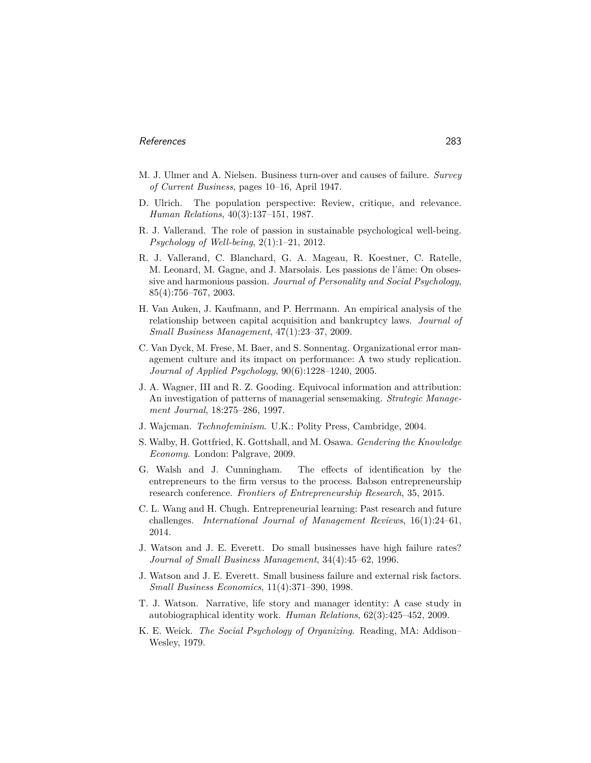M. J. Ulmer and A. Nielsen. Business turn-over and causes of failure. *Survey of Current Business*, pages 10–16, April 1947.

D. Ulrich. The population perspective: Review, critique, and relevance. *Human Relations*, 40(3):137–151, 1987.

R. J. Vallerand. The role of passion in sustainable psychological well-being. *Psychology of Well-being*, 2(1):1–21, 2012.

R. J. Vallerand, C. Blanchard, G. A. Mageau, R. Koestner, C. Ratelle, M. Leonard, M. Gagne, and J. Marsolais. Les passions de l'âme: On obsessive and harmonious passion. *Journal of Personality and Social Psychology*, 85(4):756–767, 2003.

H. Van Auken, J. Kaufmann, and P. Herrmann. An empirical analysis of the relationship between capital acquisition and bankruptcy laws. *Journal of Small Business Management*, 47(1):23–37, 2009.

C. Van Dyck, M. Frese, M. Baer, and S. Sonnentag. Organizational error management culture and its impact on performance: A two study replication. *Journal of Applied Psychology*, 90(6):1228–1240, 2005.

J. A. Wagner, III and R. Z. Gooding. Equivocal information and attribution: An investigation of patterns of managerial sensemaking. *Strategic Management Journal*, 18:275–286, 1997.

J. Wajcman. *Technofeminism*. U.K.: Polity Press, Cambridge, 2004.

S. Walby, H. Gottfried, K. Gottshall, and M. Osawa. *Gendering the Knowledge Economy*. London: Palgrave, 2009.

G. Walsh and J. Cunningham. The effects of identification by the entrepreneurs to the firm versus to the process. Babson entrepreneurship research conference. *Frontiers of Entrepreneurship Research*, 35, 2015.

C. L. Wang and H. Chugh. Entrepreneurial learning: Past research and future challenges. *International Journal of Management Reviews*, 16(1):24–61, 2014.

J. Watson and J. E. Everett. Do small businesses have high failure rates? *Journal of Small Business Management*, 34(4):45–62, 1996.

J. Watson and J. E. Everett. Small business failure and external risk factors. *Small Business Economics*, 11(4):371–390, 1998.

T. J. Watson. Narrative, life story and manager identity: A case study in autobiographical identity work. *Human Relations*, 62(3):425–452, 2009.

K. E. Weick. *The Social Psychology of Organizing*. Reading, MA: Addison–Wesley, 1979.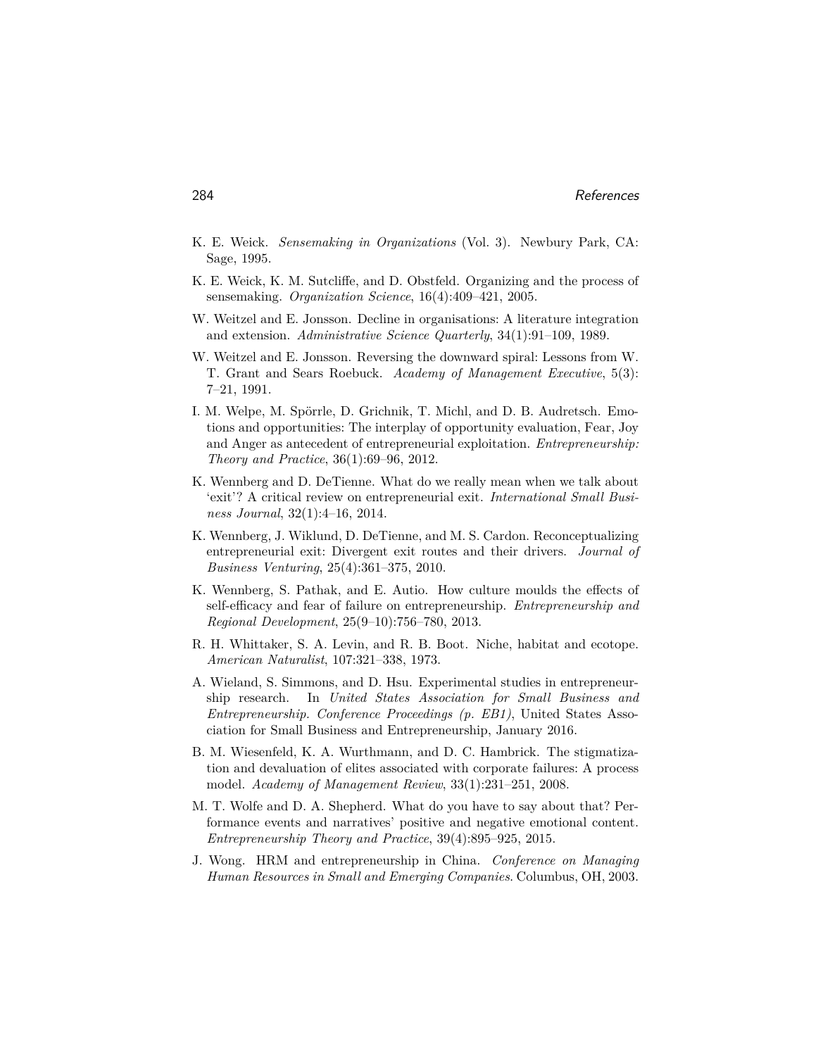K. E. Weick. *Sensemaking in Organizations* (Vol. 3). Newbury Park, CA: Sage, 1995.

K. E. Weick, K. M. Sutcliffe, and D. Obstfeld. Organizing and the process of sensemaking. *Organization Science*, 16(4):409–421, 2005.

W. Weitzel and E. Jonsson. Decline in organisations: A literature integration and extension. *Administrative Science Quarterly*, 34(1):91–109, 1989.

W. Weitzel and E. Jonsson. Reversing the downward spiral: Lessons from W. T. Grant and Sears Roebuck. *Academy of Management Executive*, 5(3): 7–21, 1991.

I. M. Welpe, M. Spörrle, D. Grichnik, T. Michl, and D. B. Audretsch. Emotions and opportunities: The interplay of opportunity evaluation, Fear, Joy and Anger as antecedent of entrepreneurial exploitation. *Entrepreneurship: Theory and Practice*, 36(1):69–96, 2012.

K. Wennberg and D. DeTienne. What do we really mean when we talk about 'exit'? A critical review on entrepreneurial exit. *International Small Business Journal*, 32(1):4–16, 2014.

K. Wennberg, J. Wiklund, D. DeTienne, and M. S. Cardon. Reconceptualizing entrepreneurial exit: Divergent exit routes and their drivers. *Journal of Business Venturing*, 25(4):361–375, 2010.

K. Wennberg, S. Pathak, and E. Autio. How culture moulds the effects of self-efficacy and fear of failure on entrepreneurship. *Entrepreneurship and Regional Development*, 25(9–10):756–780, 2013.

R. H. Whittaker, S. A. Levin, and R. B. Boot. Niche, habitat and ecotope. *American Naturalist*, 107:321–338, 1973.

A. Wieland, S. Simmons, and D. Hsu. Experimental studies in entrepreneurship research. In *United States Association for Small Business and Entrepreneurship. Conference Proceedings (p. EB1)*, United States Association for Small Business and Entrepreneurship, January 2016.

B. M. Wiesenfeld, K. A. Wurthmann, and D. C. Hambrick. The stigmatization and devaluation of elites associated with corporate failures: A process model. *Academy of Management Review*, 33(1):231–251, 2008.

M. T. Wolfe and D. A. Shepherd. What do you have to say about that? Performance events and narratives' positive and negative emotional content. *Entrepreneurship Theory and Practice*, 39(4):895–925, 2015.

J. Wong. HRM and entrepreneurship in China. *Conference on Managing Human Resources in Small and Emerging Companies*. Columbus, OH, 2003.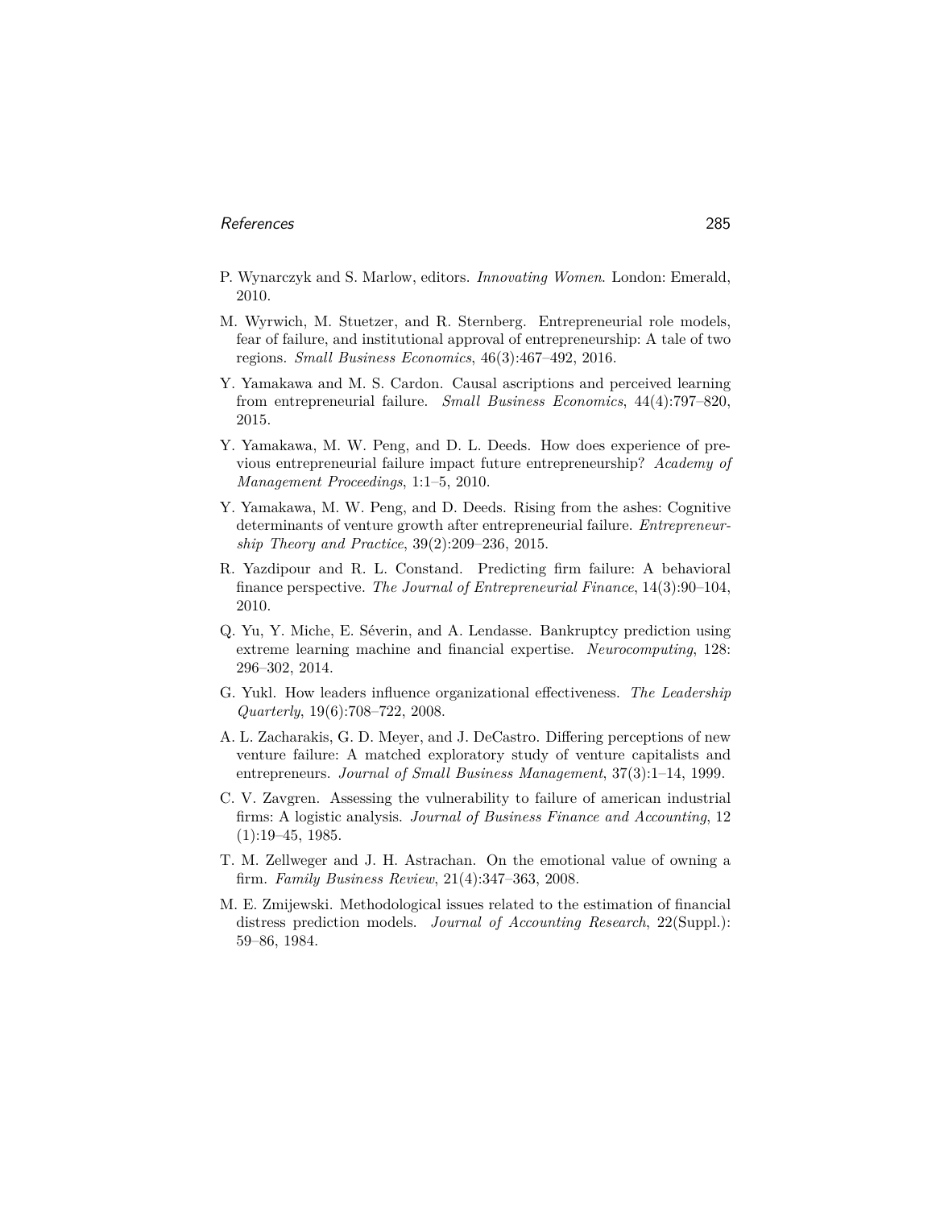P. Wynarczyk and S. Marlow, editors. *Innovating Women*. London: Emerald, 2010.

M. Wyrwich, M. Stuetzer, and R. Sternberg. Entrepreneurial role models, fear of failure, and institutional approval of entrepreneurship: A tale of two regions. *Small Business Economics*, 46(3):467–492, 2016.

Y. Yamakawa and M. S. Cardon. Causal ascriptions and perceived learning from entrepreneurial failure. *Small Business Economics*, 44(4):797–820, 2015.

Y. Yamakawa, M. W. Peng, and D. L. Deeds. How does experience of previous entrepreneurial failure impact future entrepreneurship? *Academy of Management Proceedings*, 1:1–5, 2010.

Y. Yamakawa, M. W. Peng, and D. Deeds. Rising from the ashes: Cognitive determinants of venture growth after entrepreneurial failure. *Entrepreneurship Theory and Practice*, 39(2):209–236, 2015.

R. Yazdipour and R. L. Constand. Predicting firm failure: A behavioral finance perspective. *The Journal of Entrepreneurial Finance*, 14(3):90–104, 2010.

Q. Yu, Y. Miche, E. Séverin, and A. Lendasse. Bankruptcy prediction using extreme learning machine and financial expertise. *Neurocomputing*, 128: 296–302, 2014.

G. Yukl. How leaders influence organizational effectiveness. *The Leadership Quarterly*, 19(6):708–722, 2008.

A. L. Zacharakis, G. D. Meyer, and J. DeCastro. Differing perceptions of new venture failure: A matched exploratory study of venture capitalists and entrepreneurs. *Journal of Small Business Management*, 37(3):1–14, 1999.

C. V. Zavgren. Assessing the vulnerability to failure of american industrial firms: A logistic analysis. *Journal of Business Finance and Accounting*, 12 (1):19–45, 1985.

T. M. Zellweger and J. H. Astrachan. On the emotional value of owning a firm. *Family Business Review*, 21(4):347–363, 2008.

M. E. Zmijewski. Methodological issues related to the estimation of financial distress prediction models. *Journal of Accounting Research*, 22(Suppl.): 59–86, 1984.